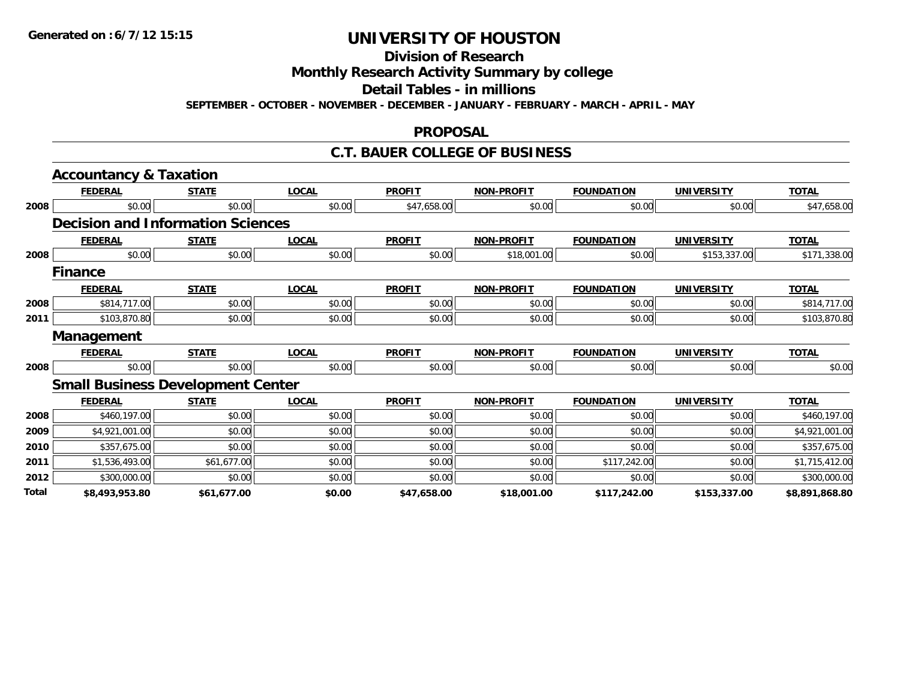**Generated on :6/7/12 15:15**

# UNIVERSITY OF HOUSTON

## Division of Research

## Monthly Research Activity Summary by college

## Detail Tables - in millions

**SEPTEMBER - OCTOBER - NOVEMBER - DECEMBER - JANUARY - FEBRUARY - MARCH - APRIL - MAY**

## PROPOSAL

## C.T. BAUER COLLEGE OF BUSINESS

### Accountancy & Taxation

| | FEDERAL | STATE | LOCAL | PROFIT | NON-PROFIT | FOUNDATION | UNIVERSITY | TOTAL |
|---|---|---|---|---|---|---|---|---|
| 2008 | $0.00 | $0.00 | $0.00 | $47,658.00 | $0.00 | $0.00 | $0.00 | $47,658.00 |

### Decision and Information Sciences

| | FEDERAL | STATE | LOCAL | PROFIT | NON-PROFIT | FOUNDATION | UNIVERSITY | TOTAL |
|---|---|---|---|---|---|---|---|---|
| 2008 | $0.00 | $0.00 | $0.00 | $0.00 | $18,001.00 | $0.00 | $153,337.00 | $171,338.00 |

### Finance

| | FEDERAL | STATE | LOCAL | PROFIT | NON-PROFIT | FOUNDATION | UNIVERSITY | TOTAL |
|---|---|---|---|---|---|---|---|---|
| 2008 | $814,717.00 | $0.00 | $0.00 | $0.00 | $0.00 | $0.00 | $0.00 | $814,717.00 |
| 2011 | $103,870.80 | $0.00 | $0.00 | $0.00 | $0.00 | $0.00 | $0.00 | $103,870.80 |

### Management

| | FEDERAL | STATE | LOCAL | PROFIT | NON-PROFIT | FOUNDATION | UNIVERSITY | TOTAL |
|---|---|---|---|---|---|---|---|---|
| 2008 | $0.00 | $0.00 | $0.00 | $0.00 | $0.00 | $0.00 | $0.00 | $0.00 |

### Small Business Development Center

| | FEDERAL | STATE | LOCAL | PROFIT | NON-PROFIT | FOUNDATION | UNIVERSITY | TOTAL |
|---|---|---|---|---|---|---|---|---|
| 2008 | $460,197.00 | $0.00 | $0.00 | $0.00 | $0.00 | $0.00 | $0.00 | $460,197.00 |
| 2009 | $4,921,001.00 | $0.00 | $0.00 | $0.00 | $0.00 | $0.00 | $0.00 | $4,921,001.00 |
| 2010 | $357,675.00 | $0.00 | $0.00 | $0.00 | $0.00 | $0.00 | $0.00 | $357,675.00 |
| 2011 | $1,536,493.00 | $61,677.00 | $0.00 | $0.00 | $0.00 | $117,242.00 | $0.00 | $1,715,412.00 |
| 2012 | $300,000.00 | $0.00 | $0.00 | $0.00 | $0.00 | $0.00 | $0.00 | $300,000.00 |
| **Total** | **$8,493,953.80** | **$61,677.00** | **$0.00** | **$47,658.00** | **$18,001.00** | **$117,242.00** | **$153,337.00** | **$8,891,868.80** |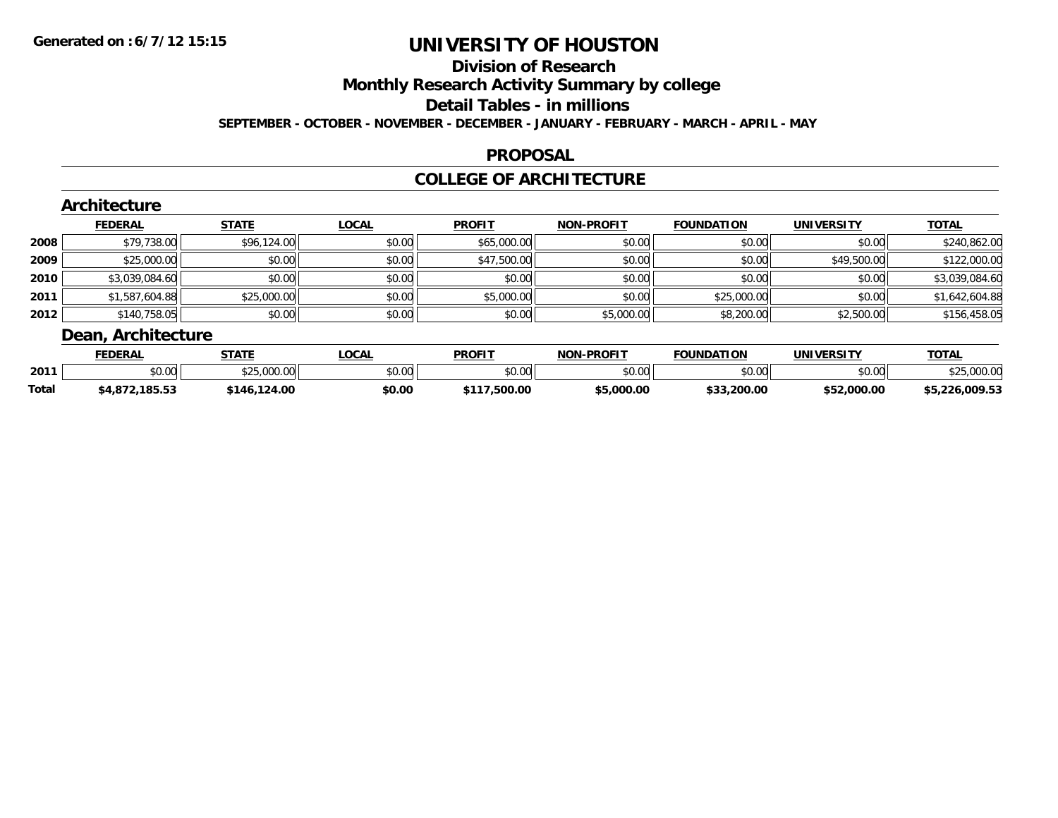**Generated on :6/7/12 15:15**

# UNIVERSITY OF HOUSTON

## Division of Research

## Monthly Research Activity Summary by college

## Detail Tables - in millions

**SEPTEMBER - OCTOBER - NOVEMBER - DECEMBER - JANUARY - FEBRUARY - MARCH - APRIL - MAY**

## PROPOSAL

## COLLEGE OF ARCHITECTURE

### Architecture

| | FEDERAL | STATE | LOCAL | PROFIT | NON-PROFIT | FOUNDATION | UNIVERSITY | TOTAL |
|---|---|---|---|---|---|---|---|---|
| 2008 | $79,738.00 | $96,124.00 | $0.00 | $65,000.00 | $0.00 | $0.00 | $0.00 | $240,862.00 |
| 2009 | $25,000.00 | $0.00 | $0.00 | $47,500.00 | $0.00 | $0.00 | $49,500.00 | $122,000.00 |
| 2010 | $3,039,084.60 | $0.00 | $0.00 | $0.00 | $0.00 | $0.00 | $0.00 | $3,039,084.60 |
| 2011 | $1,587,604.88 | $25,000.00 | $0.00 | $5,000.00 | $0.00 | $25,000.00 | $0.00 | $1,642,604.88 |
| 2012 | $140,758.05 | $0.00 | $0.00 | $0.00 | $5,000.00 | $8,200.00 | $2,500.00 | $156,458.05 |

### Dean, Architecture

| | FEDERAL | STATE | LOCAL | PROFIT | NON-PROFIT | FOUNDATION | UNIVERSITY | TOTAL |
|---|---|---|---|---|---|---|---|---|
| 2011 | $0.00 | $25,000.00 | $0.00 | $0.00 | $0.00 | $0.00 | $0.00 | $25,000.00 |
| **Total** | **$4,872,185.53** | **$146,124.00** | **$0.00** | **$117,500.00** | **$5,000.00** | **$33,200.00** | **$52,000.00** | **$5,226,009.53** |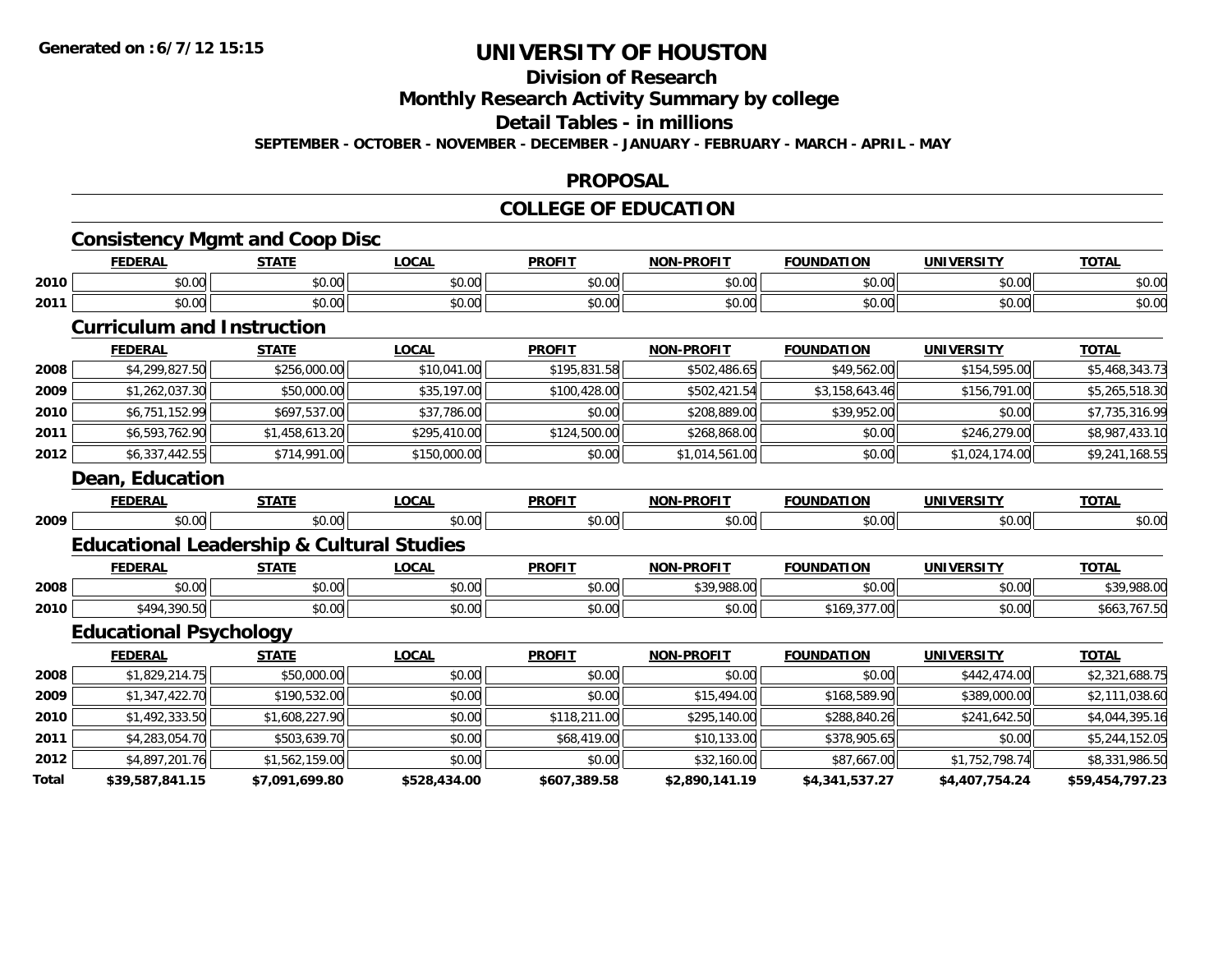**Generated on :6/7/12 15:15**

# UNIVERSITY OF HOUSTON

## Division of Research

## Monthly Research Activity Summary by college

## Detail Tables - in millions

**SEPTEMBER - OCTOBER - NOVEMBER - DECEMBER - JANUARY - FEBRUARY - MARCH - APRIL - MAY**

## PROPOSAL

## COLLEGE OF EDUCATION

### Consistency Mgmt and Coop Disc

| | FEDERAL | STATE | LOCAL | PROFIT | NON-PROFIT | FOUNDATION | UNIVERSITY | TOTAL |
|---|---|---|---|---|---|---|---|---|
| 2010 | $0.00 | $0.00 | $0.00 | $0.00 | $0.00 | $0.00 | $0.00 | $0.00 |
| 2011 | $0.00 | $0.00 | $0.00 | $0.00 | $0.00 | $0.00 | $0.00 | $0.00 |

### Curriculum and Instruction

| | FEDERAL | STATE | LOCAL | PROFIT | NON-PROFIT | FOUNDATION | UNIVERSITY | TOTAL |
|---|---|---|---|---|---|---|---|---|
| 2008 | $4,299,827.50 | $256,000.00 | $10,041.00 | $195,831.58 | $502,486.65 | $49,562.00 | $154,595.00 | $5,468,343.73 |
| 2009 | $1,262,037.30 | $50,000.00 | $35,197.00 | $100,428.00 | $502,421.54 | $3,158,643.46 | $156,791.00 | $5,265,518.30 |
| 2010 | $6,751,152.99 | $697,537.00 | $37,786.00 | $0.00 | $208,889.00 | $39,952.00 | $0.00 | $7,735,316.99 |
| 2011 | $6,593,762.90 | $1,458,613.20 | $295,410.00 | $124,500.00 | $268,868.00 | $0.00 | $246,279.00 | $8,987,433.10 |
| 2012 | $6,337,442.55 | $714,991.00 | $150,000.00 | $0.00 | $1,014,561.00 | $0.00 | $1,024,174.00 | $9,241,168.55 |

### Dean, Education

| | FEDERAL | STATE | LOCAL | PROFIT | NON-PROFIT | FOUNDATION | UNIVERSITY | TOTAL |
|---|---|---|---|---|---|---|---|---|
| 2009 | $0.00 | $0.00 | $0.00 | $0.00 | $0.00 | $0.00 | $0.00 | $0.00 |

### Educational Leadership & Cultural Studies

| | FEDERAL | STATE | LOCAL | PROFIT | NON-PROFIT | FOUNDATION | UNIVERSITY | TOTAL |
|---|---|---|---|---|---|---|---|---|
| 2008 | $0.00 | $0.00 | $0.00 | $0.00 | $39,988.00 | $0.00 | $0.00 | $39,988.00 |
| 2010 | $494,390.50 | $0.00 | $0.00 | $0.00 | $0.00 | $169,377.00 | $0.00 | $663,767.50 |

### Educational Psychology

| | FEDERAL | STATE | LOCAL | PROFIT | NON-PROFIT | FOUNDATION | UNIVERSITY | TOTAL |
|---|---|---|---|---|---|---|---|---|
| 2008 | $1,829,214.75 | $50,000.00 | $0.00 | $0.00 | $0.00 | $0.00 | $442,474.00 | $2,321,688.75 |
| 2009 | $1,347,422.70 | $190,532.00 | $0.00 | $0.00 | $15,494.00 | $168,589.90 | $389,000.00 | $2,111,038.60 |
| 2010 | $1,492,333.50 | $1,608,227.90 | $0.00 | $118,211.00 | $295,140.00 | $288,840.26 | $241,642.50 | $4,044,395.16 |
| 2011 | $4,283,054.70 | $503,639.70 | $0.00 | $68,419.00 | $10,133.00 | $378,905.65 | $0.00 | $5,244,152.05 |
| 2012 | $4,897,201.76 | $1,562,159.00 | $0.00 | $0.00 | $32,160.00 | $87,667.00 | $1,752,798.74 | $8,331,986.50 |
| **Total** | **$39,587,841.15** | **$7,091,699.80** | **$528,434.00** | **$607,389.58** | **$2,890,141.19** | **$4,341,537.27** | **$4,407,754.24** | **$59,454,797.23** |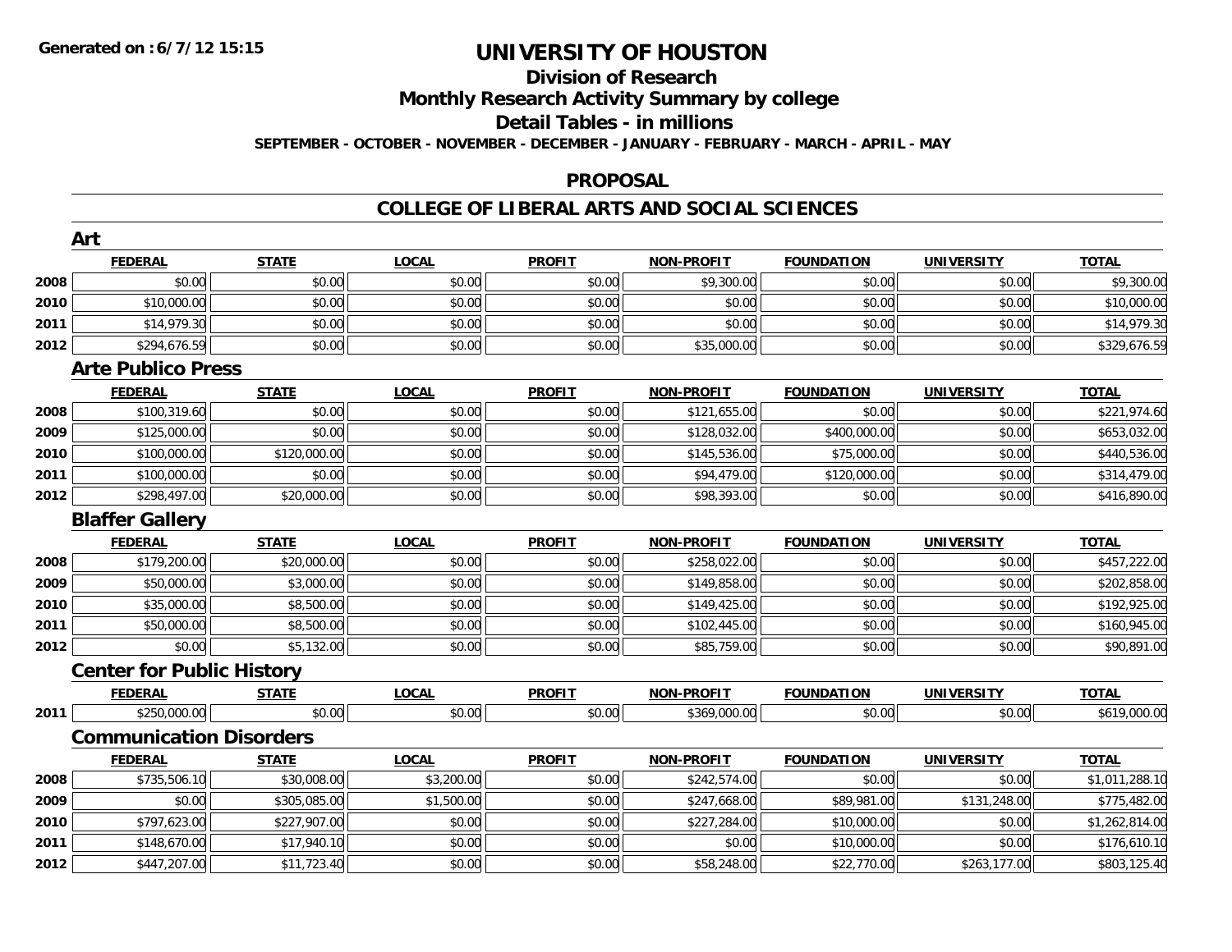**Generated on :6/7/12 15:15**

# UNIVERSITY OF HOUSTON

## Division of Research

## Monthly Research Activity Summary by college

## Detail Tables - in millions

**SEPTEMBER - OCTOBER - NOVEMBER - DECEMBER - JANUARY - FEBRUARY - MARCH - APRIL - MAY**

## PROPOSAL

## COLLEGE OF LIBERAL ARTS AND SOCIAL SCIENCES

### Art

| | FEDERAL | STATE | LOCAL | PROFIT | NON-PROFIT | FOUNDATION | UNIVERSITY | TOTAL |
|---|---|---|---|---|---|---|---|---|
| 2008 | $0.00 | $0.00 | $0.00 | $0.00 | $9,300.00 | $0.00 | $0.00 | $9,300.00 |
| 2010 | $10,000.00 | $0.00 | $0.00 | $0.00 | $0.00 | $0.00 | $0.00 | $10,000.00 |
| 2011 | $14,979.30 | $0.00 | $0.00 | $0.00 | $0.00 | $0.00 | $0.00 | $14,979.30 |
| 2012 | $294,676.59 | $0.00 | $0.00 | $0.00 | $35,000.00 | $0.00 | $0.00 | $329,676.59 |

### Arte Publico Press

| | FEDERAL | STATE | LOCAL | PROFIT | NON-PROFIT | FOUNDATION | UNIVERSITY | TOTAL |
|---|---|---|---|---|---|---|---|---|
| 2008 | $100,319.60 | $0.00 | $0.00 | $0.00 | $121,655.00 | $0.00 | $0.00 | $221,974.60 |
| 2009 | $125,000.00 | $0.00 | $0.00 | $0.00 | $128,032.00 | $400,000.00 | $0.00 | $653,032.00 |
| 2010 | $100,000.00 | $120,000.00 | $0.00 | $0.00 | $145,536.00 | $75,000.00 | $0.00 | $440,536.00 |
| 2011 | $100,000.00 | $0.00 | $0.00 | $0.00 | $94,479.00 | $120,000.00 | $0.00 | $314,479.00 |
| 2012 | $298,497.00 | $20,000.00 | $0.00 | $0.00 | $98,393.00 | $0.00 | $0.00 | $416,890.00 |

### Blaffer Gallery

| | FEDERAL | STATE | LOCAL | PROFIT | NON-PROFIT | FOUNDATION | UNIVERSITY | TOTAL |
|---|---|---|---|---|---|---|---|---|
| 2008 | $179,200.00 | $20,000.00 | $0.00 | $0.00 | $258,022.00 | $0.00 | $0.00 | $457,222.00 |
| 2009 | $50,000.00 | $3,000.00 | $0.00 | $0.00 | $149,858.00 | $0.00 | $0.00 | $202,858.00 |
| 2010 | $35,000.00 | $8,500.00 | $0.00 | $0.00 | $149,425.00 | $0.00 | $0.00 | $192,925.00 |
| 2011 | $50,000.00 | $8,500.00 | $0.00 | $0.00 | $102,445.00 | $0.00 | $0.00 | $160,945.00 |
| 2012 | $0.00 | $5,132.00 | $0.00 | $0.00 | $85,759.00 | $0.00 | $0.00 | $90,891.00 |

### Center for Public History

| | FEDERAL | STATE | LOCAL | PROFIT | NON-PROFIT | FOUNDATION | UNIVERSITY | TOTAL |
|---|---|---|---|---|---|---|---|---|
| 2011 | $250,000.00 | $0.00 | $0.00 | $0.00 | $369,000.00 | $0.00 | $0.00 | $619,000.00 |

### Communication Disorders

| | FEDERAL | STATE | LOCAL | PROFIT | NON-PROFIT | FOUNDATION | UNIVERSITY | TOTAL |
|---|---|---|---|---|---|---|---|---|
| 2008 | $735,506.10 | $30,008.00 | $3,200.00 | $0.00 | $242,574.00 | $0.00 | $0.00 | $1,011,288.10 |
| 2009 | $0.00 | $305,085.00 | $1,500.00 | $0.00 | $247,668.00 | $89,981.00 | $131,248.00 | $775,482.00 |
| 2010 | $797,623.00 | $227,907.00 | $0.00 | $0.00 | $227,284.00 | $10,000.00 | $0.00 | $1,262,814.00 |
| 2011 | $148,670.00 | $17,940.10 | $0.00 | $0.00 | $0.00 | $10,000.00 | $0.00 | $176,610.10 |
| 2012 | $447,207.00 | $11,723.40 | $0.00 | $0.00 | $58,248.00 | $22,770.00 | $263,177.00 | $803,125.40 |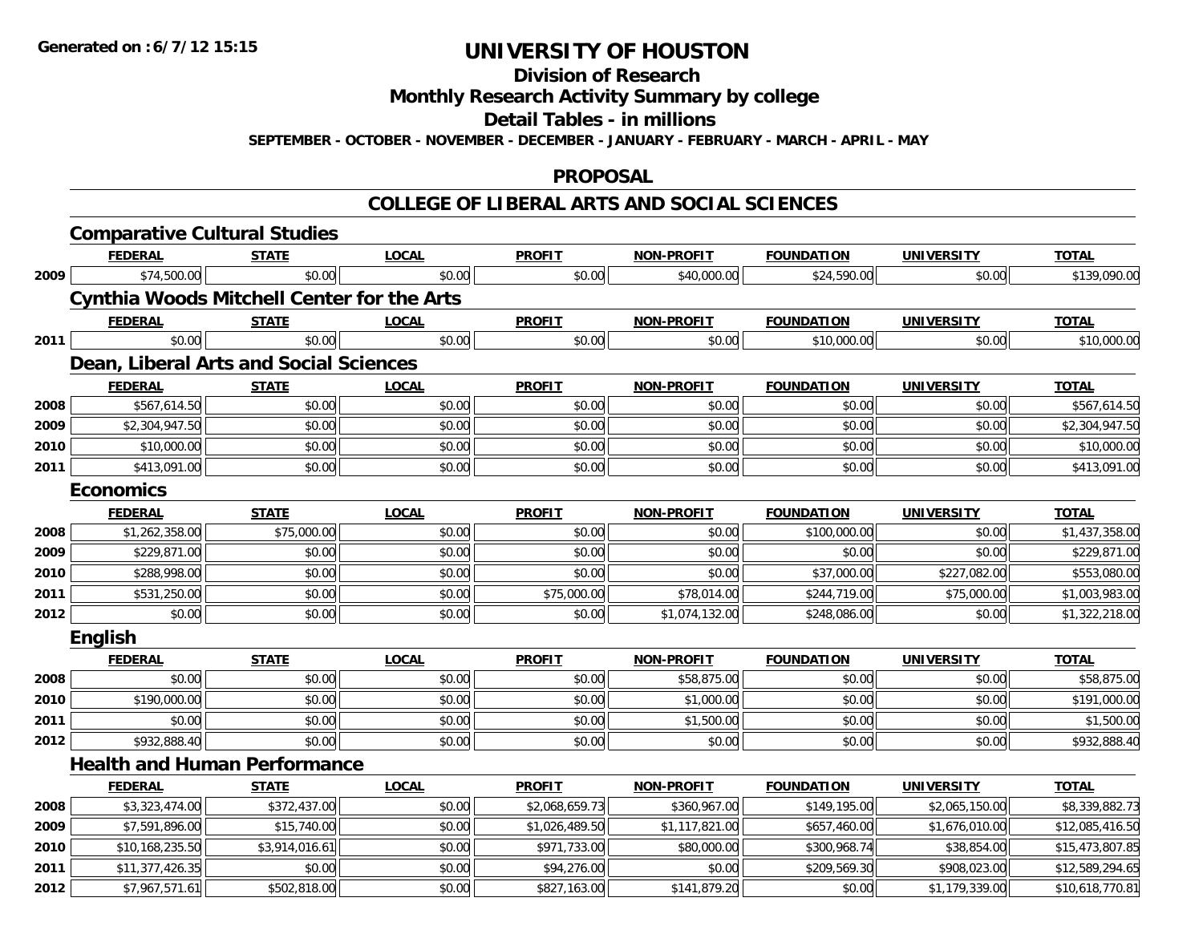**Generated on :6/7/12 15:15**

# UNIVERSITY OF HOUSTON

## Division of Research

## Monthly Research Activity Summary by college

## Detail Tables - in millions

**SEPTEMBER - OCTOBER - NOVEMBER - DECEMBER - JANUARY - FEBRUARY - MARCH - APRIL - MAY**

## PROPOSAL

## COLLEGE OF LIBERAL ARTS AND SOCIAL SCIENCES

### Comparative Cultural Studies

| | FEDERAL | STATE | LOCAL | PROFIT | NON-PROFIT | FOUNDATION | UNIVERSITY | TOTAL |
|---|---|---|---|---|---|---|---|---|
| 2009 | $74,500.00 | $0.00 | $0.00 | $0.00 | $40,000.00 | $24,590.00 | $0.00 | $139,090.00 |

### Cynthia Woods Mitchell Center for the Arts

| | FEDERAL | STATE | LOCAL | PROFIT | NON-PROFIT | FOUNDATION | UNIVERSITY | TOTAL |
|---|---|---|---|---|---|---|---|---|
| 2011 | $0.00 | $0.00 | $0.00 | $0.00 | $0.00 | $10,000.00 | $0.00 | $10,000.00 |

### Dean, Liberal Arts and Social Sciences

| | FEDERAL | STATE | LOCAL | PROFIT | NON-PROFIT | FOUNDATION | UNIVERSITY | TOTAL |
|---|---|---|---|---|---|---|---|---|
| 2008 | $567,614.50 | $0.00 | $0.00 | $0.00 | $0.00 | $0.00 | $0.00 | $567,614.50 |
| 2009 | $2,304,947.50 | $0.00 | $0.00 | $0.00 | $0.00 | $0.00 | $0.00 | $2,304,947.50 |
| 2010 | $10,000.00 | $0.00 | $0.00 | $0.00 | $0.00 | $0.00 | $0.00 | $10,000.00 |
| 2011 | $413,091.00 | $0.00 | $0.00 | $0.00 | $0.00 | $0.00 | $0.00 | $413,091.00 |

### Economics

| | FEDERAL | STATE | LOCAL | PROFIT | NON-PROFIT | FOUNDATION | UNIVERSITY | TOTAL |
|---|---|---|---|---|---|---|---|---|
| 2008 | $1,262,358.00 | $75,000.00 | $0.00 | $0.00 | $0.00 | $100,000.00 | $0.00 | $1,437,358.00 |
| 2009 | $229,871.00 | $0.00 | $0.00 | $0.00 | $0.00 | $0.00 | $0.00 | $229,871.00 |
| 2010 | $288,998.00 | $0.00 | $0.00 | $0.00 | $0.00 | $37,000.00 | $227,082.00 | $553,080.00 |
| 2011 | $531,250.00 | $0.00 | $0.00 | $75,000.00 | $78,014.00 | $244,719.00 | $75,000.00 | $1,003,983.00 |
| 2012 | $0.00 | $0.00 | $0.00 | $0.00 | $1,074,132.00 | $248,086.00 | $0.00 | $1,322,218.00 |

### English

| | FEDERAL | STATE | LOCAL | PROFIT | NON-PROFIT | FOUNDATION | UNIVERSITY | TOTAL |
|---|---|---|---|---|---|---|---|---|
| 2008 | $0.00 | $0.00 | $0.00 | $0.00 | $58,875.00 | $0.00 | $0.00 | $58,875.00 |
| 2010 | $190,000.00 | $0.00 | $0.00 | $0.00 | $1,000.00 | $0.00 | $0.00 | $191,000.00 |
| 2011 | $0.00 | $0.00 | $0.00 | $0.00 | $1,500.00 | $0.00 | $0.00 | $1,500.00 |
| 2012 | $932,888.40 | $0.00 | $0.00 | $0.00 | $0.00 | $0.00 | $0.00 | $932,888.40 |

### Health and Human Performance

| | FEDERAL | STATE | LOCAL | PROFIT | NON-PROFIT | FOUNDATION | UNIVERSITY | TOTAL |
|---|---|---|---|---|---|---|---|---|
| 2008 | $3,323,474.00 | $372,437.00 | $0.00 | $2,068,659.73 | $360,967.00 | $149,195.00 | $2,065,150.00 | $8,339,882.73 |
| 2009 | $7,591,896.00 | $15,740.00 | $0.00 | $1,026,489.50 | $1,117,821.00 | $657,460.00 | $1,676,010.00 | $12,085,416.50 |
| 2010 | $10,168,235.50 | $3,914,016.61 | $0.00 | $971,733.00 | $80,000.00 | $300,968.74 | $38,854.00 | $15,473,807.85 |
| 2011 | $11,377,426.35 | $0.00 | $0.00 | $94,276.00 | $0.00 | $209,569.30 | $908,023.00 | $12,589,294.65 |
| 2012 | $7,967,571.61 | $502,818.00 | $0.00 | $827,163.00 | $141,879.20 | $0.00 | $1,179,339.00 | $10,618,770.81 |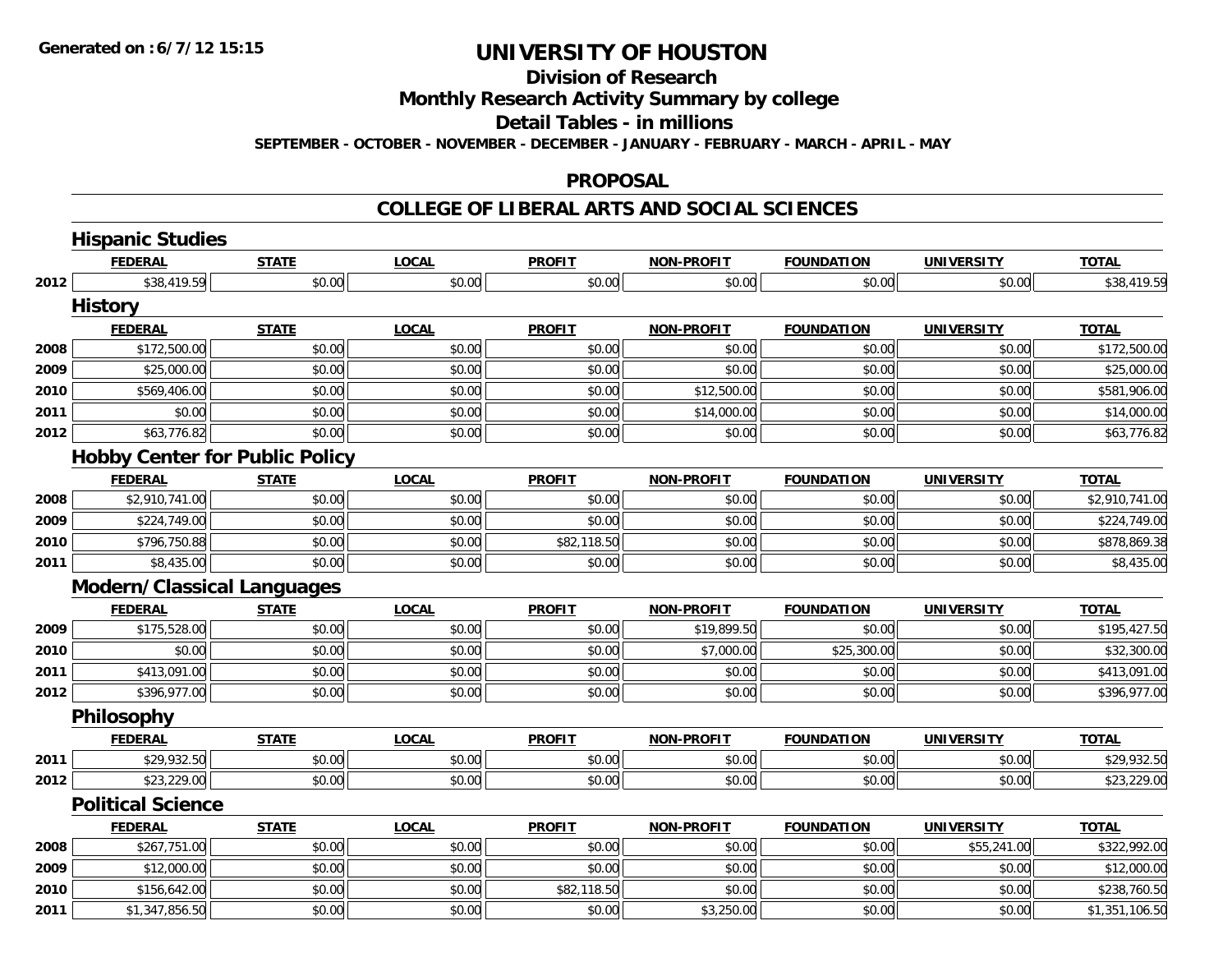**Generated on :6/7/12 15:15**

# UNIVERSITY OF HOUSTON

## Division of Research

## Monthly Research Activity Summary by college

## Detail Tables - in millions

**SEPTEMBER - OCTOBER - NOVEMBER - DECEMBER - JANUARY - FEBRUARY - MARCH - APRIL - MAY**

## PROPOSAL

## COLLEGE OF LIBERAL ARTS AND SOCIAL SCIENCES

### Hispanic Studies

| | FEDERAL | STATE | LOCAL | PROFIT | NON-PROFIT | FOUNDATION | UNIVERSITY | TOTAL |
|---|---|---|---|---|---|---|---|---|
| 2012 | $38,419.59 | $0.00 | $0.00 | $0.00 | $0.00 | $0.00 | $0.00 | $38,419.59 |

### History

| | FEDERAL | STATE | LOCAL | PROFIT | NON-PROFIT | FOUNDATION | UNIVERSITY | TOTAL |
|---|---|---|---|---|---|---|---|---|
| 2008 | $172,500.00 | $0.00 | $0.00 | $0.00 | $0.00 | $0.00 | $0.00 | $172,500.00 |
| 2009 | $25,000.00 | $0.00 | $0.00 | $0.00 | $0.00 | $0.00 | $0.00 | $25,000.00 |
| 2010 | $569,406.00 | $0.00 | $0.00 | $0.00 | $12,500.00 | $0.00 | $0.00 | $581,906.00 |
| 2011 | $0.00 | $0.00 | $0.00 | $0.00 | $14,000.00 | $0.00 | $0.00 | $14,000.00 |
| 2012 | $63,776.82 | $0.00 | $0.00 | $0.00 | $0.00 | $0.00 | $0.00 | $63,776.82 |

### Hobby Center for Public Policy

| | FEDERAL | STATE | LOCAL | PROFIT | NON-PROFIT | FOUNDATION | UNIVERSITY | TOTAL |
|---|---|---|---|---|---|---|---|---|
| 2008 | $2,910,741.00 | $0.00 | $0.00 | $0.00 | $0.00 | $0.00 | $0.00 | $2,910,741.00 |
| 2009 | $224,749.00 | $0.00 | $0.00 | $0.00 | $0.00 | $0.00 | $0.00 | $224,749.00 |
| 2010 | $796,750.88 | $0.00 | $0.00 | $82,118.50 | $0.00 | $0.00 | $0.00 | $878,869.38 |
| 2011 | $8,435.00 | $0.00 | $0.00 | $0.00 | $0.00 | $0.00 | $0.00 | $8,435.00 |

### Modern/Classical Languages

| | FEDERAL | STATE | LOCAL | PROFIT | NON-PROFIT | FOUNDATION | UNIVERSITY | TOTAL |
|---|---|---|---|---|---|---|---|---|
| 2009 | $175,528.00 | $0.00 | $0.00 | $0.00 | $19,899.50 | $0.00 | $0.00 | $195,427.50 |
| 2010 | $0.00 | $0.00 | $0.00 | $0.00 | $7,000.00 | $25,300.00 | $0.00 | $32,300.00 |
| 2011 | $413,091.00 | $0.00 | $0.00 | $0.00 | $0.00 | $0.00 | $0.00 | $413,091.00 |
| 2012 | $396,977.00 | $0.00 | $0.00 | $0.00 | $0.00 | $0.00 | $0.00 | $396,977.00 |

### Philosophy

| | FEDERAL | STATE | LOCAL | PROFIT | NON-PROFIT | FOUNDATION | UNIVERSITY | TOTAL |
|---|---|---|---|---|---|---|---|---|
| 2011 | $29,932.50 | $0.00 | $0.00 | $0.00 | $0.00 | $0.00 | $0.00 | $29,932.50 |
| 2012 | $23,229.00 | $0.00 | $0.00 | $0.00 | $0.00 | $0.00 | $0.00 | $23,229.00 |

### Political Science

| | FEDERAL | STATE | LOCAL | PROFIT | NON-PROFIT | FOUNDATION | UNIVERSITY | TOTAL |
|---|---|---|---|---|---|---|---|---|
| 2008 | $267,751.00 | $0.00 | $0.00 | $0.00 | $0.00 | $0.00 | $55,241.00 | $322,992.00 |
| 2009 | $12,000.00 | $0.00 | $0.00 | $0.00 | $0.00 | $0.00 | $0.00 | $12,000.00 |
| 2010 | $156,642.00 | $0.00 | $0.00 | $82,118.50 | $0.00 | $0.00 | $0.00 | $238,760.50 |
| 2011 | $1,347,856.50 | $0.00 | $0.00 | $0.00 | $3,250.00 | $0.00 | $0.00 | $1,351,106.50 |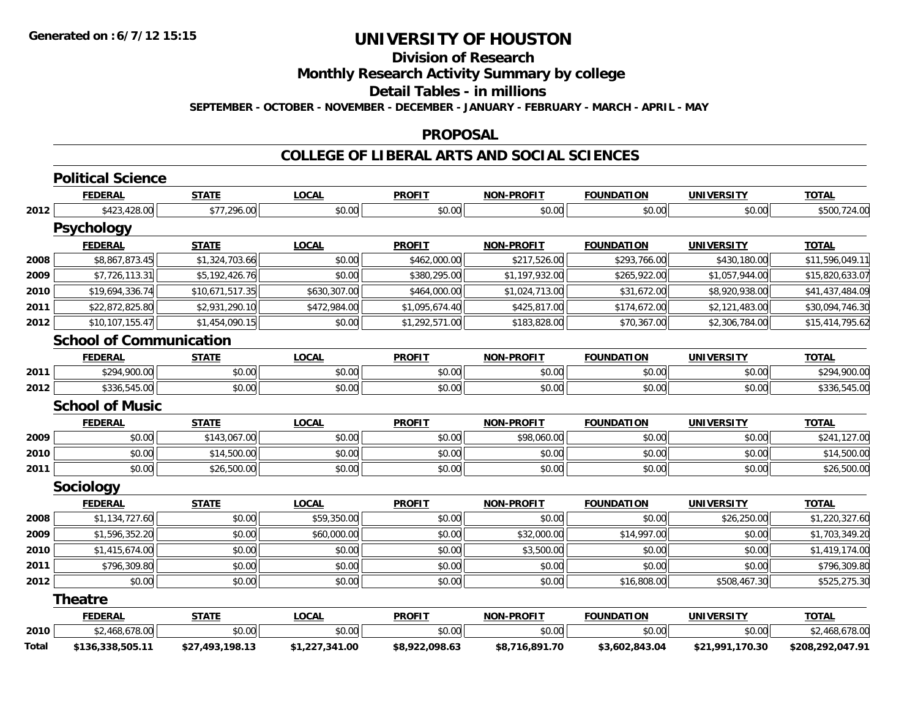**Generated on :6/7/12 15:15**

# UNIVERSITY OF HOUSTON

## Division of Research

## Monthly Research Activity Summary by college

## Detail Tables - in millions

**SEPTEMBER - OCTOBER - NOVEMBER - DECEMBER - JANUARY - FEBRUARY - MARCH - APRIL - MAY**

### PROPOSAL

### COLLEGE OF LIBERAL ARTS AND SOCIAL SCIENCES

#### Political Science

| | FEDERAL | STATE | LOCAL | PROFIT | NON-PROFIT | FOUNDATION | UNIVERSITY | TOTAL |
|---|---|---|---|---|---|---|---|---|
| 2012 | $423,428.00 | $77,296.00 | $0.00 | $0.00 | $0.00 | $0.00 | $0.00 | $500,724.00 |

#### Psychology

| | FEDERAL | STATE | LOCAL | PROFIT | NON-PROFIT | FOUNDATION | UNIVERSITY | TOTAL |
|---|---|---|---|---|---|---|---|---|
| 2008 | $8,867,873.45 | $1,324,703.66 | $0.00 | $462,000.00 | $217,526.00 | $293,766.00 | $430,180.00 | $11,596,049.11 |
| 2009 | $7,726,113.31 | $5,192,426.76 | $0.00 | $380,295.00 | $1,197,932.00 | $265,922.00 | $1,057,944.00 | $15,820,633.07 |
| 2010 | $19,694,336.74 | $10,671,517.35 | $630,307.00 | $464,000.00 | $1,024,713.00 | $31,672.00 | $8,920,938.00 | $41,437,484.09 |
| 2011 | $22,872,825.80 | $2,931,290.10 | $472,984.00 | $1,095,674.40 | $425,817.00 | $174,672.00 | $2,121,483.00 | $30,094,746.30 |
| 2012 | $10,107,155.47 | $1,454,090.15 | $0.00 | $1,292,571.00 | $183,828.00 | $70,367.00 | $2,306,784.00 | $15,414,795.62 |

#### School of Communication

| | FEDERAL | STATE | LOCAL | PROFIT | NON-PROFIT | FOUNDATION | UNIVERSITY | TOTAL |
|---|---|---|---|---|---|---|---|---|
| 2011 | $294,900.00 | $0.00 | $0.00 | $0.00 | $0.00 | $0.00 | $0.00 | $294,900.00 |
| 2012 | $336,545.00 | $0.00 | $0.00 | $0.00 | $0.00 | $0.00 | $0.00 | $336,545.00 |

#### School of Music

| | FEDERAL | STATE | LOCAL | PROFIT | NON-PROFIT | FOUNDATION | UNIVERSITY | TOTAL |
|---|---|---|---|---|---|---|---|---|
| 2009 | $0.00 | $143,067.00 | $0.00 | $0.00 | $98,060.00 | $0.00 | $0.00 | $241,127.00 |
| 2010 | $0.00 | $14,500.00 | $0.00 | $0.00 | $0.00 | $0.00 | $0.00 | $14,500.00 |
| 2011 | $0.00 | $26,500.00 | $0.00 | $0.00 | $0.00 | $0.00 | $0.00 | $26,500.00 |

#### Sociology

| | FEDERAL | STATE | LOCAL | PROFIT | NON-PROFIT | FOUNDATION | UNIVERSITY | TOTAL |
|---|---|---|---|---|---|---|---|---|
| 2008 | $1,134,727.60 | $0.00 | $59,350.00 | $0.00 | $0.00 | $0.00 | $26,250.00 | $1,220,327.60 |
| 2009 | $1,596,352.20 | $0.00 | $60,000.00 | $0.00 | $32,000.00 | $14,997.00 | $0.00 | $1,703,349.20 |
| 2010 | $1,415,674.00 | $0.00 | $0.00 | $0.00 | $3,500.00 | $0.00 | $0.00 | $1,419,174.00 |
| 2011 | $796,309.80 | $0.00 | $0.00 | $0.00 | $0.00 | $0.00 | $0.00 | $796,309.80 |
| 2012 | $0.00 | $0.00 | $0.00 | $0.00 | $0.00 | $16,808.00 | $508,467.30 | $525,275.30 |

#### Theatre

| | FEDERAL | STATE | LOCAL | PROFIT | NON-PROFIT | FOUNDATION | UNIVERSITY | TOTAL |
|---|---|---|---|---|---|---|---|---|
| 2010 | $2,468,678.00 | $0.00 | $0.00 | $0.00 | $0.00 | $0.00 | $0.00 | $2,468,678.00 |
| **Total** | **$136,338,505.11** | **$27,493,198.13** | **$1,227,341.00** | **$8,922,098.63** | **$8,716,891.70** | **$3,602,843.04** | **$21,991,170.30** | **$208,292,047.91** |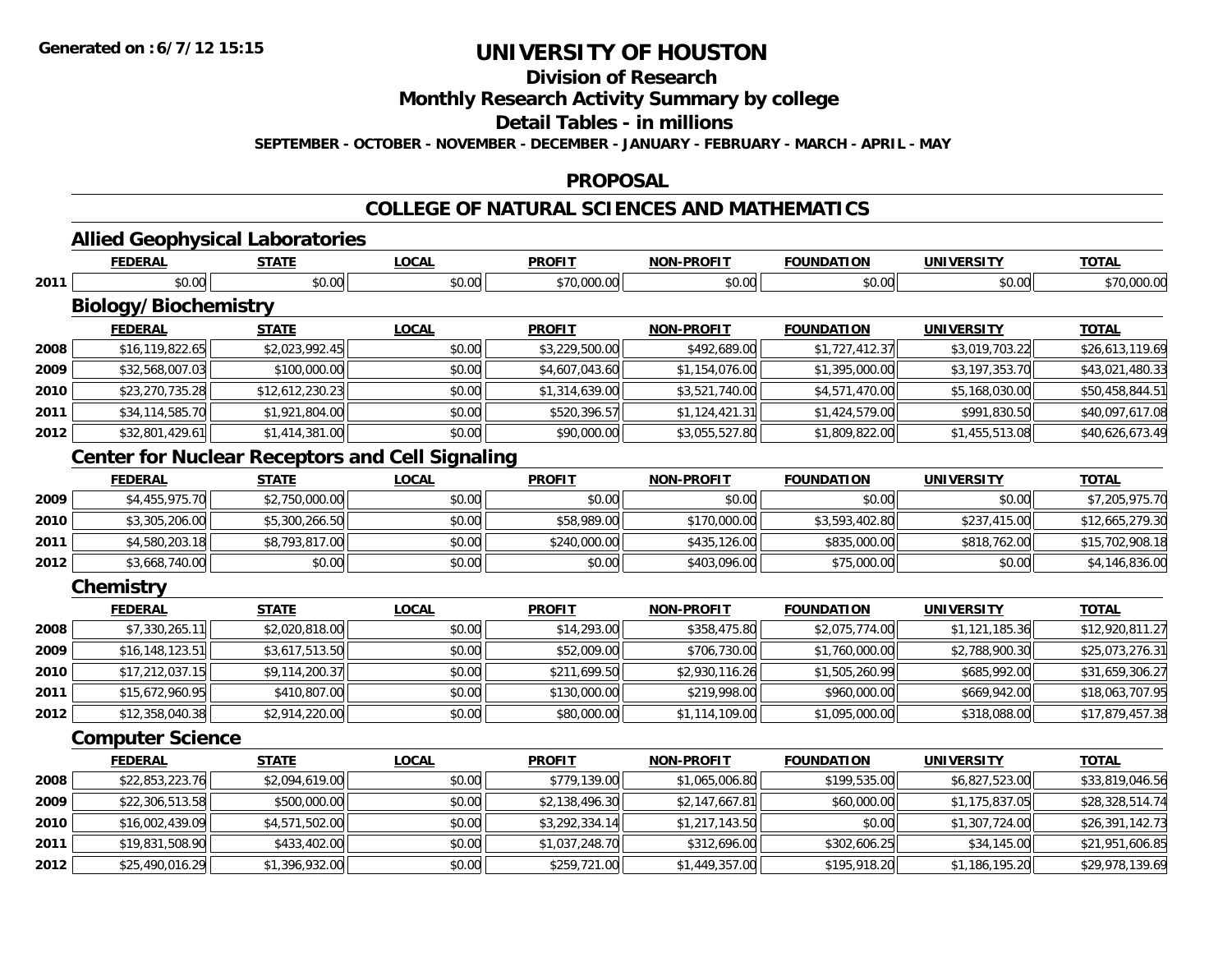# UNIVERSITY OF HOUSTON

## Division of Research

## Monthly Research Activity Summary by college

## Detail Tables - in millions

**SEPTEMBER - OCTOBER - NOVEMBER - DECEMBER - JANUARY - FEBRUARY - MARCH - APRIL - MAY**

## PROPOSAL

## COLLEGE OF NATURAL SCIENCES AND MATHEMATICS

### Allied Geophysical Laboratories

| | FEDERAL | STATE | LOCAL | PROFIT | NON-PROFIT | FOUNDATION | UNIVERSITY | TOTAL |
|---|---|---|---|---|---|---|---|---|
| 2011 | $0.00 | $0.00 | $0.00 | $70,000.00 | $0.00 | $0.00 | $0.00 | $70,000.00 |

### Biology/Biochemistry

| | FEDERAL | STATE | LOCAL | PROFIT | NON-PROFIT | FOUNDATION | UNIVERSITY | TOTAL |
|---|---|---|---|---|---|---|---|---|
| 2008 | $16,119,822.65 | $2,023,992.45 | $0.00 | $3,229,500.00 | $492,689.00 | $1,727,412.37 | $3,019,703.22 | $26,613,119.69 |
| 2009 | $32,568,007.03 | $100,000.00 | $0.00 | $4,607,043.60 | $1,154,076.00 | $1,395,000.00 | $3,197,353.70 | $43,021,480.33 |
| 2010 | $23,270,735.28 | $12,612,230.23 | $0.00 | $1,314,639.00 | $3,521,740.00 | $4,571,470.00 | $5,168,030.00 | $50,458,844.51 |
| 2011 | $34,114,585.70 | $1,921,804.00 | $0.00 | $520,396.57 | $1,124,421.31 | $1,424,579.00 | $991,830.50 | $40,097,617.08 |
| 2012 | $32,801,429.61 | $1,414,381.00 | $0.00 | $90,000.00 | $3,055,527.80 | $1,809,822.00 | $1,455,513.08 | $40,626,673.49 |

### Center for Nuclear Receptors and Cell Signaling

| | FEDERAL | STATE | LOCAL | PROFIT | NON-PROFIT | FOUNDATION | UNIVERSITY | TOTAL |
|---|---|---|---|---|---|---|---|---|
| 2009 | $4,455,975.70 | $2,750,000.00 | $0.00 | $0.00 | $0.00 | $0.00 | $0.00 | $7,205,975.70 |
| 2010 | $3,305,206.00 | $5,300,266.50 | $0.00 | $58,989.00 | $170,000.00 | $3,593,402.80 | $237,415.00 | $12,665,279.30 |
| 2011 | $4,580,203.18 | $8,793,817.00 | $0.00 | $240,000.00 | $435,126.00 | $835,000.00 | $818,762.00 | $15,702,908.18 |
| 2012 | $3,668,740.00 | $0.00 | $0.00 | $0.00 | $403,096.00 | $75,000.00 | $0.00 | $4,146,836.00 |

### Chemistry

| | FEDERAL | STATE | LOCAL | PROFIT | NON-PROFIT | FOUNDATION | UNIVERSITY | TOTAL |
|---|---|---|---|---|---|---|---|---|
| 2008 | $7,330,265.11 | $2,020,818.00 | $0.00 | $14,293.00 | $358,475.80 | $2,075,774.00 | $1,121,185.36 | $12,920,811.27 |
| 2009 | $16,148,123.51 | $3,617,513.50 | $0.00 | $52,009.00 | $706,730.00 | $1,760,000.00 | $2,788,900.30 | $25,073,276.31 |
| 2010 | $17,212,037.15 | $9,114,200.37 | $0.00 | $211,699.50 | $2,930,116.26 | $1,505,260.99 | $685,992.00 | $31,659,306.27 |
| 2011 | $15,672,960.95 | $410,807.00 | $0.00 | $130,000.00 | $219,998.00 | $960,000.00 | $669,942.00 | $18,063,707.95 |
| 2012 | $12,358,040.38 | $2,914,220.00 | $0.00 | $80,000.00 | $1,114,109.00 | $1,095,000.00 | $318,088.00 | $17,879,457.38 |

### Computer Science

| | FEDERAL | STATE | LOCAL | PROFIT | NON-PROFIT | FOUNDATION | UNIVERSITY | TOTAL |
|---|---|---|---|---|---|---|---|---|
| 2008 | $22,853,223.76 | $2,094,619.00 | $0.00 | $779,139.00 | $1,065,006.80 | $199,535.00 | $6,827,523.00 | $33,819,046.56 |
| 2009 | $22,306,513.58 | $500,000.00 | $0.00 | $2,138,496.30 | $2,147,667.81 | $60,000.00 | $1,175,837.05 | $28,328,514.74 |
| 2010 | $16,002,439.09 | $4,571,502.00 | $0.00 | $3,292,334.14 | $1,217,143.50 | $0.00 | $1,307,724.00 | $26,391,142.73 |
| 2011 | $19,831,508.90 | $433,402.00 | $0.00 | $1,037,248.70 | $312,696.00 | $302,606.25 | $34,145.00 | $21,951,606.85 |
| 2012 | $25,490,016.29 | $1,396,932.00 | $0.00 | $259,721.00 | $1,449,357.00 | $195,918.20 | $1,186,195.20 | $29,978,139.69 |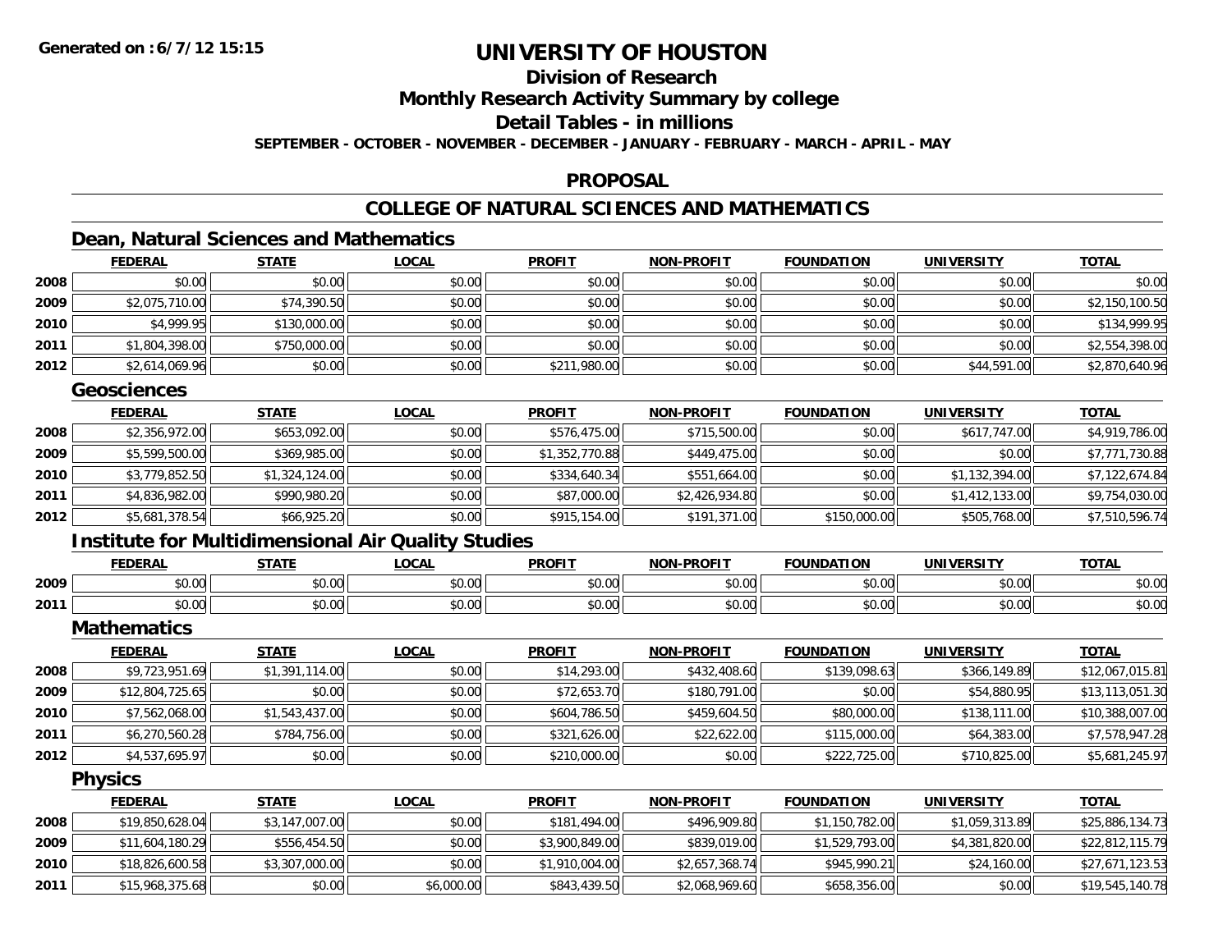# UNIVERSITY OF HOUSTON

## Division of Research

## Monthly Research Activity Summary by college

## Detail Tables - in millions

**SEPTEMBER - OCTOBER - NOVEMBER - DECEMBER - JANUARY - FEBRUARY - MARCH - APRIL - MAY**

**Generated on : 6/7/12 15:15**

## PROPOSAL

## COLLEGE OF NATURAL SCIENCES AND MATHEMATICS

### Dean, Natural Sciences and Mathematics

| | FEDERAL | STATE | LOCAL | PROFIT | NON-PROFIT | FOUNDATION | UNIVERSITY | TOTAL |
|---|---|---|---|---|---|---|---|---|
| 2008 | $0.00 | $0.00 | $0.00 | $0.00 | $0.00 | $0.00 | $0.00 | $0.00 |
| 2009 | $2,075,710.00 | $74,390.50 | $0.00 | $0.00 | $0.00 | $0.00 | $0.00 | $2,150,100.50 |
| 2010 | $4,999.95 | $130,000.00 | $0.00 | $0.00 | $0.00 | $0.00 | $0.00 | $134,999.95 |
| 2011 | $1,804,398.00 | $750,000.00 | $0.00 | $0.00 | $0.00 | $0.00 | $0.00 | $2,554,398.00 |
| 2012 | $2,614,069.96 | $0.00 | $0.00 | $211,980.00 | $0.00 | $0.00 | $44,591.00 | $2,870,640.96 |

### Geosciences

| | FEDERAL | STATE | LOCAL | PROFIT | NON-PROFIT | FOUNDATION | UNIVERSITY | TOTAL |
|---|---|---|---|---|---|---|---|---|
| 2008 | $2,356,972.00 | $653,092.00 | $0.00 | $576,475.00 | $715,500.00 | $0.00 | $617,747.00 | $4,919,786.00 |
| 2009 | $5,599,500.00 | $369,985.00 | $0.00 | $1,352,770.88 | $449,475.00 | $0.00 | $0.00 | $7,771,730.88 |
| 2010 | $3,779,852.50 | $1,324,124.00 | $0.00 | $334,640.34 | $551,664.00 | $0.00 | $1,132,394.00 | $7,122,674.84 |
| 2011 | $4,836,982.00 | $990,980.20 | $0.00 | $87,000.00 | $2,426,934.80 | $0.00 | $1,412,133.00 | $9,754,030.00 |
| 2012 | $5,681,378.54 | $66,925.20 | $0.00 | $915,154.00 | $191,371.00 | $150,000.00 | $505,768.00 | $7,510,596.74 |

### Institute for Multidimensional Air Quality Studies

| | FEDERAL | STATE | LOCAL | PROFIT | NON-PROFIT | FOUNDATION | UNIVERSITY | TOTAL |
|---|---|---|---|---|---|---|---|---|
| 2009 | $0.00 | $0.00 | $0.00 | $0.00 | $0.00 | $0.00 | $0.00 | $0.00 |
| 2011 | $0.00 | $0.00 | $0.00 | $0.00 | $0.00 | $0.00 | $0.00 | $0.00 |

### Mathematics

| | FEDERAL | STATE | LOCAL | PROFIT | NON-PROFIT | FOUNDATION | UNIVERSITY | TOTAL |
|---|---|---|---|---|---|---|---|---|
| 2008 | $9,723,951.69 | $1,391,114.00 | $0.00 | $14,293.00 | $432,408.60 | $139,098.63 | $366,149.89 | $12,067,015.81 |
| 2009 | $12,804,725.65 | $0.00 | $0.00 | $72,653.70 | $180,791.00 | $0.00 | $54,880.95 | $13,113,051.30 |
| 2010 | $7,562,068.00 | $1,543,437.00 | $0.00 | $604,786.50 | $459,604.50 | $80,000.00 | $138,111.00 | $10,388,007.00 |
| 2011 | $6,270,560.28 | $784,756.00 | $0.00 | $321,626.00 | $22,622.00 | $115,000.00 | $64,383.00 | $7,578,947.28 |
| 2012 | $4,537,695.97 | $0.00 | $0.00 | $210,000.00 | $0.00 | $222,725.00 | $710,825.00 | $5,681,245.97 |

### Physics

| | FEDERAL | STATE | LOCAL | PROFIT | NON-PROFIT | FOUNDATION | UNIVERSITY | TOTAL |
|---|---|---|---|---|---|---|---|---|
| 2008 | $19,850,628.04 | $3,147,007.00 | $0.00 | $181,494.00 | $496,909.80 | $1,150,782.00 | $1,059,313.89 | $25,886,134.73 |
| 2009 | $11,604,180.29 | $556,454.50 | $0.00 | $3,900,849.00 | $839,019.00 | $1,529,793.00 | $4,381,820.00 | $22,812,115.79 |
| 2010 | $18,826,600.58 | $3,307,000.00 | $0.00 | $1,910,004.00 | $2,657,368.74 | $945,990.21 | $24,160.00 | $27,671,123.53 |
| 2011 | $15,968,375.68 | $0.00 | $6,000.00 | $843,439.50 | $2,068,969.60 | $658,356.00 | $0.00 | $19,545,140.78 |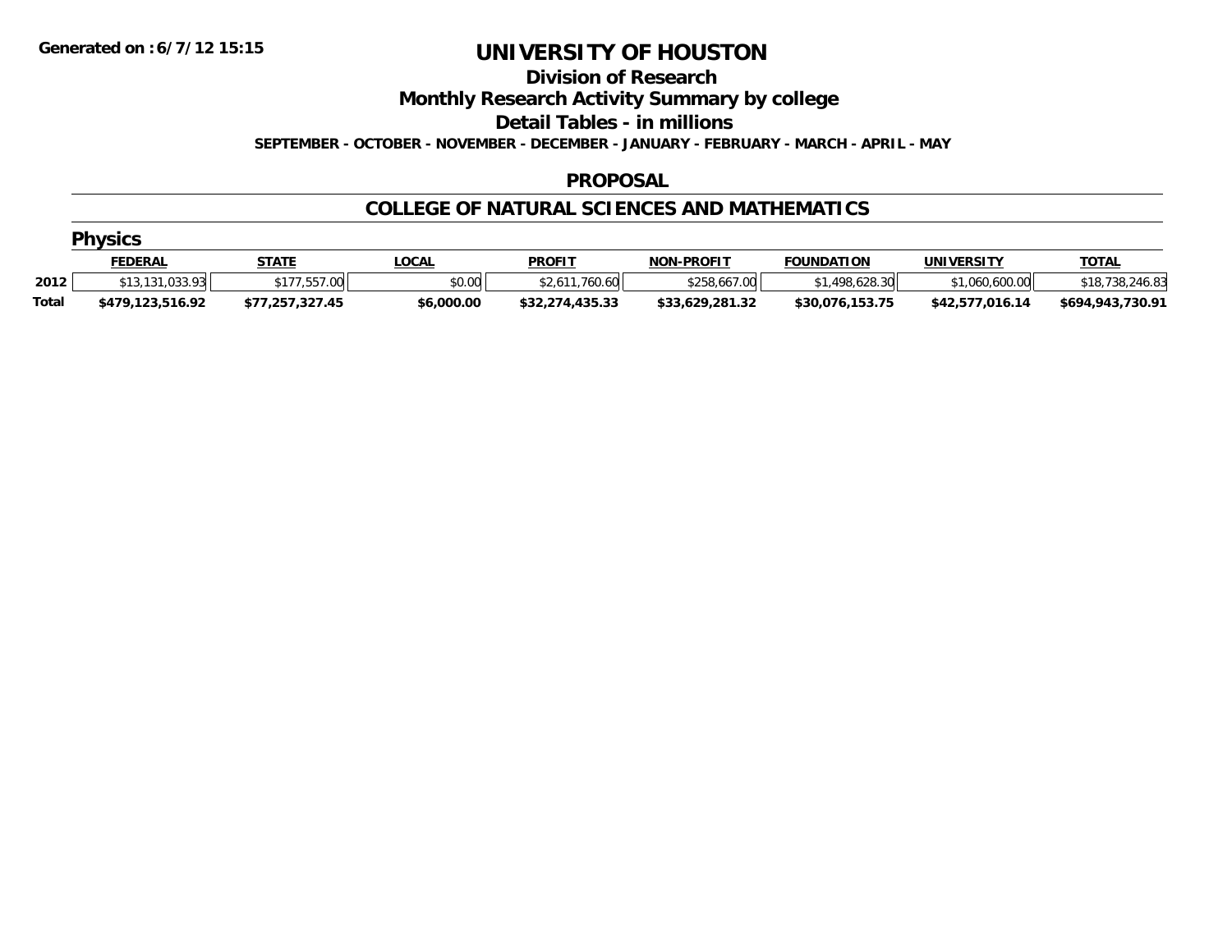Generated on :6/7/12 15:15

# UNIVERSITY OF HOUSTON

## Division of Research

## Monthly Research Activity Summary by college

## Detail Tables - in millions

SEPTEMBER - OCTOBER - NOVEMBER - DECEMBER - JANUARY - FEBRUARY - MARCH - APRIL - MAY

## PROPOSAL

## COLLEGE OF NATURAL SCIENCES AND MATHEMATICS

### Physics

| | FEDERAL | STATE | LOCAL | PROFIT | NON-PROFIT | FOUNDATION | UNIVERSITY | TOTAL |
|---|---|---|---|---|---|---|---|---|
| 2012 | $13,131,033.93 | $177,557.00 | $0.00 | $2,611,760.60 | $258,667.00 | $1,498,628.30 | $1,060,600.00 | $18,738,246.83 |
| **Total** | **$479,123,516.92** | **$77,257,327.45** | **$6,000.00** | **$32,274,435.33** | **$33,629,281.32** | **$30,076,153.75** | **$42,577,016.14** | **$694,943,730.91** |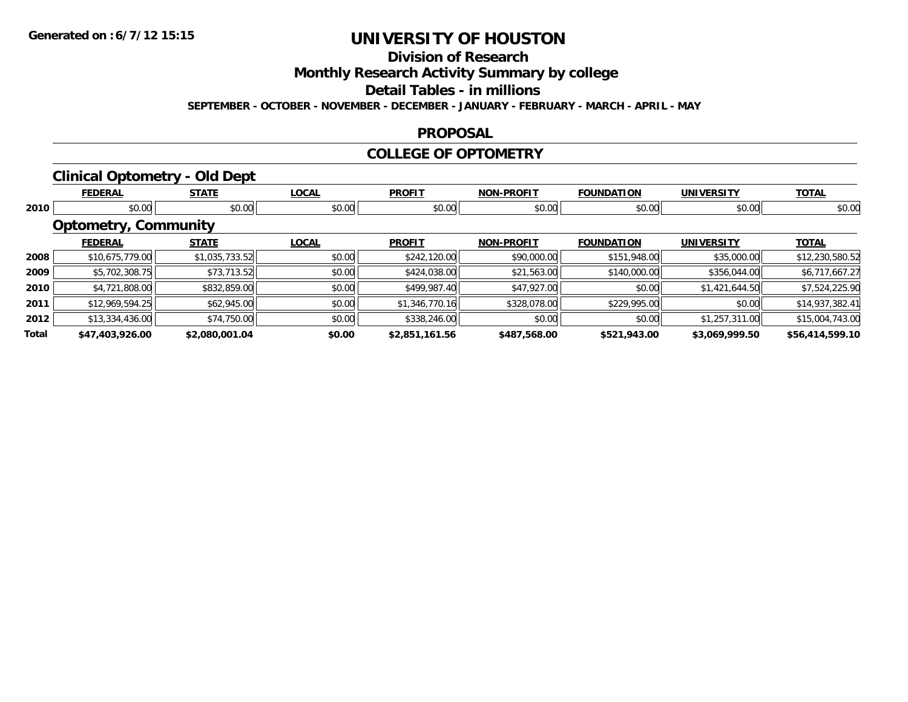**Generated on :6/7/12 15:15**

# UNIVERSITY OF HOUSTON

## Division of Research

## Monthly Research Activity Summary by college

## Detail Tables - in millions

**SEPTEMBER - OCTOBER - NOVEMBER - DECEMBER - JANUARY - FEBRUARY - MARCH - APRIL - MAY**

## PROPOSAL

## COLLEGE OF OPTOMETRY

### Clinical Optometry - Old Dept

| | FEDERAL | STATE | LOCAL | PROFIT | NON-PROFIT | FOUNDATION | UNIVERSITY | TOTAL |
|---|---|---|---|---|---|---|---|---|
| 2010 | $0.00 | $0.00 | $0.00 | $0.00 | $0.00 | $0.00 | $0.00 | $0.00 |

### Optometry, Community

| | FEDERAL | STATE | LOCAL | PROFIT | NON-PROFIT | FOUNDATION | UNIVERSITY | TOTAL |
|---|---|---|---|---|---|---|---|---|
| 2008 | $10,675,779.00 | $1,035,733.52 | $0.00 | $242,120.00 | $90,000.00 | $151,948.00 | $35,000.00 | $12,230,580.52 |
| 2009 | $5,702,308.75 | $73,713.52 | $0.00 | $424,038.00 | $21,563.00 | $140,000.00 | $356,044.00 | $6,717,667.27 |
| 2010 | $4,721,808.00 | $832,859.00 | $0.00 | $499,987.40 | $47,927.00 | $0.00 | $1,421,644.50 | $7,524,225.90 |
| 2011 | $12,969,594.25 | $62,945.00 | $0.00 | $1,346,770.16 | $328,078.00 | $229,995.00 | $0.00 | $14,937,382.41 |
| 2012 | $13,334,436.00 | $74,750.00 | $0.00 | $338,246.00 | $0.00 | $0.00 | $1,257,311.00 | $15,004,743.00 |
| **Total** | **$47,403,926.00** | **$2,080,001.04** | **$0.00** | **$2,851,161.56** | **$487,568.00** | **$521,943.00** | **$3,069,999.50** | **$56,414,599.10** |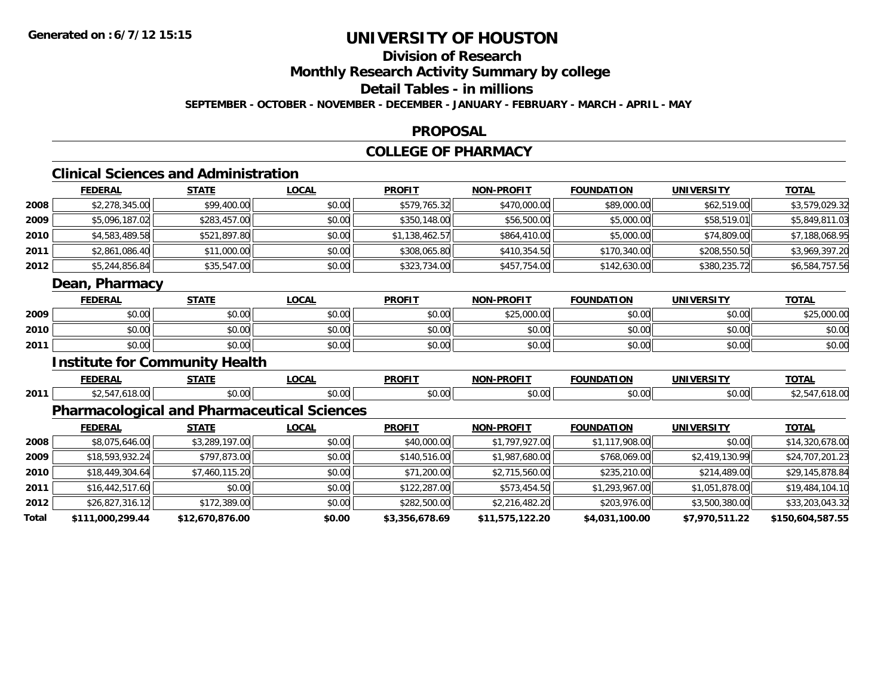**Generated on :6/7/12 15:15**

# UNIVERSITY OF HOUSTON

## Division of Research

## Monthly Research Activity Summary by college

## Detail Tables - in millions

**SEPTEMBER - OCTOBER - NOVEMBER - DECEMBER - JANUARY - FEBRUARY - MARCH - APRIL - MAY**

## PROPOSAL

## COLLEGE OF PHARMACY

### Clinical Sciences and Administration

| | FEDERAL | STATE | LOCAL | PROFIT | NON-PROFIT | FOUNDATION | UNIVERSITY | TOTAL |
|---|---|---|---|---|---|---|---|---|
| 2008 | $2,278,345.00 | $99,400.00 | $0.00 | $579,765.32 | $470,000.00 | $89,000.00 | $62,519.00 | $3,579,029.32 |
| 2009 | $5,096,187.02 | $283,457.00 | $0.00 | $350,148.00 | $56,500.00 | $5,000.00 | $58,519.01 | $5,849,811.03 |
| 2010 | $4,583,489.58 | $521,897.80 | $0.00 | $1,138,462.57 | $864,410.00 | $5,000.00 | $74,809.00 | $7,188,068.95 |
| 2011 | $2,861,086.40 | $11,000.00 | $0.00 | $308,065.80 | $410,354.50 | $170,340.00 | $208,550.50 | $3,969,397.20 |
| 2012 | $5,244,856.84 | $35,547.00 | $0.00 | $323,734.00 | $457,754.00 | $142,630.00 | $380,235.72 | $6,584,757.56 |

### Dean, Pharmacy

| | FEDERAL | STATE | LOCAL | PROFIT | NON-PROFIT | FOUNDATION | UNIVERSITY | TOTAL |
|---|---|---|---|---|---|---|---|---|
| 2009 | $0.00 | $0.00 | $0.00 | $0.00 | $25,000.00 | $0.00 | $0.00 | $25,000.00 |
| 2010 | $0.00 | $0.00 | $0.00 | $0.00 | $0.00 | $0.00 | $0.00 | $0.00 |
| 2011 | $0.00 | $0.00 | $0.00 | $0.00 | $0.00 | $0.00 | $0.00 | $0.00 |

### Institute for Community Health

| | FEDERAL | STATE | LOCAL | PROFIT | NON-PROFIT | FOUNDATION | UNIVERSITY | TOTAL |
|---|---|---|---|---|---|---|---|---|
| 2011 | $2,547,618.00 | $0.00 | $0.00 | $0.00 | $0.00 | $0.00 | $0.00 | $2,547,618.00 |

### Pharmacological and Pharmaceutical Sciences

| | FEDERAL | STATE | LOCAL | PROFIT | NON-PROFIT | FOUNDATION | UNIVERSITY | TOTAL |
|---|---|---|---|---|---|---|---|---|
| 2008 | $8,075,646.00 | $3,289,197.00 | $0.00 | $40,000.00 | $1,797,927.00 | $1,117,908.00 | $0.00 | $14,320,678.00 |
| 2009 | $18,593,932.24 | $797,873.00 | $0.00 | $140,516.00 | $1,987,680.00 | $768,069.00 | $2,419,130.99 | $24,707,201.23 |
| 2010 | $18,449,304.64 | $7,460,115.20 | $0.00 | $71,200.00 | $2,715,560.00 | $235,210.00 | $214,489.00 | $29,145,878.84 |
| 2011 | $16,442,517.60 | $0.00 | $0.00 | $122,287.00 | $573,454.50 | $1,293,967.00 | $1,051,878.00 | $19,484,104.10 |
| 2012 | $26,827,316.12 | $172,389.00 | $0.00 | $282,500.00 | $2,216,482.20 | $203,976.00 | $3,500,380.00 | $33,203,043.32 |
| **Total** | **$111,000,299.44** | **$12,670,876.00** | **$0.00** | **$3,356,678.69** | **$11,575,122.20** | **$4,031,100.00** | **$7,970,511.22** | **$150,604,587.55** |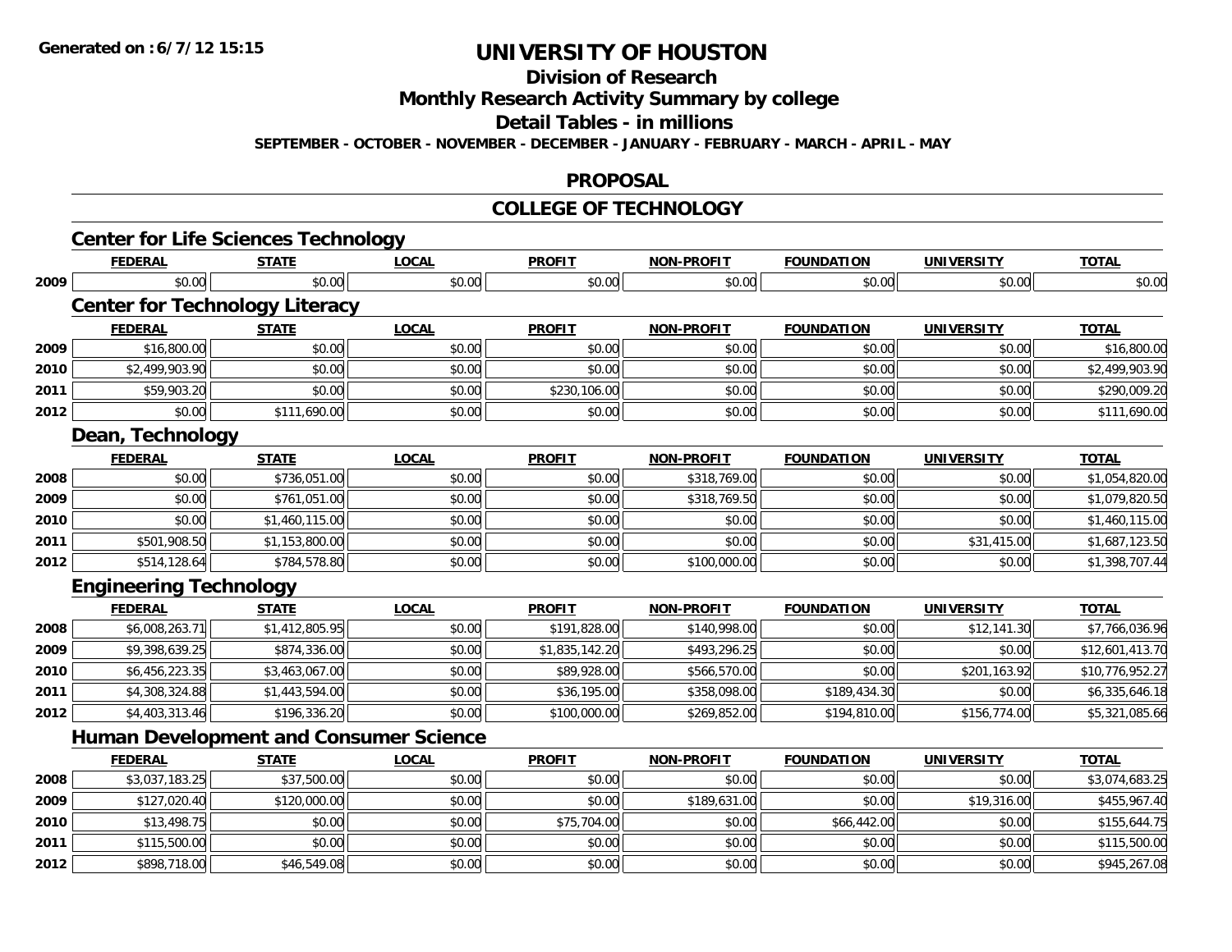**Generated on : 6/7/12 15:15**

# UNIVERSITY OF HOUSTON

## Division of Research

## Monthly Research Activity Summary by college

## Detail Tables - in millions

**SEPTEMBER - OCTOBER - NOVEMBER - DECEMBER - JANUARY - FEBRUARY - MARCH - APRIL - MAY**

## PROPOSAL

## COLLEGE OF TECHNOLOGY

### Center for Life Sciences Technology

| | FEDERAL | STATE | LOCAL | PROFIT | NON-PROFIT | FOUNDATION | UNIVERSITY | TOTAL |
|---|---|---|---|---|---|---|---|---|
| 2009 | $0.00 | $0.00 | $0.00 | $0.00 | $0.00 | $0.00 | $0.00 | $0.00 |

### Center for Technology Literacy

| | FEDERAL | STATE | LOCAL | PROFIT | NON-PROFIT | FOUNDATION | UNIVERSITY | TOTAL |
|---|---|---|---|---|---|---|---|---|
| 2009 | $16,800.00 | $0.00 | $0.00 | $0.00 | $0.00 | $0.00 | $0.00 | $16,800.00 |
| 2010 | $2,499,903.90 | $0.00 | $0.00 | $0.00 | $0.00 | $0.00 | $0.00 | $2,499,903.90 |
| 2011 | $59,903.20 | $0.00 | $0.00 | $230,106.00 | $0.00 | $0.00 | $0.00 | $290,009.20 |
| 2012 | $0.00 | $111,690.00 | $0.00 | $0.00 | $0.00 | $0.00 | $0.00 | $111,690.00 |

### Dean, Technology

| | FEDERAL | STATE | LOCAL | PROFIT | NON-PROFIT | FOUNDATION | UNIVERSITY | TOTAL |
|---|---|---|---|---|---|---|---|---|
| 2008 | $0.00 | $736,051.00 | $0.00 | $0.00 | $318,769.00 | $0.00 | $0.00 | $1,054,820.00 |
| 2009 | $0.00 | $761,051.00 | $0.00 | $0.00 | $318,769.50 | $0.00 | $0.00 | $1,079,820.50 |
| 2010 | $0.00 | $1,460,115.00 | $0.00 | $0.00 | $0.00 | $0.00 | $0.00 | $1,460,115.00 |
| 2011 | $501,908.50 | $1,153,800.00 | $0.00 | $0.00 | $0.00 | $0.00 | $31,415.00 | $1,687,123.50 |
| 2012 | $514,128.64 | $784,578.80 | $0.00 | $0.00 | $100,000.00 | $0.00 | $0.00 | $1,398,707.44 |

### Engineering Technology

| | FEDERAL | STATE | LOCAL | PROFIT | NON-PROFIT | FOUNDATION | UNIVERSITY | TOTAL |
|---|---|---|---|---|---|---|---|---|
| 2008 | $6,008,263.71 | $1,412,805.95 | $0.00 | $191,828.00 | $140,998.00 | $0.00 | $12,141.30 | $7,766,036.96 |
| 2009 | $9,398,639.25 | $874,336.00 | $0.00 | $1,835,142.20 | $493,296.25 | $0.00 | $0.00 | $12,601,413.70 |
| 2010 | $6,456,223.35 | $3,463,067.00 | $0.00 | $89,928.00 | $566,570.00 | $0.00 | $201,163.92 | $10,776,952.27 |
| 2011 | $4,308,324.88 | $1,443,594.00 | $0.00 | $36,195.00 | $358,098.00 | $189,434.30 | $0.00 | $6,335,646.18 |
| 2012 | $4,403,313.46 | $196,336.20 | $0.00 | $100,000.00 | $269,852.00 | $194,810.00 | $156,774.00 | $5,321,085.66 |

### Human Development and Consumer Science

| | FEDERAL | STATE | LOCAL | PROFIT | NON-PROFIT | FOUNDATION | UNIVERSITY | TOTAL |
|---|---|---|---|---|---|---|---|---|
| 2008 | $3,037,183.25 | $37,500.00 | $0.00 | $0.00 | $0.00 | $0.00 | $0.00 | $3,074,683.25 |
| 2009 | $127,020.40 | $120,000.00 | $0.00 | $0.00 | $189,631.00 | $0.00 | $19,316.00 | $455,967.40 |
| 2010 | $13,498.75 | $0.00 | $0.00 | $75,704.00 | $0.00 | $66,442.00 | $0.00 | $155,644.75 |
| 2011 | $115,500.00 | $0.00 | $0.00 | $0.00 | $0.00 | $0.00 | $0.00 | $115,500.00 |
| 2012 | $898,718.00 | $46,549.08 | $0.00 | $0.00 | $0.00 | $0.00 | $0.00 | $945,267.08 |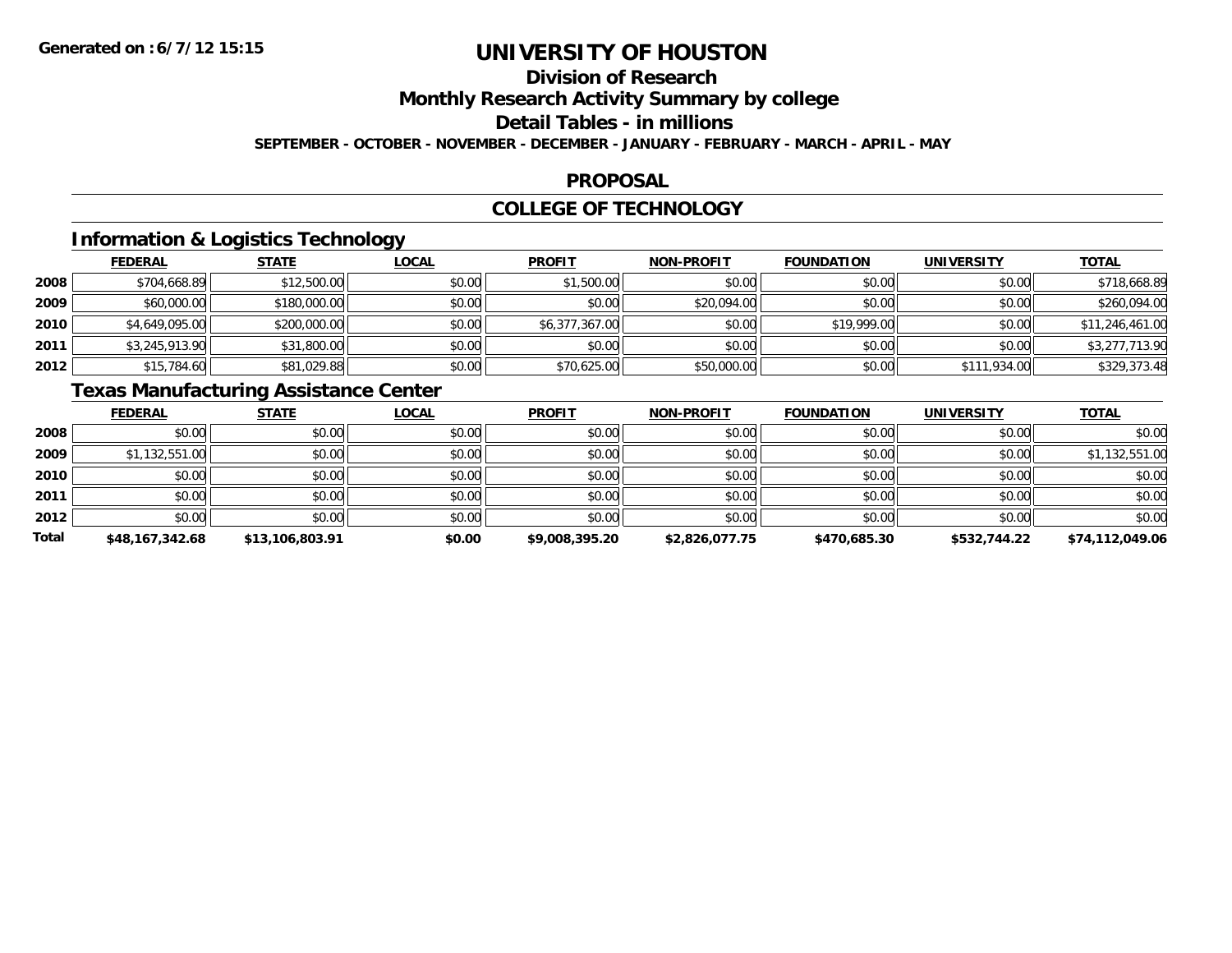**Generated on :6/7/12 15:15**

# UNIVERSITY OF HOUSTON

## Division of Research

## Monthly Research Activity Summary by college

## Detail Tables - in millions

**SEPTEMBER - OCTOBER - NOVEMBER - DECEMBER - JANUARY - FEBRUARY - MARCH - APRIL - MAY**

## PROPOSAL

## COLLEGE OF TECHNOLOGY

### Information & Logistics Technology

| | FEDERAL | STATE | LOCAL | PROFIT | NON-PROFIT | FOUNDATION | UNIVERSITY | TOTAL |
|---|---|---|---|---|---|---|---|---|
| 2008 | $704,668.89 | $12,500.00 | $0.00 | $1,500.00 | $0.00 | $0.00 | $0.00 | $718,668.89 |
| 2009 | $60,000.00 | $180,000.00 | $0.00 | $0.00 | $20,094.00 | $0.00 | $0.00 | $260,094.00 |
| 2010 | $4,649,095.00 | $200,000.00 | $0.00 | $6,377,367.00 | $0.00 | $19,999.00 | $0.00 | $11,246,461.00 |
| 2011 | $3,245,913.90 | $31,800.00 | $0.00 | $0.00 | $0.00 | $0.00 | $0.00 | $3,277,713.90 |
| 2012 | $15,784.60 | $81,029.88 | $0.00 | $70,625.00 | $50,000.00 | $0.00 | $111,934.00 | $329,373.48 |

### Texas Manufacturing Assistance Center

| | FEDERAL | STATE | LOCAL | PROFIT | NON-PROFIT | FOUNDATION | UNIVERSITY | TOTAL |
|---|---|---|---|---|---|---|---|---|
| 2008 | $0.00 | $0.00 | $0.00 | $0.00 | $0.00 | $0.00 | $0.00 | $0.00 |
| 2009 | $1,132,551.00 | $0.00 | $0.00 | $0.00 | $0.00 | $0.00 | $0.00 | $1,132,551.00 |
| 2010 | $0.00 | $0.00 | $0.00 | $0.00 | $0.00 | $0.00 | $0.00 | $0.00 |
| 2011 | $0.00 | $0.00 | $0.00 | $0.00 | $0.00 | $0.00 | $0.00 | $0.00 |
| 2012 | $0.00 | $0.00 | $0.00 | $0.00 | $0.00 | $0.00 | $0.00 | $0.00 |
| **Total** | **$48,167,342.68** | **$13,106,803.91** | **$0.00** | **$9,008,395.20** | **$2,826,077.75** | **$470,685.30** | **$532,744.22** | **$74,112,049.06** |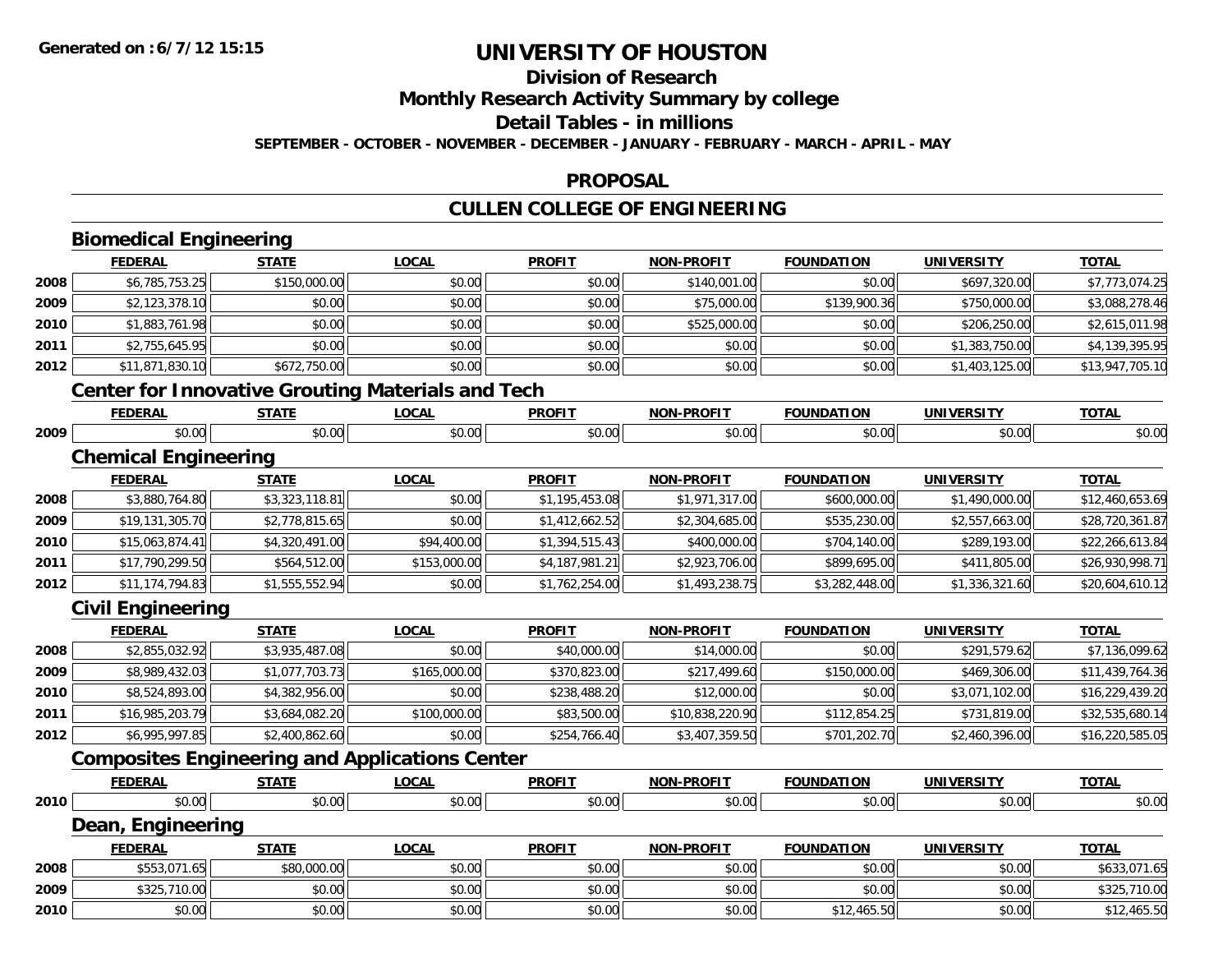**Generated on : 6/7/12 15:15**

# UNIVERSITY OF HOUSTON

## Division of Research

## Monthly Research Activity Summary by college

## Detail Tables - in millions

**SEPTEMBER - OCTOBER - NOVEMBER - DECEMBER - JANUARY - FEBRUARY - MARCH - APRIL - MAY**

## PROPOSAL

## CULLEN COLLEGE OF ENGINEERING

### Biomedical Engineering

| | FEDERAL | STATE | LOCAL | PROFIT | NON-PROFIT | FOUNDATION | UNIVERSITY | TOTAL |
|---|---|---|---|---|---|---|---|---|
| 2008 | $6,785,753.25 | $150,000.00 | $0.00 | $0.00 | $140,001.00 | $0.00 | $697,320.00 | $7,773,074.25 |
| 2009 | $2,123,378.10 | $0.00 | $0.00 | $0.00 | $75,000.00 | $139,900.36 | $750,000.00 | $3,088,278.46 |
| 2010 | $1,883,761.98 | $0.00 | $0.00 | $0.00 | $525,000.00 | $0.00 | $206,250.00 | $2,615,011.98 |
| 2011 | $2,755,645.95 | $0.00 | $0.00 | $0.00 | $0.00 | $0.00 | $1,383,750.00 | $4,139,395.95 |
| 2012 | $11,871,830.10 | $672,750.00 | $0.00 | $0.00 | $0.00 | $0.00 | $1,403,125.00 | $13,947,705.10 |

### Center for Innovative Grouting Materials and Tech

| | FEDERAL | STATE | LOCAL | PROFIT | NON-PROFIT | FOUNDATION | UNIVERSITY | TOTAL |
|---|---|---|---|---|---|---|---|---|
| 2009 | $0.00 | $0.00 | $0.00 | $0.00 | $0.00 | $0.00 | $0.00 | $0.00 |

### Chemical Engineering

| | FEDERAL | STATE | LOCAL | PROFIT | NON-PROFIT | FOUNDATION | UNIVERSITY | TOTAL |
|---|---|---|---|---|---|---|---|---|
| 2008 | $3,880,764.80 | $3,323,118.81 | $0.00 | $1,195,453.08 | $1,971,317.00 | $600,000.00 | $1,490,000.00 | $12,460,653.69 |
| 2009 | $19,131,305.70 | $2,778,815.65 | $0.00 | $1,412,662.52 | $2,304,685.00 | $535,230.00 | $2,557,663.00 | $28,720,361.87 |
| 2010 | $15,063,874.41 | $4,320,491.00 | $94,400.00 | $1,394,515.43 | $400,000.00 | $704,140.00 | $289,193.00 | $22,266,613.84 |
| 2011 | $17,790,299.50 | $564,512.00 | $153,000.00 | $4,187,981.21 | $2,923,706.00 | $899,695.00 | $411,805.00 | $26,930,998.71 |
| 2012 | $11,174,794.83 | $1,555,552.94 | $0.00 | $1,762,254.00 | $1,493,238.75 | $3,282,448.00 | $1,336,321.60 | $20,604,610.12 |

### Civil Engineering

| | FEDERAL | STATE | LOCAL | PROFIT | NON-PROFIT | FOUNDATION | UNIVERSITY | TOTAL |
|---|---|---|---|---|---|---|---|---|
| 2008 | $2,855,032.92 | $3,935,487.08 | $0.00 | $40,000.00 | $14,000.00 | $0.00 | $291,579.62 | $7,136,099.62 |
| 2009 | $8,989,432.03 | $1,077,703.73 | $165,000.00 | $370,823.00 | $217,499.60 | $150,000.00 | $469,306.00 | $11,439,764.36 |
| 2010 | $8,524,893.00 | $4,382,956.00 | $0.00 | $238,488.20 | $12,000.00 | $0.00 | $3,071,102.00 | $16,229,439.20 |
| 2011 | $16,985,203.79 | $3,684,082.20 | $100,000.00 | $83,500.00 | $10,838,220.90 | $112,854.25 | $731,819.00 | $32,535,680.14 |
| 2012 | $6,995,997.85 | $2,400,862.60 | $0.00 | $254,766.40 | $3,407,359.50 | $701,202.70 | $2,460,396.00 | $16,220,585.05 |

### Composites Engineering and Applications Center

| | FEDERAL | STATE | LOCAL | PROFIT | NON-PROFIT | FOUNDATION | UNIVERSITY | TOTAL |
|---|---|---|---|---|---|---|---|---|
| 2010 | $0.00 | $0.00 | $0.00 | $0.00 | $0.00 | $0.00 | $0.00 | $0.00 |

### Dean, Engineering

| | FEDERAL | STATE | LOCAL | PROFIT | NON-PROFIT | FOUNDATION | UNIVERSITY | TOTAL |
|---|---|---|---|---|---|---|---|---|
| 2008 | $553,071.65 | $80,000.00 | $0.00 | $0.00 | $0.00 | $0.00 | $0.00 | $633,071.65 |
| 2009 | $325,710.00 | $0.00 | $0.00 | $0.00 | $0.00 | $0.00 | $0.00 | $325,710.00 |
| 2010 | $0.00 | $0.00 | $0.00 | $0.00 | $0.00 | $12,465.50 | $0.00 | $12,465.50 |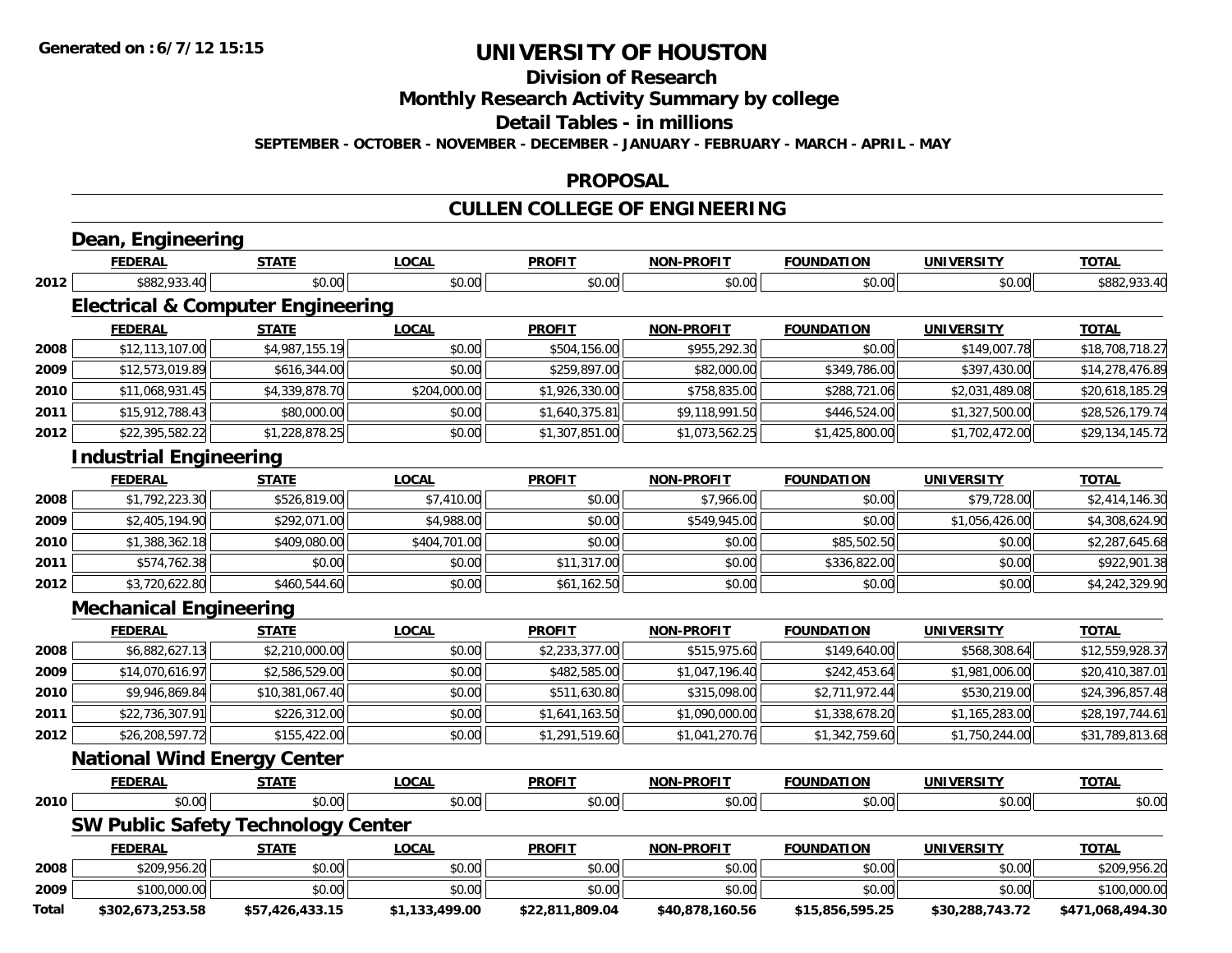**Generated on :6/7/12 15:15**

# UNIVERSITY OF HOUSTON

## Division of Research

## Monthly Research Activity Summary by college

## Detail Tables - in millions

**SEPTEMBER - OCTOBER - NOVEMBER - DECEMBER - JANUARY - FEBRUARY - MARCH - APRIL - MAY**

## PROPOSAL

## CULLEN COLLEGE OF ENGINEERING

### Dean, Engineering

| | FEDERAL | STATE | LOCAL | PROFIT | NON-PROFIT | FOUNDATION | UNIVERSITY | TOTAL |
|---|---|---|---|---|---|---|---|---|
| 2012 | $882,933.40 | $0.00 | $0.00 | $0.00 | $0.00 | $0.00 | $0.00 | $882,933.40 |

### Electrical & Computer Engineering

| | FEDERAL | STATE | LOCAL | PROFIT | NON-PROFIT | FOUNDATION | UNIVERSITY | TOTAL |
|---|---|---|---|---|---|---|---|---|
| 2008 | $12,113,107.00 | $4,987,155.19 | $0.00 | $504,156.00 | $955,292.30 | $0.00 | $149,007.78 | $18,708,718.27 |
| 2009 | $12,573,019.89 | $616,344.00 | $0.00 | $259,897.00 | $82,000.00 | $349,786.00 | $397,430.00 | $14,278,476.89 |
| 2010 | $11,068,931.45 | $4,339,878.70 | $204,000.00 | $1,926,330.00 | $758,835.00 | $288,721.06 | $2,031,489.08 | $20,618,185.29 |
| 2011 | $15,912,788.43 | $80,000.00 | $0.00 | $1,640,375.81 | $9,118,991.50 | $446,524.00 | $1,327,500.00 | $28,526,179.74 |
| 2012 | $22,395,582.22 | $1,228,878.25 | $0.00 | $1,307,851.00 | $1,073,562.25 | $1,425,800.00 | $1,702,472.00 | $29,134,145.72 |

### Industrial Engineering

| | FEDERAL | STATE | LOCAL | PROFIT | NON-PROFIT | FOUNDATION | UNIVERSITY | TOTAL |
|---|---|---|---|---|---|---|---|---|
| 2008 | $1,792,223.30 | $526,819.00 | $7,410.00 | $0.00 | $7,966.00 | $0.00 | $79,728.00 | $2,414,146.30 |
| 2009 | $2,405,194.90 | $292,071.00 | $4,988.00 | $0.00 | $549,945.00 | $0.00 | $1,056,426.00 | $4,308,624.90 |
| 2010 | $1,388,362.18 | $409,080.00 | $404,701.00 | $0.00 | $0.00 | $85,502.50 | $0.00 | $2,287,645.68 |
| 2011 | $574,762.38 | $0.00 | $0.00 | $11,317.00 | $0.00 | $336,822.00 | $0.00 | $922,901.38 |
| 2012 | $3,720,622.80 | $460,544.60 | $0.00 | $61,162.50 | $0.00 | $0.00 | $0.00 | $4,242,329.90 |

### Mechanical Engineering

| | FEDERAL | STATE | LOCAL | PROFIT | NON-PROFIT | FOUNDATION | UNIVERSITY | TOTAL |
|---|---|---|---|---|---|---|---|---|
| 2008 | $6,882,627.13 | $2,210,000.00 | $0.00 | $2,233,377.00 | $515,975.60 | $149,640.00 | $568,308.64 | $12,559,928.37 |
| 2009 | $14,070,616.97 | $2,586,529.00 | $0.00 | $482,585.00 | $1,047,196.40 | $242,453.64 | $1,981,006.00 | $20,410,387.01 |
| 2010 | $9,946,869.84 | $10,381,067.40 | $0.00 | $511,630.80 | $315,098.00 | $2,711,972.44 | $530,219.00 | $24,396,857.48 |
| 2011 | $22,736,307.91 | $226,312.00 | $0.00 | $1,641,163.50 | $1,090,000.00 | $1,338,678.20 | $1,165,283.00 | $28,197,744.61 |
| 2012 | $26,208,597.72 | $155,422.00 | $0.00 | $1,291,519.60 | $1,041,270.76 | $1,342,759.60 | $1,750,244.00 | $31,789,813.68 |

### National Wind Energy Center

| | FEDERAL | STATE | LOCAL | PROFIT | NON-PROFIT | FOUNDATION | UNIVERSITY | TOTAL |
|---|---|---|---|---|---|---|---|---|
| 2010 | $0.00 | $0.00 | $0.00 | $0.00 | $0.00 | $0.00 | $0.00 | $0.00 |

### SW Public Safety Technology Center

| | FEDERAL | STATE | LOCAL | PROFIT | NON-PROFIT | FOUNDATION | UNIVERSITY | TOTAL |
|---|---|---|---|---|---|---|---|---|
| 2008 | $209,956.20 | $0.00 | $0.00 | $0.00 | $0.00 | $0.00 | $0.00 | $209,956.20 |
| 2009 | $100,000.00 | $0.00 | $0.00 | $0.00 | $0.00 | $0.00 | $0.00 | $100,000.00 |
| **Total** | **$302,673,253.58** | **$57,426,433.15** | **$1,133,499.00** | **$22,811,809.04** | **$40,878,160.56** | **$15,856,595.25** | **$30,288,743.72** | **$471,068,494.30** |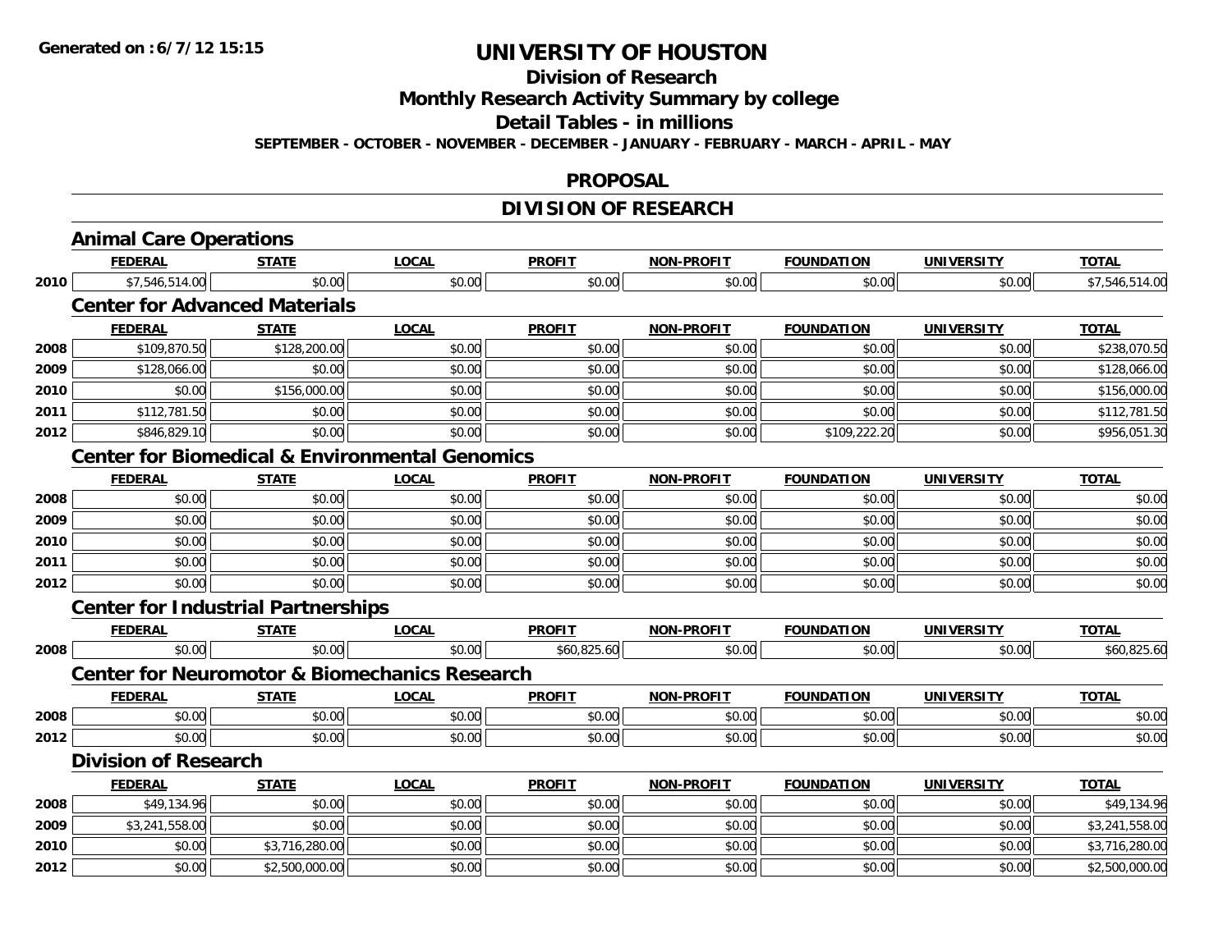**Generated on :6/7/12 15:15**

# UNIVERSITY OF HOUSTON

## Division of Research

## Monthly Research Activity Summary by college

## Detail Tables - in millions

**SEPTEMBER - OCTOBER - NOVEMBER - DECEMBER - JANUARY - FEBRUARY - MARCH - APRIL - MAY**

## PROPOSAL

## DIVISION OF RESEARCH

### Animal Care Operations

| | FEDERAL | STATE | LOCAL | PROFIT | NON-PROFIT | FOUNDATION | UNIVERSITY | TOTAL |
|---|---|---|---|---|---|---|---|---|
| 2010 | $7,546,514.00 | $0.00 | $0.00 | $0.00 | $0.00 | $0.00 | $0.00 | $7,546,514.00 |

### Center for Advanced Materials

| | FEDERAL | STATE | LOCAL | PROFIT | NON-PROFIT | FOUNDATION | UNIVERSITY | TOTAL |
|---|---|---|---|---|---|---|---|---|
| 2008 | $109,870.50 | $128,200.00 | $0.00 | $0.00 | $0.00 | $0.00 | $0.00 | $238,070.50 |
| 2009 | $128,066.00 | $0.00 | $0.00 | $0.00 | $0.00 | $0.00 | $0.00 | $128,066.00 |
| 2010 | $0.00 | $156,000.00 | $0.00 | $0.00 | $0.00 | $0.00 | $0.00 | $156,000.00 |
| 2011 | $112,781.50 | $0.00 | $0.00 | $0.00 | $0.00 | $0.00 | $0.00 | $112,781.50 |
| 2012 | $846,829.10 | $0.00 | $0.00 | $0.00 | $0.00 | $109,222.20 | $0.00 | $956,051.30 |

### Center for Biomedical & Environmental Genomics

| | FEDERAL | STATE | LOCAL | PROFIT | NON-PROFIT | FOUNDATION | UNIVERSITY | TOTAL |
|---|---|---|---|---|---|---|---|---|
| 2008 | $0.00 | $0.00 | $0.00 | $0.00 | $0.00 | $0.00 | $0.00 | $0.00 |
| 2009 | $0.00 | $0.00 | $0.00 | $0.00 | $0.00 | $0.00 | $0.00 | $0.00 |
| 2010 | $0.00 | $0.00 | $0.00 | $0.00 | $0.00 | $0.00 | $0.00 | $0.00 |
| 2011 | $0.00 | $0.00 | $0.00 | $0.00 | $0.00 | $0.00 | $0.00 | $0.00 |
| 2012 | $0.00 | $0.00 | $0.00 | $0.00 | $0.00 | $0.00 | $0.00 | $0.00 |

### Center for Industrial Partnerships

| | FEDERAL | STATE | LOCAL | PROFIT | NON-PROFIT | FOUNDATION | UNIVERSITY | TOTAL |
|---|---|---|---|---|---|---|---|---|
| 2008 | $0.00 | $0.00 | $0.00 | $60,825.60 | $0.00 | $0.00 | $0.00 | $60,825.60 |

### Center for Neuromotor & Biomechanics Research

| | FEDERAL | STATE | LOCAL | PROFIT | NON-PROFIT | FOUNDATION | UNIVERSITY | TOTAL |
|---|---|---|---|---|---|---|---|---|
| 2008 | $0.00 | $0.00 | $0.00 | $0.00 | $0.00 | $0.00 | $0.00 | $0.00 |
| 2012 | $0.00 | $0.00 | $0.00 | $0.00 | $0.00 | $0.00 | $0.00 | $0.00 |

### Division of Research

| | FEDERAL | STATE | LOCAL | PROFIT | NON-PROFIT | FOUNDATION | UNIVERSITY | TOTAL |
|---|---|---|---|---|---|---|---|---|
| 2008 | $49,134.96 | $0.00 | $0.00 | $0.00 | $0.00 | $0.00 | $0.00 | $49,134.96 |
| 2009 | $3,241,558.00 | $0.00 | $0.00 | $0.00 | $0.00 | $0.00 | $0.00 | $3,241,558.00 |
| 2010 | $0.00 | $3,716,280.00 | $0.00 | $0.00 | $0.00 | $0.00 | $0.00 | $3,716,280.00 |
| 2012 | $0.00 | $2,500,000.00 | $0.00 | $0.00 | $0.00 | $0.00 | $0.00 | $2,500,000.00 |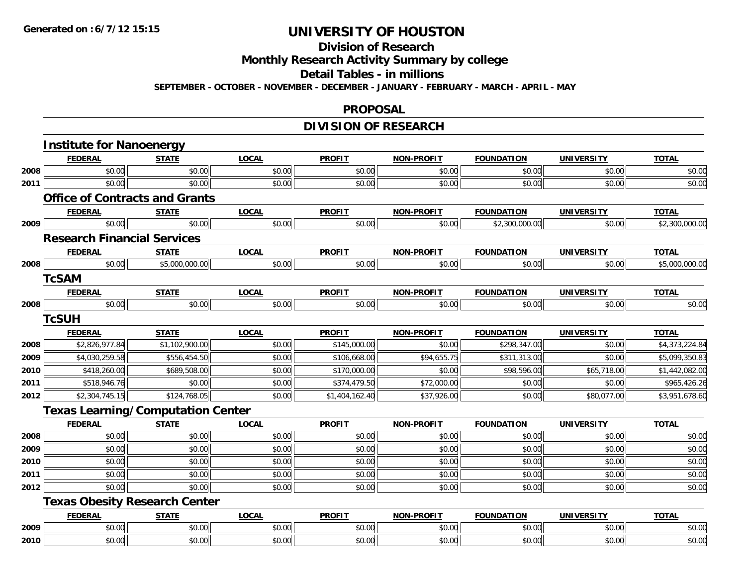# UNIVERSITY OF HOUSTON

## Division of Research

## Monthly Research Activity Summary by college

## Detail Tables - in millions

**SEPTEMBER - OCTOBER - NOVEMBER - DECEMBER - JANUARY - FEBRUARY - MARCH - APRIL - MAY**

## PROPOSAL

## DIVISION OF RESEARCH

### Institute for Nanoenergy

| | FEDERAL | STATE | LOCAL | PROFIT | NON-PROFIT | FOUNDATION | UNIVERSITY | TOTAL |
|---|---|---|---|---|---|---|---|---|
| 2008 | $0.00 | $0.00 | $0.00 | $0.00 | $0.00 | $0.00 | $0.00 | $0.00 |
| 2011 | $0.00 | $0.00 | $0.00 | $0.00 | $0.00 | $0.00 | $0.00 | $0.00 |

### Office of Contracts and Grants

| | FEDERAL | STATE | LOCAL | PROFIT | NON-PROFIT | FOUNDATION | UNIVERSITY | TOTAL |
|---|---|---|---|---|---|---|---|---|
| 2009 | $0.00 | $0.00 | $0.00 | $0.00 | $0.00 | $2,300,000.00 | $0.00 | $2,300,000.00 |

### Research Financial Services

| | FEDERAL | STATE | LOCAL | PROFIT | NON-PROFIT | FOUNDATION | UNIVERSITY | TOTAL |
|---|---|---|---|---|---|---|---|---|
| 2008 | $0.00 | $5,000,000.00 | $0.00 | $0.00 | $0.00 | $0.00 | $0.00 | $5,000,000.00 |

### TcSAM

| | FEDERAL | STATE | LOCAL | PROFIT | NON-PROFIT | FOUNDATION | UNIVERSITY | TOTAL |
|---|---|---|---|---|---|---|---|---|
| 2008 | $0.00 | $0.00 | $0.00 | $0.00 | $0.00 | $0.00 | $0.00 | $0.00 |

### TcSUH

| | FEDERAL | STATE | LOCAL | PROFIT | NON-PROFIT | FOUNDATION | UNIVERSITY | TOTAL |
|---|---|---|---|---|---|---|---|---|
| 2008 | $2,826,977.84 | $1,102,900.00 | $0.00 | $145,000.00 | $0.00 | $298,347.00 | $0.00 | $4,373,224.84 |
| 2009 | $4,030,259.58 | $556,454.50 | $0.00 | $106,668.00 | $94,655.75 | $311,313.00 | $0.00 | $5,099,350.83 |
| 2010 | $418,260.00 | $689,508.00 | $0.00 | $170,000.00 | $0.00 | $98,596.00 | $65,718.00 | $1,442,082.00 |
| 2011 | $518,946.76 | $0.00 | $0.00 | $374,479.50 | $72,000.00 | $0.00 | $0.00 | $965,426.26 |
| 2012 | $2,304,745.15 | $124,768.05 | $0.00 | $1,404,162.40 | $37,926.00 | $0.00 | $80,077.00 | $3,951,678.60 |

### Texas Learning/Computation Center

| | FEDERAL | STATE | LOCAL | PROFIT | NON-PROFIT | FOUNDATION | UNIVERSITY | TOTAL |
|---|---|---|---|---|---|---|---|---|
| 2008 | $0.00 | $0.00 | $0.00 | $0.00 | $0.00 | $0.00 | $0.00 | $0.00 |
| 2009 | $0.00 | $0.00 | $0.00 | $0.00 | $0.00 | $0.00 | $0.00 | $0.00 |
| 2010 | $0.00 | $0.00 | $0.00 | $0.00 | $0.00 | $0.00 | $0.00 | $0.00 |
| 2011 | $0.00 | $0.00 | $0.00 | $0.00 | $0.00 | $0.00 | $0.00 | $0.00 |
| 2012 | $0.00 | $0.00 | $0.00 | $0.00 | $0.00 | $0.00 | $0.00 | $0.00 |

### Texas Obesity Research Center

| | FEDERAL | STATE | LOCAL | PROFIT | NON-PROFIT | FOUNDATION | UNIVERSITY | TOTAL |
|---|---|---|---|---|---|---|---|---|
| 2009 | $0.00 | $0.00 | $0.00 | $0.00 | $0.00 | $0.00 | $0.00 | $0.00 |
| 2010 | $0.00 | $0.00 | $0.00 | $0.00 | $0.00 | $0.00 | $0.00 | $0.00 |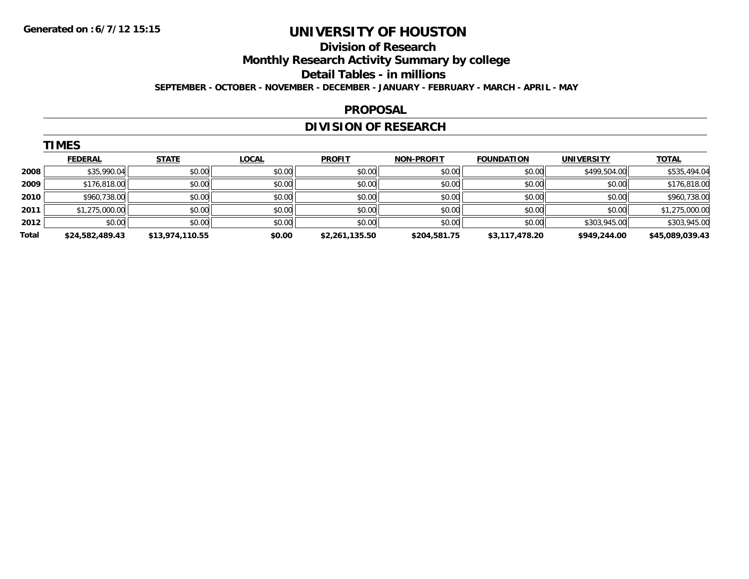**Generated on :6/7/12 15:15**

# UNIVERSITY OF HOUSTON

## Division of Research

## Monthly Research Activity Summary by college

## Detail Tables - in millions

**SEPTEMBER - OCTOBER - NOVEMBER - DECEMBER - JANUARY - FEBRUARY - MARCH - APRIL - MAY**

### PROPOSAL

### DIVISION OF RESEARCH

#### TIMES

| | FEDERAL | STATE | LOCAL | PROFIT | NON-PROFIT | FOUNDATION | UNIVERSITY | TOTAL |
|---|---|---|---|---|---|---|---|---|
| 2008 | $35,990.04 | $0.00 | $0.00 | $0.00 | $0.00 | $0.00 | $499,504.00 | $535,494.04 |
| 2009 | $176,818.00 | $0.00 | $0.00 | $0.00 | $0.00 | $0.00 | $0.00 | $176,818.00 |
| 2010 | $960,738.00 | $0.00 | $0.00 | $0.00 | $0.00 | $0.00 | $0.00 | $960,738.00 |
| 2011 | $1,275,000.00 | $0.00 | $0.00 | $0.00 | $0.00 | $0.00 | $0.00 | $1,275,000.00 |
| 2012 | $0.00 | $0.00 | $0.00 | $0.00 | $0.00 | $0.00 | $303,945.00 | $303,945.00 |
| **Total** | **$24,582,489.43** | **$13,974,110.55** | **$0.00** | **$2,261,135.50** | **$204,581.75** | **$3,117,478.20** | **$949,244.00** | **$45,089,039.43** |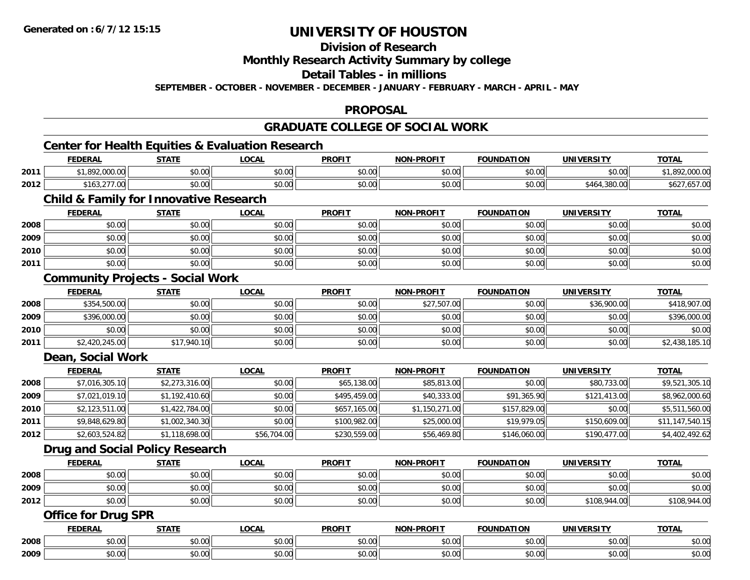**Generated on :6/7/12 15:15**

# UNIVERSITY OF HOUSTON

## Division of Research

## Monthly Research Activity Summary by college

## Detail Tables - in millions

**SEPTEMBER - OCTOBER - NOVEMBER - DECEMBER - JANUARY - FEBRUARY - MARCH - APRIL - MAY**

## PROPOSAL

## GRADUATE COLLEGE OF SOCIAL WORK

### Center for Health Equities & Evaluation Research

| | FEDERAL | STATE | LOCAL | PROFIT | NON-PROFIT | FOUNDATION | UNIVERSITY | TOTAL |
|---|---|---|---|---|---|---|---|---|
| 2011 | $1,892,000.00 | $0.00 | $0.00 | $0.00 | $0.00 | $0.00 | $0.00 | $1,892,000.00 |
| 2012 | $163,277.00 | $0.00 | $0.00 | $0.00 | $0.00 | $0.00 | $464,380.00 | $627,657.00 |

### Child & Family for Innovative Research

| | FEDERAL | STATE | LOCAL | PROFIT | NON-PROFIT | FOUNDATION | UNIVERSITY | TOTAL |
|---|---|---|---|---|---|---|---|---|
| 2008 | $0.00 | $0.00 | $0.00 | $0.00 | $0.00 | $0.00 | $0.00 | $0.00 |
| 2009 | $0.00 | $0.00 | $0.00 | $0.00 | $0.00 | $0.00 | $0.00 | $0.00 |
| 2010 | $0.00 | $0.00 | $0.00 | $0.00 | $0.00 | $0.00 | $0.00 | $0.00 |
| 2011 | $0.00 | $0.00 | $0.00 | $0.00 | $0.00 | $0.00 | $0.00 | $0.00 |

### Community Projects - Social Work

| | FEDERAL | STATE | LOCAL | PROFIT | NON-PROFIT | FOUNDATION | UNIVERSITY | TOTAL |
|---|---|---|---|---|---|---|---|---|
| 2008 | $354,500.00 | $0.00 | $0.00 | $0.00 | $27,507.00 | $0.00 | $36,900.00 | $418,907.00 |
| 2009 | $396,000.00 | $0.00 | $0.00 | $0.00 | $0.00 | $0.00 | $0.00 | $396,000.00 |
| 2010 | $0.00 | $0.00 | $0.00 | $0.00 | $0.00 | $0.00 | $0.00 | $0.00 |
| 2011 | $2,420,245.00 | $17,940.10 | $0.00 | $0.00 | $0.00 | $0.00 | $0.00 | $2,438,185.10 |

### Dean, Social Work

| | FEDERAL | STATE | LOCAL | PROFIT | NON-PROFIT | FOUNDATION | UNIVERSITY | TOTAL |
|---|---|---|---|---|---|---|---|---|
| 2008 | $7,016,305.10 | $2,273,316.00 | $0.00 | $65,138.00 | $85,813.00 | $0.00 | $80,733.00 | $9,521,305.10 |
| 2009 | $7,021,019.10 | $1,192,410.60 | $0.00 | $495,459.00 | $40,333.00 | $91,365.90 | $121,413.00 | $8,962,000.60 |
| 2010 | $2,123,511.00 | $1,422,784.00 | $0.00 | $657,165.00 | $1,150,271.00 | $157,829.00 | $0.00 | $5,511,560.00 |
| 2011 | $9,848,629.80 | $1,002,340.30 | $0.00 | $100,982.00 | $25,000.00 | $19,979.05 | $150,609.00 | $11,147,540.15 |
| 2012 | $2,603,524.82 | $1,118,698.00 | $56,704.00 | $230,559.00 | $56,469.80 | $146,060.00 | $190,477.00 | $4,402,492.62 |

### Drug and Social Policy Research

| | FEDERAL | STATE | LOCAL | PROFIT | NON-PROFIT | FOUNDATION | UNIVERSITY | TOTAL |
|---|---|---|---|---|---|---|---|---|
| 2008 | $0.00 | $0.00 | $0.00 | $0.00 | $0.00 | $0.00 | $0.00 | $0.00 |
| 2009 | $0.00 | $0.00 | $0.00 | $0.00 | $0.00 | $0.00 | $0.00 | $0.00 |
| 2012 | $0.00 | $0.00 | $0.00 | $0.00 | $0.00 | $0.00 | $108,944.00 | $108,944.00 |

### Office for Drug SPR

| | FEDERAL | STATE | LOCAL | PROFIT | NON-PROFIT | FOUNDATION | UNIVERSITY | TOTAL |
|---|---|---|---|---|---|---|---|---|
| 2008 | $0.00 | $0.00 | $0.00 | $0.00 | $0.00 | $0.00 | $0.00 | $0.00 |
| 2009 | $0.00 | $0.00 | $0.00 | $0.00 | $0.00 | $0.00 | $0.00 | $0.00 |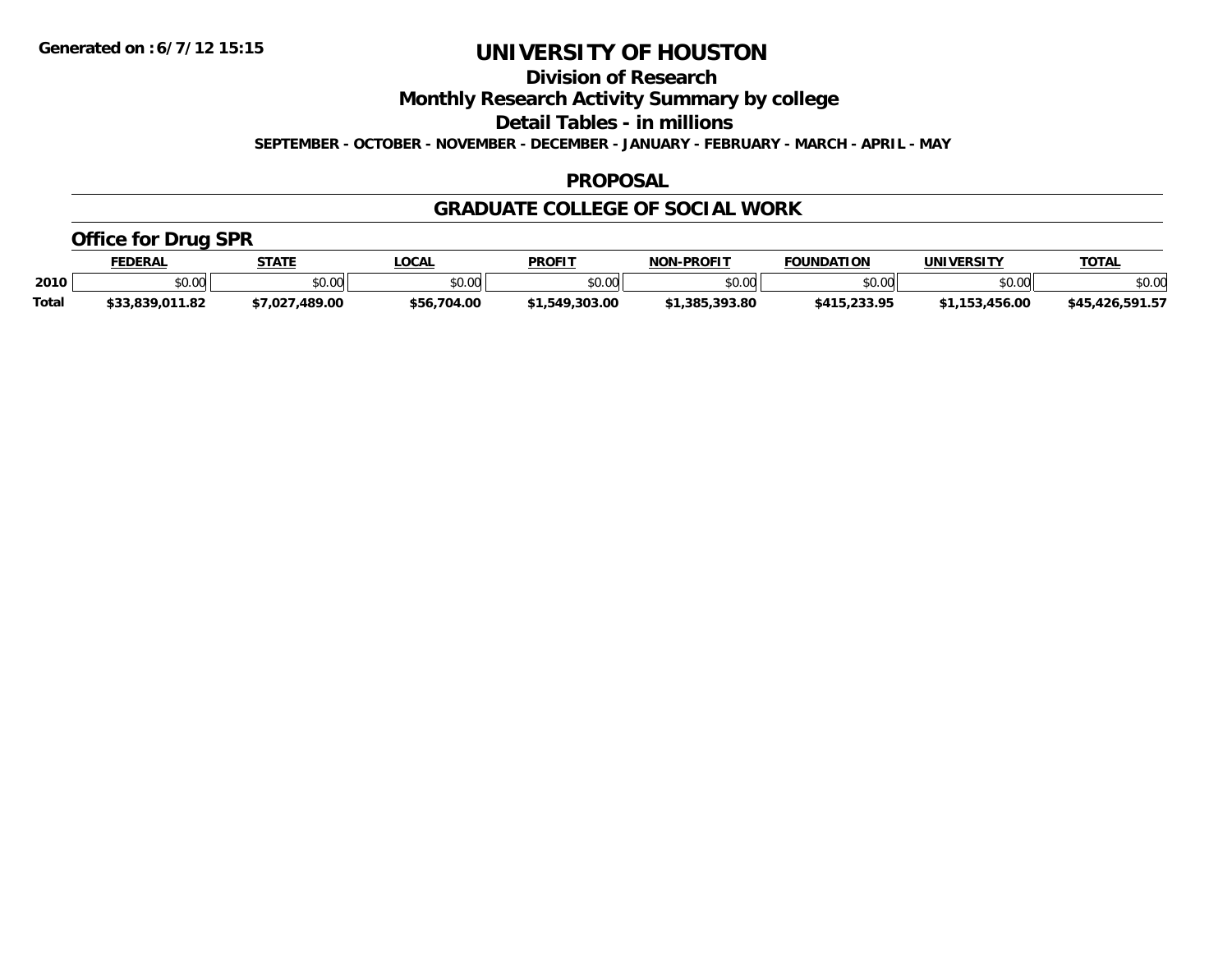# UNIVERSITY OF HOUSTON

## Division of Research

## Monthly Research Activity Summary by college

## Detail Tables - in millions

**SEPTEMBER - OCTOBER - NOVEMBER - DECEMBER - JANUARY - FEBRUARY - MARCH - APRIL - MAY**

## PROPOSAL

## GRADUATE COLLEGE OF SOCIAL WORK

### Office for Drug SPR

| | FEDERAL | STATE | LOCAL | PROFIT | NON-PROFIT | FOUNDATION | UNIVERSITY | TOTAL |
|---|---|---|---|---|---|---|---|---|
| 2010 | $0.00 | $0.00 | $0.00 | $0.00 | $0.00 | $0.00 | $0.00 | $0.00 |
| Total | $33,839,011.82 | $7,027,489.00 | $56,704.00 | $1,549,303.00 | $1,385,393.80 | $415,233.95 | $1,153,456.00 | $45,426,591.57 |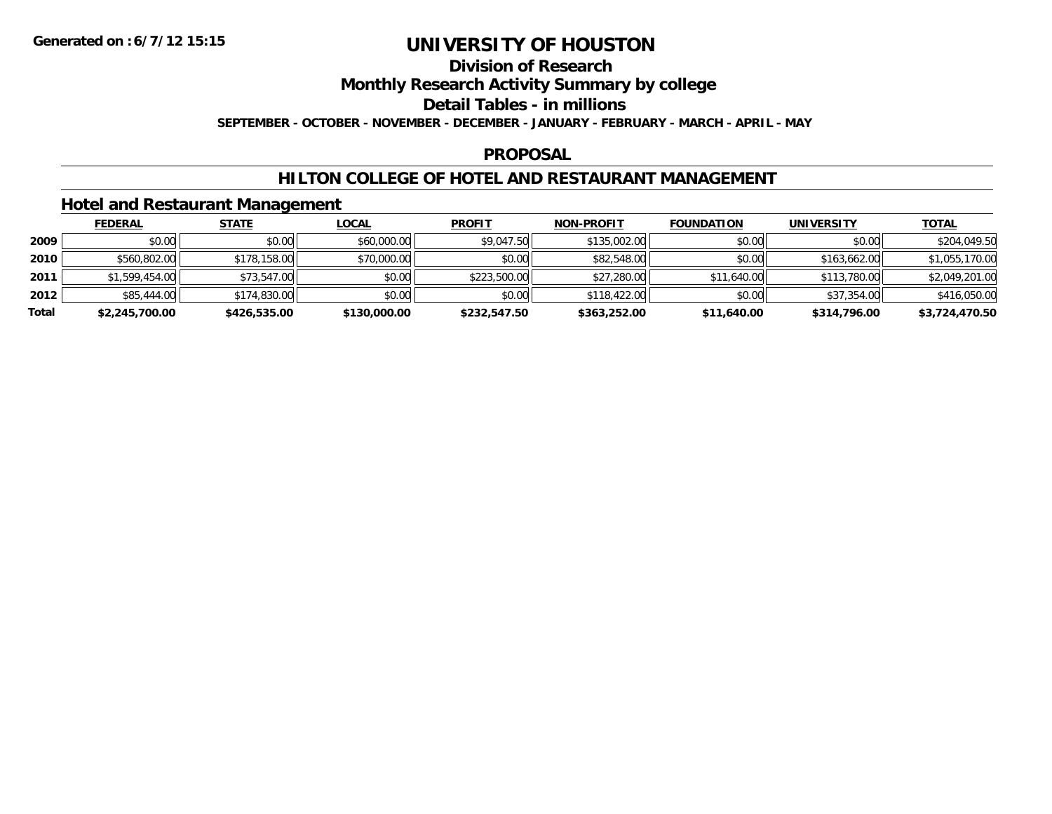Generated on :6/7/12 15:15

# UNIVERSITY OF HOUSTON

## Division of Research

## Monthly Research Activity Summary by college

## Detail Tables - in millions

**SEPTEMBER - OCTOBER - NOVEMBER - DECEMBER - JANUARY - FEBRUARY - MARCH - APRIL - MAY**

## PROPOSAL

## HILTON COLLEGE OF HOTEL AND RESTAURANT MANAGEMENT

### Hotel and Restaurant Management

| | FEDERAL | STATE | LOCAL | PROFIT | NON-PROFIT | FOUNDATION | UNIVERSITY | TOTAL |
|---|---|---|---|---|---|---|---|---|
| **2009** | $0.00 | $0.00 | $60,000.00 | $9,047.50 | $135,002.00 | $0.00 | $0.00 | $204,049.50 |
| **2010** | $560,802.00 | $178,158.00 | $70,000.00 | $0.00 | $82,548.00 | $0.00 | $163,662.00 | $1,055,170.00 |
| **2011** | $1,599,454.00 | $73,547.00 | $0.00 | $223,500.00 | $27,280.00 | $11,640.00 | $113,780.00 | $2,049,201.00 |
| **2012** | $85,444.00 | $174,830.00 | $0.00 | $0.00 | $118,422.00 | $0.00 | $37,354.00 | $416,050.00 |
| **Total** | **$2,245,700.00** | **$426,535.00** | **$130,000.00** | **$232,547.50** | **$363,252.00** | **$11,640.00** | **$314,796.00** | **$3,724,470.50** |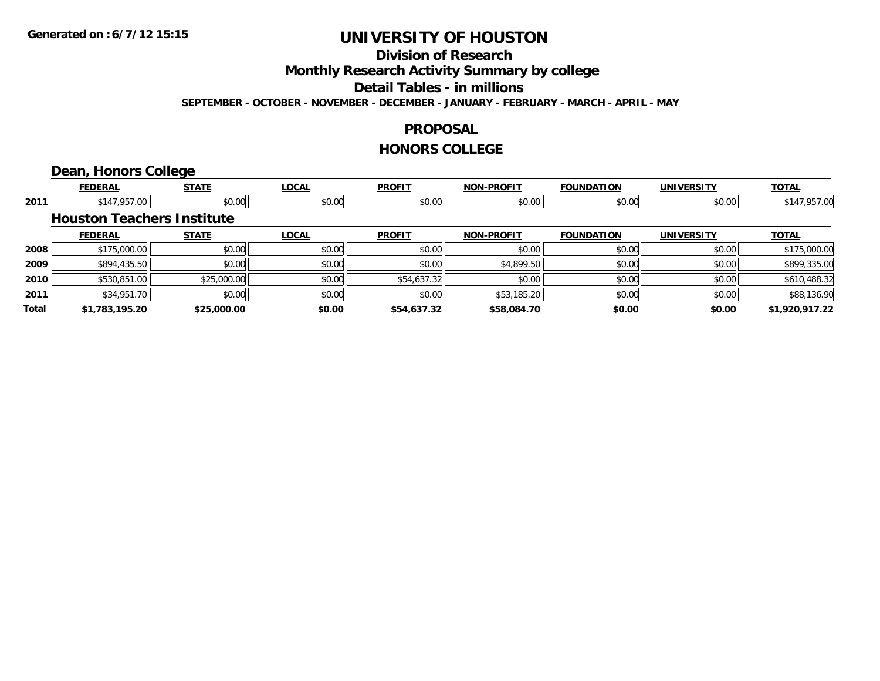**Generated on :6/7/12 15:15**

# UNIVERSITY OF HOUSTON

## Division of Research

## Monthly Research Activity Summary by college

## Detail Tables - in millions

**SEPTEMBER - OCTOBER - NOVEMBER - DECEMBER - JANUARY - FEBRUARY - MARCH - APRIL - MAY**

## PROPOSAL

## HONORS COLLEGE

### Dean, Honors College

| | FEDERAL | STATE | LOCAL | PROFIT | NON-PROFIT | FOUNDATION | UNIVERSITY | TOTAL |
|---|---|---|---|---|---|---|---|---|
| 2011 | $147,957.00 | $0.00 | $0.00 | $0.00 | $0.00 | $0.00 | $0.00 | $147,957.00 |

### Houston Teachers Institute

| | FEDERAL | STATE | LOCAL | PROFIT | NON-PROFIT | FOUNDATION | UNIVERSITY | TOTAL |
|---|---|---|---|---|---|---|---|---|
| 2008 | $175,000.00 | $0.00 | $0.00 | $0.00 | $0.00 | $0.00 | $0.00 | $175,000.00 |
| 2009 | $894,435.50 | $0.00 | $0.00 | $0.00 | $4,899.50 | $0.00 | $0.00 | $899,335.00 |
| 2010 | $530,851.00 | $25,000.00 | $0.00 | $54,637.32 | $0.00 | $0.00 | $0.00 | $610,488.32 |
| 2011 | $34,951.70 | $0.00 | $0.00 | $0.00 | $53,185.20 | $0.00 | $0.00 | $88,136.90 |
| **Total** | **$1,783,195.20** | **$25,000.00** | **$0.00** | **$54,637.32** | **$58,084.70** | **$0.00** | **$0.00** | **$1,920,917.22** |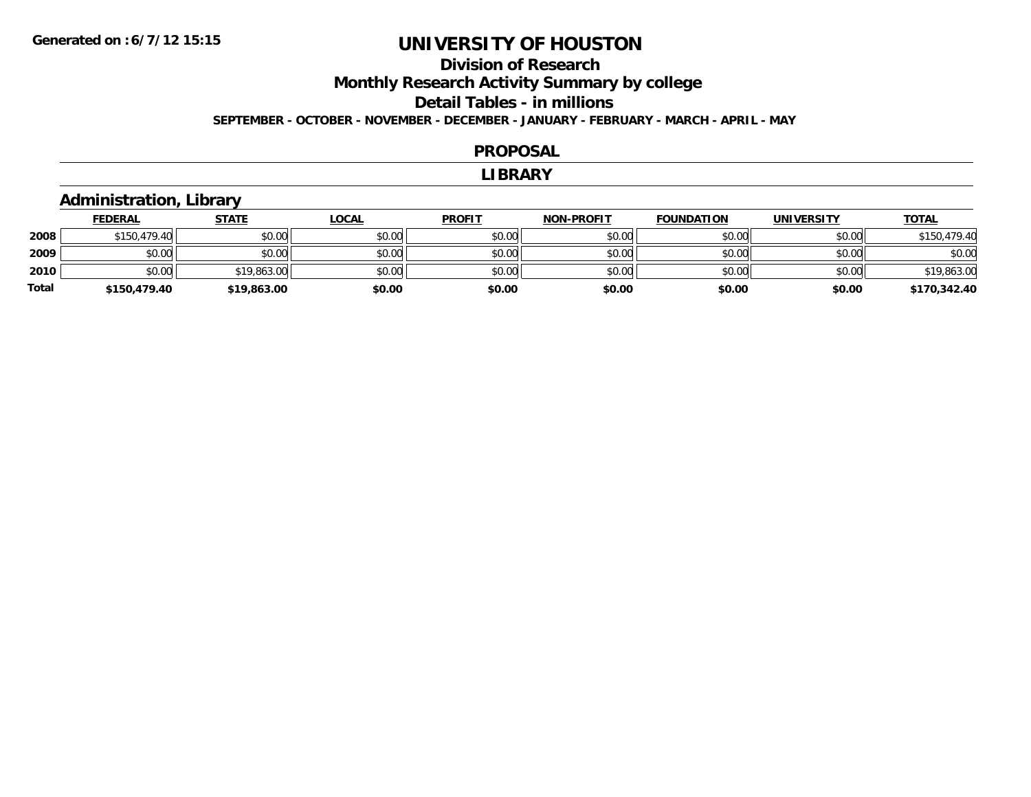# UNIVERSITY OF HOUSTON

## Division of Research

## Monthly Research Activity Summary by college

## Detail Tables - in millions

**SEPTEMBER - OCTOBER - NOVEMBER - DECEMBER - JANUARY - FEBRUARY - MARCH - APRIL - MAY**

Generated on : 6/7/12 15:15

## PROPOSAL

## LIBRARY

### Administration, Library

| | FEDERAL | STATE | LOCAL | PROFIT | NON-PROFIT | FOUNDATION | UNIVERSITY | TOTAL |
|---|---|---|---|---|---|---|---|---|
| 2008 | $150,479.40 | $0.00 | $0.00 | $0.00 | $0.00 | $0.00 | $0.00 | $150,479.40 |
| 2009 | $0.00 | $0.00 | $0.00 | $0.00 | $0.00 | $0.00 | $0.00 | $0.00 |
| 2010 | $0.00 | $19,863.00 | $0.00 | $0.00 | $0.00 | $0.00 | $0.00 | $19,863.00 |
| **Total** | **$150,479.40** | **$19,863.00** | **$0.00** | **$0.00** | **$0.00** | **$0.00** | **$0.00** | **$170,342.40** |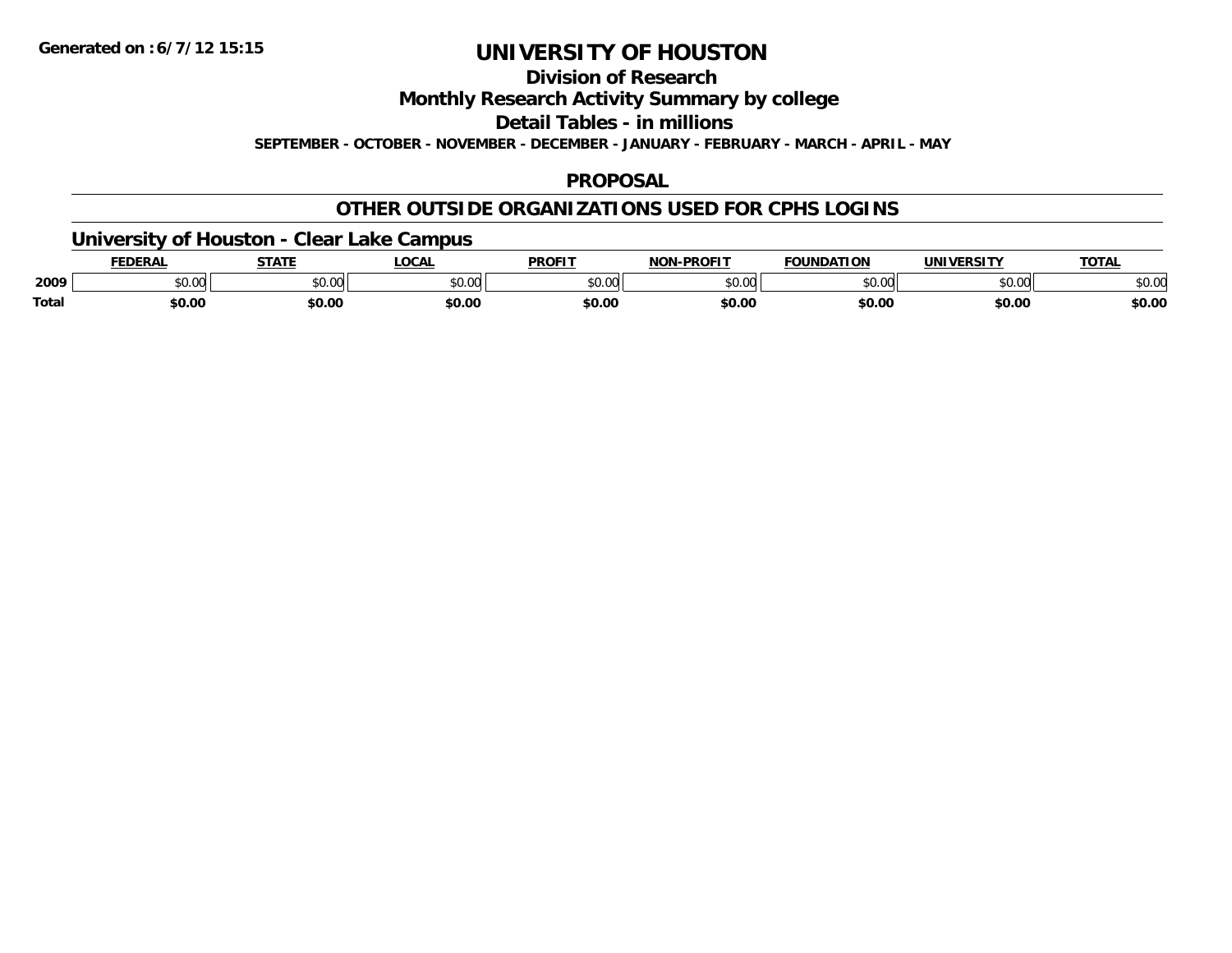Generated on :6/7/12 15:15

# UNIVERSITY OF HOUSTON

## Division of Research

## Monthly Research Activity Summary by college

## Detail Tables - in millions

**SEPTEMBER - OCTOBER - NOVEMBER - DECEMBER - JANUARY - FEBRUARY - MARCH - APRIL - MAY**

## PROPOSAL

## OTHER OUTSIDE ORGANIZATIONS USED FOR CPHS LOGINS

### University of Houston - Clear Lake Campus

| | FEDERAL | STATE | LOCAL | PROFIT | NON-PROFIT | FOUNDATION | UNIVERSITY | TOTAL |
|---|---|---|---|---|---|---|---|---|
| 2009 | $0.00 | $0.00 | $0.00 | $0.00 | $0.00 | $0.00 | $0.00 | $0.00 |
| **Total** | **$0.00** | **$0.00** | **$0.00** | **$0.00** | **$0.00** | **$0.00** | **$0.00** | **$0.00** |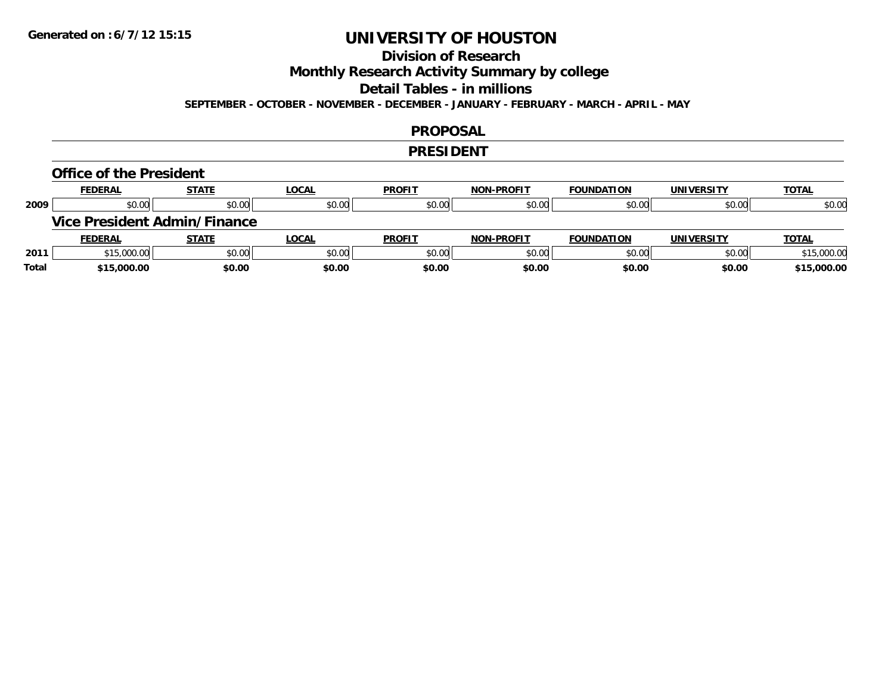**Generated on :6/7/12 15:15**

# UNIVERSITY OF HOUSTON

## Division of Research

## Monthly Research Activity Summary by college

## Detail Tables - in millions

**SEPTEMBER - OCTOBER - NOVEMBER - DECEMBER - JANUARY - FEBRUARY - MARCH - APRIL - MAY**

## PROPOSAL

## PRESIDENT

### Office of the President

| | FEDERAL | STATE | LOCAL | PROFIT | NON-PROFIT | FOUNDATION | UNIVERSITY | TOTAL |
|---|---|---|---|---|---|---|---|---|
| 2009 | $0.00 | $0.00 | $0.00 | $0.00 | $0.00 | $0.00 | $0.00 | $0.00 |

### Vice President Admin/Finance

| | FEDERAL | STATE | LOCAL | PROFIT | NON-PROFIT | FOUNDATION | UNIVERSITY | TOTAL |
|---|---|---|---|---|---|---|---|---|
| 2011 | $15,000.00 | $0.00 | $0.00 | $0.00 | $0.00 | $0.00 | $0.00 | $15,000.00 |
| **Total** | **$15,000.00** | **$0.00** | **$0.00** | **$0.00** | **$0.00** | **$0.00** | **$0.00** | **$15,000.00** |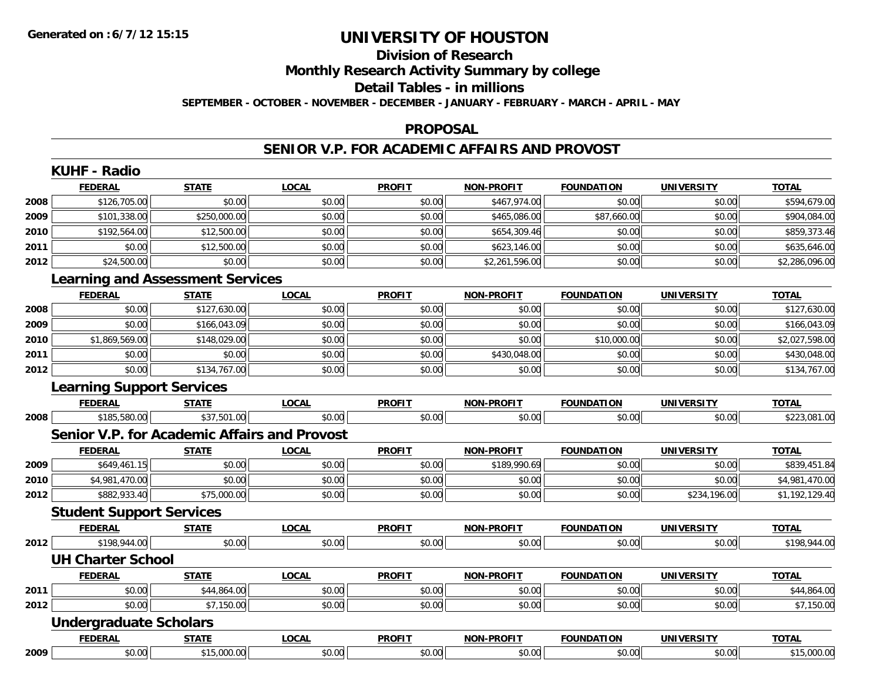Generated on :6/7/12 15:15

# UNIVERSITY OF HOUSTON

## Division of Research

## Monthly Research Activity Summary by college

## Detail Tables - in millions

**SEPTEMBER - OCTOBER - NOVEMBER - DECEMBER - JANUARY - FEBRUARY - MARCH - APRIL - MAY**

## PROPOSAL

## SENIOR V.P. FOR ACADEMIC AFFAIRS AND PROVOST

### KUHF - Radio

| | FEDERAL | STATE | LOCAL | PROFIT | NON-PROFIT | FOUNDATION | UNIVERSITY | TOTAL |
|---|---|---|---|---|---|---|---|---|
| 2008 | $126,705.00 | $0.00 | $0.00 | $0.00 | $467,974.00 | $0.00 | $0.00 | $594,679.00 |
| 2009 | $101,338.00 | $250,000.00 | $0.00 | $0.00 | $465,086.00 | $87,660.00 | $0.00 | $904,084.00 |
| 2010 | $192,564.00 | $12,500.00 | $0.00 | $0.00 | $654,309.46 | $0.00 | $0.00 | $859,373.46 |
| 2011 | $0.00 | $12,500.00 | $0.00 | $0.00 | $623,146.00 | $0.00 | $0.00 | $635,646.00 |
| 2012 | $24,500.00 | $0.00 | $0.00 | $0.00 | $2,261,596.00 | $0.00 | $0.00 | $2,286,096.00 |

### Learning and Assessment Services

| | FEDERAL | STATE | LOCAL | PROFIT | NON-PROFIT | FOUNDATION | UNIVERSITY | TOTAL |
|---|---|---|---|---|---|---|---|---|
| 2008 | $0.00 | $127,630.00 | $0.00 | $0.00 | $0.00 | $0.00 | $0.00 | $127,630.00 |
| 2009 | $0.00 | $166,043.09 | $0.00 | $0.00 | $0.00 | $0.00 | $0.00 | $166,043.09 |
| 2010 | $1,869,569.00 | $148,029.00 | $0.00 | $0.00 | $0.00 | $10,000.00 | $0.00 | $2,027,598.00 |
| 2011 | $0.00 | $0.00 | $0.00 | $0.00 | $430,048.00 | $0.00 | $0.00 | $430,048.00 |
| 2012 | $0.00 | $134,767.00 | $0.00 | $0.00 | $0.00 | $0.00 | $0.00 | $134,767.00 |

### Learning Support Services

| | FEDERAL | STATE | LOCAL | PROFIT | NON-PROFIT | FOUNDATION | UNIVERSITY | TOTAL |
|---|---|---|---|---|---|---|---|---|
| 2008 | $185,580.00 | $37,501.00 | $0.00 | $0.00 | $0.00 | $0.00 | $0.00 | $223,081.00 |

### Senior V.P. for Academic Affairs and Provost

| | FEDERAL | STATE | LOCAL | PROFIT | NON-PROFIT | FOUNDATION | UNIVERSITY | TOTAL |
|---|---|---|---|---|---|---|---|---|
| 2009 | $649,461.15 | $0.00 | $0.00 | $0.00 | $189,990.69 | $0.00 | $0.00 | $839,451.84 |
| 2010 | $4,981,470.00 | $0.00 | $0.00 | $0.00 | $0.00 | $0.00 | $0.00 | $4,981,470.00 |
| 2012 | $882,933.40 | $75,000.00 | $0.00 | $0.00 | $0.00 | $0.00 | $234,196.00 | $1,192,129.40 |

### Student Support Services

| | FEDERAL | STATE | LOCAL | PROFIT | NON-PROFIT | FOUNDATION | UNIVERSITY | TOTAL |
|---|---|---|---|---|---|---|---|---|
| 2012 | $198,944.00 | $0.00 | $0.00 | $0.00 | $0.00 | $0.00 | $0.00 | $198,944.00 |

### UH Charter School

| | FEDERAL | STATE | LOCAL | PROFIT | NON-PROFIT | FOUNDATION | UNIVERSITY | TOTAL |
|---|---|---|---|---|---|---|---|---|
| 2011 | $0.00 | $44,864.00 | $0.00 | $0.00 | $0.00 | $0.00 | $0.00 | $44,864.00 |
| 2012 | $0.00 | $7,150.00 | $0.00 | $0.00 | $0.00 | $0.00 | $0.00 | $7,150.00 |

### Undergraduate Scholars

| | FEDERAL | STATE | LOCAL | PROFIT | NON-PROFIT | FOUNDATION | UNIVERSITY | TOTAL |
|---|---|---|---|---|---|---|---|---|
| 2009 | $0.00 | $15,000.00 | $0.00 | $0.00 | $0.00 | $0.00 | $0.00 | $15,000.00 |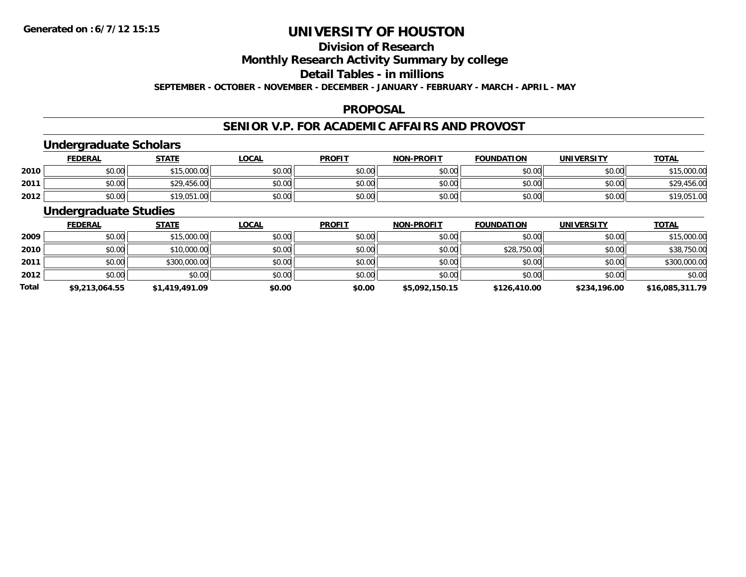**Generated on :6/7/12 15:15**

# UNIVERSITY OF HOUSTON

## Division of Research

## Monthly Research Activity Summary by college

## Detail Tables - in millions

**SEPTEMBER - OCTOBER - NOVEMBER - DECEMBER - JANUARY - FEBRUARY - MARCH - APRIL - MAY**

### PROPOSAL

### SENIOR V.P. FOR ACADEMIC AFFAIRS AND PROVOST

#### Undergraduate Scholars

| | FEDERAL | STATE | LOCAL | PROFIT | NON-PROFIT | FOUNDATION | UNIVERSITY | TOTAL |
|---|---|---|---|---|---|---|---|---|
| 2010 | $0.00 | $15,000.00 | $0.00 | $0.00 | $0.00 | $0.00 | $0.00 | $15,000.00 |
| 2011 | $0.00 | $29,456.00 | $0.00 | $0.00 | $0.00 | $0.00 | $0.00 | $29,456.00 |
| 2012 | $0.00 | $19,051.00 | $0.00 | $0.00 | $0.00 | $0.00 | $0.00 | $19,051.00 |

#### Undergraduate Studies

| | FEDERAL | STATE | LOCAL | PROFIT | NON-PROFIT | FOUNDATION | UNIVERSITY | TOTAL |
|---|---|---|---|---|---|---|---|---|
| 2009 | $0.00 | $15,000.00 | $0.00 | $0.00 | $0.00 | $0.00 | $0.00 | $15,000.00 |
| 2010 | $0.00 | $10,000.00 | $0.00 | $0.00 | $0.00 | $28,750.00 | $0.00 | $38,750.00 |
| 2011 | $0.00 | $300,000.00 | $0.00 | $0.00 | $0.00 | $0.00 | $0.00 | $300,000.00 |
| 2012 | $0.00 | $0.00 | $0.00 | $0.00 | $0.00 | $0.00 | $0.00 | $0.00 |
| **Total** | **$9,213,064.55** | **$1,419,491.09** | **$0.00** | **$0.00** | **$5,092,150.15** | **$126,410.00** | **$234,196.00** | **$16,085,311.79** |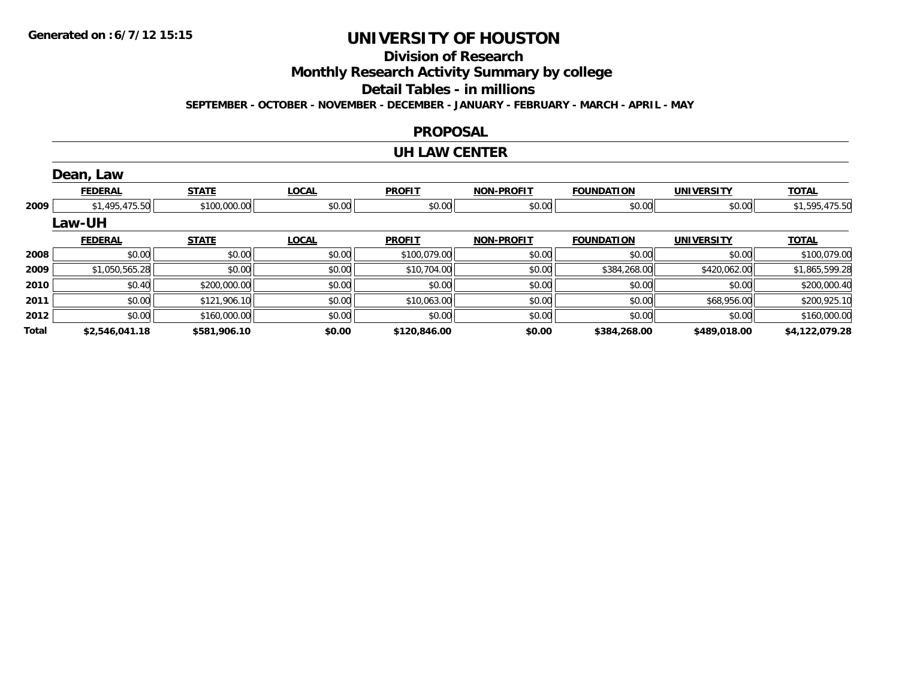# UNIVERSITY OF HOUSTON

## Division of Research

## Monthly Research Activity Summary by college

## Detail Tables - in millions

**SEPTEMBER - OCTOBER - NOVEMBER - DECEMBER - JANUARY - FEBRUARY - MARCH - APRIL - MAY**

### PROPOSAL

### UH LAW CENTER

#### Dean, Law

| | FEDERAL | STATE | LOCAL | PROFIT | NON-PROFIT | FOUNDATION | UNIVERSITY | TOTAL |
|---|---|---|---|---|---|---|---|---|
| 2009 | $1,495,475.50 | $100,000.00 | $0.00 | $0.00 | $0.00 | $0.00 | $0.00 | $1,595,475.50 |

#### Law-UH

| | FEDERAL | STATE | LOCAL | PROFIT | NON-PROFIT | FOUNDATION | UNIVERSITY | TOTAL |
|---|---|---|---|---|---|---|---|---|
| 2008 | $0.00 | $0.00 | $0.00 | $100,079.00 | $0.00 | $0.00 | $0.00 | $100,079.00 |
| 2009 | $1,050,565.28 | $0.00 | $0.00 | $10,704.00 | $0.00 | $384,268.00 | $420,062.00 | $1,865,599.28 |
| 2010 | $0.40 | $200,000.00 | $0.00 | $0.00 | $0.00 | $0.00 | $0.00 | $200,000.40 |
| 2011 | $0.00 | $121,906.10 | $0.00 | $10,063.00 | $0.00 | $0.00 | $68,956.00 | $200,925.10 |
| 2012 | $0.00 | $160,000.00 | $0.00 | $0.00 | $0.00 | $0.00 | $0.00 | $160,000.00 |
| **Total** | **$2,546,041.18** | **$581,906.10** | **$0.00** | **$120,846.00** | **$0.00** | **$384,268.00** | **$489,018.00** | **$4,122,079.28** |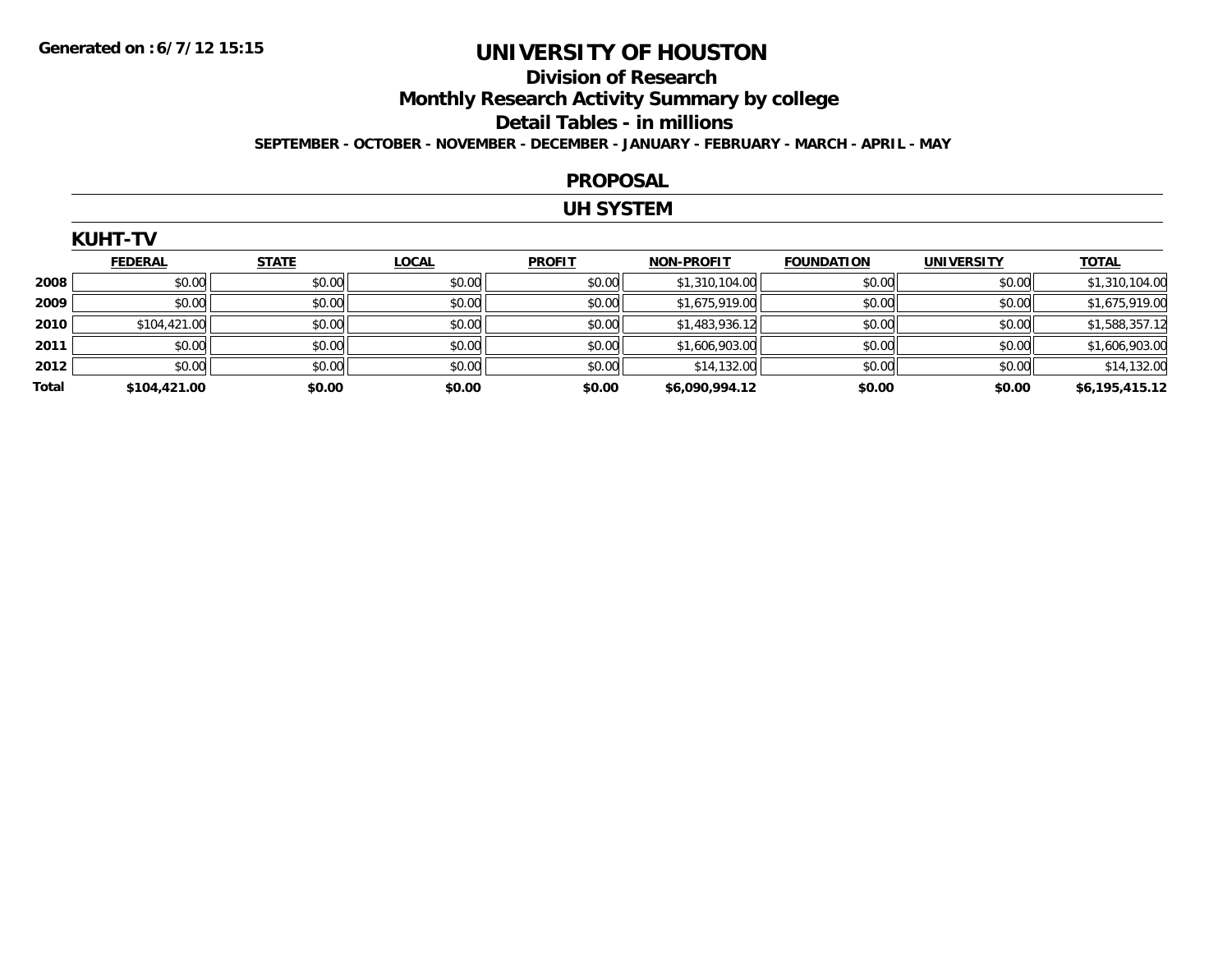# UNIVERSITY OF HOUSTON

## Division of Research

## Monthly Research Activity Summary by college

## Detail Tables - in millions

**SEPTEMBER - OCTOBER - NOVEMBER - DECEMBER - JANUARY - FEBRUARY - MARCH - APRIL - MAY**

## PROPOSAL

## UH SYSTEM

### KUHT-TV

| | FEDERAL | STATE | LOCAL | PROFIT | NON-PROFIT | FOUNDATION | UNIVERSITY | TOTAL |
|---|---|---|---|---|---|---|---|---|
| **2008** | $0.00 | $0.00 | $0.00 | $0.00 | $1,310,104.00 | $0.00 | $0.00 | $1,310,104.00 |
| **2009** | $0.00 | $0.00 | $0.00 | $0.00 | $1,675,919.00 | $0.00 | $0.00 | $1,675,919.00 |
| **2010** | $104,421.00 | $0.00 | $0.00 | $0.00 | $1,483,936.12 | $0.00 | $0.00 | $1,588,357.12 |
| **2011** | $0.00 | $0.00 | $0.00 | $0.00 | $1,606,903.00 | $0.00 | $0.00 | $1,606,903.00 |
| **2012** | $0.00 | $0.00 | $0.00 | $0.00 | $14,132.00 | $0.00 | $0.00 | $14,132.00 |
| **Total** | **$104,421.00** | **$0.00** | **$0.00** | **$0.00** | **$6,090,994.12** | **$0.00** | **$0.00** | **$6,195,415.12** |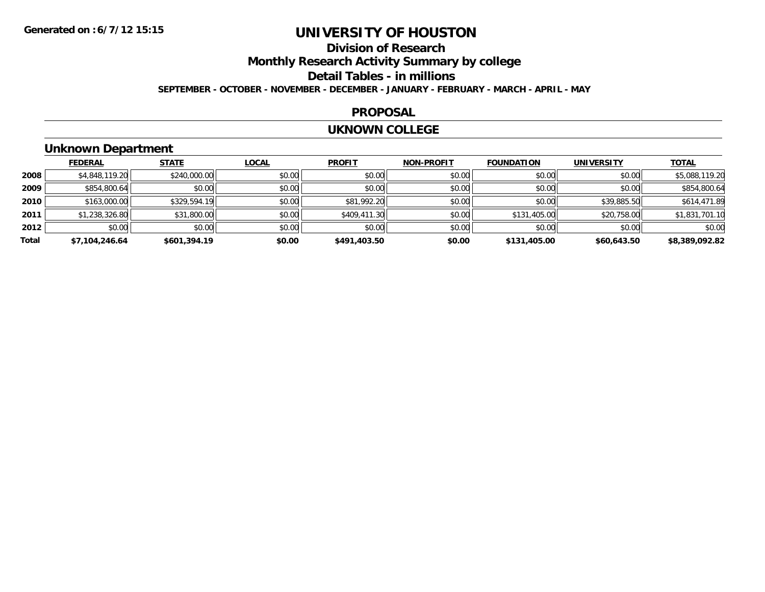Generated on :6/7/12 15:15

# UNIVERSITY OF HOUSTON

## Division of Research

## Monthly Research Activity Summary by college

## Detail Tables - in millions

**SEPTEMBER - OCTOBER - NOVEMBER - DECEMBER - JANUARY - FEBRUARY - MARCH - APRIL - MAY**

### PROPOSAL

### UKNOWN COLLEGE

### Unknown Department

| | FEDERAL | STATE | LOCAL | PROFIT | NON-PROFIT | FOUNDATION | UNIVERSITY | TOTAL |
|---|---|---|---|---|---|---|---|---|
| 2008 | $4,848,119.20 | $240,000.00 | $0.00 | $0.00 | $0.00 | $0.00 | $0.00 | $5,088,119.20 |
| 2009 | $854,800.64 | $0.00 | $0.00 | $0.00 | $0.00 | $0.00 | $0.00 | $854,800.64 |
| 2010 | $163,000.00 | $329,594.19 | $0.00 | $81,992.20 | $0.00 | $0.00 | $39,885.50 | $614,471.89 |
| 2011 | $1,238,326.80 | $31,800.00 | $0.00 | $409,411.30 | $0.00 | $131,405.00 | $20,758.00 | $1,831,701.10 |
| 2012 | $0.00 | $0.00 | $0.00 | $0.00 | $0.00 | $0.00 | $0.00 | $0.00 |
| **Total** | **$7,104,246.64** | **$601,394.19** | **$0.00** | **$491,403.50** | **$0.00** | **$131,405.00** | **$60,643.50** | **$8,389,092.82** |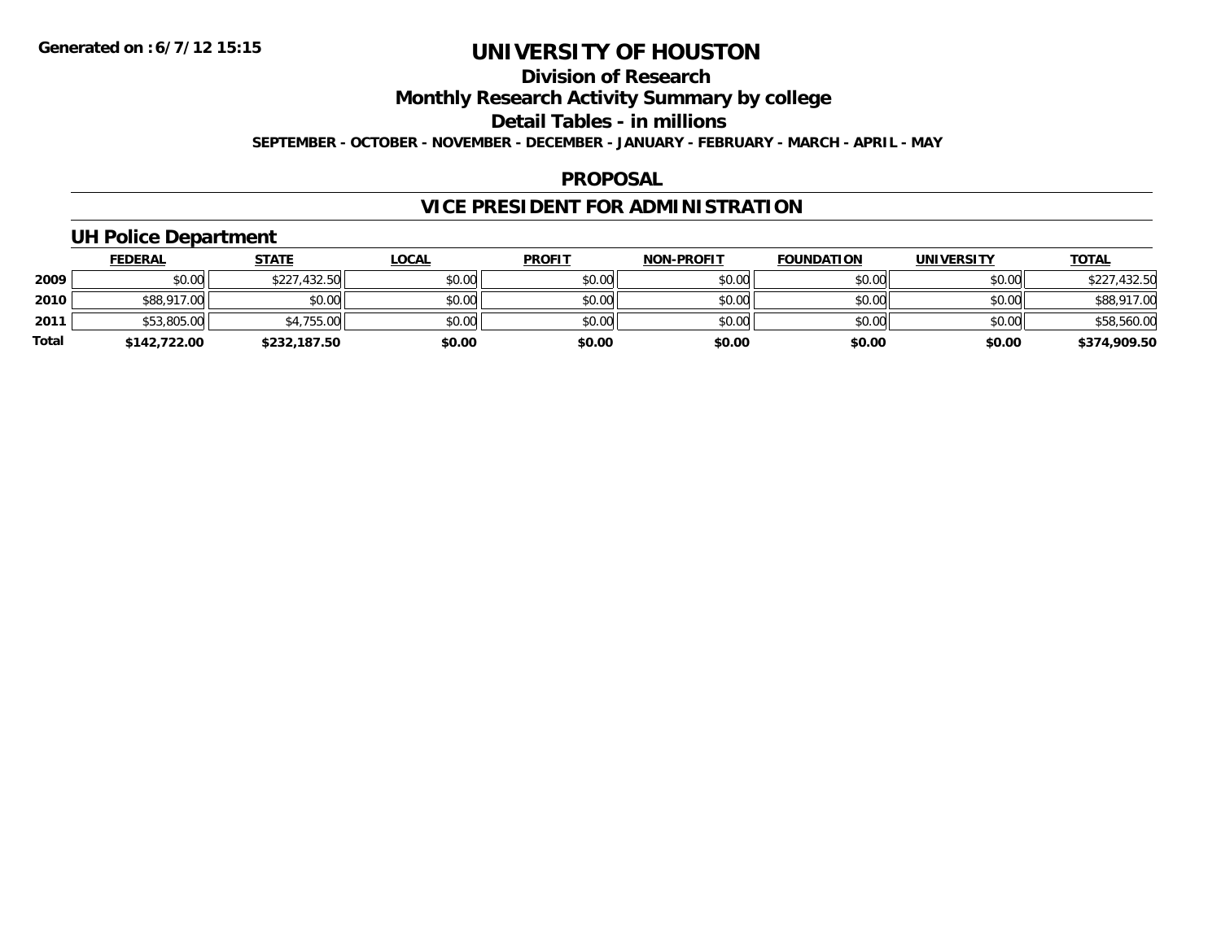Generated on :6/7/12 15:15

# UNIVERSITY OF HOUSTON

## Division of Research

## Monthly Research Activity Summary by college

## Detail Tables - in millions

**SEPTEMBER - OCTOBER - NOVEMBER - DECEMBER - JANUARY - FEBRUARY - MARCH - APRIL - MAY**

## PROPOSAL

## VICE PRESIDENT FOR ADMINISTRATION

### UH Police Department

| | FEDERAL | STATE | LOCAL | PROFIT | NON-PROFIT | FOUNDATION | UNIVERSITY | TOTAL |
|---|---|---|---|---|---|---|---|---|
| 2009 | $0.00 | $227,432.50 | $0.00 | $0.00 | $0.00 | $0.00 | $0.00 | $227,432.50 |
| 2010 | $88,917.00 | $0.00 | $0.00 | $0.00 | $0.00 | $0.00 | $0.00 | $88,917.00 |
| 2011 | $53,805.00 | $4,755.00 | $0.00 | $0.00 | $0.00 | $0.00 | $0.00 | $58,560.00 |
| **Total** | **$142,722.00** | **$232,187.50** | **$0.00** | **$0.00** | **$0.00** | **$0.00** | **$0.00** | **$374,909.50** |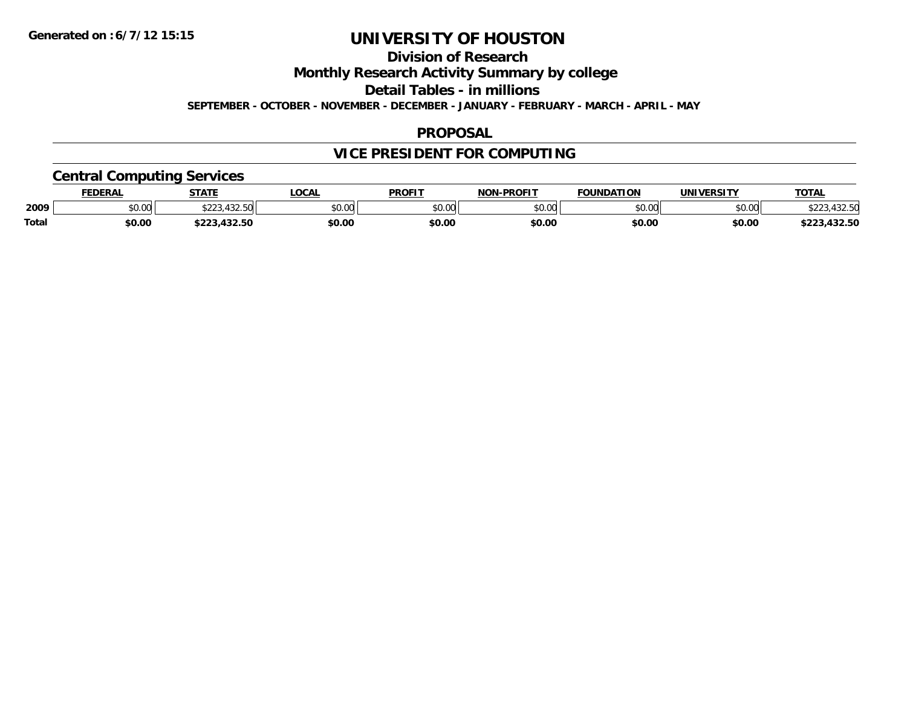# UNIVERSITY OF HOUSTON

## Division of Research

## Monthly Research Activity Summary by college

## Detail Tables - in millions

**SEPTEMBER - OCTOBER - NOVEMBER - DECEMBER - JANUARY - FEBRUARY - MARCH - APRIL - MAY**

## PROPOSAL

## VICE PRESIDENT FOR COMPUTING

### Central Computing Services

| | FEDERAL | STATE | LOCAL | PROFIT | NON-PROFIT | FOUNDATION | UNIVERSITY | TOTAL |
|---|---|---|---|---|---|---|---|---|
| 2009 | $0.00 | $223,432.50 | $0.00 | $0.00 | $0.00 | $0.00 | $0.00 | $223,432.50 |
| **Total** | **$0.00** | **$223,432.50** | **$0.00** | **$0.00** | **$0.00** | **$0.00** | **$0.00** | **$223,432.50** |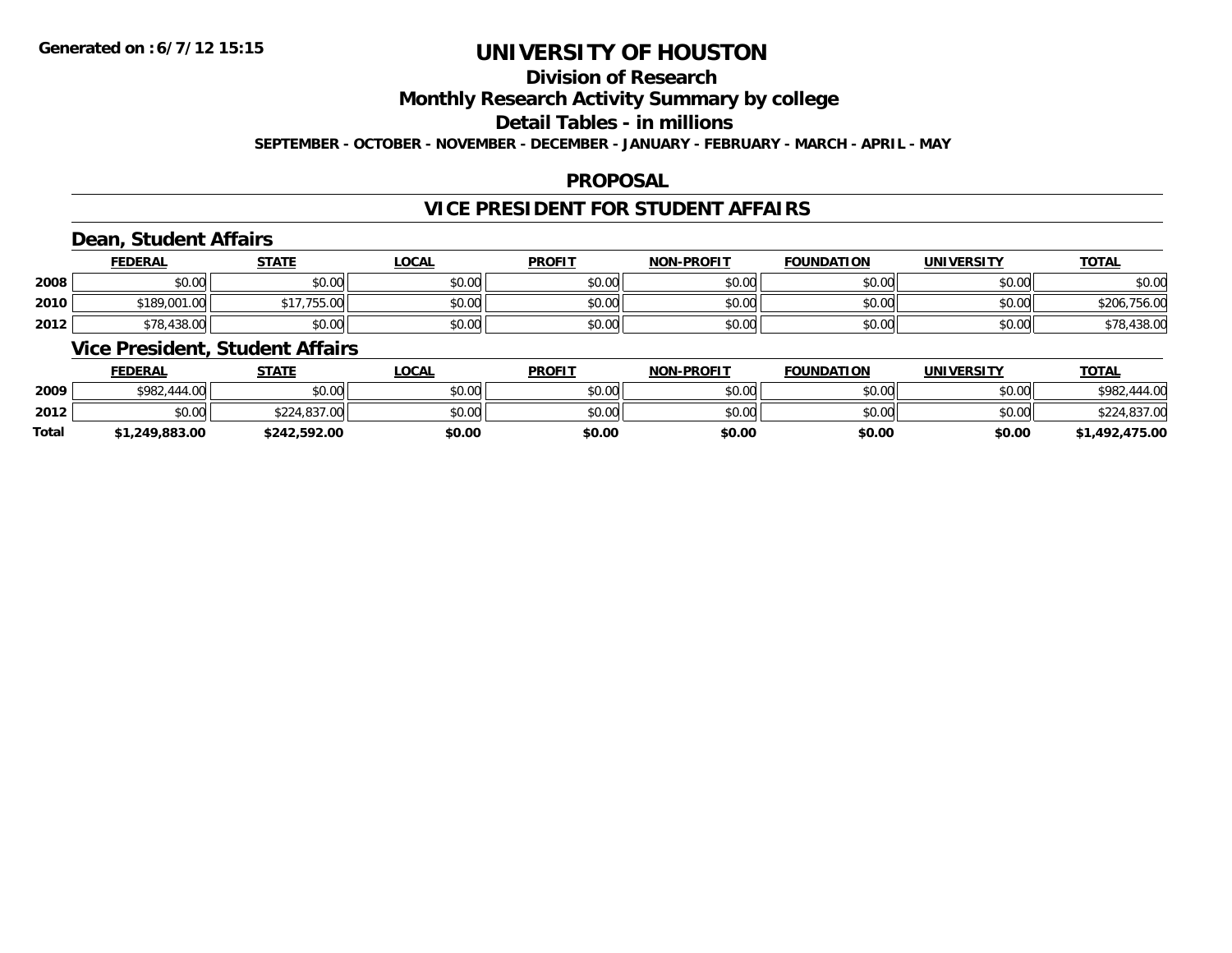**Generated on :6/7/12 15:15**

# UNIVERSITY OF HOUSTON

## Division of Research

## Monthly Research Activity Summary by college

## Detail Tables - in millions

**SEPTEMBER - OCTOBER - NOVEMBER - DECEMBER - JANUARY - FEBRUARY - MARCH - APRIL - MAY**

### PROPOSAL

### VICE PRESIDENT FOR STUDENT AFFAIRS

#### Dean, Student Affairs

| | FEDERAL | STATE | LOCAL | PROFIT | NON-PROFIT | FOUNDATION | UNIVERSITY | TOTAL |
|---|---|---|---|---|---|---|---|---|
| 2008 | $0.00 | $0.00 | $0.00 | $0.00 | $0.00 | $0.00 | $0.00 | $0.00 |
| 2010 | $189,001.00 | $17,755.00 | $0.00 | $0.00 | $0.00 | $0.00 | $0.00 | $206,756.00 |
| 2012 | $78,438.00 | $0.00 | $0.00 | $0.00 | $0.00 | $0.00 | $0.00 | $78,438.00 |

#### Vice President, Student Affairs

| | FEDERAL | STATE | LOCAL | PROFIT | NON-PROFIT | FOUNDATION | UNIVERSITY | TOTAL |
|---|---|---|---|---|---|---|---|---|
| 2009 | $982,444.00 | $0.00 | $0.00 | $0.00 | $0.00 | $0.00 | $0.00 | $982,444.00 |
| 2012 | $0.00 | $224,837.00 | $0.00 | $0.00 | $0.00 | $0.00 | $0.00 | $224,837.00 |
| **Total** | **$1,249,883.00** | **$242,592.00** | **$0.00** | **$0.00** | **$0.00** | **$0.00** | **$0.00** | **$1,492,475.00** |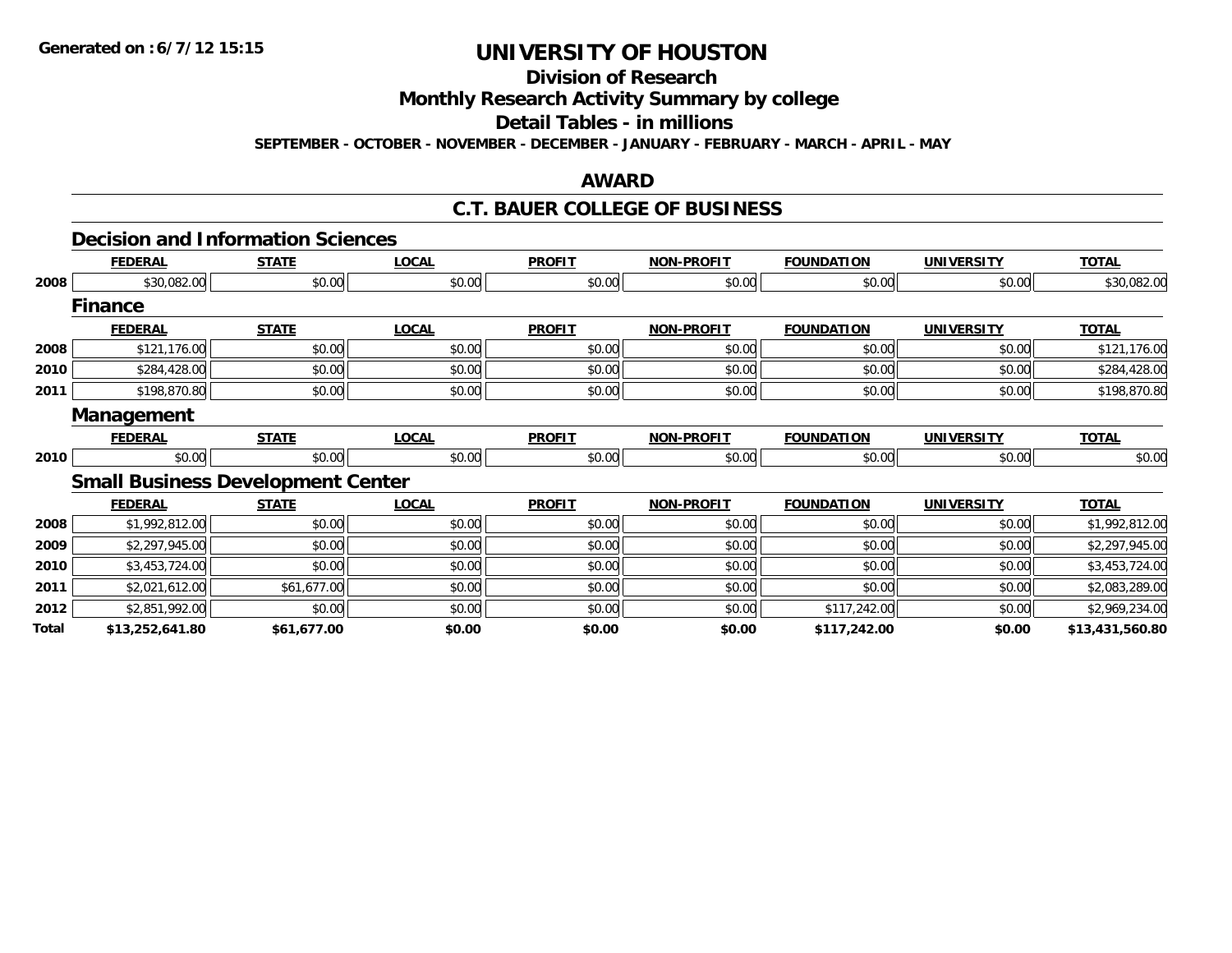# UNIVERSITY OF HOUSTON

## Division of Research

## Monthly Research Activity Summary by college

## Detail Tables - in millions

**SEPTEMBER - OCTOBER - NOVEMBER - DECEMBER - JANUARY - FEBRUARY - MARCH - APRIL - MAY**

## AWARD

## C.T. BAUER COLLEGE OF BUSINESS

### Decision and Information Sciences

| | FEDERAL | STATE | LOCAL | PROFIT | NON-PROFIT | FOUNDATION | UNIVERSITY | TOTAL |
|---|---|---|---|---|---|---|---|---|
| 2008 | $30,082.00 | $0.00 | $0.00 | $0.00 | $0.00 | $0.00 | $0.00 | $30,082.00 |

### Finance

| | FEDERAL | STATE | LOCAL | PROFIT | NON-PROFIT | FOUNDATION | UNIVERSITY | TOTAL |
|---|---|---|---|---|---|---|---|---|
| 2008 | $121,176.00 | $0.00 | $0.00 | $0.00 | $0.00 | $0.00 | $0.00 | $121,176.00 |
| 2010 | $284,428.00 | $0.00 | $0.00 | $0.00 | $0.00 | $0.00 | $0.00 | $284,428.00 |
| 2011 | $198,870.80 | $0.00 | $0.00 | $0.00 | $0.00 | $0.00 | $0.00 | $198,870.80 |

### Management

| | FEDERAL | STATE | LOCAL | PROFIT | NON-PROFIT | FOUNDATION | UNIVERSITY | TOTAL |
|---|---|---|---|---|---|---|---|---|
| 2010 | $0.00 | $0.00 | $0.00 | $0.00 | $0.00 | $0.00 | $0.00 | $0.00 |

### Small Business Development Center

| | FEDERAL | STATE | LOCAL | PROFIT | NON-PROFIT | FOUNDATION | UNIVERSITY | TOTAL |
|---|---|---|---|---|---|---|---|---|
| 2008 | $1,992,812.00 | $0.00 | $0.00 | $0.00 | $0.00 | $0.00 | $0.00 | $1,992,812.00 |
| 2009 | $2,297,945.00 | $0.00 | $0.00 | $0.00 | $0.00 | $0.00 | $0.00 | $2,297,945.00 |
| 2010 | $3,453,724.00 | $0.00 | $0.00 | $0.00 | $0.00 | $0.00 | $0.00 | $3,453,724.00 |
| 2011 | $2,021,612.00 | $61,677.00 | $0.00 | $0.00 | $0.00 | $0.00 | $0.00 | $2,083,289.00 |
| 2012 | $2,851,992.00 | $0.00 | $0.00 | $0.00 | $0.00 | $117,242.00 | $0.00 | $2,969,234.00 |
| **Total** | **$13,252,641.80** | **$61,677.00** | **$0.00** | **$0.00** | **$0.00** | **$117,242.00** | **$0.00** | **$13,431,560.80** |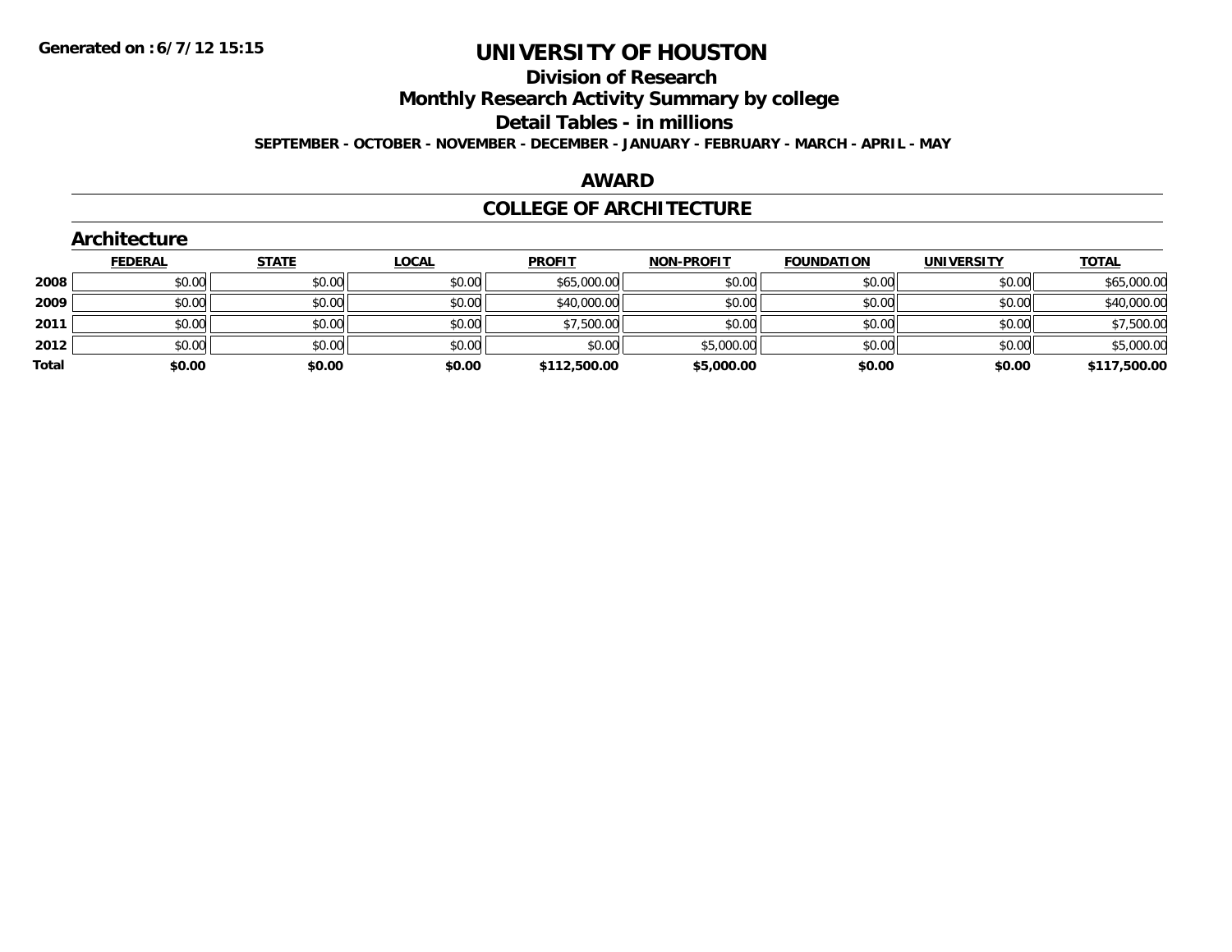**Generated on :6/7/12 15:15**

# UNIVERSITY OF HOUSTON

## Division of Research

## Monthly Research Activity Summary by college

## Detail Tables - in millions

**SEPTEMBER - OCTOBER - NOVEMBER - DECEMBER - JANUARY - FEBRUARY - MARCH - APRIL - MAY**

## AWARD

## COLLEGE OF ARCHITECTURE

### Architecture

| | FEDERAL | STATE | LOCAL | PROFIT | NON-PROFIT | FOUNDATION | UNIVERSITY | TOTAL |
|---|---|---|---|---|---|---|---|---|
| **2008** | $0.00 | $0.00 | $0.00 | $65,000.00 | $0.00 | $0.00 | $0.00 | $65,000.00 |
| **2009** | $0.00 | $0.00 | $0.00 | $40,000.00 | $0.00 | $0.00 | $0.00 | $40,000.00 |
| **2011** | $0.00 | $0.00 | $0.00 | $7,500.00 | $0.00 | $0.00 | $0.00 | $7,500.00 |
| **2012** | $0.00 | $0.00 | $0.00 | $0.00 | $5,000.00 | $0.00 | $0.00 | $5,000.00 |
| **Total** | **$0.00** | **$0.00** | **$0.00** | **$112,500.00** | **$5,000.00** | **$0.00** | **$0.00** | **$117,500.00** |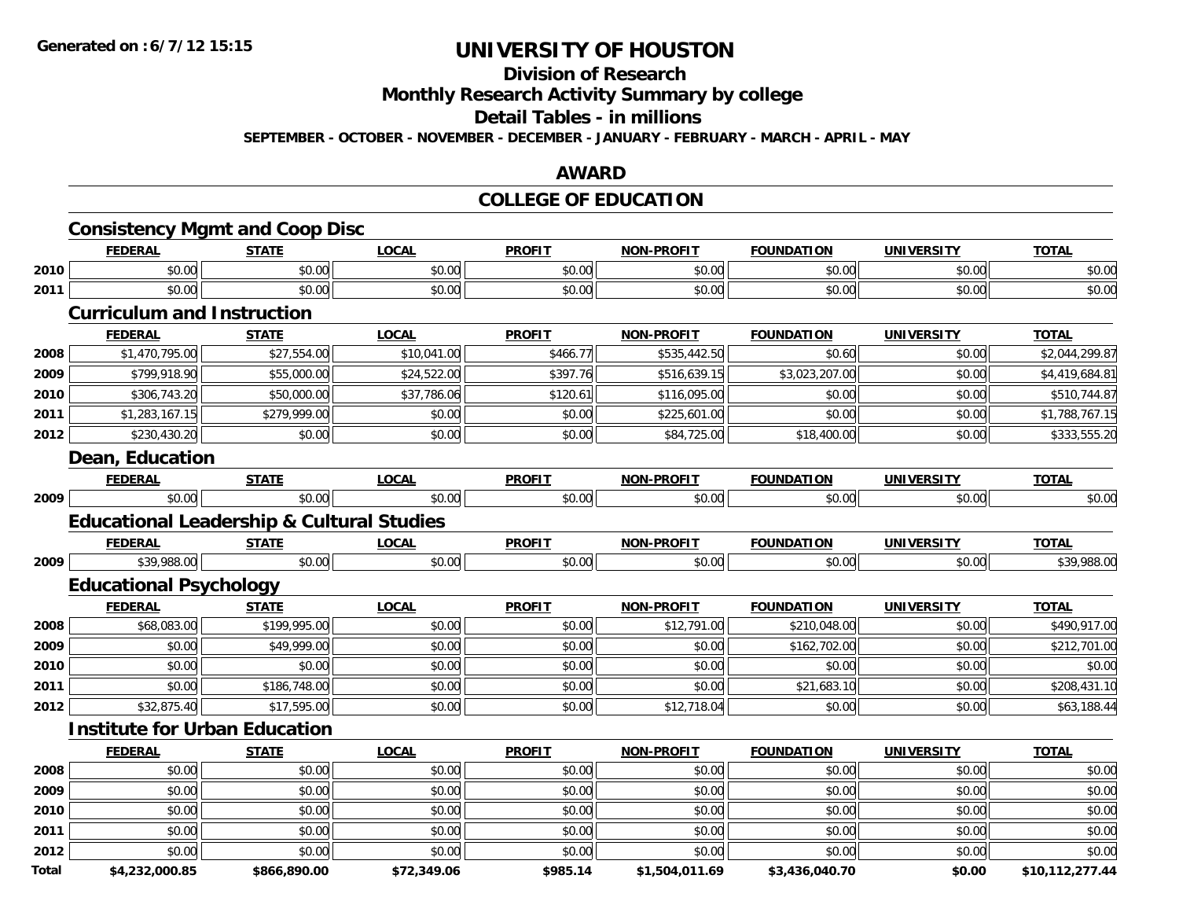**Generated on :6/7/12 15:15**

# UNIVERSITY OF HOUSTON

## Division of Research

## Monthly Research Activity Summary by college

## Detail Tables - in millions

**SEPTEMBER - OCTOBER - NOVEMBER - DECEMBER - JANUARY - FEBRUARY - MARCH - APRIL - MAY**

## AWARD

## COLLEGE OF EDUCATION

### Consistency Mgmt and Coop Disc

| | FEDERAL | STATE | LOCAL | PROFIT | NON-PROFIT | FOUNDATION | UNIVERSITY | TOTAL |
|---|---|---|---|---|---|---|---|---|
| 2010 | $0.00 | $0.00 | $0.00 | $0.00 | $0.00 | $0.00 | $0.00 | $0.00 |
| 2011 | $0.00 | $0.00 | $0.00 | $0.00 | $0.00 | $0.00 | $0.00 | $0.00 |

### Curriculum and Instruction

| | FEDERAL | STATE | LOCAL | PROFIT | NON-PROFIT | FOUNDATION | UNIVERSITY | TOTAL |
|---|---|---|---|---|---|---|---|---|
| 2008 | $1,470,795.00 | $27,554.00 | $10,041.00 | $466.77 | $535,442.50 | $0.60 | $0.00 | $2,044,299.87 |
| 2009 | $799,918.90 | $55,000.00 | $24,522.00 | $397.76 | $516,639.15 | $3,023,207.00 | $0.00 | $4,419,684.81 |
| 2010 | $306,743.20 | $50,000.00 | $37,786.06 | $120.61 | $116,095.00 | $0.00 | $0.00 | $510,744.87 |
| 2011 | $1,283,167.15 | $279,999.00 | $0.00 | $0.00 | $225,601.00 | $0.00 | $0.00 | $1,788,767.15 |
| 2012 | $230,430.20 | $0.00 | $0.00 | $0.00 | $84,725.00 | $18,400.00 | $0.00 | $333,555.20 |

### Dean, Education

| | FEDERAL | STATE | LOCAL | PROFIT | NON-PROFIT | FOUNDATION | UNIVERSITY | TOTAL |
|---|---|---|---|---|---|---|---|---|
| 2009 | $0.00 | $0.00 | $0.00 | $0.00 | $0.00 | $0.00 | $0.00 | $0.00 |

### Educational Leadership & Cultural Studies

| | FEDERAL | STATE | LOCAL | PROFIT | NON-PROFIT | FOUNDATION | UNIVERSITY | TOTAL |
|---|---|---|---|---|---|---|---|---|
| 2009 | $39,988.00 | $0.00 | $0.00 | $0.00 | $0.00 | $0.00 | $0.00 | $39,988.00 |

### Educational Psychology

| | FEDERAL | STATE | LOCAL | PROFIT | NON-PROFIT | FOUNDATION | UNIVERSITY | TOTAL |
|---|---|---|---|---|---|---|---|---|
| 2008 | $68,083.00 | $199,995.00 | $0.00 | $0.00 | $12,791.00 | $210,048.00 | $0.00 | $490,917.00 |
| 2009 | $0.00 | $49,999.00 | $0.00 | $0.00 | $0.00 | $162,702.00 | $0.00 | $212,701.00 |
| 2010 | $0.00 | $0.00 | $0.00 | $0.00 | $0.00 | $0.00 | $0.00 | $0.00 |
| 2011 | $0.00 | $186,748.00 | $0.00 | $0.00 | $0.00 | $21,683.10 | $0.00 | $208,431.10 |
| 2012 | $32,875.40 | $17,595.00 | $0.00 | $0.00 | $12,718.04 | $0.00 | $0.00 | $63,188.44 |

### Institute for Urban Education

| | FEDERAL | STATE | LOCAL | PROFIT | NON-PROFIT | FOUNDATION | UNIVERSITY | TOTAL |
|---|---|---|---|---|---|---|---|---|
| 2008 | $0.00 | $0.00 | $0.00 | $0.00 | $0.00 | $0.00 | $0.00 | $0.00 |
| 2009 | $0.00 | $0.00 | $0.00 | $0.00 | $0.00 | $0.00 | $0.00 | $0.00 |
| 2010 | $0.00 | $0.00 | $0.00 | $0.00 | $0.00 | $0.00 | $0.00 | $0.00 |
| 2011 | $0.00 | $0.00 | $0.00 | $0.00 | $0.00 | $0.00 | $0.00 | $0.00 |
| 2012 | $0.00 | $0.00 | $0.00 | $0.00 | $0.00 | $0.00 | $0.00 | $0.00 |
| **Total** | **$4,232,000.85** | **$866,890.00** | **$72,349.06** | **$985.14** | **$1,504,011.69** | **$3,436,040.70** | **$0.00** | **$10,112,277.44** |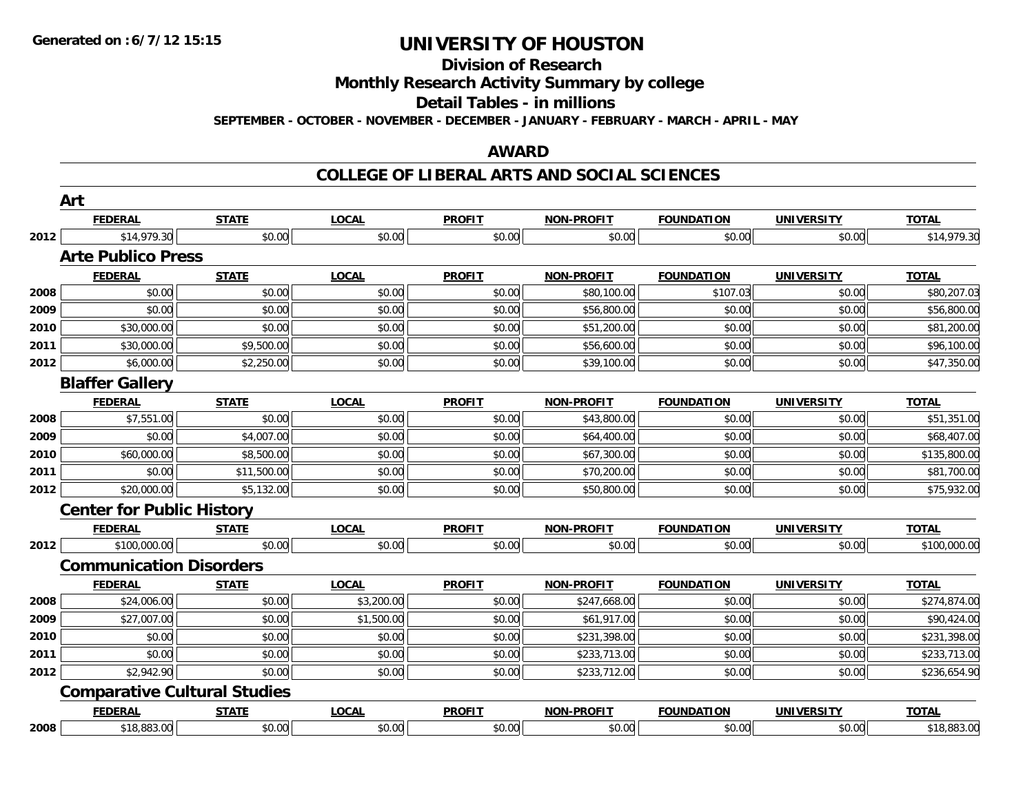**Generated on :6/7/12 15:15**

# UNIVERSITY OF HOUSTON

## Division of Research

## Monthly Research Activity Summary by college

## Detail Tables - in millions

**SEPTEMBER - OCTOBER - NOVEMBER - DECEMBER - JANUARY - FEBRUARY - MARCH - APRIL - MAY**

## AWARD

## COLLEGE OF LIBERAL ARTS AND SOCIAL SCIENCES

### Art

| | FEDERAL | STATE | LOCAL | PROFIT | NON-PROFIT | FOUNDATION | UNIVERSITY | TOTAL |
|---|---|---|---|---|---|---|---|---|
| 2012 | $14,979.30 | $0.00 | $0.00 | $0.00 | $0.00 | $0.00 | $0.00 | $14,979.30 |

### Arte Publico Press

| | FEDERAL | STATE | LOCAL | PROFIT | NON-PROFIT | FOUNDATION | UNIVERSITY | TOTAL |
|---|---|---|---|---|---|---|---|---|
| 2008 | $0.00 | $0.00 | $0.00 | $0.00 | $80,100.00 | $107.03 | $0.00 | $80,207.03 |
| 2009 | $0.00 | $0.00 | $0.00 | $0.00 | $56,800.00 | $0.00 | $0.00 | $56,800.00 |
| 2010 | $30,000.00 | $0.00 | $0.00 | $0.00 | $51,200.00 | $0.00 | $0.00 | $81,200.00 |
| 2011 | $30,000.00 | $9,500.00 | $0.00 | $0.00 | $56,600.00 | $0.00 | $0.00 | $96,100.00 |
| 2012 | $6,000.00 | $2,250.00 | $0.00 | $0.00 | $39,100.00 | $0.00 | $0.00 | $47,350.00 |

### Blaffer Gallery

| | FEDERAL | STATE | LOCAL | PROFIT | NON-PROFIT | FOUNDATION | UNIVERSITY | TOTAL |
|---|---|---|---|---|---|---|---|---|
| 2008 | $7,551.00 | $0.00 | $0.00 | $0.00 | $43,800.00 | $0.00 | $0.00 | $51,351.00 |
| 2009 | $0.00 | $4,007.00 | $0.00 | $0.00 | $64,400.00 | $0.00 | $0.00 | $68,407.00 |
| 2010 | $60,000.00 | $8,500.00 | $0.00 | $0.00 | $67,300.00 | $0.00 | $0.00 | $135,800.00 |
| 2011 | $0.00 | $11,500.00 | $0.00 | $0.00 | $70,200.00 | $0.00 | $0.00 | $81,700.00 |
| 2012 | $20,000.00 | $5,132.00 | $0.00 | $0.00 | $50,800.00 | $0.00 | $0.00 | $75,932.00 |

### Center for Public History

| | FEDERAL | STATE | LOCAL | PROFIT | NON-PROFIT | FOUNDATION | UNIVERSITY | TOTAL |
|---|---|---|---|---|---|---|---|---|
| 2012 | $100,000.00 | $0.00 | $0.00 | $0.00 | $0.00 | $0.00 | $0.00 | $100,000.00 |

### Communication Disorders

| | FEDERAL | STATE | LOCAL | PROFIT | NON-PROFIT | FOUNDATION | UNIVERSITY | TOTAL |
|---|---|---|---|---|---|---|---|---|
| 2008 | $24,006.00 | $0.00 | $3,200.00 | $0.00 | $247,668.00 | $0.00 | $0.00 | $274,874.00 |
| 2009 | $27,007.00 | $0.00 | $1,500.00 | $0.00 | $61,917.00 | $0.00 | $0.00 | $90,424.00 |
| 2010 | $0.00 | $0.00 | $0.00 | $0.00 | $231,398.00 | $0.00 | $0.00 | $231,398.00 |
| 2011 | $0.00 | $0.00 | $0.00 | $0.00 | $233,713.00 | $0.00 | $0.00 | $233,713.00 |
| 2012 | $2,942.90 | $0.00 | $0.00 | $0.00 | $233,712.00 | $0.00 | $0.00 | $236,654.90 |

### Comparative Cultural Studies

| | FEDERAL | STATE | LOCAL | PROFIT | NON-PROFIT | FOUNDATION | UNIVERSITY | TOTAL |
|---|---|---|---|---|---|---|---|---|
| 2008 | $18,883.00 | $0.00 | $0.00 | $0.00 | $0.00 | $0.00 | $0.00 | $18,883.00 |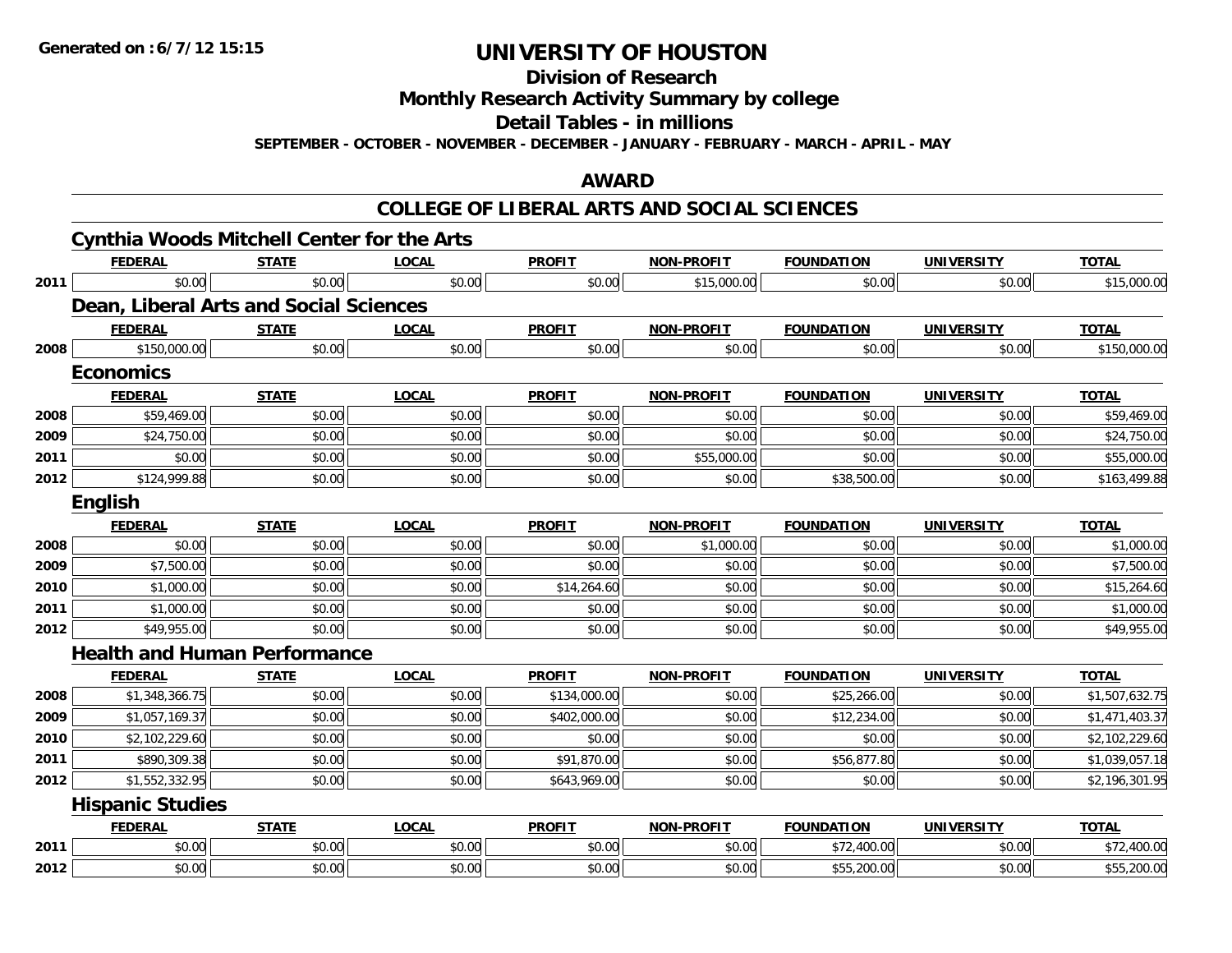**Generated on :6/7/12 15:15**

# UNIVERSITY OF HOUSTON

## Division of Research

## Monthly Research Activity Summary by college

## Detail Tables - in millions

**SEPTEMBER - OCTOBER - NOVEMBER - DECEMBER - JANUARY - FEBRUARY - MARCH - APRIL - MAY**

## AWARD

## COLLEGE OF LIBERAL ARTS AND SOCIAL SCIENCES

### Cynthia Woods Mitchell Center for the Arts

| | FEDERAL | STATE | LOCAL | PROFIT | NON-PROFIT | FOUNDATION | UNIVERSITY | TOTAL |
|---|---|---|---|---|---|---|---|---|
| 2011 | $0.00 | $0.00 | $0.00 | $0.00 | $15,000.00 | $0.00 | $0.00 | $15,000.00 |

### Dean, Liberal Arts and Social Sciences

| | FEDERAL | STATE | LOCAL | PROFIT | NON-PROFIT | FOUNDATION | UNIVERSITY | TOTAL |
|---|---|---|---|---|---|---|---|---|
| 2008 | $150,000.00 | $0.00 | $0.00 | $0.00 | $0.00 | $0.00 | $0.00 | $150,000.00 |

### Economics

| | FEDERAL | STATE | LOCAL | PROFIT | NON-PROFIT | FOUNDATION | UNIVERSITY | TOTAL |
|---|---|---|---|---|---|---|---|---|
| 2008 | $59,469.00 | $0.00 | $0.00 | $0.00 | $0.00 | $0.00 | $0.00 | $59,469.00 |
| 2009 | $24,750.00 | $0.00 | $0.00 | $0.00 | $0.00 | $0.00 | $0.00 | $24,750.00 |
| 2011 | $0.00 | $0.00 | $0.00 | $0.00 | $55,000.00 | $0.00 | $0.00 | $55,000.00 |
| 2012 | $124,999.88 | $0.00 | $0.00 | $0.00 | $0.00 | $38,500.00 | $0.00 | $163,499.88 |

### English

| | FEDERAL | STATE | LOCAL | PROFIT | NON-PROFIT | FOUNDATION | UNIVERSITY | TOTAL |
|---|---|---|---|---|---|---|---|---|
| 2008 | $0.00 | $0.00 | $0.00 | $0.00 | $1,000.00 | $0.00 | $0.00 | $1,000.00 |
| 2009 | $7,500.00 | $0.00 | $0.00 | $0.00 | $0.00 | $0.00 | $0.00 | $7,500.00 |
| 2010 | $1,000.00 | $0.00 | $0.00 | $14,264.60 | $0.00 | $0.00 | $0.00 | $15,264.60 |
| 2011 | $1,000.00 | $0.00 | $0.00 | $0.00 | $0.00 | $0.00 | $0.00 | $1,000.00 |
| 2012 | $49,955.00 | $0.00 | $0.00 | $0.00 | $0.00 | $0.00 | $0.00 | $49,955.00 |

### Health and Human Performance

| | FEDERAL | STATE | LOCAL | PROFIT | NON-PROFIT | FOUNDATION | UNIVERSITY | TOTAL |
|---|---|---|---|---|---|---|---|---|
| 2008 | $1,348,366.75 | $0.00 | $0.00 | $134,000.00 | $0.00 | $25,266.00 | $0.00 | $1,507,632.75 |
| 2009 | $1,057,169.37 | $0.00 | $0.00 | $402,000.00 | $0.00 | $12,234.00 | $0.00 | $1,471,403.37 |
| 2010 | $2,102,229.60 | $0.00 | $0.00 | $0.00 | $0.00 | $0.00 | $0.00 | $2,102,229.60 |
| 2011 | $890,309.38 | $0.00 | $0.00 | $91,870.00 | $0.00 | $56,877.80 | $0.00 | $1,039,057.18 |
| 2012 | $1,552,332.95 | $0.00 | $0.00 | $643,969.00 | $0.00 | $0.00 | $0.00 | $2,196,301.95 |

### Hispanic Studies

| | FEDERAL | STATE | LOCAL | PROFIT | NON-PROFIT | FOUNDATION | UNIVERSITY | TOTAL |
|---|---|---|---|---|---|---|---|---|
| 2011 | $0.00 | $0.00 | $0.00 | $0.00 | $0.00 | $72,400.00 | $0.00 | $72,400.00 |
| 2012 | $0.00 | $0.00 | $0.00 | $0.00 | $0.00 | $55,200.00 | $0.00 | $55,200.00 |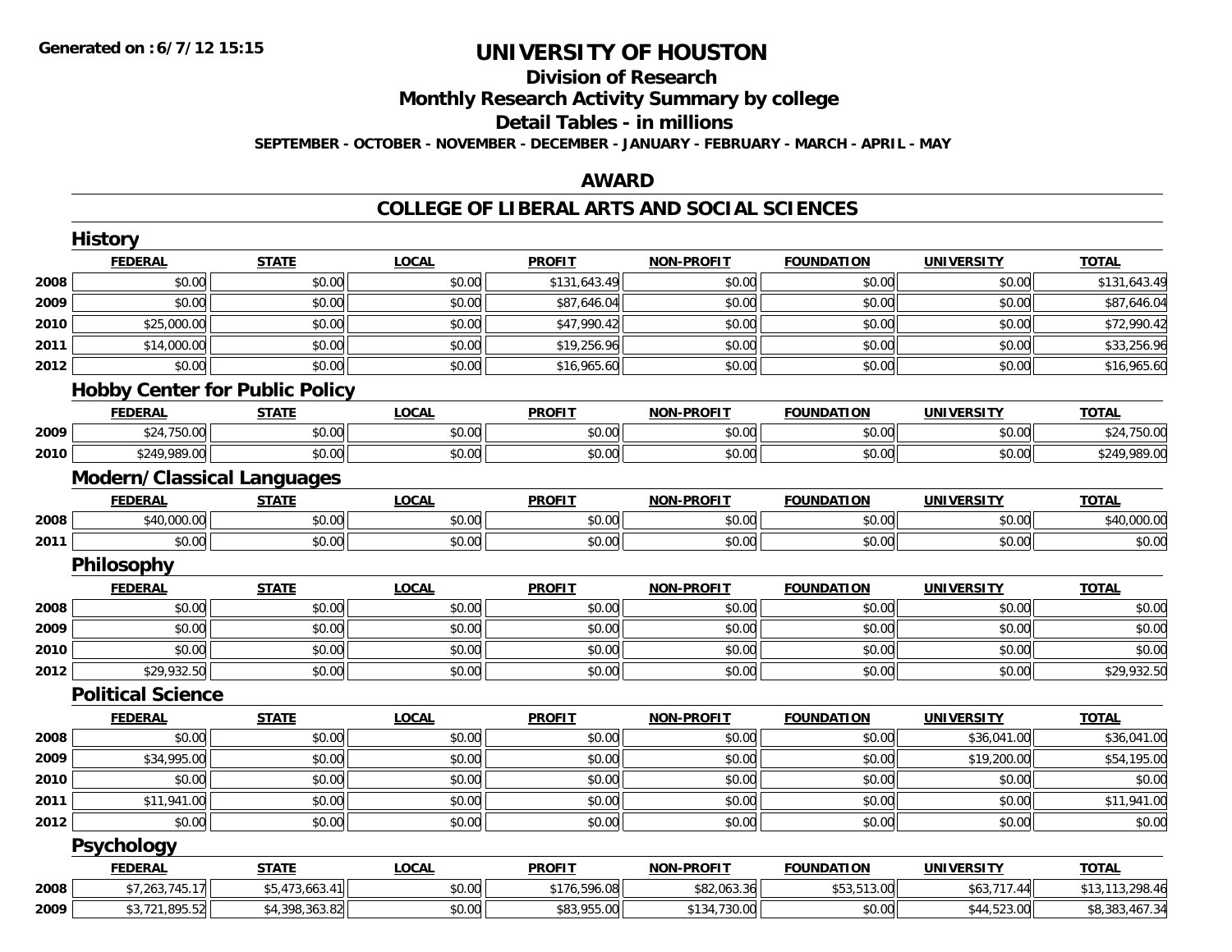**Generated on : 6/7/12 15:15**

# UNIVERSITY OF HOUSTON

## Division of Research

## Monthly Research Activity Summary by college

## Detail Tables - in millions

**SEPTEMBER - OCTOBER - NOVEMBER - DECEMBER - JANUARY - FEBRUARY - MARCH - APRIL - MAY**

## AWARD

## COLLEGE OF LIBERAL ARTS AND SOCIAL SCIENCES

### History

| | FEDERAL | STATE | LOCAL | PROFIT | NON-PROFIT | FOUNDATION | UNIVERSITY | TOTAL |
|---|---|---|---|---|---|---|---|---|
| 2008 | $0.00 | $0.00 | $0.00 | $131,643.49 | $0.00 | $0.00 | $0.00 | $131,643.49 |
| 2009 | $0.00 | $0.00 | $0.00 | $87,646.04 | $0.00 | $0.00 | $0.00 | $87,646.04 |
| 2010 | $25,000.00 | $0.00 | $0.00 | $47,990.42 | $0.00 | $0.00 | $0.00 | $72,990.42 |
| 2011 | $14,000.00 | $0.00 | $0.00 | $19,256.96 | $0.00 | $0.00 | $0.00 | $33,256.96 |
| 2012 | $0.00 | $0.00 | $0.00 | $16,965.60 | $0.00 | $0.00 | $0.00 | $16,965.60 |

### Hobby Center for Public Policy

| | FEDERAL | STATE | LOCAL | PROFIT | NON-PROFIT | FOUNDATION | UNIVERSITY | TOTAL |
|---|---|---|---|---|---|---|---|---|
| 2009 | $24,750.00 | $0.00 | $0.00 | $0.00 | $0.00 | $0.00 | $0.00 | $24,750.00 |
| 2010 | $249,989.00 | $0.00 | $0.00 | $0.00 | $0.00 | $0.00 | $0.00 | $249,989.00 |

### Modern/Classical Languages

| | FEDERAL | STATE | LOCAL | PROFIT | NON-PROFIT | FOUNDATION | UNIVERSITY | TOTAL |
|---|---|---|---|---|---|---|---|---|
| 2008 | $40,000.00 | $0.00 | $0.00 | $0.00 | $0.00 | $0.00 | $0.00 | $40,000.00 |
| 2011 | $0.00 | $0.00 | $0.00 | $0.00 | $0.00 | $0.00 | $0.00 | $0.00 |

### Philosophy

| | FEDERAL | STATE | LOCAL | PROFIT | NON-PROFIT | FOUNDATION | UNIVERSITY | TOTAL |
|---|---|---|---|---|---|---|---|---|
| 2008 | $0.00 | $0.00 | $0.00 | $0.00 | $0.00 | $0.00 | $0.00 | $0.00 |
| 2009 | $0.00 | $0.00 | $0.00 | $0.00 | $0.00 | $0.00 | $0.00 | $0.00 |
| 2010 | $0.00 | $0.00 | $0.00 | $0.00 | $0.00 | $0.00 | $0.00 | $0.00 |
| 2012 | $29,932.50 | $0.00 | $0.00 | $0.00 | $0.00 | $0.00 | $0.00 | $29,932.50 |

### Political Science

| | FEDERAL | STATE | LOCAL | PROFIT | NON-PROFIT | FOUNDATION | UNIVERSITY | TOTAL |
|---|---|---|---|---|---|---|---|---|
| 2008 | $0.00 | $0.00 | $0.00 | $0.00 | $0.00 | $0.00 | $36,041.00 | $36,041.00 |
| 2009 | $34,995.00 | $0.00 | $0.00 | $0.00 | $0.00 | $0.00 | $19,200.00 | $54,195.00 |
| 2010 | $0.00 | $0.00 | $0.00 | $0.00 | $0.00 | $0.00 | $0.00 | $0.00 |
| 2011 | $11,941.00 | $0.00 | $0.00 | $0.00 | $0.00 | $0.00 | $0.00 | $11,941.00 |
| 2012 | $0.00 | $0.00 | $0.00 | $0.00 | $0.00 | $0.00 | $0.00 | $0.00 |

### Psychology

| | FEDERAL | STATE | LOCAL | PROFIT | NON-PROFIT | FOUNDATION | UNIVERSITY | TOTAL |
|---|---|---|---|---|---|---|---|---|
| 2008 | $7,263,745.17 | $5,473,663.41 | $0.00 | $176,596.08 | $82,063.36 | $53,513.00 | $63,717.44 | $13,113,298.46 |
| 2009 | $3,721,895.52 | $4,398,363.82 | $0.00 | $83,955.00 | $134,730.00 | $0.00 | $44,523.00 | $8,383,467.34 |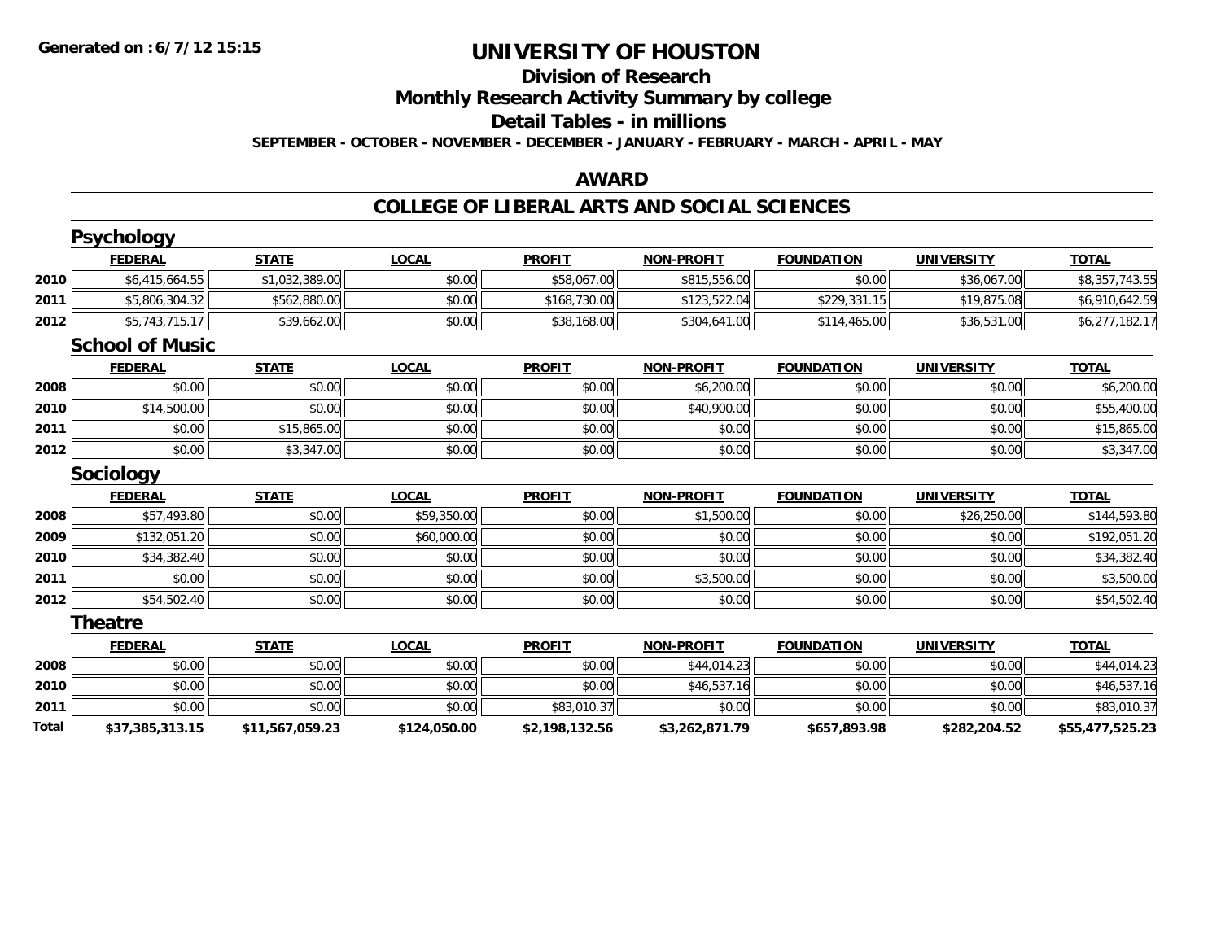**Generated on :6/7/12 15:15**

# UNIVERSITY OF HOUSTON

## Division of Research

## Monthly Research Activity Summary by college

## Detail Tables - in millions

**SEPTEMBER - OCTOBER - NOVEMBER - DECEMBER - JANUARY - FEBRUARY - MARCH - APRIL - MAY**

## AWARD

## COLLEGE OF LIBERAL ARTS AND SOCIAL SCIENCES

### Psychology

| | FEDERAL | STATE | LOCAL | PROFIT | NON-PROFIT | FOUNDATION | UNIVERSITY | TOTAL |
|---|---|---|---|---|---|---|---|---|
| 2010 | $6,415,664.55 | $1,032,389.00 | $0.00 | $58,067.00 | $815,556.00 | $0.00 | $36,067.00 | $8,357,743.55 |
| 2011 | $5,806,304.32 | $562,880.00 | $0.00 | $168,730.00 | $123,522.04 | $229,331.15 | $19,875.08 | $6,910,642.59 |
| 2012 | $5,743,715.17 | $39,662.00 | $0.00 | $38,168.00 | $304,641.00 | $114,465.00 | $36,531.00 | $6,277,182.17 |

### School of Music

| | FEDERAL | STATE | LOCAL | PROFIT | NON-PROFIT | FOUNDATION | UNIVERSITY | TOTAL |
|---|---|---|---|---|---|---|---|---|
| 2008 | $0.00 | $0.00 | $0.00 | $0.00 | $6,200.00 | $0.00 | $0.00 | $6,200.00 |
| 2010 | $14,500.00 | $0.00 | $0.00 | $0.00 | $40,900.00 | $0.00 | $0.00 | $55,400.00 |
| 2011 | $0.00 | $15,865.00 | $0.00 | $0.00 | $0.00 | $0.00 | $0.00 | $15,865.00 |
| 2012 | $0.00 | $3,347.00 | $0.00 | $0.00 | $0.00 | $0.00 | $0.00 | $3,347.00 |

### Sociology

| | FEDERAL | STATE | LOCAL | PROFIT | NON-PROFIT | FOUNDATION | UNIVERSITY | TOTAL |
|---|---|---|---|---|---|---|---|---|
| 2008 | $57,493.80 | $0.00 | $59,350.00 | $0.00 | $1,500.00 | $0.00 | $26,250.00 | $144,593.80 |
| 2009 | $132,051.20 | $0.00 | $60,000.00 | $0.00 | $0.00 | $0.00 | $0.00 | $192,051.20 |
| 2010 | $34,382.40 | $0.00 | $0.00 | $0.00 | $0.00 | $0.00 | $0.00 | $34,382.40 |
| 2011 | $0.00 | $0.00 | $0.00 | $0.00 | $3,500.00 | $0.00 | $0.00 | $3,500.00 |
| 2012 | $54,502.40 | $0.00 | $0.00 | $0.00 | $0.00 | $0.00 | $0.00 | $54,502.40 |

### Theatre

| | FEDERAL | STATE | LOCAL | PROFIT | NON-PROFIT | FOUNDATION | UNIVERSITY | TOTAL |
|---|---|---|---|---|---|---|---|---|
| 2008 | $0.00 | $0.00 | $0.00 | $0.00 | $44,014.23 | $0.00 | $0.00 | $44,014.23 |
| 2010 | $0.00 | $0.00 | $0.00 | $0.00 | $46,537.16 | $0.00 | $0.00 | $46,537.16 |
| 2011 | $0.00 | $0.00 | $0.00 | $83,010.37 | $0.00 | $0.00 | $0.00 | $83,010.37 |
| **Total** | **$37,385,313.15** | **$11,567,059.23** | **$124,050.00** | **$2,198,132.56** | **$3,262,871.79** | **$657,893.98** | **$282,204.52** | **$55,477,525.23** |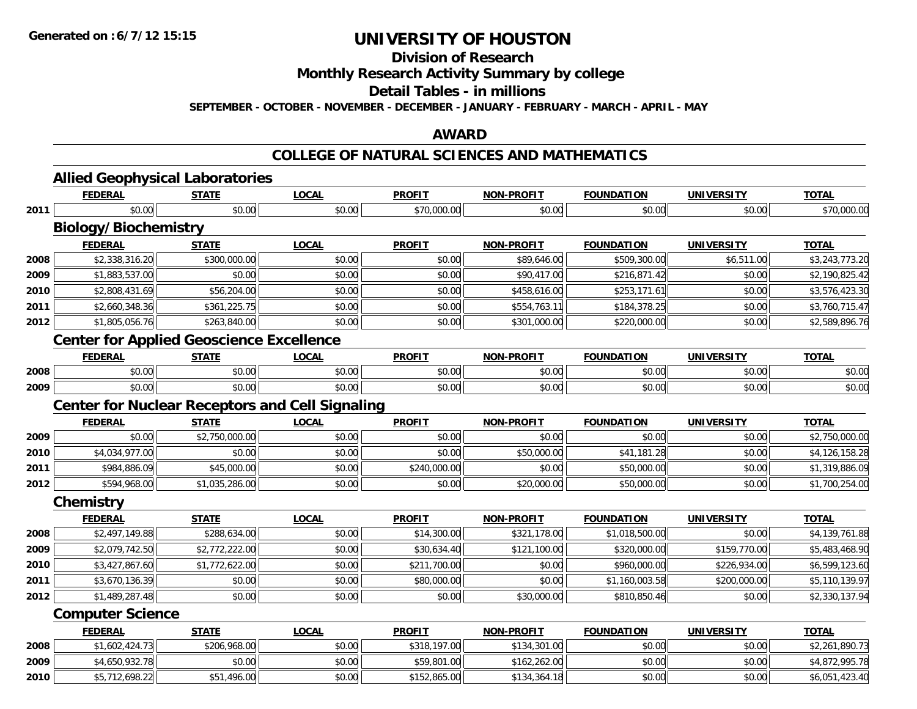**Generated on :6/7/12 15:15**

# UNIVERSITY OF HOUSTON

## Division of Research

## Monthly Research Activity Summary by college

## Detail Tables - in millions

**SEPTEMBER - OCTOBER - NOVEMBER - DECEMBER - JANUARY - FEBRUARY - MARCH - APRIL - MAY**

## AWARD

## COLLEGE OF NATURAL SCIENCES AND MATHEMATICS

### Allied Geophysical Laboratories

| | FEDERAL | STATE | LOCAL | PROFIT | NON-PROFIT | FOUNDATION | UNIVERSITY | TOTAL |
|---|---|---|---|---|---|---|---|---|
| 2011 | $0.00 | $0.00 | $0.00 | $70,000.00 | $0.00 | $0.00 | $0.00 | $70,000.00 |

### Biology/Biochemistry

| | FEDERAL | STATE | LOCAL | PROFIT | NON-PROFIT | FOUNDATION | UNIVERSITY | TOTAL |
|---|---|---|---|---|---|---|---|---|
| 2008 | $2,338,316.20 | $300,000.00 | $0.00 | $0.00 | $89,646.00 | $509,300.00 | $6,511.00 | $3,243,773.20 |
| 2009 | $1,883,537.00 | $0.00 | $0.00 | $0.00 | $90,417.00 | $216,871.42 | $0.00 | $2,190,825.42 |
| 2010 | $2,808,431.69 | $56,204.00 | $0.00 | $0.00 | $458,616.00 | $253,171.61 | $0.00 | $3,576,423.30 |
| 2011 | $2,660,348.36 | $361,225.75 | $0.00 | $0.00 | $554,763.11 | $184,378.25 | $0.00 | $3,760,715.47 |
| 2012 | $1,805,056.76 | $263,840.00 | $0.00 | $0.00 | $301,000.00 | $220,000.00 | $0.00 | $2,589,896.76 |

### Center for Applied Geoscience Excellence

| | FEDERAL | STATE | LOCAL | PROFIT | NON-PROFIT | FOUNDATION | UNIVERSITY | TOTAL |
|---|---|---|---|---|---|---|---|---|
| 2008 | $0.00 | $0.00 | $0.00 | $0.00 | $0.00 | $0.00 | $0.00 | $0.00 |
| 2009 | $0.00 | $0.00 | $0.00 | $0.00 | $0.00 | $0.00 | $0.00 | $0.00 |

### Center for Nuclear Receptors and Cell Signaling

| | FEDERAL | STATE | LOCAL | PROFIT | NON-PROFIT | FOUNDATION | UNIVERSITY | TOTAL |
|---|---|---|---|---|---|---|---|---|
| 2009 | $0.00 | $2,750,000.00 | $0.00 | $0.00 | $0.00 | $0.00 | $0.00 | $2,750,000.00 |
| 2010 | $4,034,977.00 | $0.00 | $0.00 | $0.00 | $50,000.00 | $41,181.28 | $0.00 | $4,126,158.28 |
| 2011 | $984,886.09 | $45,000.00 | $0.00 | $240,000.00 | $0.00 | $50,000.00 | $0.00 | $1,319,886.09 |
| 2012 | $594,968.00 | $1,035,286.00 | $0.00 | $0.00 | $20,000.00 | $50,000.00 | $0.00 | $1,700,254.00 |

### Chemistry

| | FEDERAL | STATE | LOCAL | PROFIT | NON-PROFIT | FOUNDATION | UNIVERSITY | TOTAL |
|---|---|---|---|---|---|---|---|---|
| 2008 | $2,497,149.88 | $288,634.00 | $0.00 | $14,300.00 | $321,178.00 | $1,018,500.00 | $0.00 | $4,139,761.88 |
| 2009 | $2,079,742.50 | $2,772,222.00 | $0.00 | $30,634.40 | $121,100.00 | $320,000.00 | $159,770.00 | $5,483,468.90 |
| 2010 | $3,427,867.60 | $1,772,622.00 | $0.00 | $211,700.00 | $0.00 | $960,000.00 | $226,934.00 | $6,599,123.60 |
| 2011 | $3,670,136.39 | $0.00 | $0.00 | $80,000.00 | $0.00 | $1,160,003.58 | $200,000.00 | $5,110,139.97 |
| 2012 | $1,489,287.48 | $0.00 | $0.00 | $0.00 | $30,000.00 | $810,850.46 | $0.00 | $2,330,137.94 |

### Computer Science

| | FEDERAL | STATE | LOCAL | PROFIT | NON-PROFIT | FOUNDATION | UNIVERSITY | TOTAL |
|---|---|---|---|---|---|---|---|---|
| 2008 | $1,602,424.73 | $206,968.00 | $0.00 | $318,197.00 | $134,301.00 | $0.00 | $0.00 | $2,261,890.73 |
| 2009 | $4,650,932.78 | $0.00 | $0.00 | $59,801.00 | $162,262.00 | $0.00 | $0.00 | $4,872,995.78 |
| 2010 | $5,712,698.22 | $51,496.00 | $0.00 | $152,865.00 | $134,364.18 | $0.00 | $0.00 | $6,051,423.40 |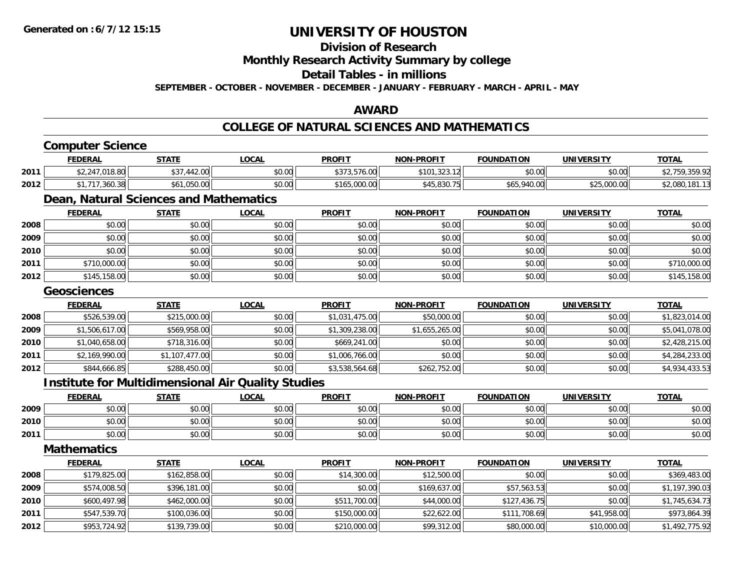# UNIVERSITY OF HOUSTON

## Division of Research

## Monthly Research Activity Summary by college

## Detail Tables - in millions

**SEPTEMBER - OCTOBER - NOVEMBER - DECEMBER - JANUARY - FEBRUARY - MARCH - APRIL - MAY**

## AWARD

## COLLEGE OF NATURAL SCIENCES AND MATHEMATICS

### Computer Science

| | FEDERAL | STATE | LOCAL | PROFIT | NON-PROFIT | FOUNDATION | UNIVERSITY | TOTAL |
|---|---|---|---|---|---|---|---|---|
| 2011 | $2,247,018.80 | $37,442.00 | $0.00 | $373,576.00 | $101,323.12 | $0.00 | $0.00 | $2,759,359.92 |
| 2012 | $1,717,360.38 | $61,050.00 | $0.00 | $165,000.00 | $45,830.75 | $65,940.00 | $25,000.00 | $2,080,181.13 |

### Dean, Natural Sciences and Mathematics

| | FEDERAL | STATE | LOCAL | PROFIT | NON-PROFIT | FOUNDATION | UNIVERSITY | TOTAL |
|---|---|---|---|---|---|---|---|---|
| 2008 | $0.00 | $0.00 | $0.00 | $0.00 | $0.00 | $0.00 | $0.00 | $0.00 |
| 2009 | $0.00 | $0.00 | $0.00 | $0.00 | $0.00 | $0.00 | $0.00 | $0.00 |
| 2010 | $0.00 | $0.00 | $0.00 | $0.00 | $0.00 | $0.00 | $0.00 | $0.00 |
| 2011 | $710,000.00 | $0.00 | $0.00 | $0.00 | $0.00 | $0.00 | $0.00 | $710,000.00 |
| 2012 | $145,158.00 | $0.00 | $0.00 | $0.00 | $0.00 | $0.00 | $0.00 | $145,158.00 |

### Geosciences

| | FEDERAL | STATE | LOCAL | PROFIT | NON-PROFIT | FOUNDATION | UNIVERSITY | TOTAL |
|---|---|---|---|---|---|---|---|---|
| 2008 | $526,539.00 | $215,000.00 | $0.00 | $1,031,475.00 | $50,000.00 | $0.00 | $0.00 | $1,823,014.00 |
| 2009 | $1,506,617.00 | $569,958.00 | $0.00 | $1,309,238.00 | $1,655,265.00 | $0.00 | $0.00 | $5,041,078.00 |
| 2010 | $1,040,658.00 | $718,316.00 | $0.00 | $669,241.00 | $0.00 | $0.00 | $0.00 | $2,428,215.00 |
| 2011 | $2,169,990.00 | $1,107,477.00 | $0.00 | $1,006,766.00 | $0.00 | $0.00 | $0.00 | $4,284,233.00 |
| 2012 | $844,666.85 | $288,450.00 | $0.00 | $3,538,564.68 | $262,752.00 | $0.00 | $0.00 | $4,934,433.53 |

### Institute for Multidimensional Air Quality Studies

| | FEDERAL | STATE | LOCAL | PROFIT | NON-PROFIT | FOUNDATION | UNIVERSITY | TOTAL |
|---|---|---|---|---|---|---|---|---|
| 2009 | $0.00 | $0.00 | $0.00 | $0.00 | $0.00 | $0.00 | $0.00 | $0.00 |
| 2010 | $0.00 | $0.00 | $0.00 | $0.00 | $0.00 | $0.00 | $0.00 | $0.00 |
| 2011 | $0.00 | $0.00 | $0.00 | $0.00 | $0.00 | $0.00 | $0.00 | $0.00 |

### Mathematics

| | FEDERAL | STATE | LOCAL | PROFIT | NON-PROFIT | FOUNDATION | UNIVERSITY | TOTAL |
|---|---|---|---|---|---|---|---|---|
| 2008 | $179,825.00 | $162,858.00 | $0.00 | $14,300.00 | $12,500.00 | $0.00 | $0.00 | $369,483.00 |
| 2009 | $574,008.50 | $396,181.00 | $0.00 | $0.00 | $169,637.00 | $57,563.53 | $0.00 | $1,197,390.03 |
| 2010 | $600,497.98 | $462,000.00 | $0.00 | $511,700.00 | $44,000.00 | $127,436.75 | $0.00 | $1,745,634.73 |
| 2011 | $547,539.70 | $100,036.00 | $0.00 | $150,000.00 | $22,622.00 | $111,708.69 | $41,958.00 | $973,864.39 |
| 2012 | $953,724.92 | $139,739.00 | $0.00 | $210,000.00 | $99,312.00 | $80,000.00 | $10,000.00 | $1,492,775.92 |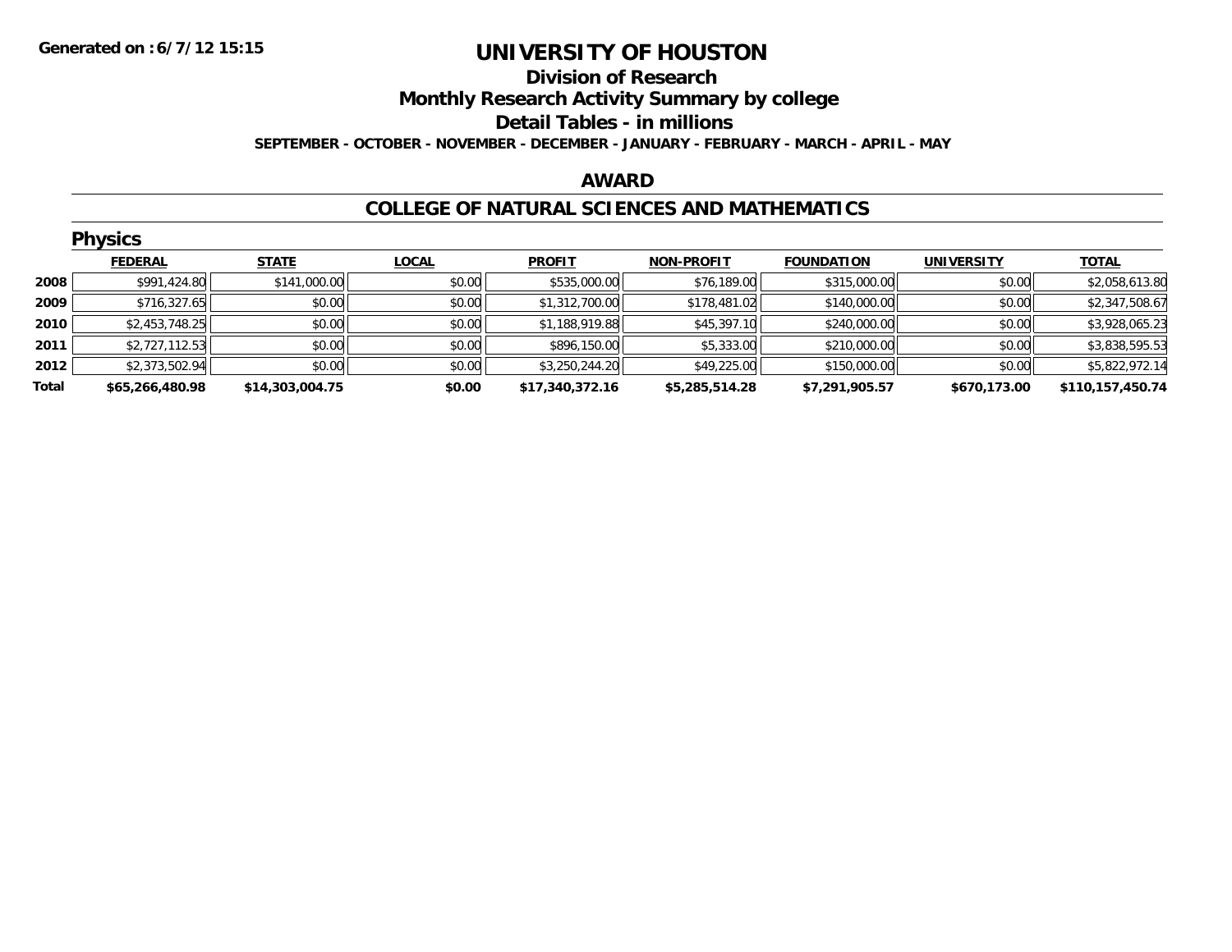# UNIVERSITY OF HOUSTON

## Division of Research

## Monthly Research Activity Summary by college

## Detail Tables - in millions

**SEPTEMBER - OCTOBER - NOVEMBER - DECEMBER - JANUARY - FEBRUARY - MARCH - APRIL - MAY**

**Generated on : 6/7/12 15:15**

## AWARD

## COLLEGE OF NATURAL SCIENCES AND MATHEMATICS

### Physics

| | FEDERAL | STATE | LOCAL | PROFIT | NON-PROFIT | FOUNDATION | UNIVERSITY | TOTAL |
|---|---|---|---|---|---|---|---|---|
| 2008 | $991,424.80 | $141,000.00 | $0.00 | $535,000.00 | $76,189.00 | $315,000.00 | $0.00 | $2,058,613.80 |
| 2009 | $716,327.65 | $0.00 | $0.00 | $1,312,700.00 | $178,481.02 | $140,000.00 | $0.00 | $2,347,508.67 |
| 2010 | $2,453,748.25 | $0.00 | $0.00 | $1,188,919.88 | $45,397.10 | $240,000.00 | $0.00 | $3,928,065.23 |
| 2011 | $2,727,112.53 | $0.00 | $0.00 | $896,150.00 | $5,333.00 | $210,000.00 | $0.00 | $3,838,595.53 |
| 2012 | $2,373,502.94 | $0.00 | $0.00 | $3,250,244.20 | $49,225.00 | $150,000.00 | $0.00 | $5,822,972.14 |
| **Total** | **$65,266,480.98** | **$14,303,004.75** | **$0.00** | **$17,340,372.16** | **$5,285,514.28** | **$7,291,905.57** | **$670,173.00** | **$110,157,450.74** |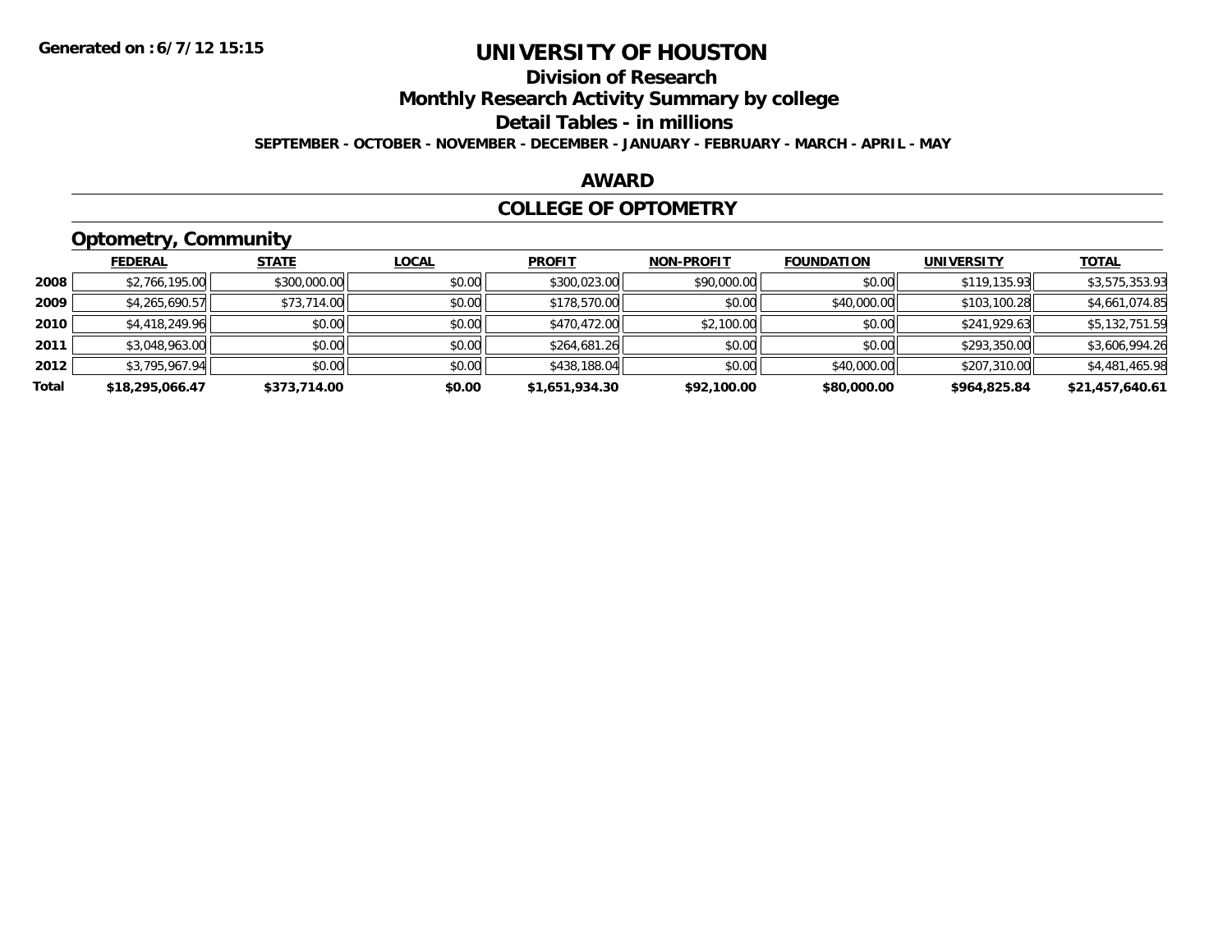# UNIVERSITY OF HOUSTON

## Division of Research

## Monthly Research Activity Summary by college

## Detail Tables - in millions

**SEPTEMBER - OCTOBER - NOVEMBER - DECEMBER - JANUARY - FEBRUARY - MARCH - APRIL - MAY**

**Generated on : 6/7/12 15:15**

## AWARD

## COLLEGE OF OPTOMETRY

### Optometry, Community

| | FEDERAL | STATE | LOCAL | PROFIT | NON-PROFIT | FOUNDATION | UNIVERSITY | TOTAL |
|---|---|---|---|---|---|---|---|---|
| 2008 | $2,766,195.00 | $300,000.00 | $0.00 | $300,023.00 | $90,000.00 | $0.00 | $119,135.93 | $3,575,353.93 |
| 2009 | $4,265,690.57 | $73,714.00 | $0.00 | $178,570.00 | $0.00 | $40,000.00 | $103,100.28 | $4,661,074.85 |
| 2010 | $4,418,249.96 | $0.00 | $0.00 | $470,472.00 | $2,100.00 | $0.00 | $241,929.63 | $5,132,751.59 |
| 2011 | $3,048,963.00 | $0.00 | $0.00 | $264,681.26 | $0.00 | $0.00 | $293,350.00 | $3,606,994.26 |
| 2012 | $3,795,967.94 | $0.00 | $0.00 | $438,188.04 | $0.00 | $40,000.00 | $207,310.00 | $4,481,465.98 |
| **Total** | **$18,295,066.47** | **$373,714.00** | **$0.00** | **$1,651,934.30** | **$92,100.00** | **$80,000.00** | **$964,825.84** | **$21,457,640.61** |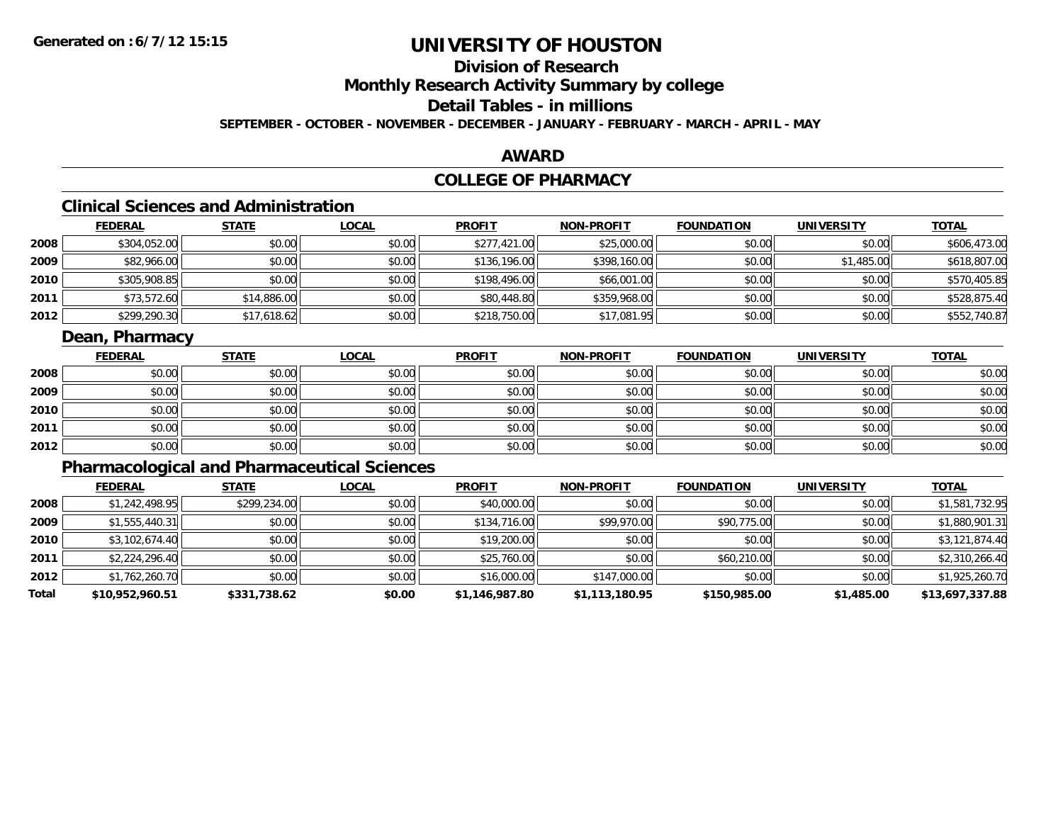# UNIVERSITY OF HOUSTON

**Generated on :6/7/12 15:15**

## Division of Research

## Monthly Research Activity Summary by college

## Detail Tables - in millions

**SEPTEMBER - OCTOBER - NOVEMBER - DECEMBER - JANUARY - FEBRUARY - MARCH - APRIL - MAY**

## AWARD

## COLLEGE OF PHARMACY

### Clinical Sciences and Administration

| | FEDERAL | STATE | LOCAL | PROFIT | NON-PROFIT | FOUNDATION | UNIVERSITY | TOTAL |
|---|---|---|---|---|---|---|---|---|
| 2008 | $304,052.00 | $0.00 | $0.00 | $277,421.00 | $25,000.00 | $0.00 | $0.00 | $606,473.00 |
| 2009 | $82,966.00 | $0.00 | $0.00 | $136,196.00 | $398,160.00 | $0.00 | $1,485.00 | $618,807.00 |
| 2010 | $305,908.85 | $0.00 | $0.00 | $198,496.00 | $66,001.00 | $0.00 | $0.00 | $570,405.85 |
| 2011 | $73,572.60 | $14,886.00 | $0.00 | $80,448.80 | $359,968.00 | $0.00 | $0.00 | $528,875.40 |
| 2012 | $299,290.30 | $17,618.62 | $0.00 | $218,750.00 | $17,081.95 | $0.00 | $0.00 | $552,740.87 |

### Dean, Pharmacy

| | FEDERAL | STATE | LOCAL | PROFIT | NON-PROFIT | FOUNDATION | UNIVERSITY | TOTAL |
|---|---|---|---|---|---|---|---|---|
| 2008 | $0.00 | $0.00 | $0.00 | $0.00 | $0.00 | $0.00 | $0.00 | $0.00 |
| 2009 | $0.00 | $0.00 | $0.00 | $0.00 | $0.00 | $0.00 | $0.00 | $0.00 |
| 2010 | $0.00 | $0.00 | $0.00 | $0.00 | $0.00 | $0.00 | $0.00 | $0.00 |
| 2011 | $0.00 | $0.00 | $0.00 | $0.00 | $0.00 | $0.00 | $0.00 | $0.00 |
| 2012 | $0.00 | $0.00 | $0.00 | $0.00 | $0.00 | $0.00 | $0.00 | $0.00 |

### Pharmacological and Pharmaceutical Sciences

| | FEDERAL | STATE | LOCAL | PROFIT | NON-PROFIT | FOUNDATION | UNIVERSITY | TOTAL |
|---|---|---|---|---|---|---|---|---|
| 2008 | $1,242,498.95 | $299,234.00 | $0.00 | $40,000.00 | $0.00 | $0.00 | $0.00 | $1,581,732.95 |
| 2009 | $1,555,440.31 | $0.00 | $0.00 | $134,716.00 | $99,970.00 | $90,775.00 | $0.00 | $1,880,901.31 |
| 2010 | $3,102,674.40 | $0.00 | $0.00 | $19,200.00 | $0.00 | $0.00 | $0.00 | $3,121,874.40 |
| 2011 | $2,224,296.40 | $0.00 | $0.00 | $25,760.00 | $0.00 | $60,210.00 | $0.00 | $2,310,266.40 |
| 2012 | $1,762,260.70 | $0.00 | $0.00 | $16,000.00 | $147,000.00 | $0.00 | $0.00 | $1,925,260.70 |
| **Total** | **$10,952,960.51** | **$331,738.62** | **$0.00** | **$1,146,987.80** | **$1,113,180.95** | **$150,985.00** | **$1,485.00** | **$13,697,337.88** |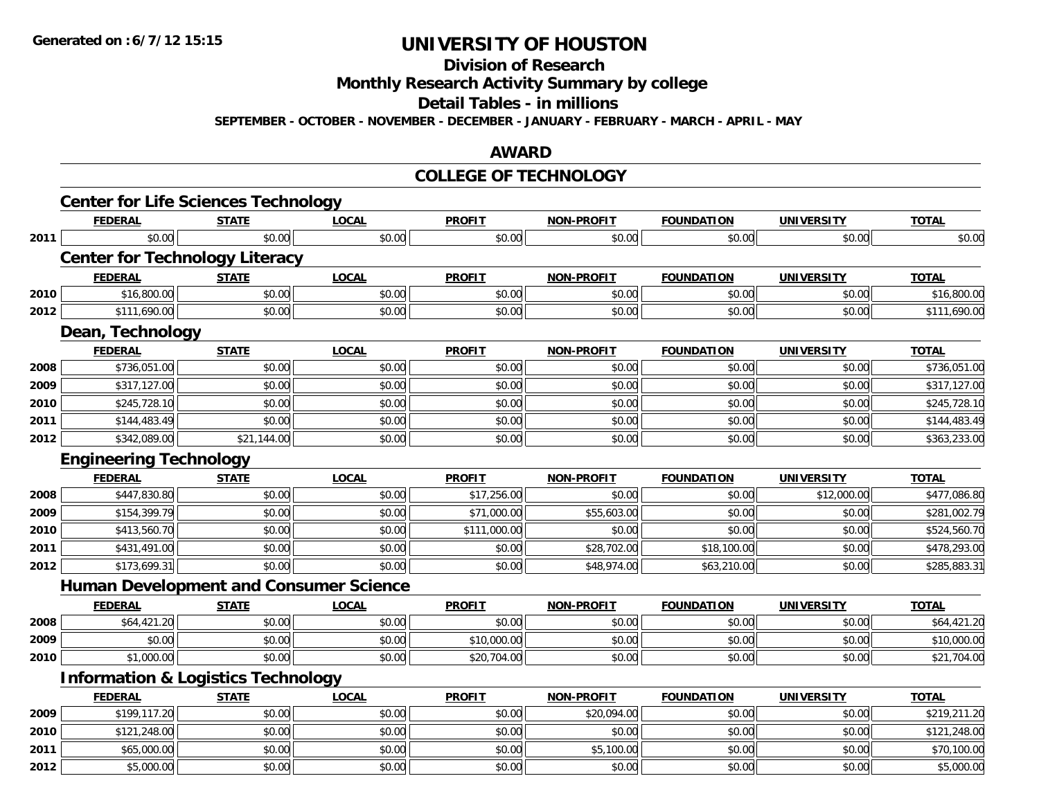**Generated on :6/7/12 15:15**

# UNIVERSITY OF HOUSTON

## Division of Research

## Monthly Research Activity Summary by college

## Detail Tables - in millions

**SEPTEMBER - OCTOBER - NOVEMBER - DECEMBER - JANUARY - FEBRUARY - MARCH - APRIL - MAY**

## AWARD

## COLLEGE OF TECHNOLOGY

### Center for Life Sciences Technology

| | FEDERAL | STATE | LOCAL | PROFIT | NON-PROFIT | FOUNDATION | UNIVERSITY | TOTAL |
|---|---|---|---|---|---|---|---|---|
| 2011 | $0.00 | $0.00 | $0.00 | $0.00 | $0.00 | $0.00 | $0.00 | $0.00 |

### Center for Technology Literacy

| | FEDERAL | STATE | LOCAL | PROFIT | NON-PROFIT | FOUNDATION | UNIVERSITY | TOTAL |
|---|---|---|---|---|---|---|---|---|
| 2010 | $16,800.00 | $0.00 | $0.00 | $0.00 | $0.00 | $0.00 | $0.00 | $16,800.00 |
| 2012 | $111,690.00 | $0.00 | $0.00 | $0.00 | $0.00 | $0.00 | $0.00 | $111,690.00 |

### Dean, Technology

| | FEDERAL | STATE | LOCAL | PROFIT | NON-PROFIT | FOUNDATION | UNIVERSITY | TOTAL |
|---|---|---|---|---|---|---|---|---|
| 2008 | $736,051.00 | $0.00 | $0.00 | $0.00 | $0.00 | $0.00 | $0.00 | $736,051.00 |
| 2009 | $317,127.00 | $0.00 | $0.00 | $0.00 | $0.00 | $0.00 | $0.00 | $317,127.00 |
| 2010 | $245,728.10 | $0.00 | $0.00 | $0.00 | $0.00 | $0.00 | $0.00 | $245,728.10 |
| 2011 | $144,483.49 | $0.00 | $0.00 | $0.00 | $0.00 | $0.00 | $0.00 | $144,483.49 |
| 2012 | $342,089.00 | $21,144.00 | $0.00 | $0.00 | $0.00 | $0.00 | $0.00 | $363,233.00 |

### Engineering Technology

| | FEDERAL | STATE | LOCAL | PROFIT | NON-PROFIT | FOUNDATION | UNIVERSITY | TOTAL |
|---|---|---|---|---|---|---|---|---|
| 2008 | $447,830.80 | $0.00 | $0.00 | $17,256.00 | $0.00 | $0.00 | $12,000.00 | $477,086.80 |
| 2009 | $154,399.79 | $0.00 | $0.00 | $71,000.00 | $55,603.00 | $0.00 | $0.00 | $281,002.79 |
| 2010 | $413,560.70 | $0.00 | $0.00 | $111,000.00 | $0.00 | $0.00 | $0.00 | $524,560.70 |
| 2011 | $431,491.00 | $0.00 | $0.00 | $0.00 | $28,702.00 | $18,100.00 | $0.00 | $478,293.00 |
| 2012 | $173,699.31 | $0.00 | $0.00 | $0.00 | $48,974.00 | $63,210.00 | $0.00 | $285,883.31 |

### Human Development and Consumer Science

| | FEDERAL | STATE | LOCAL | PROFIT | NON-PROFIT | FOUNDATION | UNIVERSITY | TOTAL |
|---|---|---|---|---|---|---|---|---|
| 2008 | $64,421.20 | $0.00 | $0.00 | $0.00 | $0.00 | $0.00 | $0.00 | $64,421.20 |
| 2009 | $0.00 | $0.00 | $0.00 | $10,000.00 | $0.00 | $0.00 | $0.00 | $10,000.00 |
| 2010 | $1,000.00 | $0.00 | $0.00 | $20,704.00 | $0.00 | $0.00 | $0.00 | $21,704.00 |

### Information & Logistics Technology

| | FEDERAL | STATE | LOCAL | PROFIT | NON-PROFIT | FOUNDATION | UNIVERSITY | TOTAL |
|---|---|---|---|---|---|---|---|---|
| 2009 | $199,117.20 | $0.00 | $0.00 | $0.00 | $20,094.00 | $0.00 | $0.00 | $219,211.20 |
| 2010 | $121,248.00 | $0.00 | $0.00 | $0.00 | $0.00 | $0.00 | $0.00 | $121,248.00 |
| 2011 | $65,000.00 | $0.00 | $0.00 | $0.00 | $5,100.00 | $0.00 | $0.00 | $70,100.00 |
| 2012 | $5,000.00 | $0.00 | $0.00 | $0.00 | $0.00 | $0.00 | $0.00 | $5,000.00 |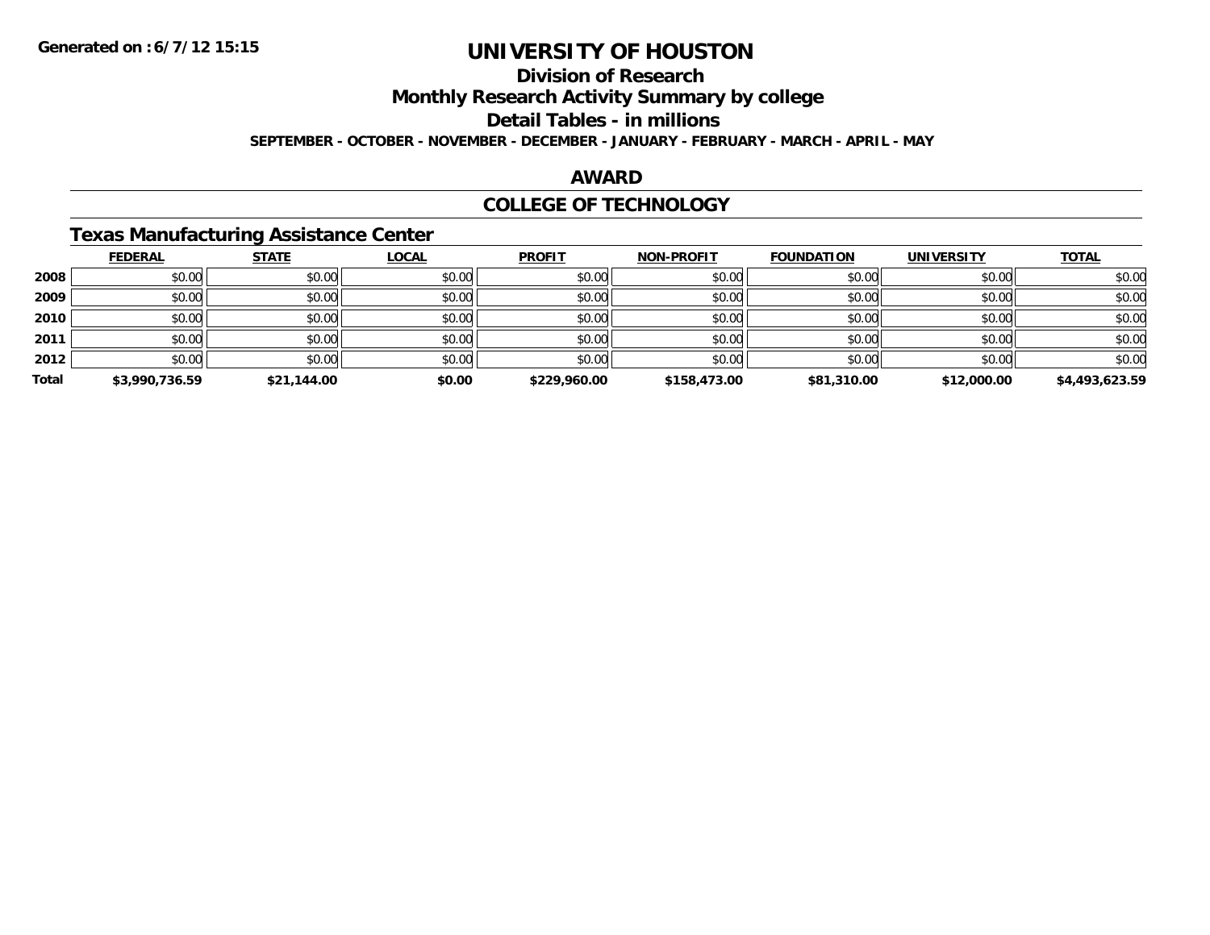Generated on :6/7/12 15:15

# UNIVERSITY OF HOUSTON

## Division of Research

## Monthly Research Activity Summary by college

## Detail Tables - in millions

**SEPTEMBER - OCTOBER - NOVEMBER - DECEMBER - JANUARY - FEBRUARY - MARCH - APRIL - MAY**

## AWARD

## COLLEGE OF TECHNOLOGY

### Texas Manufacturing Assistance Center

| | FEDERAL | STATE | LOCAL | PROFIT | NON-PROFIT | FOUNDATION | UNIVERSITY | TOTAL |
|---|---|---|---|---|---|---|---|---|
| **2008** | $0.00 | $0.00 | $0.00 | $0.00 | $0.00 | $0.00 | $0.00 | $0.00 |
| **2009** | $0.00 | $0.00 | $0.00 | $0.00 | $0.00 | $0.00 | $0.00 | $0.00 |
| **2010** | $0.00 | $0.00 | $0.00 | $0.00 | $0.00 | $0.00 | $0.00 | $0.00 |
| **2011** | $0.00 | $0.00 | $0.00 | $0.00 | $0.00 | $0.00 | $0.00 | $0.00 |
| **2012** | $0.00 | $0.00 | $0.00 | $0.00 | $0.00 | $0.00 | $0.00 | $0.00 |
| **Total** | **$3,990,736.59** | **$21,144.00** | **$0.00** | **$229,960.00** | **$158,473.00** | **$81,310.00** | **$12,000.00** | **$4,493,623.59** |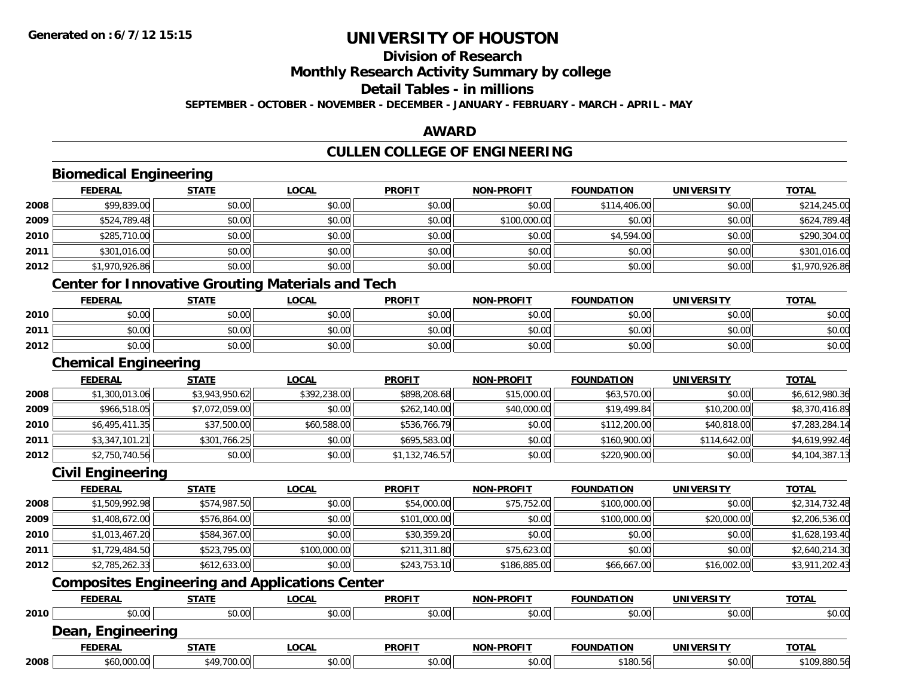# UNIVERSITY OF HOUSTON

## Division of Research

## Monthly Research Activity Summary by college

## Detail Tables - in millions

**SEPTEMBER - OCTOBER - NOVEMBER - DECEMBER - JANUARY - FEBRUARY - MARCH - APRIL - MAY**

## AWARD

## CULLEN COLLEGE OF ENGINEERING

### Biomedical Engineering

| | FEDERAL | STATE | LOCAL | PROFIT | NON-PROFIT | FOUNDATION | UNIVERSITY | TOTAL |
|---|---|---|---|---|---|---|---|---|
| 2008 | $99,839.00 | $0.00 | $0.00 | $0.00 | $0.00 | $114,406.00 | $0.00 | $214,245.00 |
| 2009 | $524,789.48 | $0.00 | $0.00 | $0.00 | $100,000.00 | $0.00 | $0.00 | $624,789.48 |
| 2010 | $285,710.00 | $0.00 | $0.00 | $0.00 | $0.00 | $4,594.00 | $0.00 | $290,304.00 |
| 2011 | $301,016.00 | $0.00 | $0.00 | $0.00 | $0.00 | $0.00 | $0.00 | $301,016.00 |
| 2012 | $1,970,926.86 | $0.00 | $0.00 | $0.00 | $0.00 | $0.00 | $0.00 | $1,970,926.86 |

### Center for Innovative Grouting Materials and Tech

| | FEDERAL | STATE | LOCAL | PROFIT | NON-PROFIT | FOUNDATION | UNIVERSITY | TOTAL |
|---|---|---|---|---|---|---|---|---|
| 2010 | $0.00 | $0.00 | $0.00 | $0.00 | $0.00 | $0.00 | $0.00 | $0.00 |
| 2011 | $0.00 | $0.00 | $0.00 | $0.00 | $0.00 | $0.00 | $0.00 | $0.00 |
| 2012 | $0.00 | $0.00 | $0.00 | $0.00 | $0.00 | $0.00 | $0.00 | $0.00 |

### Chemical Engineering

| | FEDERAL | STATE | LOCAL | PROFIT | NON-PROFIT | FOUNDATION | UNIVERSITY | TOTAL |
|---|---|---|---|---|---|---|---|---|
| 2008 | $1,300,013.06 | $3,943,950.62 | $392,238.00 | $898,208.68 | $15,000.00 | $63,570.00 | $0.00 | $6,612,980.36 |
| 2009 | $966,518.05 | $7,072,059.00 | $0.00 | $262,140.00 | $40,000.00 | $19,499.84 | $10,200.00 | $8,370,416.89 |
| 2010 | $6,495,411.35 | $37,500.00 | $60,588.00 | $536,766.79 | $0.00 | $112,200.00 | $40,818.00 | $7,283,284.14 |
| 2011 | $3,347,101.21 | $301,766.25 | $0.00 | $695,583.00 | $0.00 | $160,900.00 | $114,642.00 | $4,619,992.46 |
| 2012 | $2,750,740.56 | $0.00 | $0.00 | $1,132,746.57 | $0.00 | $220,900.00 | $0.00 | $4,104,387.13 |

### Civil Engineering

| | FEDERAL | STATE | LOCAL | PROFIT | NON-PROFIT | FOUNDATION | UNIVERSITY | TOTAL |
|---|---|---|---|---|---|---|---|---|
| 2008 | $1,509,992.98 | $574,987.50 | $0.00 | $54,000.00 | $75,752.00 | $100,000.00 | $0.00 | $2,314,732.48 |
| 2009 | $1,408,672.00 | $576,864.00 | $0.00 | $101,000.00 | $0.00 | $100,000.00 | $20,000.00 | $2,206,536.00 |
| 2010 | $1,013,467.20 | $584,367.00 | $0.00 | $30,359.20 | $0.00 | $0.00 | $0.00 | $1,628,193.40 |
| 2011 | $1,729,484.50 | $523,795.00 | $100,000.00 | $211,311.80 | $75,623.00 | $0.00 | $0.00 | $2,640,214.30 |
| 2012 | $2,785,262.33 | $612,633.00 | $0.00 | $243,753.10 | $186,885.00 | $66,667.00 | $16,002.00 | $3,911,202.43 |

### Composites Engineering and Applications Center

| | FEDERAL | STATE | LOCAL | PROFIT | NON-PROFIT | FOUNDATION | UNIVERSITY | TOTAL |
|---|---|---|---|---|---|---|---|---|
| 2010 | $0.00 | $0.00 | $0.00 | $0.00 | $0.00 | $0.00 | $0.00 | $0.00 |

### Dean, Engineering

| | FEDERAL | STATE | LOCAL | PROFIT | NON-PROFIT | FOUNDATION | UNIVERSITY | TOTAL |
|---|---|---|---|---|---|---|---|---|
| 2008 | $60,000.00 | $49,700.00 | $0.00 | $0.00 | $0.00 | $180.56 | $0.00 | $109,880.56 |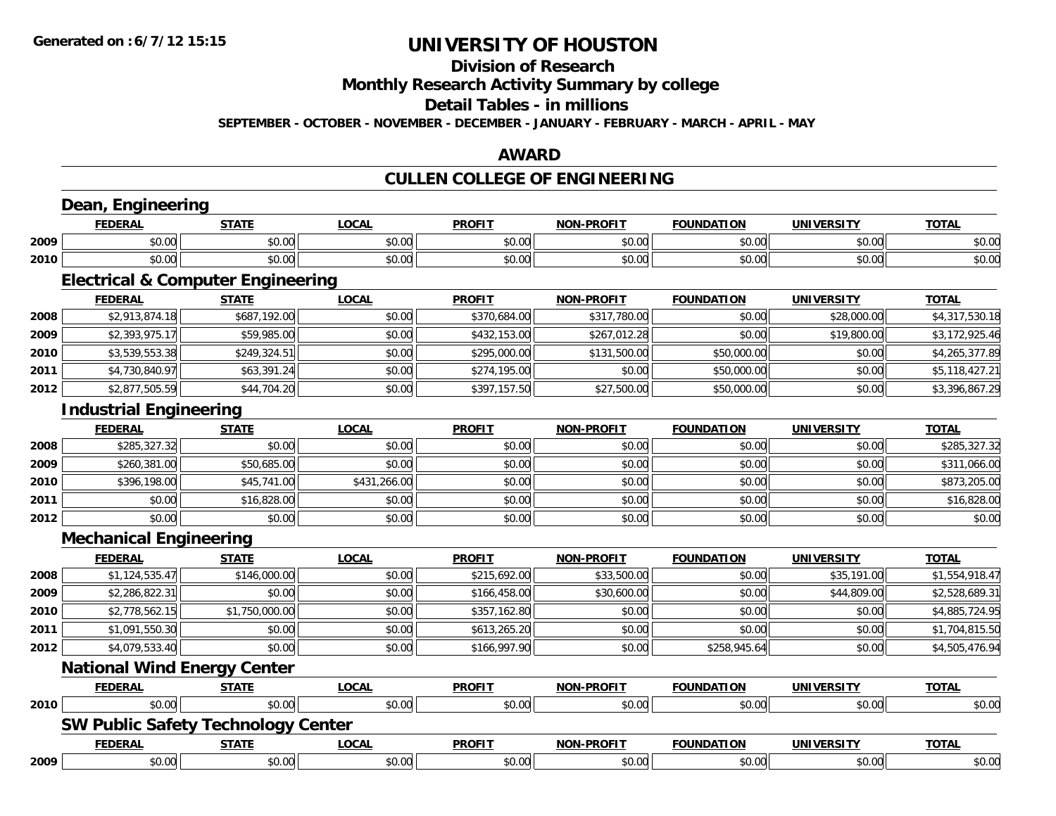**Generated on :6/7/12 15:15**

# UNIVERSITY OF HOUSTON

## Division of Research

## Monthly Research Activity Summary by college

## Detail Tables - in millions

**SEPTEMBER - OCTOBER - NOVEMBER - DECEMBER - JANUARY - FEBRUARY - MARCH - APRIL - MAY**

## AWARD

## CULLEN COLLEGE OF ENGINEERING

### Dean, Engineering

| | FEDERAL | STATE | LOCAL | PROFIT | NON-PROFIT | FOUNDATION | UNIVERSITY | TOTAL |
|---|---|---|---|---|---|---|---|---|
| 2009 | $0.00 | $0.00 | $0.00 | $0.00 | $0.00 | $0.00 | $0.00 | $0.00 |
| 2010 | $0.00 | $0.00 | $0.00 | $0.00 | $0.00 | $0.00 | $0.00 | $0.00 |

### Electrical & Computer Engineering

| | FEDERAL | STATE | LOCAL | PROFIT | NON-PROFIT | FOUNDATION | UNIVERSITY | TOTAL |
|---|---|---|---|---|---|---|---|---|
| 2008 | $2,913,874.18 | $687,192.00 | $0.00 | $370,684.00 | $317,780.00 | $0.00 | $28,000.00 | $4,317,530.18 |
| 2009 | $2,393,975.17 | $59,985.00 | $0.00 | $432,153.00 | $267,012.28 | $0.00 | $19,800.00 | $3,172,925.46 |
| 2010 | $3,539,553.38 | $249,324.51 | $0.00 | $295,000.00 | $131,500.00 | $50,000.00 | $0.00 | $4,265,377.89 |
| 2011 | $4,730,840.97 | $63,391.24 | $0.00 | $274,195.00 | $0.00 | $50,000.00 | $0.00 | $5,118,427.21 |
| 2012 | $2,877,505.59 | $44,704.20 | $0.00 | $397,157.50 | $27,500.00 | $50,000.00 | $0.00 | $3,396,867.29 |

### Industrial Engineering

| | FEDERAL | STATE | LOCAL | PROFIT | NON-PROFIT | FOUNDATION | UNIVERSITY | TOTAL |
|---|---|---|---|---|---|---|---|---|
| 2008 | $285,327.32 | $0.00 | $0.00 | $0.00 | $0.00 | $0.00 | $0.00 | $285,327.32 |
| 2009 | $260,381.00 | $50,685.00 | $0.00 | $0.00 | $0.00 | $0.00 | $0.00 | $311,066.00 |
| 2010 | $396,198.00 | $45,741.00 | $431,266.00 | $0.00 | $0.00 | $0.00 | $0.00 | $873,205.00 |
| 2011 | $0.00 | $16,828.00 | $0.00 | $0.00 | $0.00 | $0.00 | $0.00 | $16,828.00 |
| 2012 | $0.00 | $0.00 | $0.00 | $0.00 | $0.00 | $0.00 | $0.00 | $0.00 |

### Mechanical Engineering

| | FEDERAL | STATE | LOCAL | PROFIT | NON-PROFIT | FOUNDATION | UNIVERSITY | TOTAL |
|---|---|---|---|---|---|---|---|---|
| 2008 | $1,124,535.47 | $146,000.00 | $0.00 | $215,692.00 | $33,500.00 | $0.00 | $35,191.00 | $1,554,918.47 |
| 2009 | $2,286,822.31 | $0.00 | $0.00 | $166,458.00 | $30,600.00 | $0.00 | $44,809.00 | $2,528,689.31 |
| 2010 | $2,778,562.15 | $1,750,000.00 | $0.00 | $357,162.80 | $0.00 | $0.00 | $0.00 | $4,885,724.95 |
| 2011 | $1,091,550.30 | $0.00 | $0.00 | $613,265.20 | $0.00 | $0.00 | $0.00 | $1,704,815.50 |
| 2012 | $4,079,533.40 | $0.00 | $0.00 | $166,997.90 | $0.00 | $258,945.64 | $0.00 | $4,505,476.94 |

### National Wind Energy Center

| | FEDERAL | STATE | LOCAL | PROFIT | NON-PROFIT | FOUNDATION | UNIVERSITY | TOTAL |
|---|---|---|---|---|---|---|---|---|
| 2010 | $0.00 | $0.00 | $0.00 | $0.00 | $0.00 | $0.00 | $0.00 | $0.00 |

### SW Public Safety Technology Center

| | FEDERAL | STATE | LOCAL | PROFIT | NON-PROFIT | FOUNDATION | UNIVERSITY | TOTAL |
|---|---|---|---|---|---|---|---|---|
| 2009 | $0.00 | $0.00 | $0.00 | $0.00 | $0.00 | $0.00 | $0.00 | $0.00 |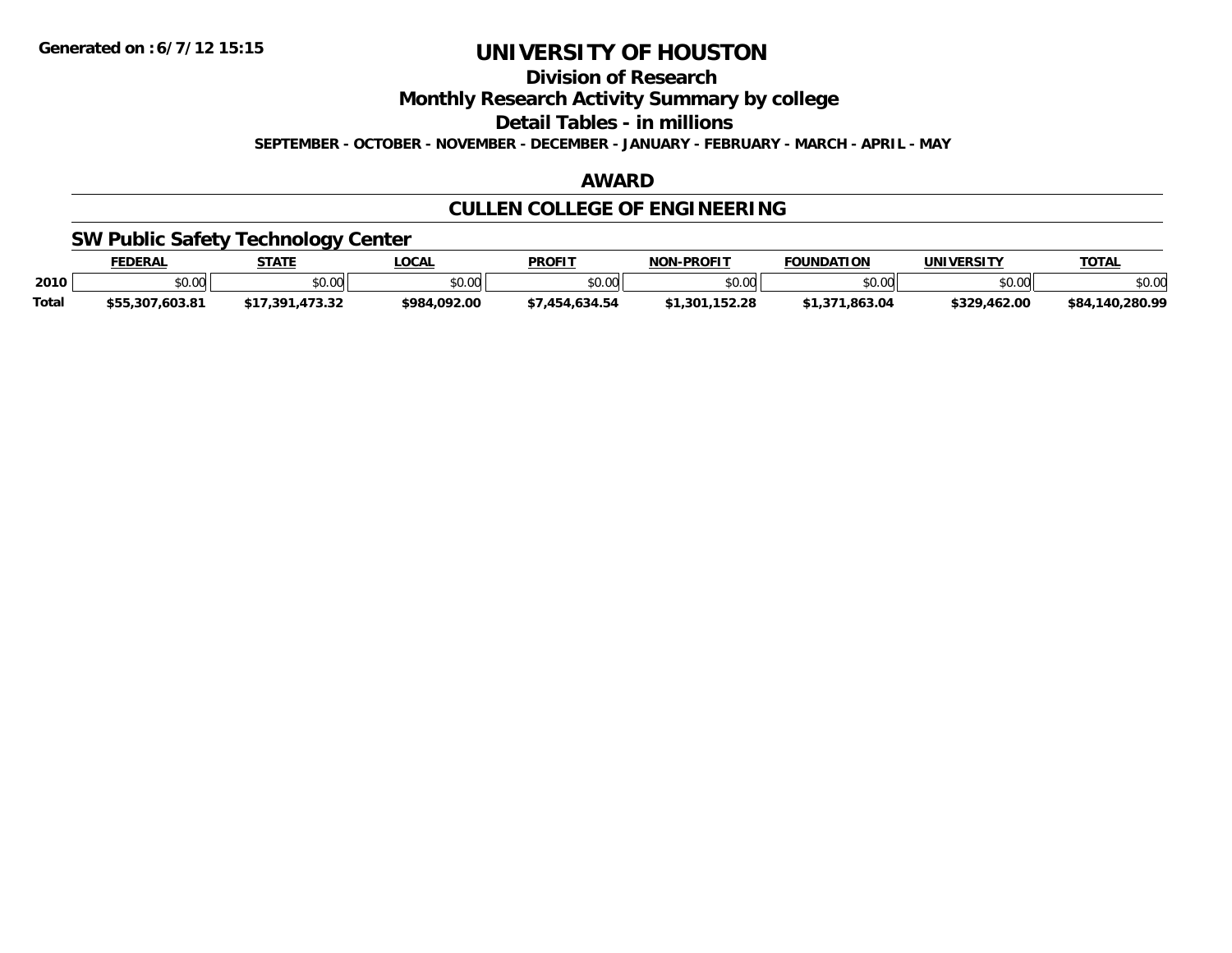# UNIVERSITY OF HOUSTON

## Division of Research

## Monthly Research Activity Summary by college

## Detail Tables - in millions

**SEPTEMBER - OCTOBER - NOVEMBER - DECEMBER - JANUARY - FEBRUARY - MARCH - APRIL - MAY**

## AWARD

## CULLEN COLLEGE OF ENGINEERING

### SW Public Safety Technology Center

| | FEDERAL | STATE | LOCAL | PROFIT | NON-PROFIT | FOUNDATION | UNIVERSITY | TOTAL |
|---|---|---|---|---|---|---|---|---|
| 2010 | $0.00 | $0.00 | $0.00 | $0.00 | $0.00 | $0.00 | $0.00 | $0.00 |
| Total | $55,307,603.81 | $17,391,473.32 | $984,092.00 | $7,454,634.54 | $1,301,152.28 | $1,371,863.04 | $329,462.00 | $84,140,280.99 |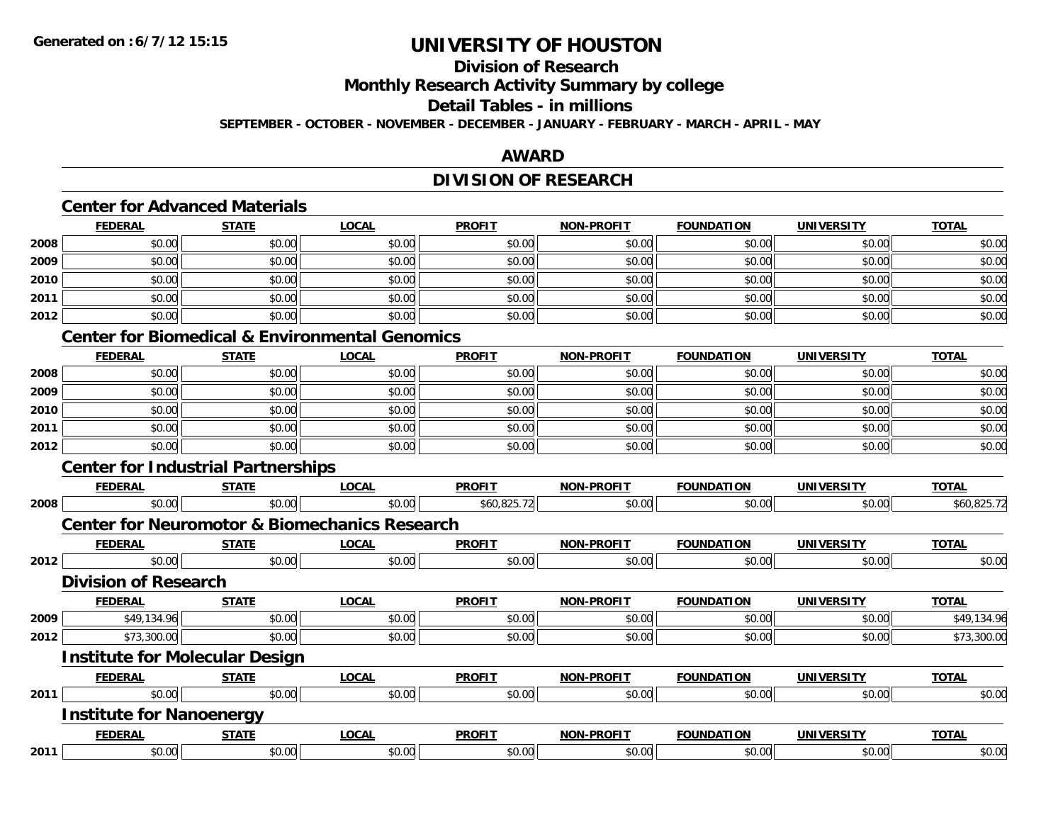# UNIVERSITY OF HOUSTON

## Division of Research

## Monthly Research Activity Summary by college

## Detail Tables - in millions

**SEPTEMBER - OCTOBER - NOVEMBER - DECEMBER - JANUARY - FEBRUARY - MARCH - APRIL - MAY**

## AWARD

## DIVISION OF RESEARCH

### Center for Advanced Materials

| | FEDERAL | STATE | LOCAL | PROFIT | NON-PROFIT | FOUNDATION | UNIVERSITY | TOTAL |
|---|---|---|---|---|---|---|---|---|
| 2008 | $0.00 | $0.00 | $0.00 | $0.00 | $0.00 | $0.00 | $0.00 | $0.00 |
| 2009 | $0.00 | $0.00 | $0.00 | $0.00 | $0.00 | $0.00 | $0.00 | $0.00 |
| 2010 | $0.00 | $0.00 | $0.00 | $0.00 | $0.00 | $0.00 | $0.00 | $0.00 |
| 2011 | $0.00 | $0.00 | $0.00 | $0.00 | $0.00 | $0.00 | $0.00 | $0.00 |
| 2012 | $0.00 | $0.00 | $0.00 | $0.00 | $0.00 | $0.00 | $0.00 | $0.00 |

### Center for Biomedical & Environmental Genomics

| | FEDERAL | STATE | LOCAL | PROFIT | NON-PROFIT | FOUNDATION | UNIVERSITY | TOTAL |
|---|---|---|---|---|---|---|---|---|
| 2008 | $0.00 | $0.00 | $0.00 | $0.00 | $0.00 | $0.00 | $0.00 | $0.00 |
| 2009 | $0.00 | $0.00 | $0.00 | $0.00 | $0.00 | $0.00 | $0.00 | $0.00 |
| 2010 | $0.00 | $0.00 | $0.00 | $0.00 | $0.00 | $0.00 | $0.00 | $0.00 |
| 2011 | $0.00 | $0.00 | $0.00 | $0.00 | $0.00 | $0.00 | $0.00 | $0.00 |
| 2012 | $0.00 | $0.00 | $0.00 | $0.00 | $0.00 | $0.00 | $0.00 | $0.00 |

### Center for Industrial Partnerships

| | FEDERAL | STATE | LOCAL | PROFIT | NON-PROFIT | FOUNDATION | UNIVERSITY | TOTAL |
|---|---|---|---|---|---|---|---|---|
| 2008 | $0.00 | $0.00 | $0.00 | $60,825.72 | $0.00 | $0.00 | $0.00 | $60,825.72 |

### Center for Neuromotor & Biomechanics Research

| | FEDERAL | STATE | LOCAL | PROFIT | NON-PROFIT | FOUNDATION | UNIVERSITY | TOTAL |
|---|---|---|---|---|---|---|---|---|
| 2012 | $0.00 | $0.00 | $0.00 | $0.00 | $0.00 | $0.00 | $0.00 | $0.00 |

### Division of Research

| | FEDERAL | STATE | LOCAL | PROFIT | NON-PROFIT | FOUNDATION | UNIVERSITY | TOTAL |
|---|---|---|---|---|---|---|---|---|
| 2009 | $49,134.96 | $0.00 | $0.00 | $0.00 | $0.00 | $0.00 | $0.00 | $49,134.96 |
| 2012 | $73,300.00 | $0.00 | $0.00 | $0.00 | $0.00 | $0.00 | $0.00 | $73,300.00 |

### Institute for Molecular Design

| | FEDERAL | STATE | LOCAL | PROFIT | NON-PROFIT | FOUNDATION | UNIVERSITY | TOTAL |
|---|---|---|---|---|---|---|---|---|
| 2011 | $0.00 | $0.00 | $0.00 | $0.00 | $0.00 | $0.00 | $0.00 | $0.00 |

### Institute for Nanoenergy

| | FEDERAL | STATE | LOCAL | PROFIT | NON-PROFIT | FOUNDATION | UNIVERSITY | TOTAL |
|---|---|---|---|---|---|---|---|---|
| 2011 | $0.00 | $0.00 | $0.00 | $0.00 | $0.00 | $0.00 | $0.00 | $0.00 |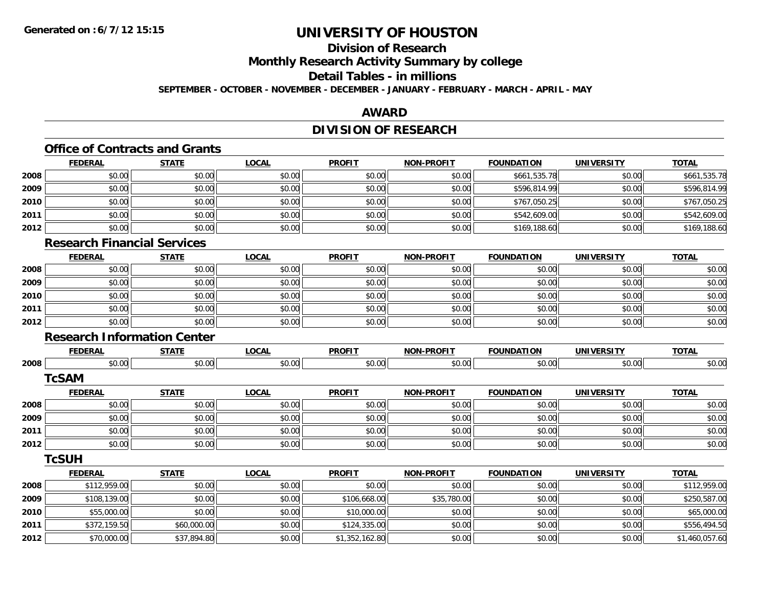# UNIVERSITY OF HOUSTON

## Division of Research

## Monthly Research Activity Summary by college

## Detail Tables - in millions

**SEPTEMBER - OCTOBER - NOVEMBER - DECEMBER - JANUARY - FEBRUARY - MARCH - APRIL - MAY**

## AWARD

## DIVISION OF RESEARCH

### Office of Contracts and Grants

| | FEDERAL | STATE | LOCAL | PROFIT | NON-PROFIT | FOUNDATION | UNIVERSITY | TOTAL |
|---|---|---|---|---|---|---|---|---|
| 2008 | $0.00 | $0.00 | $0.00 | $0.00 | $0.00 | $661,535.78 | $0.00 | $661,535.78 |
| 2009 | $0.00 | $0.00 | $0.00 | $0.00 | $0.00 | $596,814.99 | $0.00 | $596,814.99 |
| 2010 | $0.00 | $0.00 | $0.00 | $0.00 | $0.00 | $767,050.25 | $0.00 | $767,050.25 |
| 2011 | $0.00 | $0.00 | $0.00 | $0.00 | $0.00 | $542,609.00 | $0.00 | $542,609.00 |
| 2012 | $0.00 | $0.00 | $0.00 | $0.00 | $0.00 | $169,188.60 | $0.00 | $169,188.60 |

### Research Financial Services

| | FEDERAL | STATE | LOCAL | PROFIT | NON-PROFIT | FOUNDATION | UNIVERSITY | TOTAL |
|---|---|---|---|---|---|---|---|---|
| 2008 | $0.00 | $0.00 | $0.00 | $0.00 | $0.00 | $0.00 | $0.00 | $0.00 |
| 2009 | $0.00 | $0.00 | $0.00 | $0.00 | $0.00 | $0.00 | $0.00 | $0.00 |
| 2010 | $0.00 | $0.00 | $0.00 | $0.00 | $0.00 | $0.00 | $0.00 | $0.00 |
| 2011 | $0.00 | $0.00 | $0.00 | $0.00 | $0.00 | $0.00 | $0.00 | $0.00 |
| 2012 | $0.00 | $0.00 | $0.00 | $0.00 | $0.00 | $0.00 | $0.00 | $0.00 |

### Research Information Center

| | FEDERAL | STATE | LOCAL | PROFIT | NON-PROFIT | FOUNDATION | UNIVERSITY | TOTAL |
|---|---|---|---|---|---|---|---|---|
| 2008 | $0.00 | $0.00 | $0.00 | $0.00 | $0.00 | $0.00 | $0.00 | $0.00 |

### TcSAM

| | FEDERAL | STATE | LOCAL | PROFIT | NON-PROFIT | FOUNDATION | UNIVERSITY | TOTAL |
|---|---|---|---|---|---|---|---|---|
| 2008 | $0.00 | $0.00 | $0.00 | $0.00 | $0.00 | $0.00 | $0.00 | $0.00 |
| 2009 | $0.00 | $0.00 | $0.00 | $0.00 | $0.00 | $0.00 | $0.00 | $0.00 |
| 2011 | $0.00 | $0.00 | $0.00 | $0.00 | $0.00 | $0.00 | $0.00 | $0.00 |
| 2012 | $0.00 | $0.00 | $0.00 | $0.00 | $0.00 | $0.00 | $0.00 | $0.00 |

### TcSUH

| | FEDERAL | STATE | LOCAL | PROFIT | NON-PROFIT | FOUNDATION | UNIVERSITY | TOTAL |
|---|---|---|---|---|---|---|---|---|
| 2008 | $112,959.00 | $0.00 | $0.00 | $0.00 | $0.00 | $0.00 | $0.00 | $112,959.00 |
| 2009 | $108,139.00 | $0.00 | $0.00 | $106,668.00 | $35,780.00 | $0.00 | $0.00 | $250,587.00 |
| 2010 | $55,000.00 | $0.00 | $0.00 | $10,000.00 | $0.00 | $0.00 | $0.00 | $65,000.00 |
| 2011 | $372,159.50 | $60,000.00 | $0.00 | $124,335.00 | $0.00 | $0.00 | $0.00 | $556,494.50 |
| 2012 | $70,000.00 | $37,894.80 | $0.00 | $1,352,162.80 | $0.00 | $0.00 | $0.00 | $1,460,057.60 |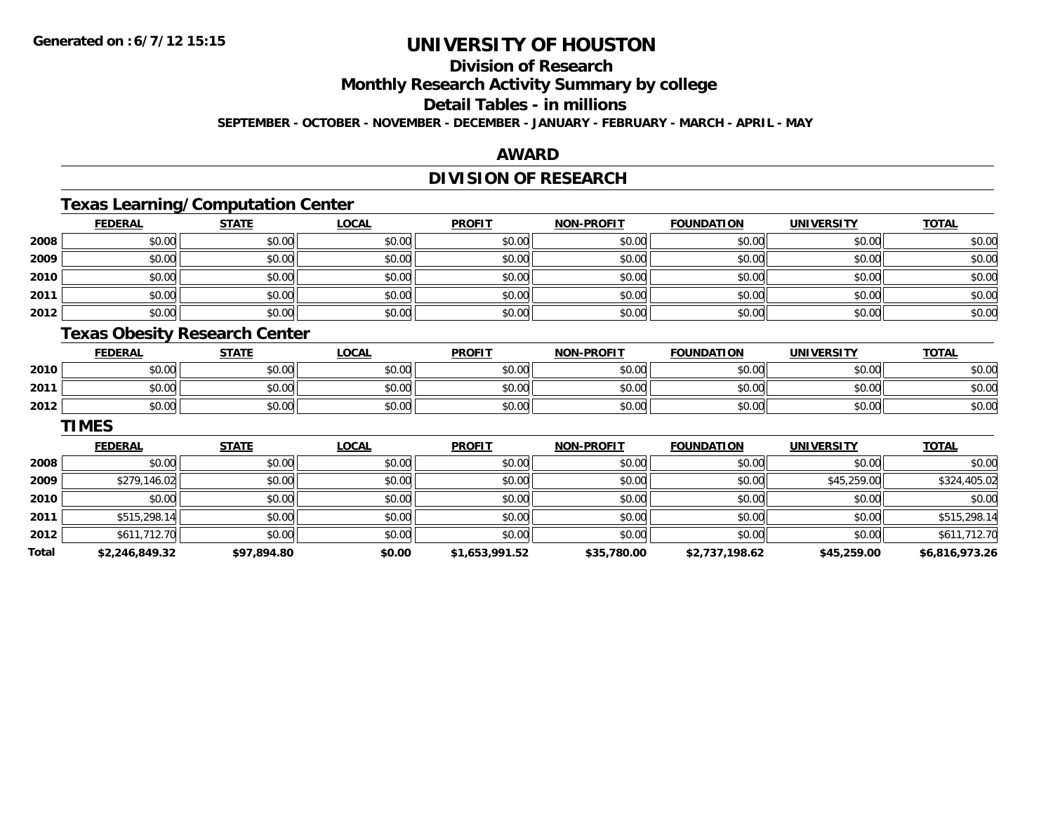# UNIVERSITY OF HOUSTON

## Division of Research

## Monthly Research Activity Summary by college

## Detail Tables - in millions

SEPTEMBER - OCTOBER - NOVEMBER - DECEMBER - JANUARY - FEBRUARY - MARCH - APRIL - MAY

## AWARD

## DIVISION OF RESEARCH

### Texas Learning/Computation Center

| | FEDERAL | STATE | LOCAL | PROFIT | NON-PROFIT | FOUNDATION | UNIVERSITY | TOTAL |
|---|---|---|---|---|---|---|---|---|
| 2008 | $0.00 | $0.00 | $0.00 | $0.00 | $0.00 | $0.00 | $0.00 | $0.00 |
| 2009 | $0.00 | $0.00 | $0.00 | $0.00 | $0.00 | $0.00 | $0.00 | $0.00 |
| 2010 | $0.00 | $0.00 | $0.00 | $0.00 | $0.00 | $0.00 | $0.00 | $0.00 |
| 2011 | $0.00 | $0.00 | $0.00 | $0.00 | $0.00 | $0.00 | $0.00 | $0.00 |
| 2012 | $0.00 | $0.00 | $0.00 | $0.00 | $0.00 | $0.00 | $0.00 | $0.00 |

### Texas Obesity Research Center

| | FEDERAL | STATE | LOCAL | PROFIT | NON-PROFIT | FOUNDATION | UNIVERSITY | TOTAL |
|---|---|---|---|---|---|---|---|---|
| 2010 | $0.00 | $0.00 | $0.00 | $0.00 | $0.00 | $0.00 | $0.00 | $0.00 |
| 2011 | $0.00 | $0.00 | $0.00 | $0.00 | $0.00 | $0.00 | $0.00 | $0.00 |
| 2012 | $0.00 | $0.00 | $0.00 | $0.00 | $0.00 | $0.00 | $0.00 | $0.00 |

### TIMES

| | FEDERAL | STATE | LOCAL | PROFIT | NON-PROFIT | FOUNDATION | UNIVERSITY | TOTAL |
|---|---|---|---|---|---|---|---|---|
| 2008 | $0.00 | $0.00 | $0.00 | $0.00 | $0.00 | $0.00 | $0.00 | $0.00 |
| 2009 | $279,146.02 | $0.00 | $0.00 | $0.00 | $0.00 | $0.00 | $45,259.00 | $324,405.02 |
| 2010 | $0.00 | $0.00 | $0.00 | $0.00 | $0.00 | $0.00 | $0.00 | $0.00 |
| 2011 | $515,298.14 | $0.00 | $0.00 | $0.00 | $0.00 | $0.00 | $0.00 | $515,298.14 |
| 2012 | $611,712.70 | $0.00 | $0.00 | $0.00 | $0.00 | $0.00 | $0.00 | $611,712.70 |
| **Total** | **$2,246,849.32** | **$97,894.80** | **$0.00** | **$1,653,991.52** | **$35,780.00** | **$2,737,198.62** | **$45,259.00** | **$6,816,973.26** |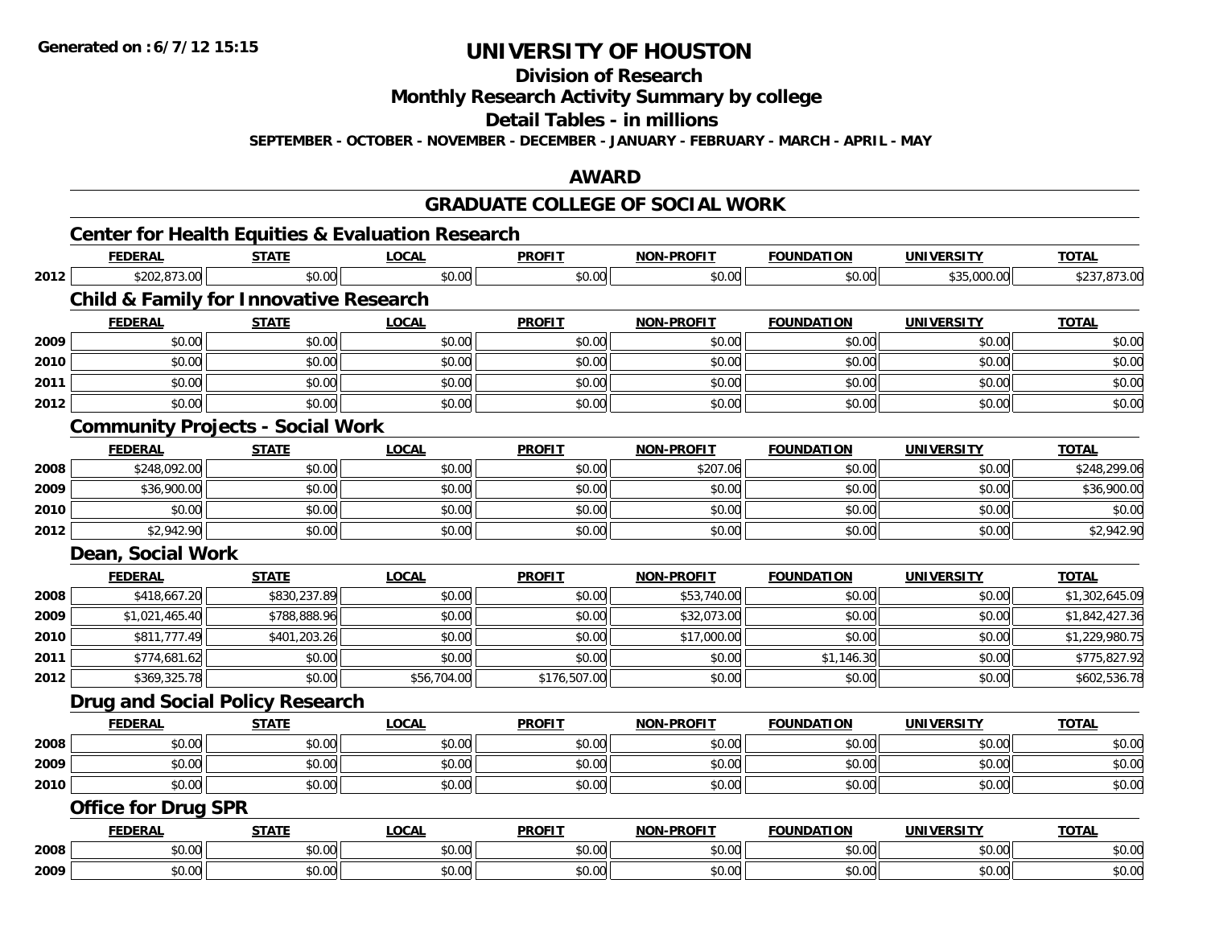**Generated on :6/7/12 15:15**

# UNIVERSITY OF HOUSTON

## Division of Research

## Monthly Research Activity Summary by college

## Detail Tables - in millions

**SEPTEMBER - OCTOBER - NOVEMBER - DECEMBER - JANUARY - FEBRUARY - MARCH - APRIL - MAY**

## AWARD

## GRADUATE COLLEGE OF SOCIAL WORK

### Center for Health Equities & Evaluation Research

| | FEDERAL | STATE | LOCAL | PROFIT | NON-PROFIT | FOUNDATION | UNIVERSITY | TOTAL |
|---|---|---|---|---|---|---|---|---|
| 2012 | $202,873.00 | $0.00 | $0.00 | $0.00 | $0.00 | $0.00 | $35,000.00 | $237,873.00 |

### Child & Family for Innovative Research

| | FEDERAL | STATE | LOCAL | PROFIT | NON-PROFIT | FOUNDATION | UNIVERSITY | TOTAL |
|---|---|---|---|---|---|---|---|---|
| 2009 | $0.00 | $0.00 | $0.00 | $0.00 | $0.00 | $0.00 | $0.00 | $0.00 |
| 2010 | $0.00 | $0.00 | $0.00 | $0.00 | $0.00 | $0.00 | $0.00 | $0.00 |
| 2011 | $0.00 | $0.00 | $0.00 | $0.00 | $0.00 | $0.00 | $0.00 | $0.00 |
| 2012 | $0.00 | $0.00 | $0.00 | $0.00 | $0.00 | $0.00 | $0.00 | $0.00 |

### Community Projects - Social Work

| | FEDERAL | STATE | LOCAL | PROFIT | NON-PROFIT | FOUNDATION | UNIVERSITY | TOTAL |
|---|---|---|---|---|---|---|---|---|
| 2008 | $248,092.00 | $0.00 | $0.00 | $0.00 | $207.06 | $0.00 | $0.00 | $248,299.06 |
| 2009 | $36,900.00 | $0.00 | $0.00 | $0.00 | $0.00 | $0.00 | $0.00 | $36,900.00 |
| 2010 | $0.00 | $0.00 | $0.00 | $0.00 | $0.00 | $0.00 | $0.00 | $0.00 |
| 2012 | $2,942.90 | $0.00 | $0.00 | $0.00 | $0.00 | $0.00 | $0.00 | $2,942.90 |

### Dean, Social Work

| | FEDERAL | STATE | LOCAL | PROFIT | NON-PROFIT | FOUNDATION | UNIVERSITY | TOTAL |
|---|---|---|---|---|---|---|---|---|
| 2008 | $418,667.20 | $830,237.89 | $0.00 | $0.00 | $53,740.00 | $0.00 | $0.00 | $1,302,645.09 |
| 2009 | $1,021,465.40 | $788,888.96 | $0.00 | $0.00 | $32,073.00 | $0.00 | $0.00 | $1,842,427.36 |
| 2010 | $811,777.49 | $401,203.26 | $0.00 | $0.00 | $17,000.00 | $0.00 | $0.00 | $1,229,980.75 |
| 2011 | $774,681.62 | $0.00 | $0.00 | $0.00 | $0.00 | $1,146.30 | $0.00 | $775,827.92 |
| 2012 | $369,325.78 | $0.00 | $56,704.00 | $176,507.00 | $0.00 | $0.00 | $0.00 | $602,536.78 |

### Drug and Social Policy Research

| | FEDERAL | STATE | LOCAL | PROFIT | NON-PROFIT | FOUNDATION | UNIVERSITY | TOTAL |
|---|---|---|---|---|---|---|---|---|
| 2008 | $0.00 | $0.00 | $0.00 | $0.00 | $0.00 | $0.00 | $0.00 | $0.00 |
| 2009 | $0.00 | $0.00 | $0.00 | $0.00 | $0.00 | $0.00 | $0.00 | $0.00 |
| 2010 | $0.00 | $0.00 | $0.00 | $0.00 | $0.00 | $0.00 | $0.00 | $0.00 |

### Office for Drug SPR

| | FEDERAL | STATE | LOCAL | PROFIT | NON-PROFIT | FOUNDATION | UNIVERSITY | TOTAL |
|---|---|---|---|---|---|---|---|---|
| 2008 | $0.00 | $0.00 | $0.00 | $0.00 | $0.00 | $0.00 | $0.00 | $0.00 |
| 2009 | $0.00 | $0.00 | $0.00 | $0.00 | $0.00 | $0.00 | $0.00 | $0.00 |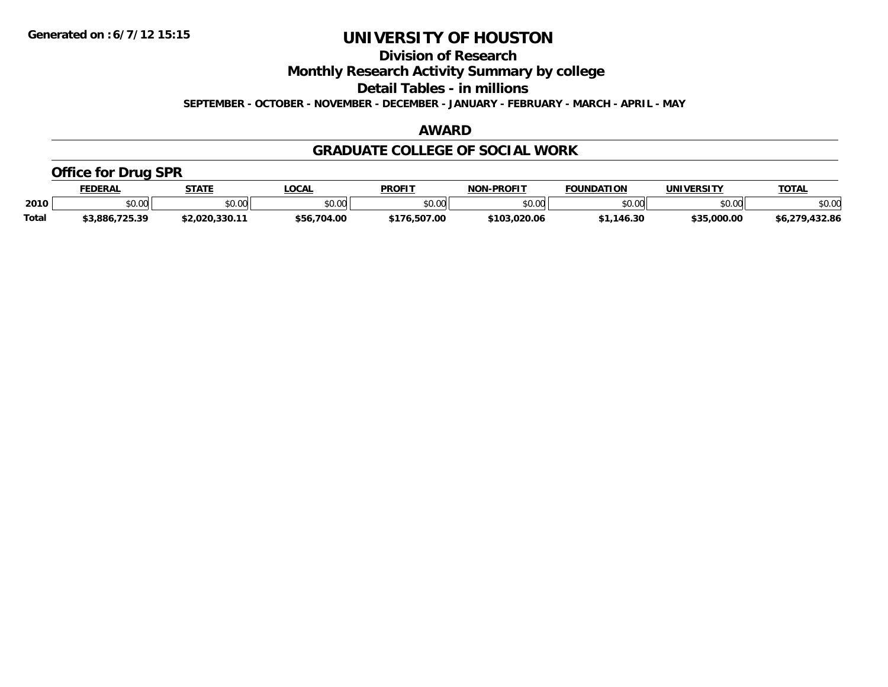Generated on :6/7/12 15:15

# UNIVERSITY OF HOUSTON

## Division of Research

## Monthly Research Activity Summary by college

## Detail Tables - in millions

**SEPTEMBER - OCTOBER - NOVEMBER - DECEMBER - JANUARY - FEBRUARY - MARCH - APRIL - MAY**

## AWARD

## GRADUATE COLLEGE OF SOCIAL WORK

### Office for Drug SPR

| | FEDERAL | STATE | LOCAL | PROFIT | NON-PROFIT | FOUNDATION | UNIVERSITY | TOTAL |
|---|---|---|---|---|---|---|---|---|
| 2010 | $0.00 | $0.00 | $0.00 | $0.00 | $0.00 | $0.00 | $0.00 | $0.00 |
| **Total** | **$3,886,725.39** | **$2,020,330.11** | **$56,704.00** | **$176,507.00** | **$103,020.06** | **$1,146.30** | **$35,000.00** | **$6,279,432.86** |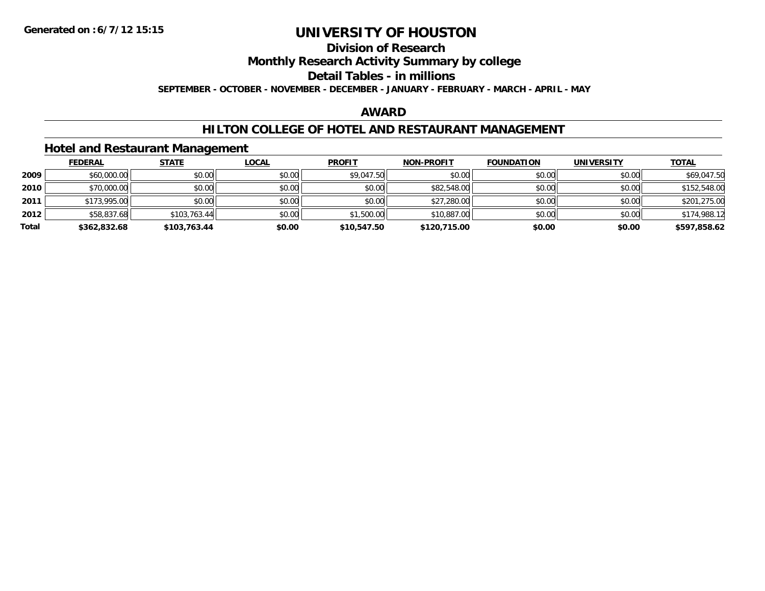# UNIVERSITY OF HOUSTON

## Division of Research

## Monthly Research Activity Summary by college

## Detail Tables - in millions

**SEPTEMBER - OCTOBER - NOVEMBER - DECEMBER - JANUARY - FEBRUARY - MARCH - APRIL - MAY**

## AWARD

## HILTON COLLEGE OF HOTEL AND RESTAURANT MANAGEMENT

### Hotel and Restaurant Management

| | FEDERAL | STATE | LOCAL | PROFIT | NON-PROFIT | FOUNDATION | UNIVERSITY | TOTAL |
|---|---|---|---|---|---|---|---|---|
| **2009** | $60,000.00 | $0.00 | $0.00 | $9,047.50 | $0.00 | $0.00 | $0.00 | $69,047.50 |
| **2010** | $70,000.00 | $0.00 | $0.00 | $0.00 | $82,548.00 | $0.00 | $0.00 | $152,548.00 |
| **2011** | $173,995.00 | $0.00 | $0.00 | $0.00 | $27,280.00 | $0.00 | $0.00 | $201,275.00 |
| **2012** | $58,837.68 | $103,763.44 | $0.00 | $1,500.00 | $10,887.00 | $0.00 | $0.00 | $174,988.12 |
| **Total** | **$362,832.68** | **$103,763.44** | **$0.00** | **$10,547.50** | **$120,715.00** | **$0.00** | **$0.00** | **$597,858.62** |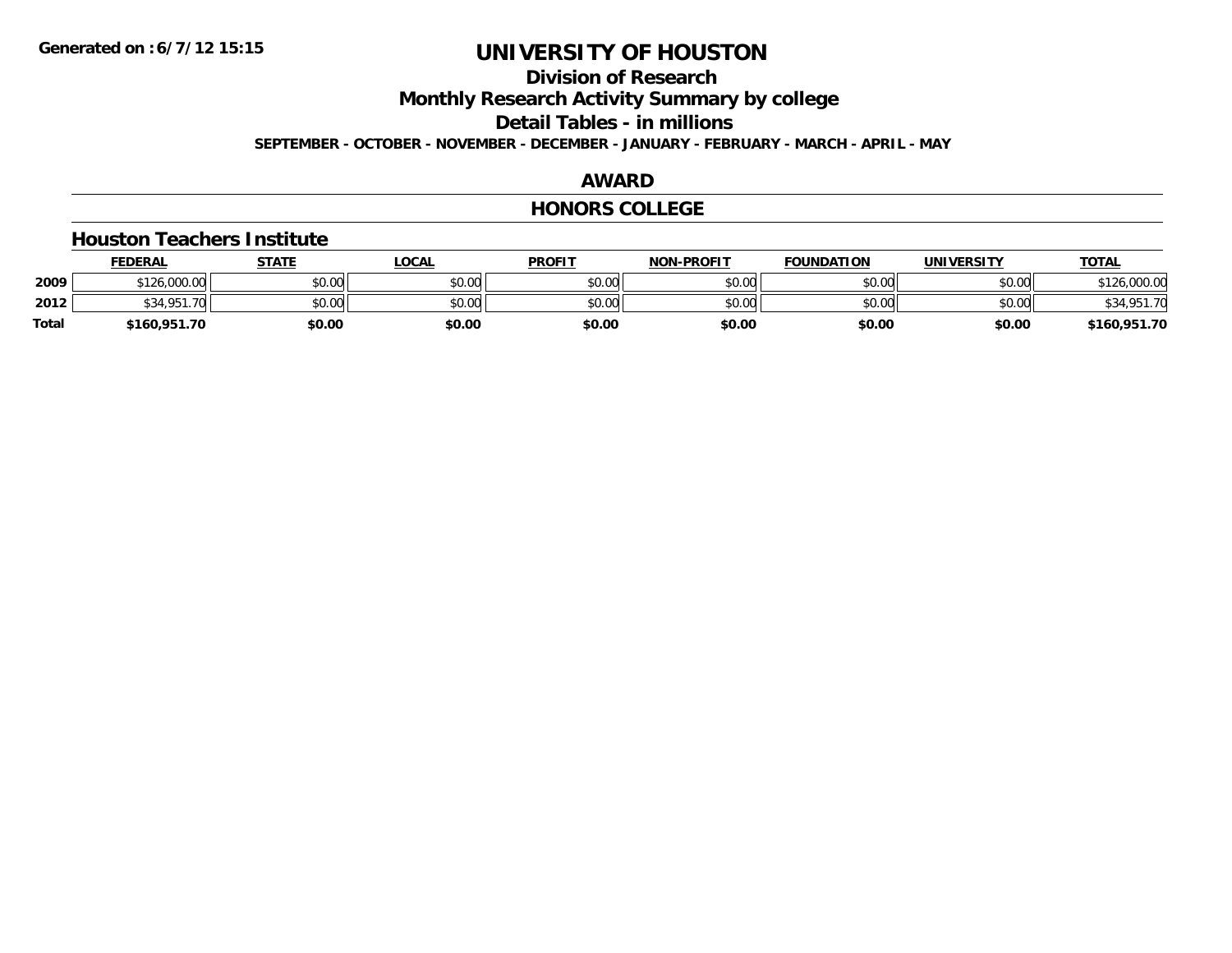**Generated on :6/7/12 15:15**

# UNIVERSITY OF HOUSTON

## Division of Research

## Monthly Research Activity Summary by college

## Detail Tables - in millions

**SEPTEMBER - OCTOBER - NOVEMBER - DECEMBER - JANUARY - FEBRUARY - MARCH - APRIL - MAY**

## AWARD

## HONORS COLLEGE

### Houston Teachers Institute

| | FEDERAL | STATE | LOCAL | PROFIT | NON-PROFIT | FOUNDATION | UNIVERSITY | TOTAL |
|---|---|---|---|---|---|---|---|---|
| **2009** | $126,000.00 | $0.00 | $0.00 | $0.00 | $0.00 | $0.00 | $0.00 | $126,000.00 |
| **2012** | $34,951.70 | $0.00 | $0.00 | $0.00 | $0.00 | $0.00 | $0.00 | $34,951.70 |
| **Total** | **$160,951.70** | **$0.00** | **$0.00** | **$0.00** | **$0.00** | **$0.00** | **$0.00** | **$160,951.70** |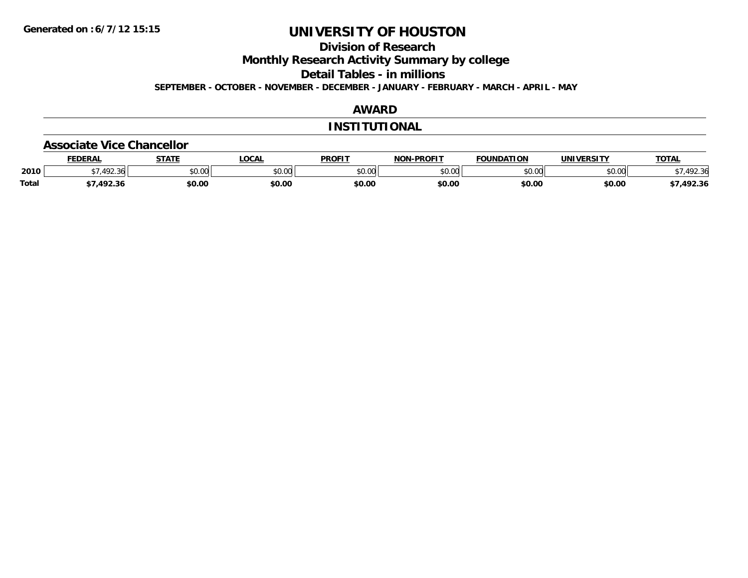**Generated on :6/7/12 15:15**

# UNIVERSITY OF HOUSTON

## Division of Research

## Monthly Research Activity Summary by college

## Detail Tables - in millions

**SEPTEMBER - OCTOBER - NOVEMBER - DECEMBER - JANUARY - FEBRUARY - MARCH - APRIL - MAY**

## AWARD

## INSTITUTIONAL

### Associate Vice Chancellor

| | FEDERAL | STATE | LOCAL | PROFIT | NON-PROFIT | FOUNDATION | UNIVERSITY | TOTAL |
|---|---|---|---|---|---|---|---|---|
| 2010 | $7,492.36 | $0.00 | $0.00 | $0.00 | $0.00 | $0.00 | $0.00 | $7,492.36 |
| **Total** | **$7,492.36** | **$0.00** | **$0.00** | **$0.00** | **$0.00** | **$0.00** | **$0.00** | **$7,492.36** |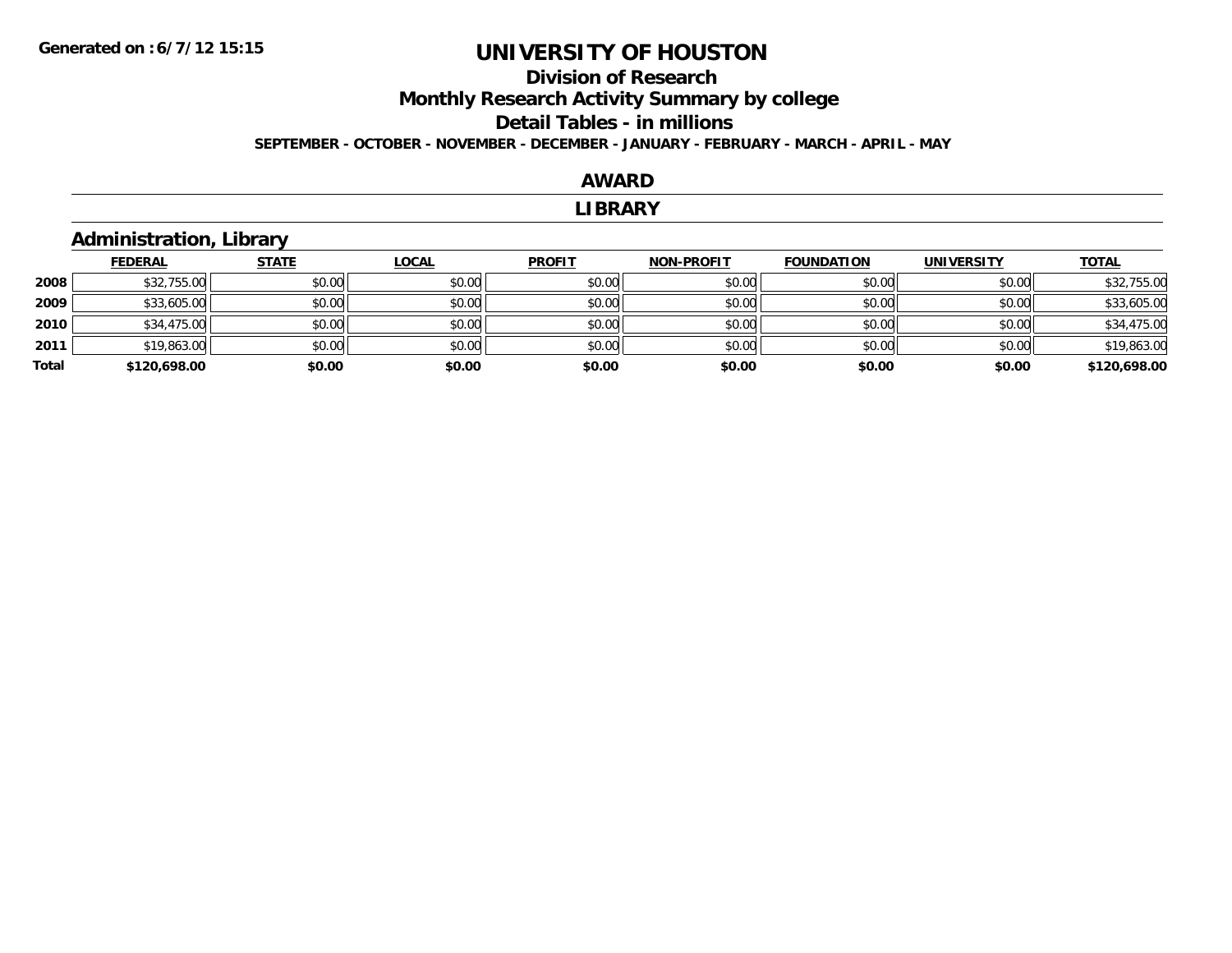# UNIVERSITY OF HOUSTON

## Division of Research

## Monthly Research Activity Summary by college

## Detail Tables - in millions

**SEPTEMBER - OCTOBER - NOVEMBER - DECEMBER - JANUARY - FEBRUARY - MARCH - APRIL - MAY**

## AWARD

## LIBRARY

### Administration, Library

| | FEDERAL | STATE | LOCAL | PROFIT | NON-PROFIT | FOUNDATION | UNIVERSITY | TOTAL |
|---|---|---|---|---|---|---|---|---|
| 2008 | $32,755.00 | $0.00 | $0.00 | $0.00 | $0.00 | $0.00 | $0.00 | $32,755.00 |
| 2009 | $33,605.00 | $0.00 | $0.00 | $0.00 | $0.00 | $0.00 | $0.00 | $33,605.00 |
| 2010 | $34,475.00 | $0.00 | $0.00 | $0.00 | $0.00 | $0.00 | $0.00 | $34,475.00 |
| 2011 | $19,863.00 | $0.00 | $0.00 | $0.00 | $0.00 | $0.00 | $0.00 | $19,863.00 |
| **Total** | **$120,698.00** | **$0.00** | **$0.00** | **$0.00** | **$0.00** | **$0.00** | **$0.00** | **$120,698.00** |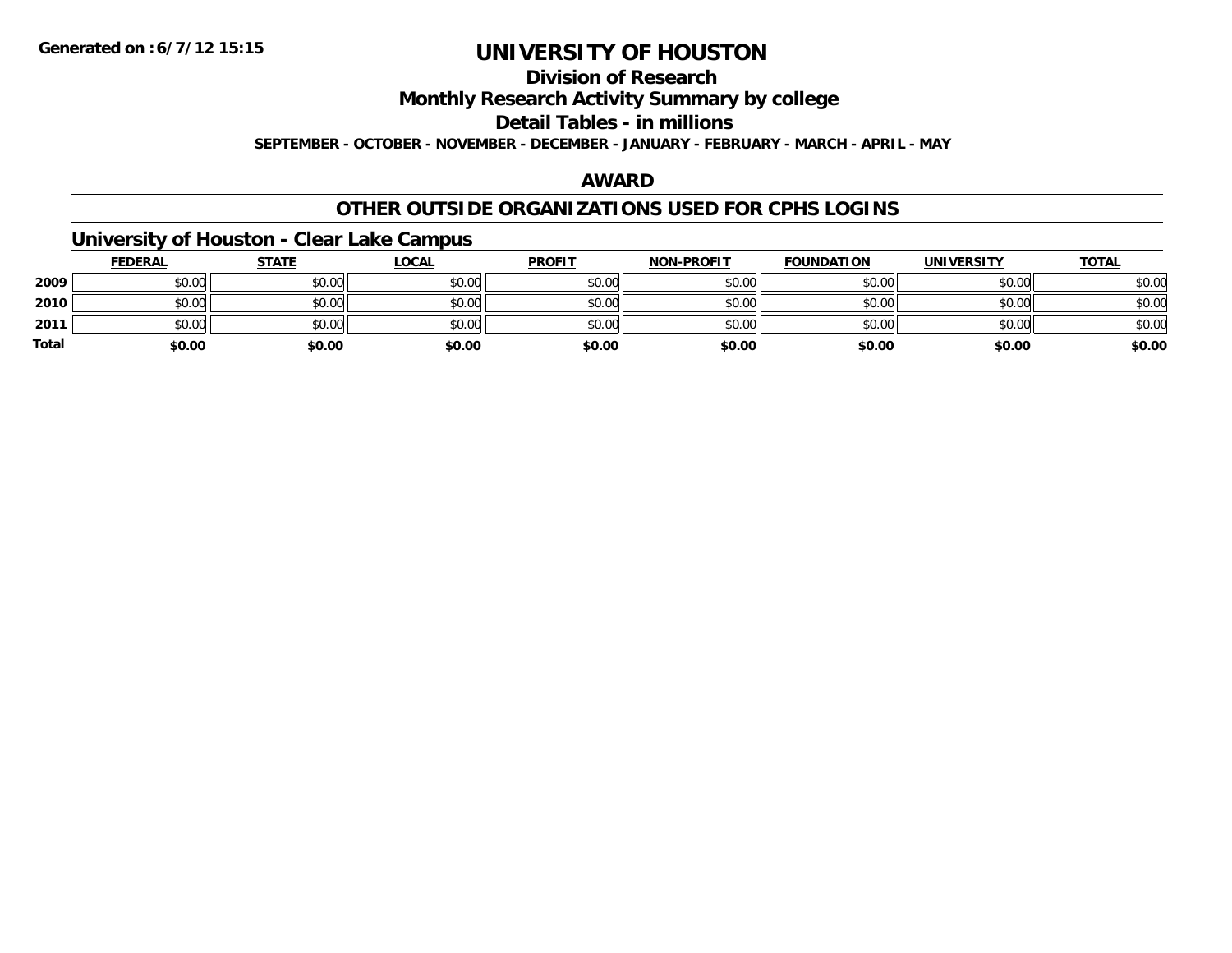**Generated on :6/7/12 15:15**

# UNIVERSITY OF HOUSTON

## Division of Research

## Monthly Research Activity Summary by college

## Detail Tables - in millions

**SEPTEMBER - OCTOBER - NOVEMBER - DECEMBER - JANUARY - FEBRUARY - MARCH - APRIL - MAY**

## AWARD

## OTHER OUTSIDE ORGANIZATIONS USED FOR CPHS LOGINS

### University of Houston - Clear Lake Campus

| | FEDERAL | STATE | LOCAL | PROFIT | NON-PROFIT | FOUNDATION | UNIVERSITY | TOTAL |
|---|---|---|---|---|---|---|---|---|
| 2009 | $0.00 | $0.00 | $0.00 | $0.00 | $0.00 | $0.00 | $0.00 | $0.00 |
| 2010 | $0.00 | $0.00 | $0.00 | $0.00 | $0.00 | $0.00 | $0.00 | $0.00 |
| 2011 | $0.00 | $0.00 | $0.00 | $0.00 | $0.00 | $0.00 | $0.00 | $0.00 |
| **Total** | **$0.00** | **$0.00** | **$0.00** | **$0.00** | **$0.00** | **$0.00** | **$0.00** | **$0.00** |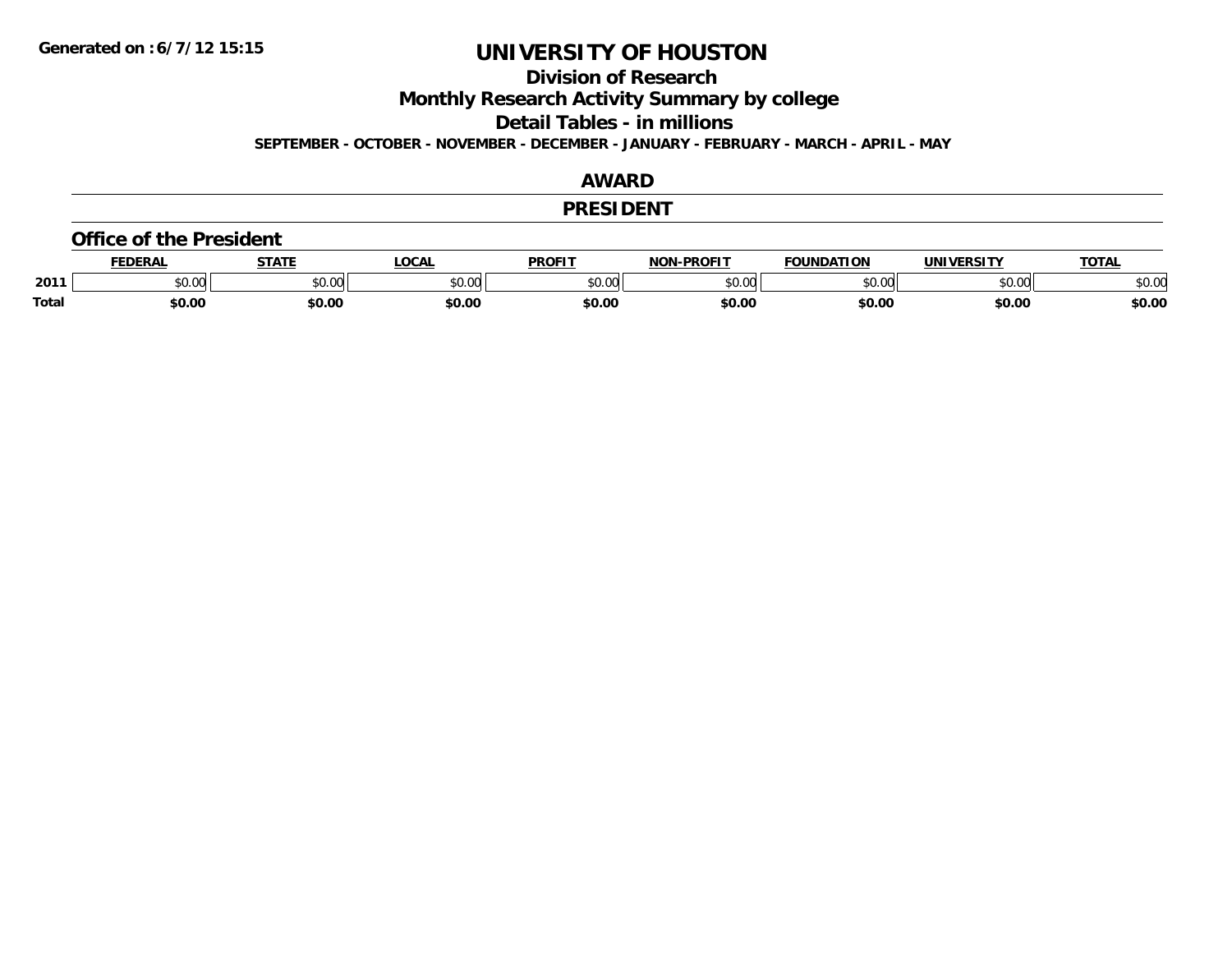**Generated on :6/7/12 15:15**

# UNIVERSITY OF HOUSTON

## Division of Research

## Monthly Research Activity Summary by college

## Detail Tables - in millions

**SEPTEMBER - OCTOBER - NOVEMBER - DECEMBER - JANUARY - FEBRUARY - MARCH - APRIL - MAY**

## AWARD

## PRESIDENT

### Office of the President

| | FEDERAL | STATE | LOCAL | PROFIT | NON-PROFIT | FOUNDATION | UNIVERSITY | TOTAL |
|---|---|---|---|---|---|---|---|---|
| 2011 | $0.00 | $0.00 | $0.00 | $0.00 | $0.00 | $0.00 | $0.00 | $0.00 |
| **Total** | **$0.00** | **$0.00** | **$0.00** | **$0.00** | **$0.00** | **$0.00** | **$0.00** | **$0.00** |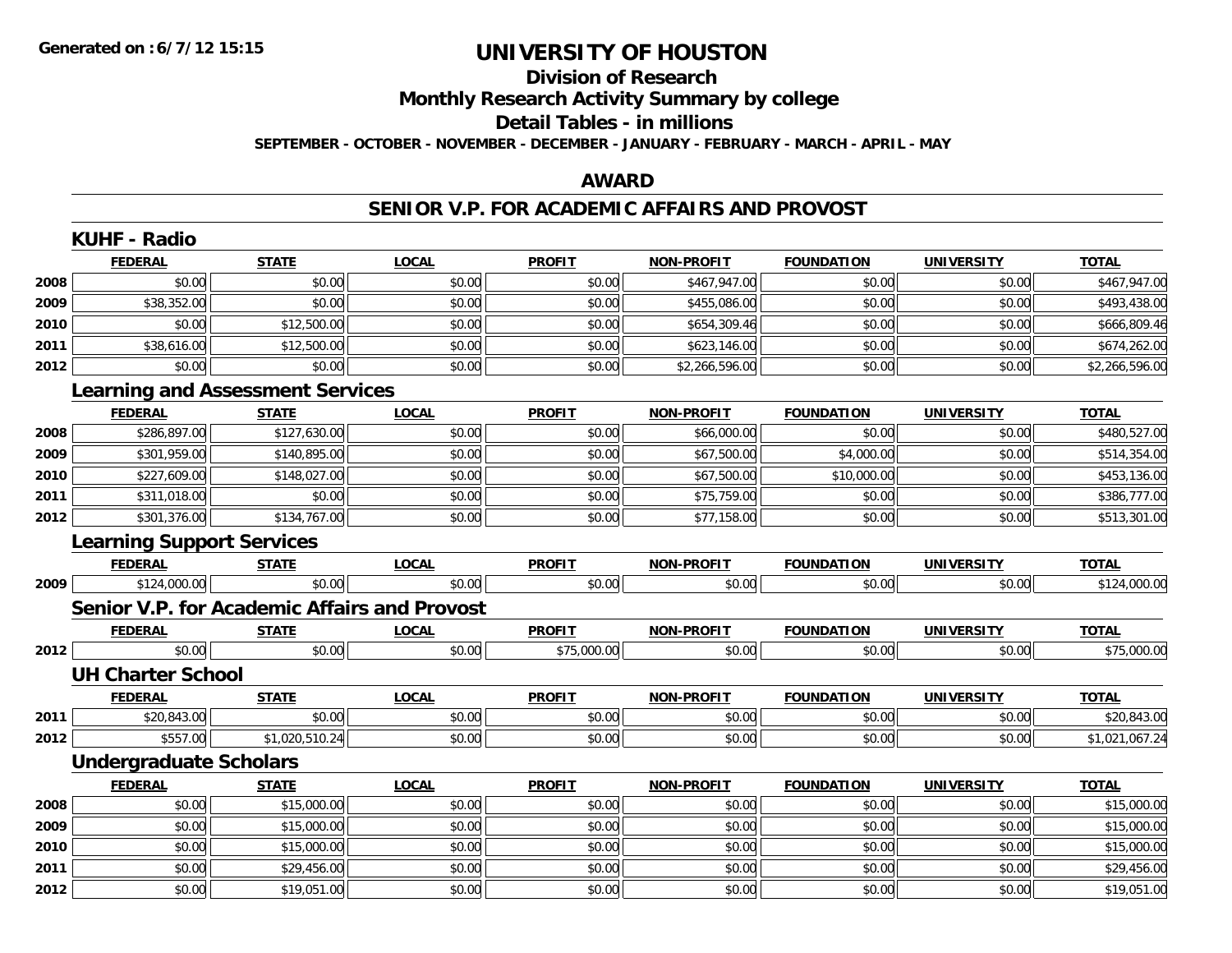**Generated on :6/7/12 15:15**

# UNIVERSITY OF HOUSTON

## Division of Research

## Monthly Research Activity Summary by college

## Detail Tables - in millions

**SEPTEMBER - OCTOBER - NOVEMBER - DECEMBER - JANUARY - FEBRUARY - MARCH - APRIL - MAY**

## AWARD

## SENIOR V.P. FOR ACADEMIC AFFAIRS AND PROVOST

### KUHF - Radio

| | FEDERAL | STATE | LOCAL | PROFIT | NON-PROFIT | FOUNDATION | UNIVERSITY | TOTAL |
|---|---|---|---|---|---|---|---|---|
| 2008 | $0.00 | $0.00 | $0.00 | $0.00 | $467,947.00 | $0.00 | $0.00 | $467,947.00 |
| 2009 | $38,352.00 | $0.00 | $0.00 | $0.00 | $455,086.00 | $0.00 | $0.00 | $493,438.00 |
| 2010 | $0.00 | $12,500.00 | $0.00 | $0.00 | $654,309.46 | $0.00 | $0.00 | $666,809.46 |
| 2011 | $38,616.00 | $12,500.00 | $0.00 | $0.00 | $623,146.00 | $0.00 | $0.00 | $674,262.00 |
| 2012 | $0.00 | $0.00 | $0.00 | $0.00 | $2,266,596.00 | $0.00 | $0.00 | $2,266,596.00 |

### Learning and Assessment Services

| | FEDERAL | STATE | LOCAL | PROFIT | NON-PROFIT | FOUNDATION | UNIVERSITY | TOTAL |
|---|---|---|---|---|---|---|---|---|
| 2008 | $286,897.00 | $127,630.00 | $0.00 | $0.00 | $66,000.00 | $0.00 | $0.00 | $480,527.00 |
| 2009 | $301,959.00 | $140,895.00 | $0.00 | $0.00 | $67,500.00 | $4,000.00 | $0.00 | $514,354.00 |
| 2010 | $227,609.00 | $148,027.00 | $0.00 | $0.00 | $67,500.00 | $10,000.00 | $0.00 | $453,136.00 |
| 2011 | $311,018.00 | $0.00 | $0.00 | $0.00 | $75,759.00 | $0.00 | $0.00 | $386,777.00 |
| 2012 | $301,376.00 | $134,767.00 | $0.00 | $0.00 | $77,158.00 | $0.00 | $0.00 | $513,301.00 |

### Learning Support Services

| | FEDERAL | STATE | LOCAL | PROFIT | NON-PROFIT | FOUNDATION | UNIVERSITY | TOTAL |
|---|---|---|---|---|---|---|---|---|
| 2009 | $124,000.00 | $0.00 | $0.00 | $0.00 | $0.00 | $0.00 | $0.00 | $124,000.00 |

### Senior V.P. for Academic Affairs and Provost

| | FEDERAL | STATE | LOCAL | PROFIT | NON-PROFIT | FOUNDATION | UNIVERSITY | TOTAL |
|---|---|---|---|---|---|---|---|---|
| 2012 | $0.00 | $0.00 | $0.00 | $75,000.00 | $0.00 | $0.00 | $0.00 | $75,000.00 |

### UH Charter School

| | FEDERAL | STATE | LOCAL | PROFIT | NON-PROFIT | FOUNDATION | UNIVERSITY | TOTAL |
|---|---|---|---|---|---|---|---|---|
| 2011 | $20,843.00 | $0.00 | $0.00 | $0.00 | $0.00 | $0.00 | $0.00 | $20,843.00 |
| 2012 | $557.00 | $1,020,510.24 | $0.00 | $0.00 | $0.00 | $0.00 | $0.00 | $1,021,067.24 |

### Undergraduate Scholars

| | FEDERAL | STATE | LOCAL | PROFIT | NON-PROFIT | FOUNDATION | UNIVERSITY | TOTAL |
|---|---|---|---|---|---|---|---|---|
| 2008 | $0.00 | $15,000.00 | $0.00 | $0.00 | $0.00 | $0.00 | $0.00 | $15,000.00 |
| 2009 | $0.00 | $15,000.00 | $0.00 | $0.00 | $0.00 | $0.00 | $0.00 | $15,000.00 |
| 2010 | $0.00 | $15,000.00 | $0.00 | $0.00 | $0.00 | $0.00 | $0.00 | $15,000.00 |
| 2011 | $0.00 | $29,456.00 | $0.00 | $0.00 | $0.00 | $0.00 | $0.00 | $29,456.00 |
| 2012 | $0.00 | $19,051.00 | $0.00 | $0.00 | $0.00 | $0.00 | $0.00 | $19,051.00 |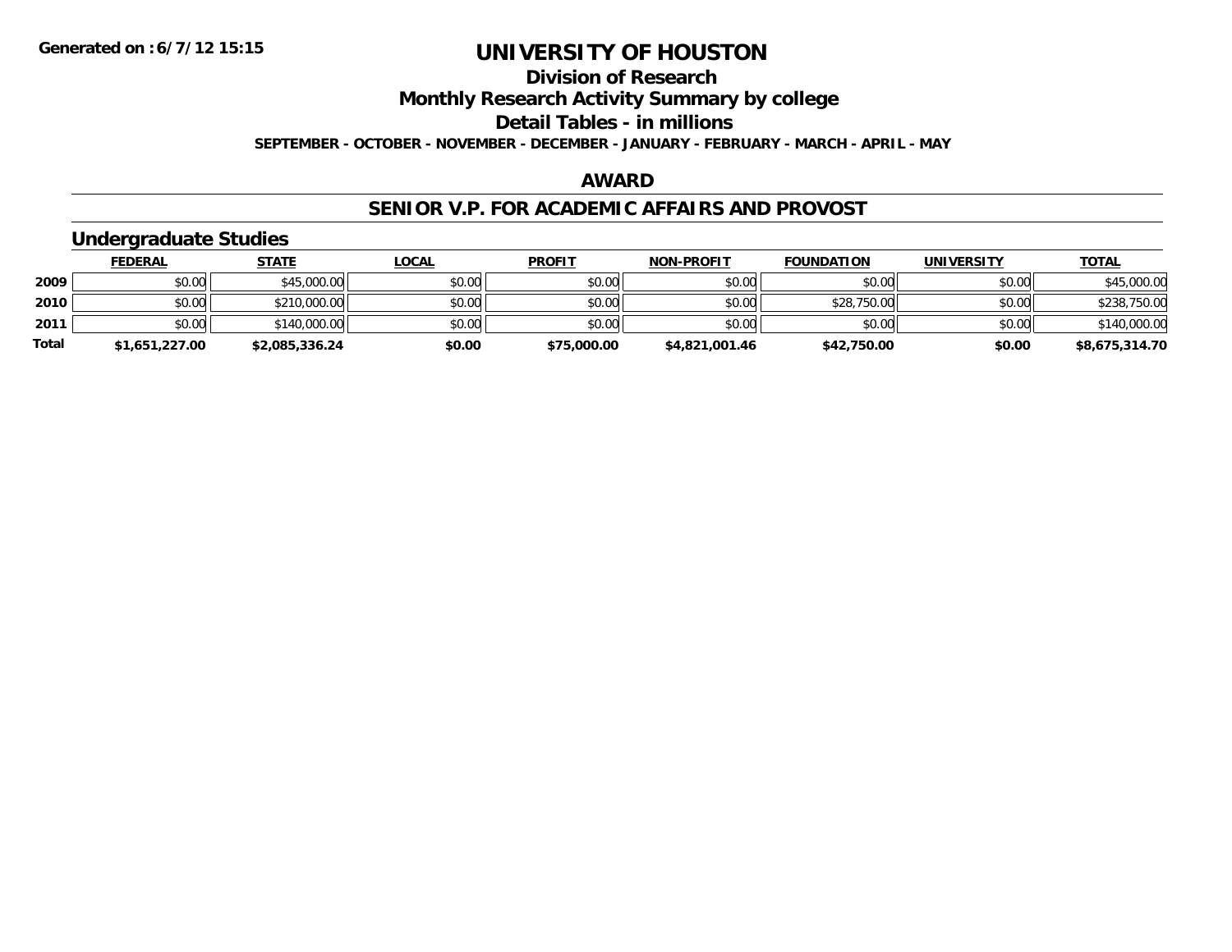**Generated on :6/7/12 15:15**

# UNIVERSITY OF HOUSTON

## Division of Research

## Monthly Research Activity Summary by college

## Detail Tables - in millions

**SEPTEMBER - OCTOBER - NOVEMBER - DECEMBER - JANUARY - FEBRUARY - MARCH - APRIL - MAY**

## AWARD

## SENIOR V.P. FOR ACADEMIC AFFAIRS AND PROVOST

### Undergraduate Studies

| | FEDERAL | STATE | LOCAL | PROFIT | NON-PROFIT | FOUNDATION | UNIVERSITY | TOTAL |
|---|---|---|---|---|---|---|---|---|
| 2009 | $0.00 | $45,000.00 | $0.00 | $0.00 | $0.00 | $0.00 | $0.00 | $45,000.00 |
| 2010 | $0.00 | $210,000.00 | $0.00 | $0.00 | $0.00 | $28,750.00 | $0.00 | $238,750.00 |
| 2011 | $0.00 | $140,000.00 | $0.00 | $0.00 | $0.00 | $0.00 | $0.00 | $140,000.00 |
| **Total** | **$1,651,227.00** | **$2,085,336.24** | **$0.00** | **$75,000.00** | **$4,821,001.46** | **$42,750.00** | **$0.00** | **$8,675,314.70** |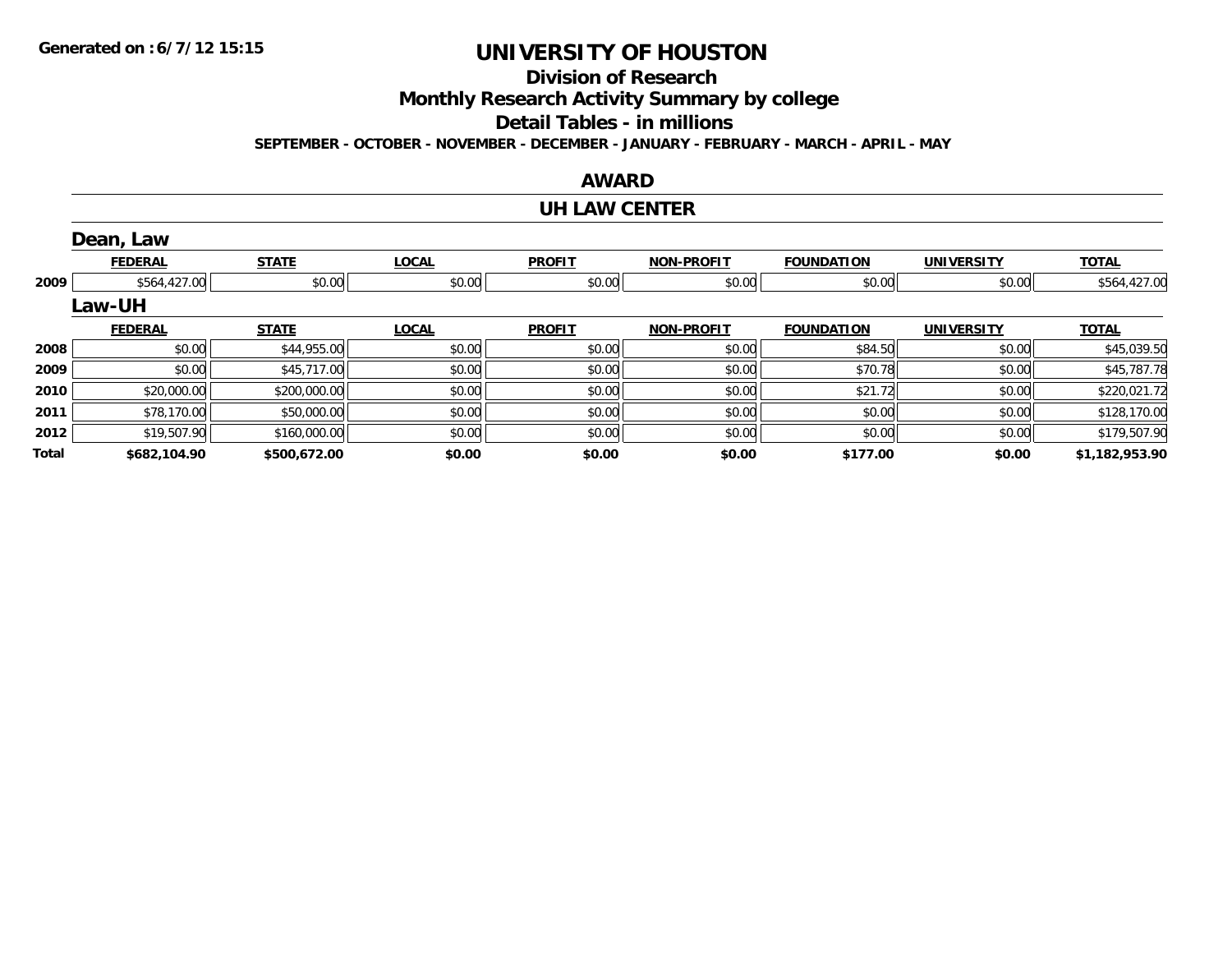Generated on :6/7/12 15:15

# UNIVERSITY OF HOUSTON

## Division of Research

## Monthly Research Activity Summary by college

## Detail Tables - in millions

SEPTEMBER - OCTOBER - NOVEMBER - DECEMBER - JANUARY - FEBRUARY - MARCH - APRIL - MAY

## AWARD

## UH LAW CENTER

### Dean, Law

| | FEDERAL | STATE | LOCAL | PROFIT | NON-PROFIT | FOUNDATION | UNIVERSITY | TOTAL |
|---|---|---|---|---|---|---|---|---|
| 2009 | $564,427.00 | $0.00 | $0.00 | $0.00 | $0.00 | $0.00 | $0.00 | $564,427.00 |

### Law-UH

| | FEDERAL | STATE | LOCAL | PROFIT | NON-PROFIT | FOUNDATION | UNIVERSITY | TOTAL |
|---|---|---|---|---|---|---|---|---|
| 2008 | $0.00 | $44,955.00 | $0.00 | $0.00 | $0.00 | $84.50 | $0.00 | $45,039.50 |
| 2009 | $0.00 | $45,717.00 | $0.00 | $0.00 | $0.00 | $70.78 | $0.00 | $45,787.78 |
| 2010 | $20,000.00 | $200,000.00 | $0.00 | $0.00 | $0.00 | $21.72 | $0.00 | $220,021.72 |
| 2011 | $78,170.00 | $50,000.00 | $0.00 | $0.00 | $0.00 | $0.00 | $0.00 | $128,170.00 |
| 2012 | $19,507.90 | $160,000.00 | $0.00 | $0.00 | $0.00 | $0.00 | $0.00 | $179,507.90 |
| **Total** | **$682,104.90** | **$500,672.00** | **$0.00** | **$0.00** | **$0.00** | **$177.00** | **$0.00** | **$1,182,953.90** |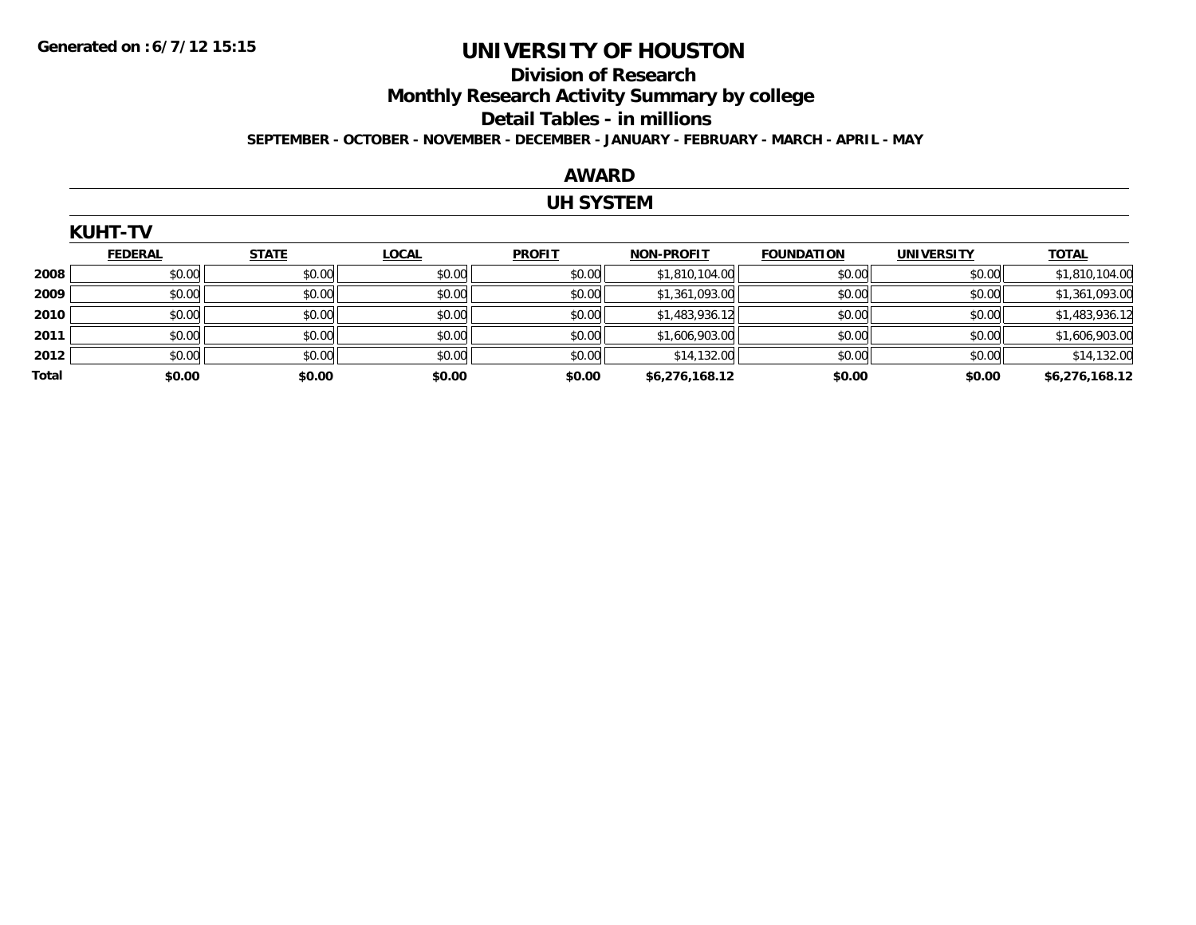**Generated on :6/7/12 15:15**

# UNIVERSITY OF HOUSTON

## Division of Research

## Monthly Research Activity Summary by college

## Detail Tables - in millions

**SEPTEMBER - OCTOBER - NOVEMBER - DECEMBER - JANUARY - FEBRUARY - MARCH - APRIL - MAY**

## AWARD

## UH SYSTEM

### KUHT-TV

| | FEDERAL | STATE | LOCAL | PROFIT | NON-PROFIT | FOUNDATION | UNIVERSITY | TOTAL |
|---|---|---|---|---|---|---|---|---|
| 2008 | $0.00 | $0.00 | $0.00 | $0.00 | $1,810,104.00 | $0.00 | $0.00 | $1,810,104.00 |
| 2009 | $0.00 | $0.00 | $0.00 | $0.00 | $1,361,093.00 | $0.00 | $0.00 | $1,361,093.00 |
| 2010 | $0.00 | $0.00 | $0.00 | $0.00 | $1,483,936.12 | $0.00 | $0.00 | $1,483,936.12 |
| 2011 | $0.00 | $0.00 | $0.00 | $0.00 | $1,606,903.00 | $0.00 | $0.00 | $1,606,903.00 |
| 2012 | $0.00 | $0.00 | $0.00 | $0.00 | $14,132.00 | $0.00 | $0.00 | $14,132.00 |
| **Total** | **$0.00** | **$0.00** | **$0.00** | **$0.00** | **$6,276,168.12** | **$0.00** | **$0.00** | **$6,276,168.12** |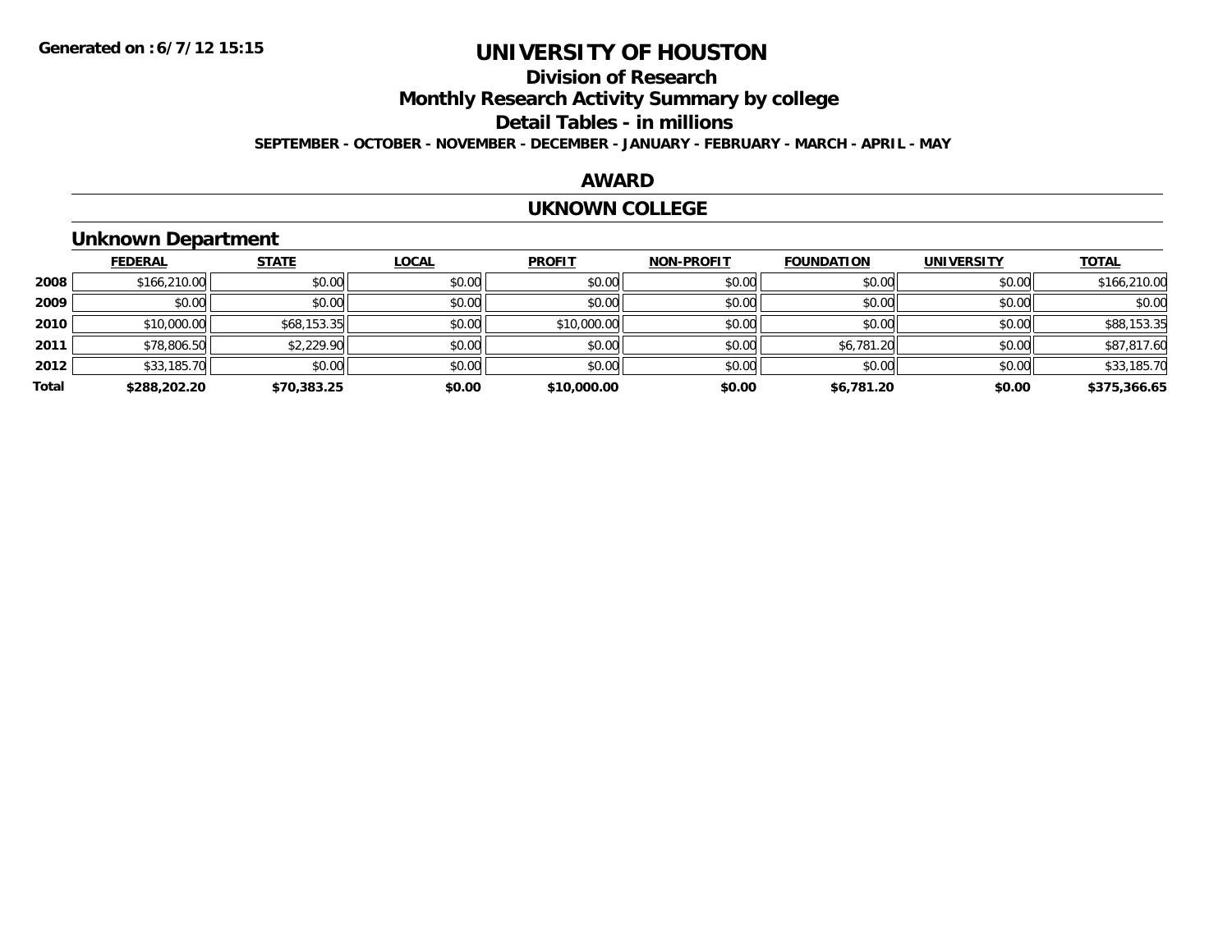Generated on :6/7/12 15:15

# UNIVERSITY OF HOUSTON

## Division of Research

## Monthly Research Activity Summary by college

## Detail Tables - in millions

**SEPTEMBER - OCTOBER - NOVEMBER - DECEMBER - JANUARY - FEBRUARY - MARCH - APRIL - MAY**

## AWARD

## UKNOWN COLLEGE

### Unknown Department

| | FEDERAL | STATE | LOCAL | PROFIT | NON-PROFIT | FOUNDATION | UNIVERSITY | TOTAL |
|---|---|---|---|---|---|---|---|---|
| **2008** | $166,210.00 | $0.00 | $0.00 | $0.00 | $0.00 | $0.00 | $0.00 | $166,210.00 |
| **2009** | $0.00 | $0.00 | $0.00 | $0.00 | $0.00 | $0.00 | $0.00 | $0.00 |
| **2010** | $10,000.00 | $68,153.35 | $0.00 | $10,000.00 | $0.00 | $0.00 | $0.00 | $88,153.35 |
| **2011** | $78,806.50 | $2,229.90 | $0.00 | $0.00 | $0.00 | $6,781.20 | $0.00 | $87,817.60 |
| **2012** | $33,185.70 | $0.00 | $0.00 | $0.00 | $0.00 | $0.00 | $0.00 | $33,185.70 |
| **Total** | **$288,202.20** | **$70,383.25** | **$0.00** | **$10,000.00** | **$0.00** | **$6,781.20** | **$0.00** | **$375,366.65** |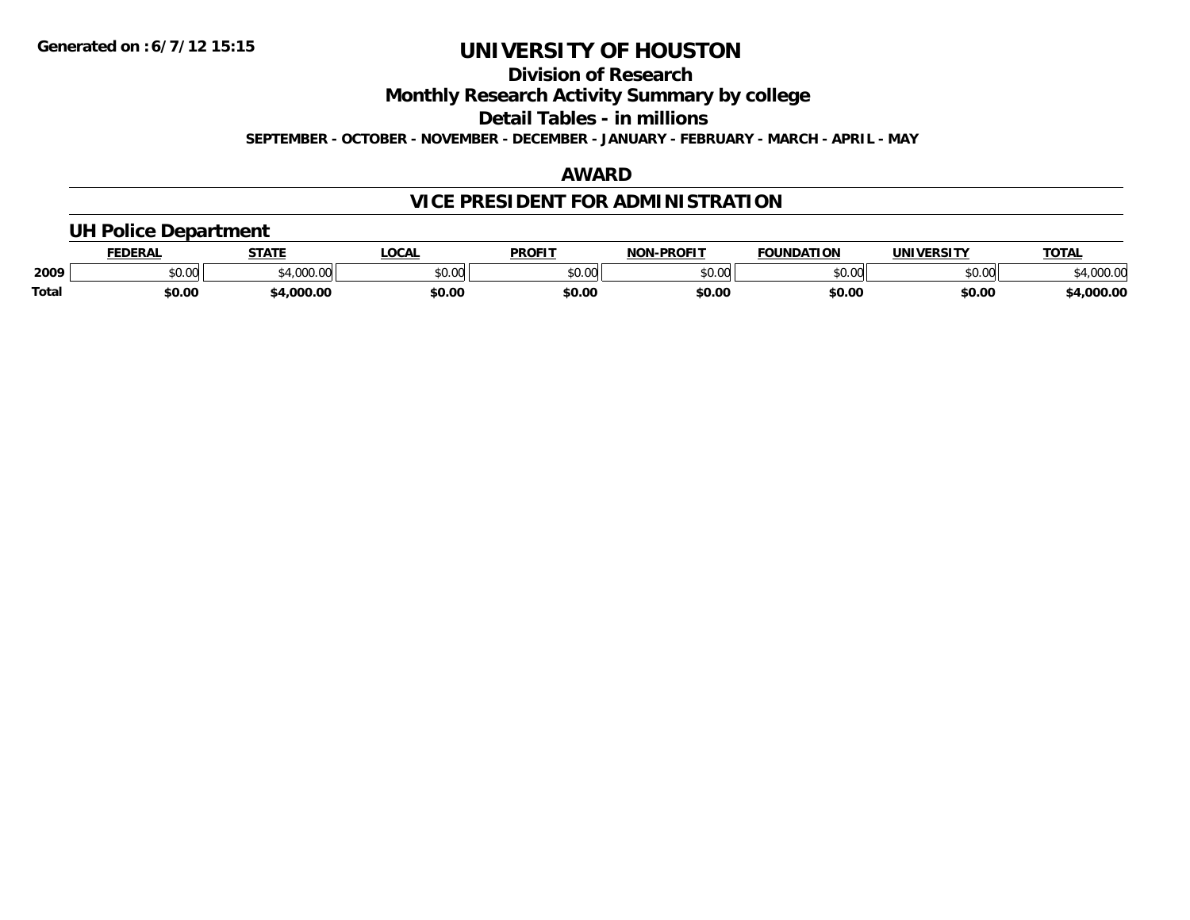**Generated on :6/7/12 15:15**

# UNIVERSITY OF HOUSTON

## Division of Research

## Monthly Research Activity Summary by college

## Detail Tables - in millions

**SEPTEMBER - OCTOBER - NOVEMBER - DECEMBER - JANUARY - FEBRUARY - MARCH - APRIL - MAY**

## AWARD

## VICE PRESIDENT FOR ADMINISTRATION

### UH Police Department

| | FEDERAL | STATE | LOCAL | PROFIT | NON-PROFIT | FOUNDATION | UNIVERSITY | TOTAL |
|---|---|---|---|---|---|---|---|---|
| 2009 | $0.00 | $4,000.00 | $0.00 | $0.00 | $0.00 | $0.00 | $0.00 | $4,000.00 |
| Total | $0.00 | $4,000.00 | $0.00 | $0.00 | $0.00 | $0.00 | $0.00 | $4,000.00 |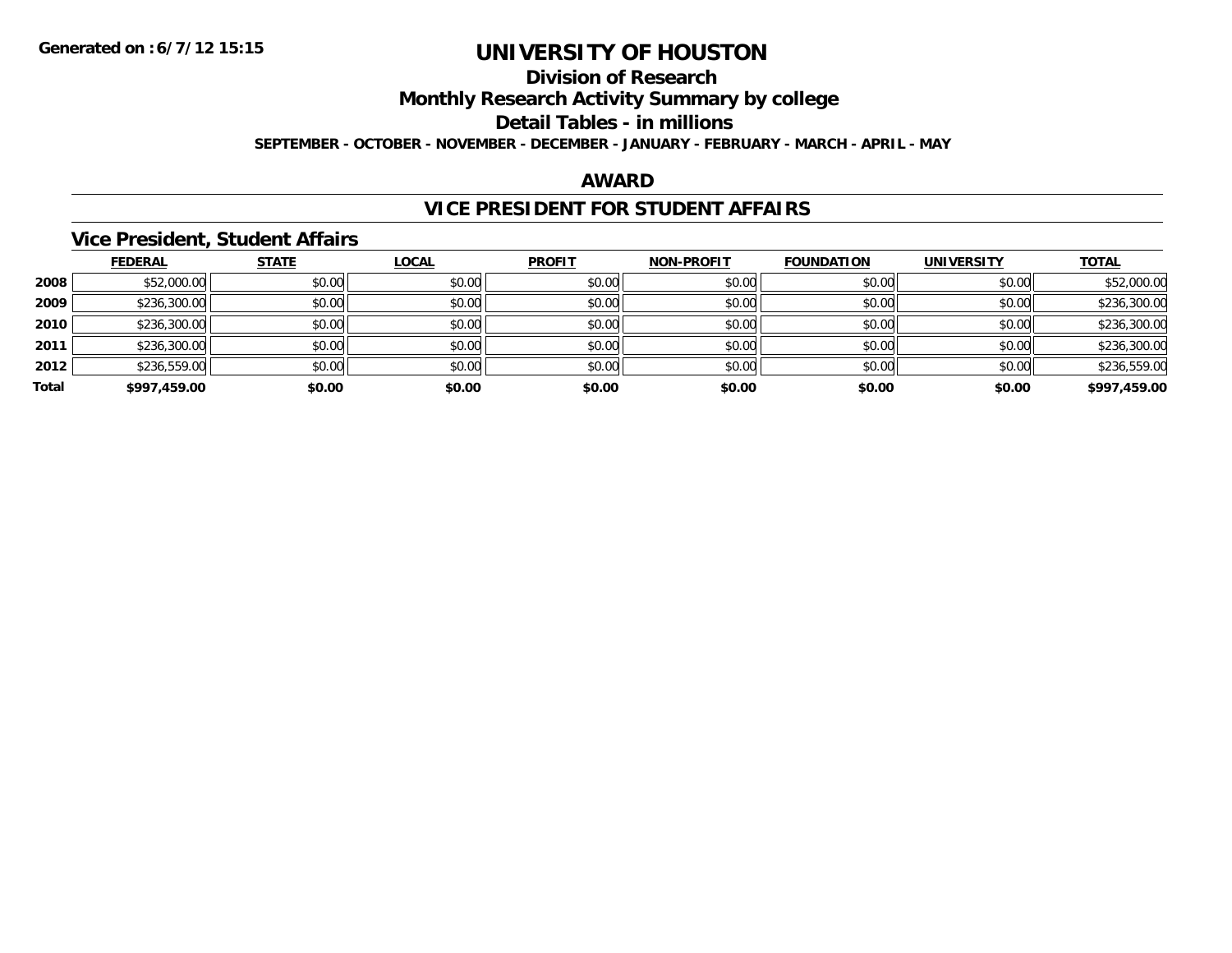# UNIVERSITY OF HOUSTON

## Division of Research

## Monthly Research Activity Summary by college

## Detail Tables - in millions

**SEPTEMBER - OCTOBER - NOVEMBER - DECEMBER - JANUARY - FEBRUARY - MARCH - APRIL - MAY**

### AWARD

### VICE PRESIDENT FOR STUDENT AFFAIRS

### Vice President, Student Affairs

| | FEDERAL | STATE | LOCAL | PROFIT | NON-PROFIT | FOUNDATION | UNIVERSITY | TOTAL |
|---|---|---|---|---|---|---|---|---|
| **2008** | $52,000.00 | $0.00 | $0.00 | $0.00 | $0.00 | $0.00 | $0.00 | $52,000.00 |
| **2009** | $236,300.00 | $0.00 | $0.00 | $0.00 | $0.00 | $0.00 | $0.00 | $236,300.00 |
| **2010** | $236,300.00 | $0.00 | $0.00 | $0.00 | $0.00 | $0.00 | $0.00 | $236,300.00 |
| **2011** | $236,300.00 | $0.00 | $0.00 | $0.00 | $0.00 | $0.00 | $0.00 | $236,300.00 |
| **2012** | $236,559.00 | $0.00 | $0.00 | $0.00 | $0.00 | $0.00 | $0.00 | $236,559.00 |
| **Total** | **$997,459.00** | **$0.00** | **$0.00** | **$0.00** | **$0.00** | **$0.00** | **$0.00** | **$997,459.00** |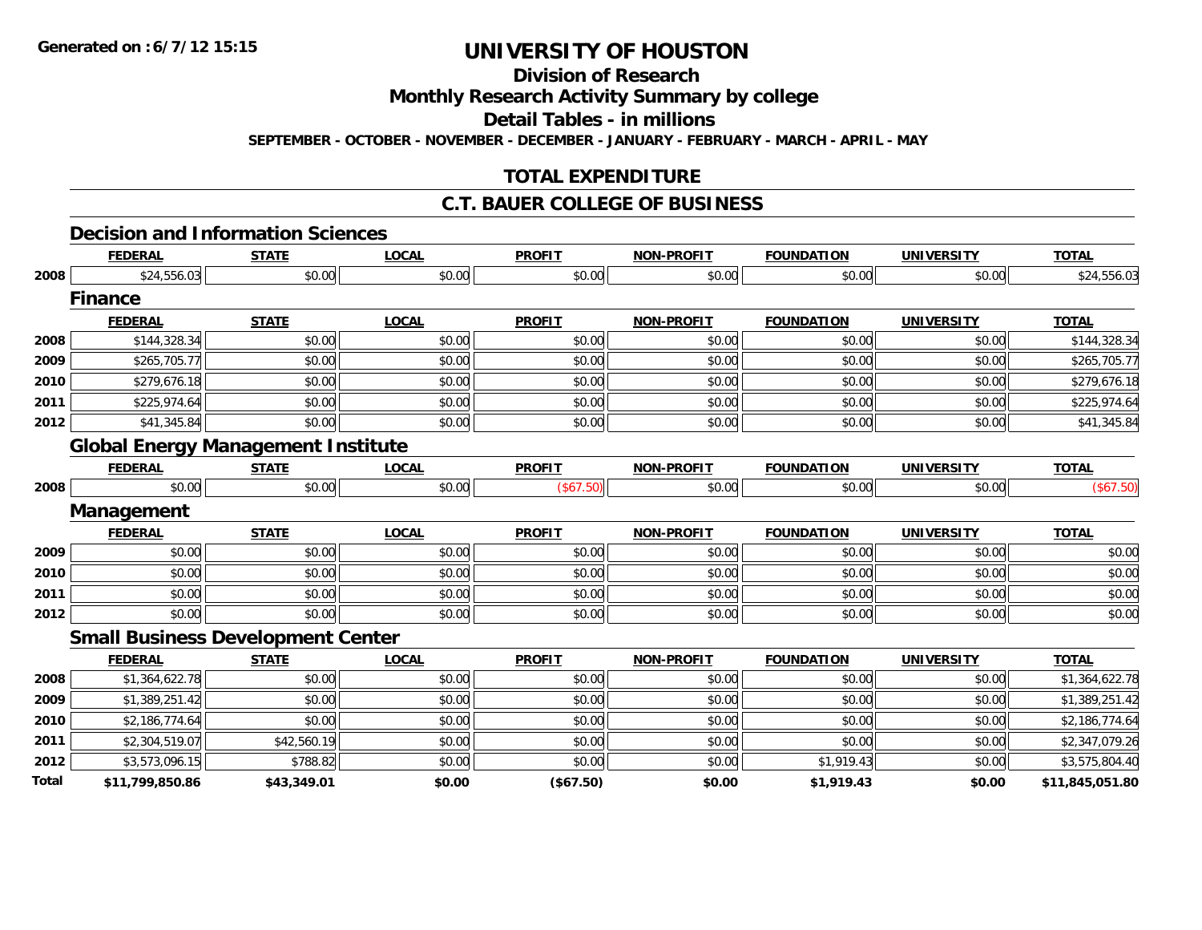# UNIVERSITY OF HOUSTON

## Division of Research

## Monthly Research Activity Summary by college

## Detail Tables - in millions

**SEPTEMBER - OCTOBER - NOVEMBER - DECEMBER - JANUARY - FEBRUARY - MARCH - APRIL - MAY**

## TOTAL EXPENDITURE

## C.T. BAUER COLLEGE OF BUSINESS

### Decision and Information Sciences

| | FEDERAL | STATE | LOCAL | PROFIT | NON-PROFIT | FOUNDATION | UNIVERSITY | TOTAL |
|---|---|---|---|---|---|---|---|---|
| 2008 | $24,556.03 | $0.00 | $0.00 | $0.00 | $0.00 | $0.00 | $0.00 | $24,556.03 |

### Finance

| | FEDERAL | STATE | LOCAL | PROFIT | NON-PROFIT | FOUNDATION | UNIVERSITY | TOTAL |
|---|---|---|---|---|---|---|---|---|
| 2008 | $144,328.34 | $0.00 | $0.00 | $0.00 | $0.00 | $0.00 | $0.00 | $144,328.34 |
| 2009 | $265,705.77 | $0.00 | $0.00 | $0.00 | $0.00 | $0.00 | $0.00 | $265,705.77 |
| 2010 | $279,676.18 | $0.00 | $0.00 | $0.00 | $0.00 | $0.00 | $0.00 | $279,676.18 |
| 2011 | $225,974.64 | $0.00 | $0.00 | $0.00 | $0.00 | $0.00 | $0.00 | $225,974.64 |
| 2012 | $41,345.84 | $0.00 | $0.00 | $0.00 | $0.00 | $0.00 | $0.00 | $41,345.84 |

### Global Energy Management Institute

| | FEDERAL | STATE | LOCAL | PROFIT | NON-PROFIT | FOUNDATION | UNIVERSITY | TOTAL |
|---|---|---|---|---|---|---|---|---|
| 2008 | $0.00 | $0.00 | $0.00 | ($67.50) | $0.00 | $0.00 | $0.00 | ($67.50) |

### Management

| | FEDERAL | STATE | LOCAL | PROFIT | NON-PROFIT | FOUNDATION | UNIVERSITY | TOTAL |
|---|---|---|---|---|---|---|---|---|
| 2009 | $0.00 | $0.00 | $0.00 | $0.00 | $0.00 | $0.00 | $0.00 | $0.00 |
| 2010 | $0.00 | $0.00 | $0.00 | $0.00 | $0.00 | $0.00 | $0.00 | $0.00 |
| 2011 | $0.00 | $0.00 | $0.00 | $0.00 | $0.00 | $0.00 | $0.00 | $0.00 |
| 2012 | $0.00 | $0.00 | $0.00 | $0.00 | $0.00 | $0.00 | $0.00 | $0.00 |

### Small Business Development Center

| | FEDERAL | STATE | LOCAL | PROFIT | NON-PROFIT | FOUNDATION | UNIVERSITY | TOTAL |
|---|---|---|---|---|---|---|---|---|
| 2008 | $1,364,622.78 | $0.00 | $0.00 | $0.00 | $0.00 | $0.00 | $0.00 | $1,364,622.78 |
| 2009 | $1,389,251.42 | $0.00 | $0.00 | $0.00 | $0.00 | $0.00 | $0.00 | $1,389,251.42 |
| 2010 | $2,186,774.64 | $0.00 | $0.00 | $0.00 | $0.00 | $0.00 | $0.00 | $2,186,774.64 |
| 2011 | $2,304,519.07 | $42,560.19 | $0.00 | $0.00 | $0.00 | $0.00 | $0.00 | $2,347,079.26 |
| 2012 | $3,573,096.15 | $788.82 | $0.00 | $0.00 | $0.00 | $1,919.43 | $0.00 | $3,575,804.40 |
| **Total** | **$11,799,850.86** | **$43,349.01** | **$0.00** | **($67.50)** | **$0.00** | **$1,919.43** | **$0.00** | **$11,845,051.80** |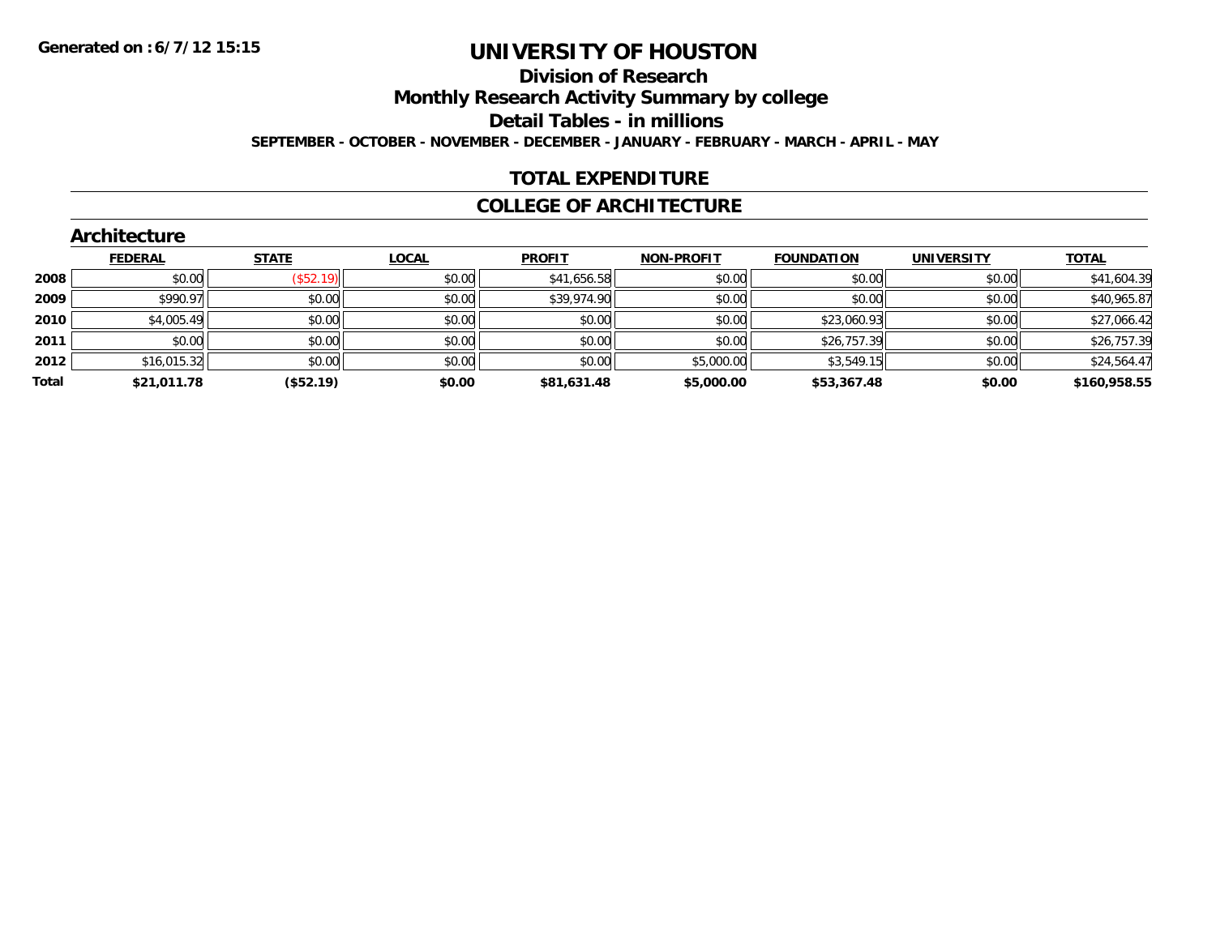**Generated on : 6/7/12 15:15**

# UNIVERSITY OF HOUSTON

## Division of Research

## Monthly Research Activity Summary by college

## Detail Tables - in millions

**SEPTEMBER - OCTOBER - NOVEMBER - DECEMBER - JANUARY - FEBRUARY - MARCH - APRIL - MAY**

## TOTAL EXPENDITURE

## COLLEGE OF ARCHITECTURE

### Architecture

| | FEDERAL | STATE | LOCAL | PROFIT | NON-PROFIT | FOUNDATION | UNIVERSITY | TOTAL |
|---|---|---|---|---|---|---|---|---|
| 2008 | $0.00 | ($52.19) | $0.00 | $41,656.58 | $0.00 | $0.00 | $0.00 | $41,604.39 |
| 2009 | $990.97 | $0.00 | $0.00 | $39,974.90 | $0.00 | $0.00 | $0.00 | $40,965.87 |
| 2010 | $4,005.49 | $0.00 | $0.00 | $0.00 | $0.00 | $23,060.93 | $0.00 | $27,066.42 |
| 2011 | $0.00 | $0.00 | $0.00 | $0.00 | $0.00 | $26,757.39 | $0.00 | $26,757.39 |
| 2012 | $16,015.32 | $0.00 | $0.00 | $0.00 | $5,000.00 | $3,549.15 | $0.00 | $24,564.47 |
| **Total** | **$21,011.78** | **($52.19)** | **$0.00** | **$81,631.48** | **$5,000.00** | **$53,367.48** | **$0.00** | **$160,958.55** |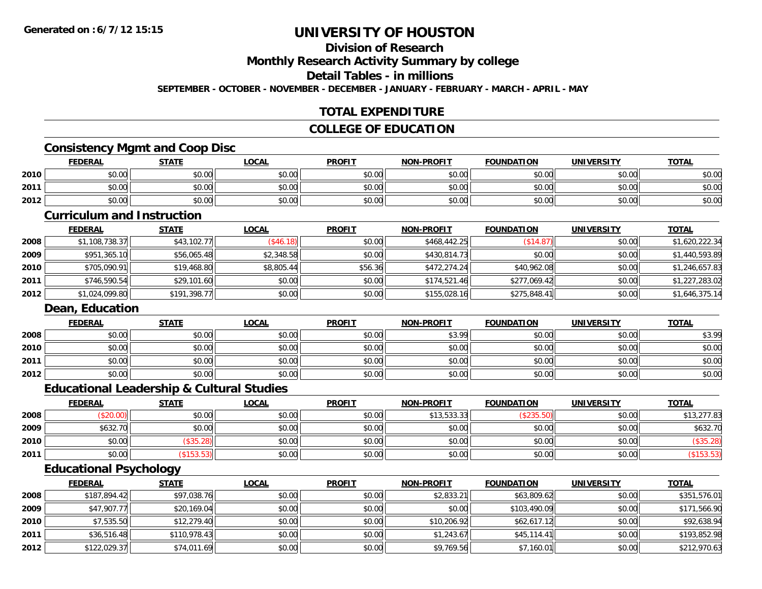Generated on :6/7/12 15:15

# UNIVERSITY OF HOUSTON

## Division of Research

## Monthly Research Activity Summary by college

## Detail Tables - in millions

SEPTEMBER - OCTOBER - NOVEMBER - DECEMBER - JANUARY - FEBRUARY - MARCH - APRIL - MAY

## TOTAL EXPENDITURE

## COLLEGE OF EDUCATION

### Consistency Mgmt and Coop Disc

| | FEDERAL | STATE | LOCAL | PROFIT | NON-PROFIT | FOUNDATION | UNIVERSITY | TOTAL |
|---|---|---|---|---|---|---|---|---|
| 2010 | $0.00 | $0.00 | $0.00 | $0.00 | $0.00 | $0.00 | $0.00 | $0.00 |
| 2011 | $0.00 | $0.00 | $0.00 | $0.00 | $0.00 | $0.00 | $0.00 | $0.00 |
| 2012 | $0.00 | $0.00 | $0.00 | $0.00 | $0.00 | $0.00 | $0.00 | $0.00 |

### Curriculum and Instruction

| | FEDERAL | STATE | LOCAL | PROFIT | NON-PROFIT | FOUNDATION | UNIVERSITY | TOTAL |
|---|---|---|---|---|---|---|---|---|
| 2008 | $1,108,738.37 | $43,102.77 | ($46.18) | $0.00 | $468,442.25 | ($14.87) | $0.00 | $1,620,222.34 |
| 2009 | $951,365.10 | $56,065.48 | $2,348.58 | $0.00 | $430,814.73 | $0.00 | $0.00 | $1,440,593.89 |
| 2010 | $705,090.91 | $19,468.80 | $8,805.44 | $56.36 | $472,274.24 | $40,962.08 | $0.00 | $1,246,657.83 |
| 2011 | $746,590.54 | $29,101.60 | $0.00 | $0.00 | $174,521.46 | $277,069.42 | $0.00 | $1,227,283.02 |
| 2012 | $1,024,099.80 | $191,398.77 | $0.00 | $0.00 | $155,028.16 | $275,848.41 | $0.00 | $1,646,375.14 |

### Dean, Education

| | FEDERAL | STATE | LOCAL | PROFIT | NON-PROFIT | FOUNDATION | UNIVERSITY | TOTAL |
|---|---|---|---|---|---|---|---|---|
| 2008 | $0.00 | $0.00 | $0.00 | $0.00 | $3.99 | $0.00 | $0.00 | $3.99 |
| 2010 | $0.00 | $0.00 | $0.00 | $0.00 | $0.00 | $0.00 | $0.00 | $0.00 |
| 2011 | $0.00 | $0.00 | $0.00 | $0.00 | $0.00 | $0.00 | $0.00 | $0.00 |
| 2012 | $0.00 | $0.00 | $0.00 | $0.00 | $0.00 | $0.00 | $0.00 | $0.00 |

### Educational Leadership & Cultural Studies

| | FEDERAL | STATE | LOCAL | PROFIT | NON-PROFIT | FOUNDATION | UNIVERSITY | TOTAL |
|---|---|---|---|---|---|---|---|---|
| 2008 | ($20.00) | $0.00 | $0.00 | $0.00 | $13,533.33 | ($235.50) | $0.00 | $13,277.83 |
| 2009 | $632.70 | $0.00 | $0.00 | $0.00 | $0.00 | $0.00 | $0.00 | $632.70 |
| 2010 | $0.00 | ($35.28) | $0.00 | $0.00 | $0.00 | $0.00 | $0.00 | ($35.28) |
| 2011 | $0.00 | ($153.53) | $0.00 | $0.00 | $0.00 | $0.00 | $0.00 | ($153.53) |

### Educational Psychology

| | FEDERAL | STATE | LOCAL | PROFIT | NON-PROFIT | FOUNDATION | UNIVERSITY | TOTAL |
|---|---|---|---|---|---|---|---|---|
| 2008 | $187,894.42 | $97,038.76 | $0.00 | $0.00 | $2,833.21 | $63,809.62 | $0.00 | $351,576.01 |
| 2009 | $47,907.77 | $20,169.04 | $0.00 | $0.00 | $0.00 | $103,490.09 | $0.00 | $171,566.90 |
| 2010 | $7,535.50 | $12,279.40 | $0.00 | $0.00 | $10,206.92 | $62,617.12 | $0.00 | $92,638.94 |
| 2011 | $36,516.48 | $110,978.43 | $0.00 | $0.00 | $1,243.67 | $45,114.41 | $0.00 | $193,852.98 |
| 2012 | $122,029.37 | $74,011.69 | $0.00 | $0.00 | $9,769.56 | $7,160.01 | $0.00 | $212,970.63 |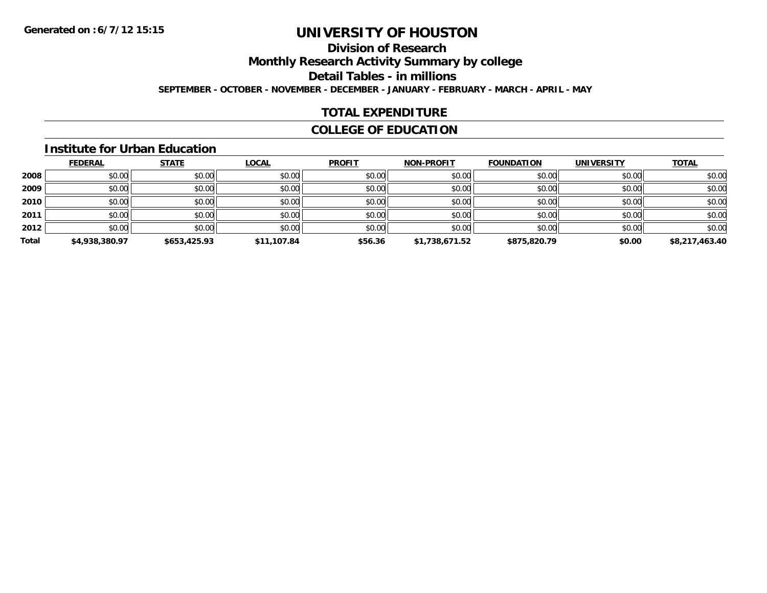**Generated on :6/7/12 15:15**

# UNIVERSITY OF HOUSTON

## Division of Research

## Monthly Research Activity Summary by college

## Detail Tables - in millions

**SEPTEMBER - OCTOBER - NOVEMBER - DECEMBER - JANUARY - FEBRUARY - MARCH - APRIL - MAY**

## TOTAL EXPENDITURE

## COLLEGE OF EDUCATION

### Institute for Urban Education

| | FEDERAL | STATE | LOCAL | PROFIT | NON-PROFIT | FOUNDATION | UNIVERSITY | TOTAL |
|---|---|---|---|---|---|---|---|---|
| **2008** | $0.00 | $0.00 | $0.00 | $0.00 | $0.00 | $0.00 | $0.00 | $0.00 |
| **2009** | $0.00 | $0.00 | $0.00 | $0.00 | $0.00 | $0.00 | $0.00 | $0.00 |
| **2010** | $0.00 | $0.00 | $0.00 | $0.00 | $0.00 | $0.00 | $0.00 | $0.00 |
| **2011** | $0.00 | $0.00 | $0.00 | $0.00 | $0.00 | $0.00 | $0.00 | $0.00 |
| **2012** | $0.00 | $0.00 | $0.00 | $0.00 | $0.00 | $0.00 | $0.00 | $0.00 |
| **Total** | **$4,938,380.97** | **$653,425.93** | **$11,107.84** | **$56.36** | **$1,738,671.52** | **$875,820.79** | **$0.00** | **$8,217,463.40** |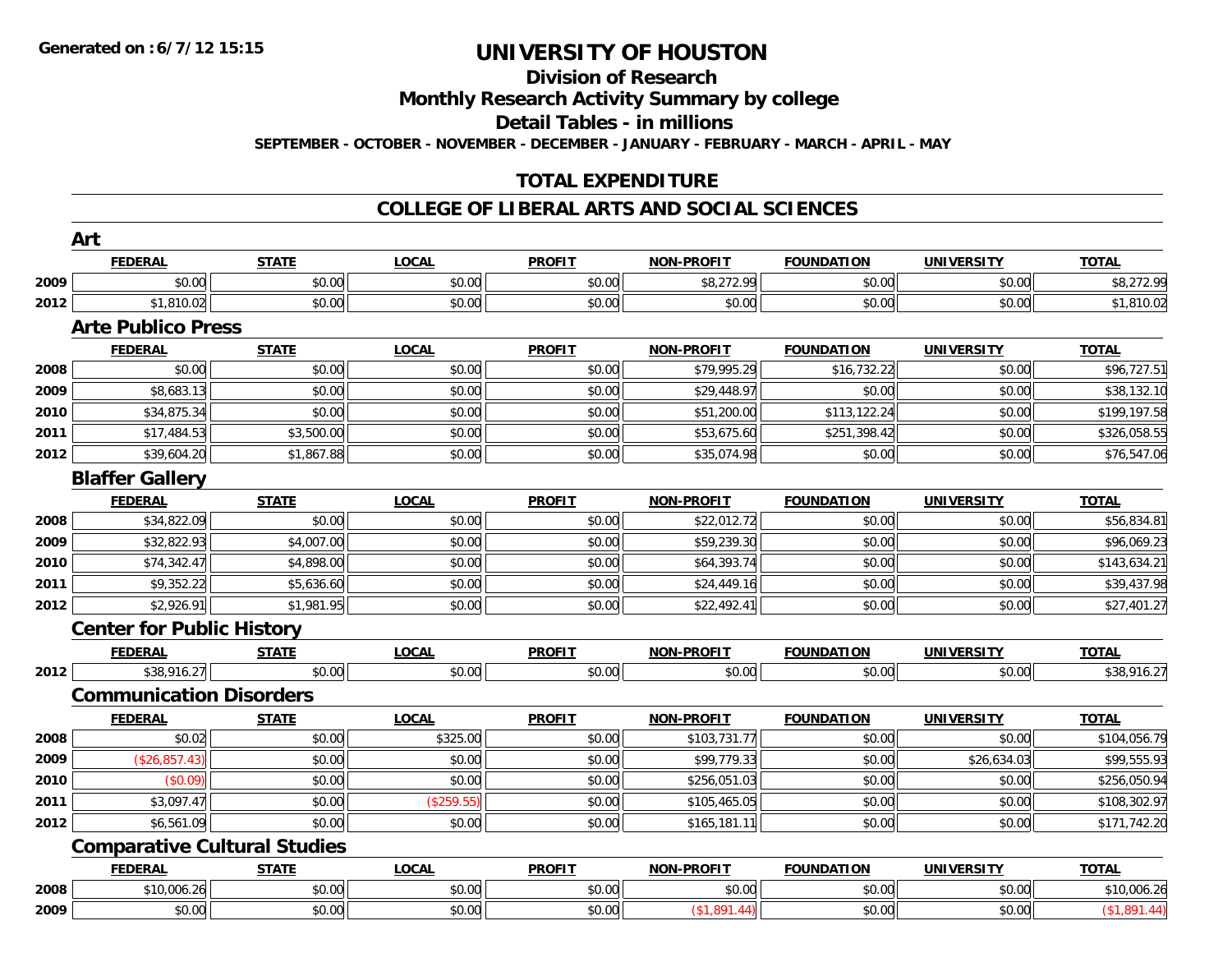**Generated on :6/7/12 15:15**

# UNIVERSITY OF HOUSTON

## Division of Research

## Monthly Research Activity Summary by college

## Detail Tables - in millions

**SEPTEMBER - OCTOBER - NOVEMBER - DECEMBER - JANUARY - FEBRUARY - MARCH - APRIL - MAY**

## TOTAL EXPENDITURE

## COLLEGE OF LIBERAL ARTS AND SOCIAL SCIENCES

### Art

| | FEDERAL | STATE | LOCAL | PROFIT | NON-PROFIT | FOUNDATION | UNIVERSITY | TOTAL |
|---|---|---|---|---|---|---|---|---|
| 2009 | $0.00 | $0.00 | $0.00 | $0.00 | $8,272.99 | $0.00 | $0.00 | $8,272.99 |
| 2012 | $1,810.02 | $0.00 | $0.00 | $0.00 | $0.00 | $0.00 | $0.00 | $1,810.02 |

### Arte Publico Press

| | FEDERAL | STATE | LOCAL | PROFIT | NON-PROFIT | FOUNDATION | UNIVERSITY | TOTAL |
|---|---|---|---|---|---|---|---|---|
| 2008 | $0.00 | $0.00 | $0.00 | $0.00 | $79,995.29 | $16,732.22 | $0.00 | $96,727.51 |
| 2009 | $8,683.13 | $0.00 | $0.00 | $0.00 | $29,448.97 | $0.00 | $0.00 | $38,132.10 |
| 2010 | $34,875.34 | $0.00 | $0.00 | $0.00 | $51,200.00 | $113,122.24 | $0.00 | $199,197.58 |
| 2011 | $17,484.53 | $3,500.00 | $0.00 | $0.00 | $53,675.60 | $251,398.42 | $0.00 | $326,058.55 |
| 2012 | $39,604.20 | $1,867.88 | $0.00 | $0.00 | $35,074.98 | $0.00 | $0.00 | $76,547.06 |

### Blaffer Gallery

| | FEDERAL | STATE | LOCAL | PROFIT | NON-PROFIT | FOUNDATION | UNIVERSITY | TOTAL |
|---|---|---|---|---|---|---|---|---|
| 2008 | $34,822.09 | $0.00 | $0.00 | $0.00 | $22,012.72 | $0.00 | $0.00 | $56,834.81 |
| 2009 | $32,822.93 | $4,007.00 | $0.00 | $0.00 | $59,239.30 | $0.00 | $0.00 | $96,069.23 |
| 2010 | $74,342.47 | $4,898.00 | $0.00 | $0.00 | $64,393.74 | $0.00 | $0.00 | $143,634.21 |
| 2011 | $9,352.22 | $5,636.60 | $0.00 | $0.00 | $24,449.16 | $0.00 | $0.00 | $39,437.98 |
| 2012 | $2,926.91 | $1,981.95 | $0.00 | $0.00 | $22,492.41 | $0.00 | $0.00 | $27,401.27 |

### Center for Public History

| | FEDERAL | STATE | LOCAL | PROFIT | NON-PROFIT | FOUNDATION | UNIVERSITY | TOTAL |
|---|---|---|---|---|---|---|---|---|
| 2012 | $38,916.27 | $0.00 | $0.00 | $0.00 | $0.00 | $0.00 | $0.00 | $38,916.27 |

### Communication Disorders

| | FEDERAL | STATE | LOCAL | PROFIT | NON-PROFIT | FOUNDATION | UNIVERSITY | TOTAL |
|---|---|---|---|---|---|---|---|---|
| 2008 | $0.02 | $0.00 | $325.00 | $0.00 | $103,731.77 | $0.00 | $0.00 | $104,056.79 |
| 2009 | ($26,857.43) | $0.00 | $0.00 | $0.00 | $99,779.33 | $0.00 | $26,634.03 | $99,555.93 |
| 2010 | ($0.09) | $0.00 | $0.00 | $0.00 | $256,051.03 | $0.00 | $0.00 | $256,050.94 |
| 2011 | $3,097.47 | $0.00 | ($259.55) | $0.00 | $105,465.05 | $0.00 | $0.00 | $108,302.97 |
| 2012 | $6,561.09 | $0.00 | $0.00 | $0.00 | $165,181.11 | $0.00 | $0.00 | $171,742.20 |

### Comparative Cultural Studies

| | FEDERAL | STATE | LOCAL | PROFIT | NON-PROFIT | FOUNDATION | UNIVERSITY | TOTAL |
|---|---|---|---|---|---|---|---|---|
| 2008 | $10,006.26 | $0.00 | $0.00 | $0.00 | $0.00 | $0.00 | $0.00 | $10,006.26 |
| 2009 | $0.00 | $0.00 | $0.00 | $0.00 | ($1,891.44) | $0.00 | $0.00 | ($1,891.44) |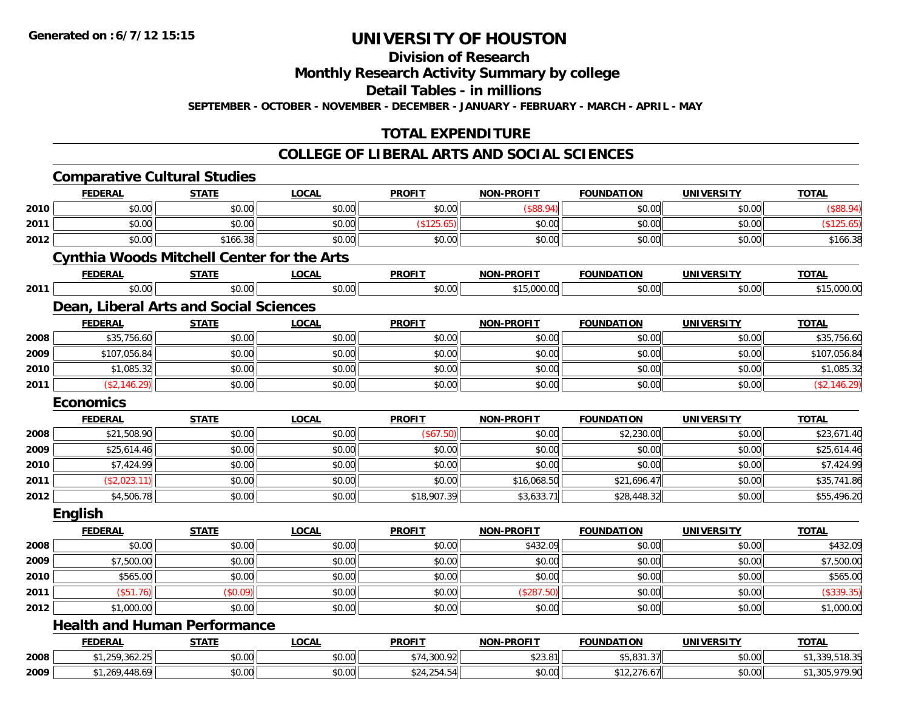**Generated on :6/7/12 15:15**

# UNIVERSITY OF HOUSTON

## Division of Research

## Monthly Research Activity Summary by college

## Detail Tables - in millions

**SEPTEMBER - OCTOBER - NOVEMBER - DECEMBER - JANUARY - FEBRUARY - MARCH - APRIL - MAY**

## TOTAL EXPENDITURE

## COLLEGE OF LIBERAL ARTS AND SOCIAL SCIENCES

### Comparative Cultural Studies

| | FEDERAL | STATE | LOCAL | PROFIT | NON-PROFIT | FOUNDATION | UNIVERSITY | TOTAL |
|---|---|---|---|---|---|---|---|---|
| 2010 | $0.00 | $0.00 | $0.00 | $0.00 | ($88.94) | $0.00 | $0.00 | ($88.94) |
| 2011 | $0.00 | $0.00 | $0.00 | ($125.65) | $0.00 | $0.00 | $0.00 | ($125.65) |
| 2012 | $0.00 | $166.38 | $0.00 | $0.00 | $0.00 | $0.00 | $0.00 | $166.38 |

### Cynthia Woods Mitchell Center for the Arts

| | FEDERAL | STATE | LOCAL | PROFIT | NON-PROFIT | FOUNDATION | UNIVERSITY | TOTAL |
|---|---|---|---|---|---|---|---|---|
| 2011 | $0.00 | $0.00 | $0.00 | $0.00 | $15,000.00 | $0.00 | $0.00 | $15,000.00 |

### Dean, Liberal Arts and Social Sciences

| | FEDERAL | STATE | LOCAL | PROFIT | NON-PROFIT | FOUNDATION | UNIVERSITY | TOTAL |
|---|---|---|---|---|---|---|---|---|
| 2008 | $35,756.60 | $0.00 | $0.00 | $0.00 | $0.00 | $0.00 | $0.00 | $35,756.60 |
| 2009 | $107,056.84 | $0.00 | $0.00 | $0.00 | $0.00 | $0.00 | $0.00 | $107,056.84 |
| 2010 | $1,085.32 | $0.00 | $0.00 | $0.00 | $0.00 | $0.00 | $0.00 | $1,085.32 |
| 2011 | ($2,146.29) | $0.00 | $0.00 | $0.00 | $0.00 | $0.00 | $0.00 | ($2,146.29) |

### Economics

| | FEDERAL | STATE | LOCAL | PROFIT | NON-PROFIT | FOUNDATION | UNIVERSITY | TOTAL |
|---|---|---|---|---|---|---|---|---|
| 2008 | $21,508.90 | $0.00 | $0.00 | ($67.50) | $0.00 | $2,230.00 | $0.00 | $23,671.40 |
| 2009 | $25,614.46 | $0.00 | $0.00 | $0.00 | $0.00 | $0.00 | $0.00 | $25,614.46 |
| 2010 | $7,424.99 | $0.00 | $0.00 | $0.00 | $0.00 | $0.00 | $0.00 | $7,424.99 |
| 2011 | ($2,023.11) | $0.00 | $0.00 | $0.00 | $16,068.50 | $21,696.47 | $0.00 | $35,741.86 |
| 2012 | $4,506.78 | $0.00 | $0.00 | $18,907.39 | $3,633.71 | $28,448.32 | $0.00 | $55,496.20 |

### English

| | FEDERAL | STATE | LOCAL | PROFIT | NON-PROFIT | FOUNDATION | UNIVERSITY | TOTAL |
|---|---|---|---|---|---|---|---|---|
| 2008 | $0.00 | $0.00 | $0.00 | $0.00 | $432.09 | $0.00 | $0.00 | $432.09 |
| 2009 | $7,500.00 | $0.00 | $0.00 | $0.00 | $0.00 | $0.00 | $0.00 | $7,500.00 |
| 2010 | $565.00 | $0.00 | $0.00 | $0.00 | $0.00 | $0.00 | $0.00 | $565.00 |
| 2011 | ($51.76) | ($0.09) | $0.00 | $0.00 | ($287.50) | $0.00 | $0.00 | ($339.35) |
| 2012 | $1,000.00 | $0.00 | $0.00 | $0.00 | $0.00 | $0.00 | $0.00 | $1,000.00 |

### Health and Human Performance

| | FEDERAL | STATE | LOCAL | PROFIT | NON-PROFIT | FOUNDATION | UNIVERSITY | TOTAL |
|---|---|---|---|---|---|---|---|---|
| 2008 | $1,259,362.25 | $0.00 | $0.00 | $74,300.92 | $23.81 | $5,831.37 | $0.00 | $1,339,518.35 |
| 2009 | $1,269,448.69 | $0.00 | $0.00 | $24,254.54 | $0.00 | $12,276.67 | $0.00 | $1,305,979.90 |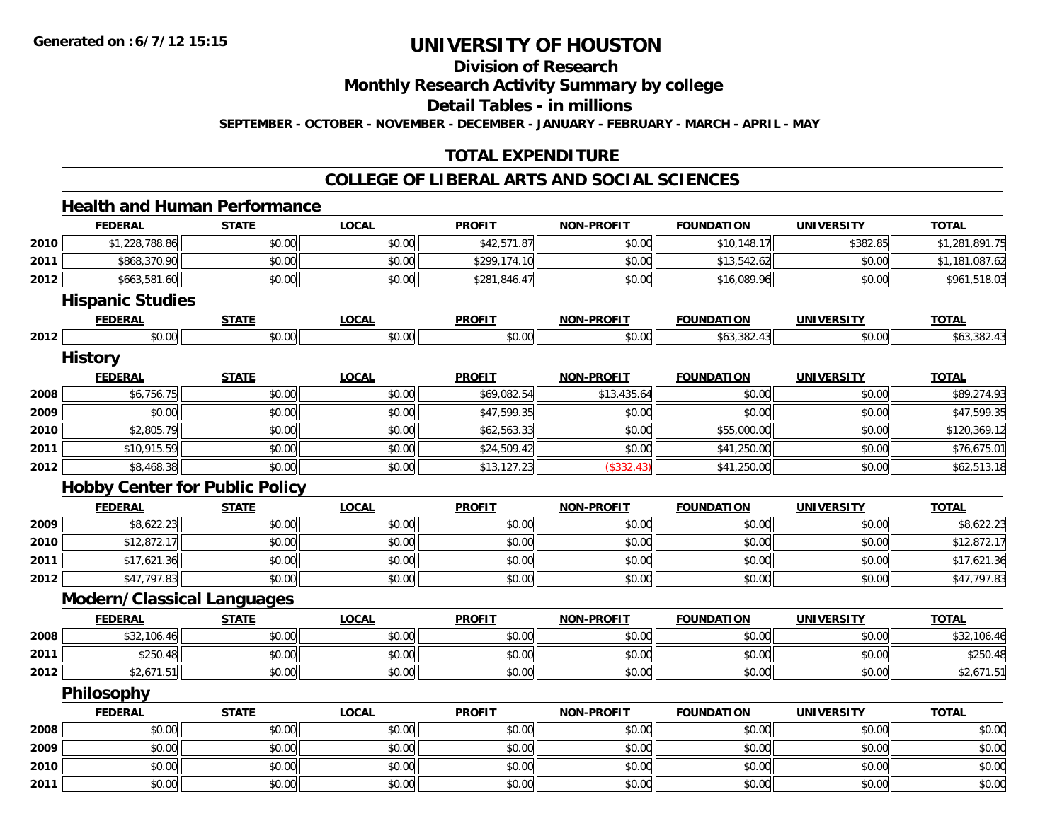**Generated on : 6/7/12 15:15**

# UNIVERSITY OF HOUSTON

## Division of Research

## Monthly Research Activity Summary by college

## Detail Tables - in millions

**SEPTEMBER - OCTOBER - NOVEMBER - DECEMBER - JANUARY - FEBRUARY - MARCH - APRIL - MAY**

## TOTAL EXPENDITURE

## COLLEGE OF LIBERAL ARTS AND SOCIAL SCIENCES

### Health and Human Performance

| | FEDERAL | STATE | LOCAL | PROFIT | NON-PROFIT | FOUNDATION | UNIVERSITY | TOTAL |
|---|---|---|---|---|---|---|---|---|
| 2010 | $1,228,788.86 | $0.00 | $0.00 | $42,571.87 | $0.00 | $10,148.17 | $382.85 | $1,281,891.75 |
| 2011 | $868,370.90 | $0.00 | $0.00 | $299,174.10 | $0.00 | $13,542.62 | $0.00 | $1,181,087.62 |
| 2012 | $663,581.60 | $0.00 | $0.00 | $281,846.47 | $0.00 | $16,089.96 | $0.00 | $961,518.03 |

### Hispanic Studies

| | FEDERAL | STATE | LOCAL | PROFIT | NON-PROFIT | FOUNDATION | UNIVERSITY | TOTAL |
|---|---|---|---|---|---|---|---|---|
| 2012 | $0.00 | $0.00 | $0.00 | $0.00 | $0.00 | $63,382.43 | $0.00 | $63,382.43 |

### History

| | FEDERAL | STATE | LOCAL | PROFIT | NON-PROFIT | FOUNDATION | UNIVERSITY | TOTAL |
|---|---|---|---|---|---|---|---|---|
| 2008 | $6,756.75 | $0.00 | $0.00 | $69,082.54 | $13,435.64 | $0.00 | $0.00 | $89,274.93 |
| 2009 | $0.00 | $0.00 | $0.00 | $47,599.35 | $0.00 | $0.00 | $0.00 | $47,599.35 |
| 2010 | $2,805.79 | $0.00 | $0.00 | $62,563.33 | $0.00 | $55,000.00 | $0.00 | $120,369.12 |
| 2011 | $10,915.59 | $0.00 | $0.00 | $24,509.42 | $0.00 | $41,250.00 | $0.00 | $76,675.01 |
| 2012 | $8,468.38 | $0.00 | $0.00 | $13,127.23 | ($332.43) | $41,250.00 | $0.00 | $62,513.18 |

### Hobby Center for Public Policy

| | FEDERAL | STATE | LOCAL | PROFIT | NON-PROFIT | FOUNDATION | UNIVERSITY | TOTAL |
|---|---|---|---|---|---|---|---|---|
| 2009 | $8,622.23 | $0.00 | $0.00 | $0.00 | $0.00 | $0.00 | $0.00 | $8,622.23 |
| 2010 | $12,872.17 | $0.00 | $0.00 | $0.00 | $0.00 | $0.00 | $0.00 | $12,872.17 |
| 2011 | $17,621.36 | $0.00 | $0.00 | $0.00 | $0.00 | $0.00 | $0.00 | $17,621.36 |
| 2012 | $47,797.83 | $0.00 | $0.00 | $0.00 | $0.00 | $0.00 | $0.00 | $47,797.83 |

### Modern/Classical Languages

| | FEDERAL | STATE | LOCAL | PROFIT | NON-PROFIT | FOUNDATION | UNIVERSITY | TOTAL |
|---|---|---|---|---|---|---|---|---|
| 2008 | $32,106.46 | $0.00 | $0.00 | $0.00 | $0.00 | $0.00 | $0.00 | $32,106.46 |
| 2011 | $250.48 | $0.00 | $0.00 | $0.00 | $0.00 | $0.00 | $0.00 | $250.48 |
| 2012 | $2,671.51 | $0.00 | $0.00 | $0.00 | $0.00 | $0.00 | $0.00 | $2,671.51 |

### Philosophy

| | FEDERAL | STATE | LOCAL | PROFIT | NON-PROFIT | FOUNDATION | UNIVERSITY | TOTAL |
|---|---|---|---|---|---|---|---|---|
| 2008 | $0.00 | $0.00 | $0.00 | $0.00 | $0.00 | $0.00 | $0.00 | $0.00 |
| 2009 | $0.00 | $0.00 | $0.00 | $0.00 | $0.00 | $0.00 | $0.00 | $0.00 |
| 2010 | $0.00 | $0.00 | $0.00 | $0.00 | $0.00 | $0.00 | $0.00 | $0.00 |
| 2011 | $0.00 | $0.00 | $0.00 | $0.00 | $0.00 | $0.00 | $0.00 | $0.00 |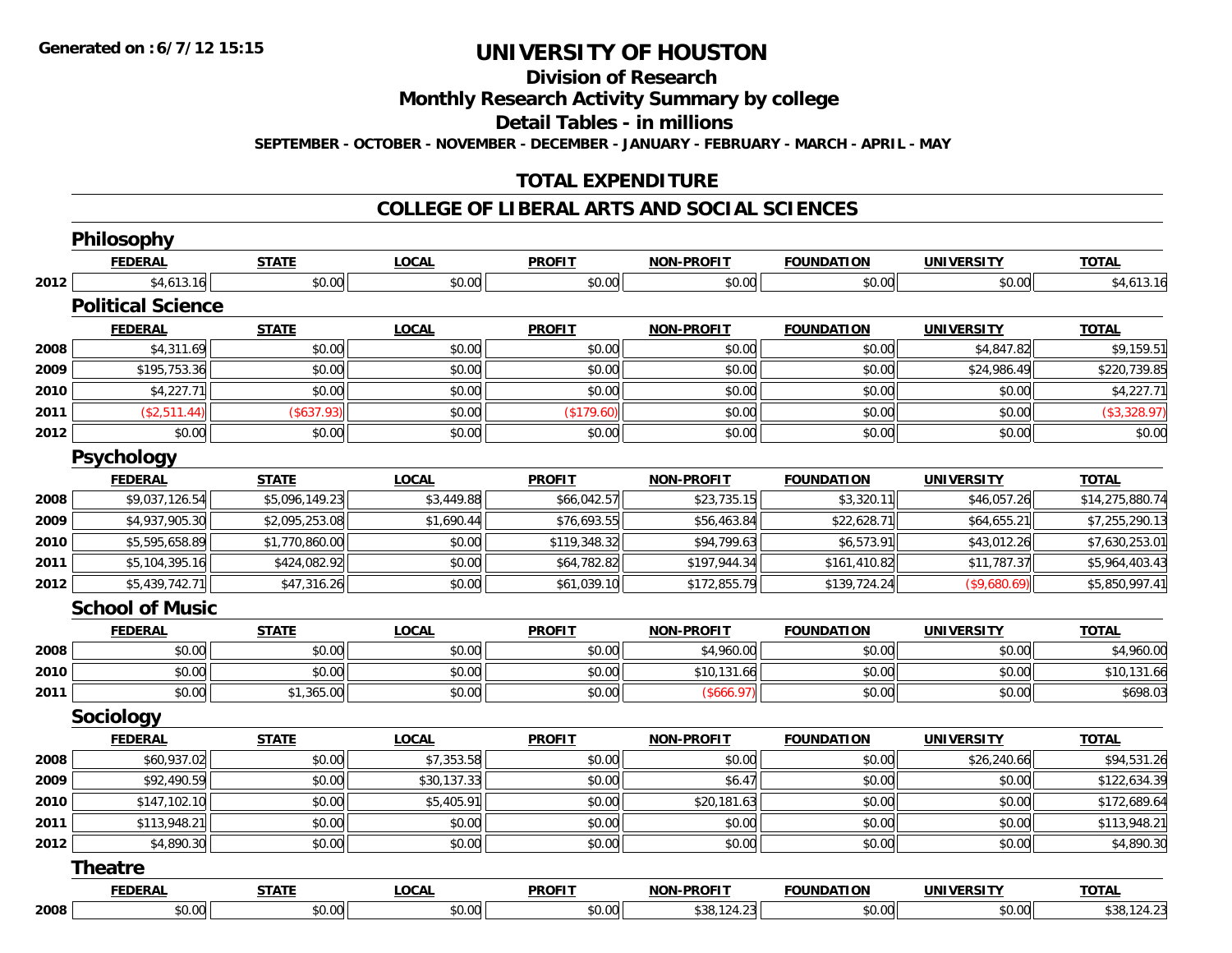# UNIVERSITY OF HOUSTON

## Division of Research

## Monthly Research Activity Summary by college

## Detail Tables - in millions

**SEPTEMBER - OCTOBER - NOVEMBER - DECEMBER - JANUARY - FEBRUARY - MARCH - APRIL - MAY**

Generated on :6/7/12 15:15

## TOTAL EXPENDITURE

## COLLEGE OF LIBERAL ARTS AND SOCIAL SCIENCES

### Philosophy

| | FEDERAL | STATE | LOCAL | PROFIT | NON-PROFIT | FOUNDATION | UNIVERSITY | TOTAL |
|---|---|---|---|---|---|---|---|---|
| 2012 | $4,613.16 | $0.00 | $0.00 | $0.00 | $0.00 | $0.00 | $0.00 | $4,613.16 |

### Political Science

| | FEDERAL | STATE | LOCAL | PROFIT | NON-PROFIT | FOUNDATION | UNIVERSITY | TOTAL |
|---|---|---|---|---|---|---|---|---|
| 2008 | $4,311.69 | $0.00 | $0.00 | $0.00 | $0.00 | $0.00 | $4,847.82 | $9,159.51 |
| 2009 | $195,753.36 | $0.00 | $0.00 | $0.00 | $0.00 | $0.00 | $24,986.49 | $220,739.85 |
| 2010 | $4,227.71 | $0.00 | $0.00 | $0.00 | $0.00 | $0.00 | $0.00 | $4,227.71 |
| 2011 | ($2,511.44) | ($637.93) | $0.00 | ($179.60) | $0.00 | $0.00 | $0.00 | ($3,328.97) |
| 2012 | $0.00 | $0.00 | $0.00 | $0.00 | $0.00 | $0.00 | $0.00 | $0.00 |

### Psychology

| | FEDERAL | STATE | LOCAL | PROFIT | NON-PROFIT | FOUNDATION | UNIVERSITY | TOTAL |
|---|---|---|---|---|---|---|---|---|
| 2008 | $9,037,126.54 | $5,096,149.23 | $3,449.88 | $66,042.57 | $23,735.15 | $3,320.11 | $46,057.26 | $14,275,880.74 |
| 2009 | $4,937,905.30 | $2,095,253.08 | $1,690.44 | $76,693.55 | $56,463.84 | $22,628.71 | $64,655.21 | $7,255,290.13 |
| 2010 | $5,595,658.89 | $1,770,860.00 | $0.00 | $119,348.32 | $94,799.63 | $6,573.91 | $43,012.26 | $7,630,253.01 |
| 2011 | $5,104,395.16 | $424,082.92 | $0.00 | $64,782.82 | $197,944.34 | $161,410.82 | $11,787.37 | $5,964,403.43 |
| 2012 | $5,439,742.71 | $47,316.26 | $0.00 | $61,039.10 | $172,855.79 | $139,724.24 | ($9,680.69) | $5,850,997.41 |

### School of Music

| | FEDERAL | STATE | LOCAL | PROFIT | NON-PROFIT | FOUNDATION | UNIVERSITY | TOTAL |
|---|---|---|---|---|---|---|---|---|
| 2008 | $0.00 | $0.00 | $0.00 | $0.00 | $4,960.00 | $0.00 | $0.00 | $4,960.00 |
| 2010 | $0.00 | $0.00 | $0.00 | $0.00 | $10,131.66 | $0.00 | $0.00 | $10,131.66 |
| 2011 | $0.00 | $1,365.00 | $0.00 | $0.00 | ($666.97) | $0.00 | $0.00 | $698.03 |

### Sociology

| | FEDERAL | STATE | LOCAL | PROFIT | NON-PROFIT | FOUNDATION | UNIVERSITY | TOTAL |
|---|---|---|---|---|---|---|---|---|
| 2008 | $60,937.02 | $0.00 | $7,353.58 | $0.00 | $0.00 | $0.00 | $26,240.66 | $94,531.26 |
| 2009 | $92,490.59 | $0.00 | $30,137.33 | $0.00 | $6.47 | $0.00 | $0.00 | $122,634.39 |
| 2010 | $147,102.10 | $0.00 | $5,405.91 | $0.00 | $20,181.63 | $0.00 | $0.00 | $172,689.64 |
| 2011 | $113,948.21 | $0.00 | $0.00 | $0.00 | $0.00 | $0.00 | $0.00 | $113,948.21 |
| 2012 | $4,890.30 | $0.00 | $0.00 | $0.00 | $0.00 | $0.00 | $0.00 | $4,890.30 |

### Theatre

| | FEDERAL | STATE | LOCAL | PROFIT | NON-PROFIT | FOUNDATION | UNIVERSITY | TOTAL |
|---|---|---|---|---|---|---|---|---|
| 2008 | $0.00 | $0.00 | $0.00 | $0.00 | $38,124.23 | $0.00 | $0.00 | $38,124.23 |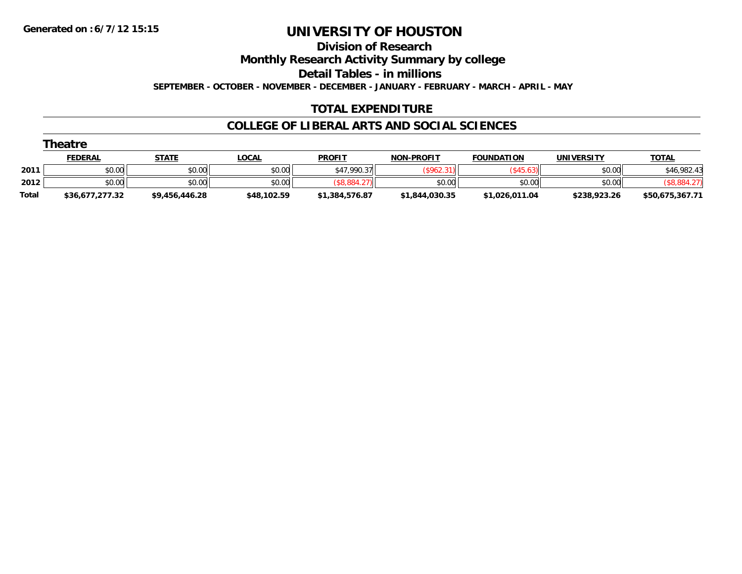Generated on :6/7/12 15:15

# UNIVERSITY OF HOUSTON

## Division of Research

## Monthly Research Activity Summary by college

## Detail Tables - in millions

**SEPTEMBER - OCTOBER - NOVEMBER - DECEMBER - JANUARY - FEBRUARY - MARCH - APRIL - MAY**

## TOTAL EXPENDITURE

## COLLEGE OF LIBERAL ARTS AND SOCIAL SCIENCES

### Theatre

| | FEDERAL | STATE | LOCAL | PROFIT | NON-PROFIT | FOUNDATION | UNIVERSITY | TOTAL |
|---|---|---|---|---|---|---|---|---|
| 2011 | $0.00 | $0.00 | $0.00 | $47,990.37 | ($962.31) | ($45.63) | $0.00 | $46,982.43 |
| 2012 | $0.00 | $0.00 | $0.00 | ($8,884.27) | $0.00 | $0.00 | $0.00 | ($8,884.27) |
| **Total** | **$36,677,277.32** | **$9,456,446.28** | **$48,102.59** | **$1,384,576.87** | **$1,844,030.35** | **$1,026,011.04** | **$238,923.26** | **$50,675,367.71** |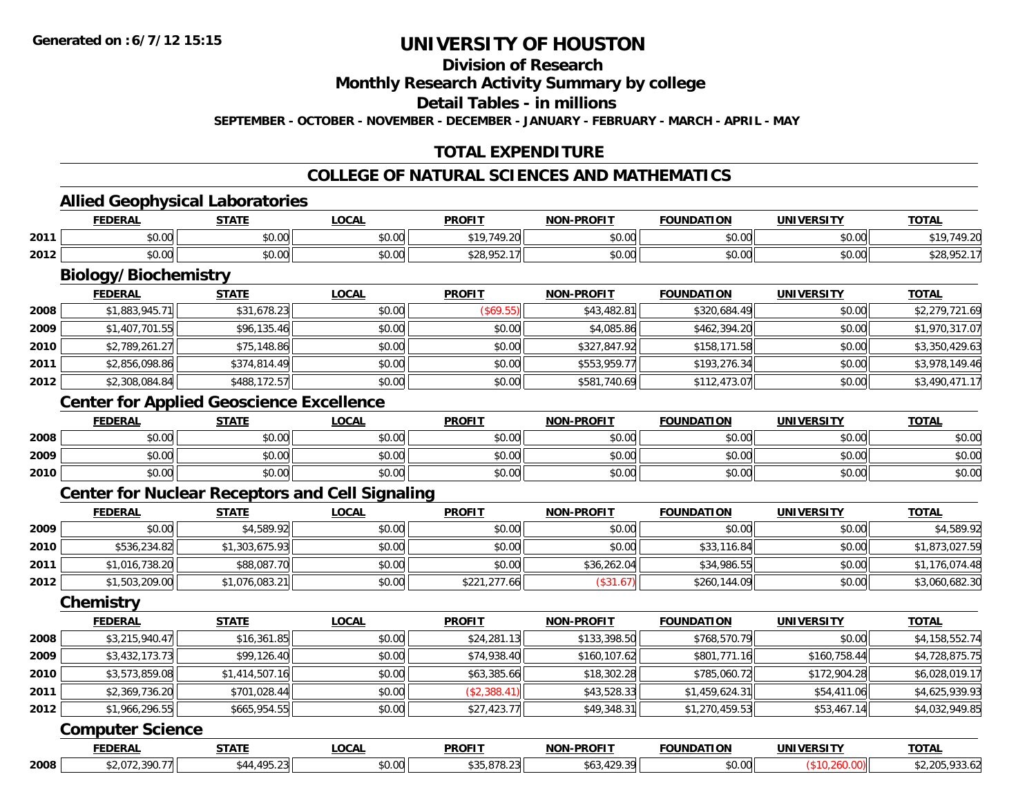**Generated on :6/7/12 15:15**

# UNIVERSITY OF HOUSTON

## Division of Research

## Monthly Research Activity Summary by college

## Detail Tables - in millions

**SEPTEMBER - OCTOBER - NOVEMBER - DECEMBER - JANUARY - FEBRUARY - MARCH - APRIL - MAY**

## TOTAL EXPENDITURE

## COLLEGE OF NATURAL SCIENCES AND MATHEMATICS

### Allied Geophysical Laboratories

| | FEDERAL | STATE | LOCAL | PROFIT | NON-PROFIT | FOUNDATION | UNIVERSITY | TOTAL |
|---|---|---|---|---|---|---|---|---|
| 2011 | $0.00 | $0.00 | $0.00 | $19,749.20 | $0.00 | $0.00 | $0.00 | $19,749.20 |
| 2012 | $0.00 | $0.00 | $0.00 | $28,952.17 | $0.00 | $0.00 | $0.00 | $28,952.17 |

### Biology/Biochemistry

| | FEDERAL | STATE | LOCAL | PROFIT | NON-PROFIT | FOUNDATION | UNIVERSITY | TOTAL |
|---|---|---|---|---|---|---|---|---|
| 2008 | $1,883,945.71 | $31,678.23 | $0.00 | ($69.55) | $43,482.81 | $320,684.49 | $0.00 | $2,279,721.69 |
| 2009 | $1,407,701.55 | $96,135.46 | $0.00 | $0.00 | $4,085.86 | $462,394.20 | $0.00 | $1,970,317.07 |
| 2010 | $2,789,261.27 | $75,148.86 | $0.00 | $0.00 | $327,847.92 | $158,171.58 | $0.00 | $3,350,429.63 |
| 2011 | $2,856,098.86 | $374,814.49 | $0.00 | $0.00 | $553,959.77 | $193,276.34 | $0.00 | $3,978,149.46 |
| 2012 | $2,308,084.84 | $488,172.57 | $0.00 | $0.00 | $581,740.69 | $112,473.07 | $0.00 | $3,490,471.17 |

### Center for Applied Geoscience Excellence

| | FEDERAL | STATE | LOCAL | PROFIT | NON-PROFIT | FOUNDATION | UNIVERSITY | TOTAL |
|---|---|---|---|---|---|---|---|---|
| 2008 | $0.00 | $0.00 | $0.00 | $0.00 | $0.00 | $0.00 | $0.00 | $0.00 |
| 2009 | $0.00 | $0.00 | $0.00 | $0.00 | $0.00 | $0.00 | $0.00 | $0.00 |
| 2010 | $0.00 | $0.00 | $0.00 | $0.00 | $0.00 | $0.00 | $0.00 | $0.00 |

### Center for Nuclear Receptors and Cell Signaling

| | FEDERAL | STATE | LOCAL | PROFIT | NON-PROFIT | FOUNDATION | UNIVERSITY | TOTAL |
|---|---|---|---|---|---|---|---|---|
| 2009 | $0.00 | $4,589.92 | $0.00 | $0.00 | $0.00 | $0.00 | $0.00 | $4,589.92 |
| 2010 | $536,234.82 | $1,303,675.93 | $0.00 | $0.00 | $0.00 | $33,116.84 | $0.00 | $1,873,027.59 |
| 2011 | $1,016,738.20 | $88,087.70 | $0.00 | $0.00 | $36,262.04 | $34,986.55 | $0.00 | $1,176,074.48 |
| 2012 | $1,503,209.00 | $1,076,083.21 | $0.00 | $221,277.66 | ($31.67) | $260,144.09 | $0.00 | $3,060,682.30 |

### Chemistry

| | FEDERAL | STATE | LOCAL | PROFIT | NON-PROFIT | FOUNDATION | UNIVERSITY | TOTAL |
|---|---|---|---|---|---|---|---|---|
| 2008 | $3,215,940.47 | $16,361.85 | $0.00 | $24,281.13 | $133,398.50 | $768,570.79 | $0.00 | $4,158,552.74 |
| 2009 | $3,432,173.73 | $99,126.40 | $0.00 | $74,938.40 | $160,107.62 | $801,771.16 | $160,758.44 | $4,728,875.75 |
| 2010 | $3,573,859.08 | $1,414,507.16 | $0.00 | $63,385.66 | $18,302.28 | $785,060.72 | $172,904.28 | $6,028,019.17 |
| 2011 | $2,369,736.20 | $701,028.44 | $0.00 | ($2,388.41) | $43,528.33 | $1,459,624.31 | $54,411.06 | $4,625,939.93 |
| 2012 | $1,966,296.55 | $665,954.55 | $0.00 | $27,423.77 | $49,348.31 | $1,270,459.53 | $53,467.14 | $4,032,949.85 |

### Computer Science

| | FEDERAL | STATE | LOCAL | PROFIT | NON-PROFIT | FOUNDATION | UNIVERSITY | TOTAL |
|---|---|---|---|---|---|---|---|---|
| 2008 | $2,072,390.77 | $44,495.23 | $0.00 | $35,878.23 | $63,429.39 | $0.00 | ($10,260.00) | $2,205,933.62 |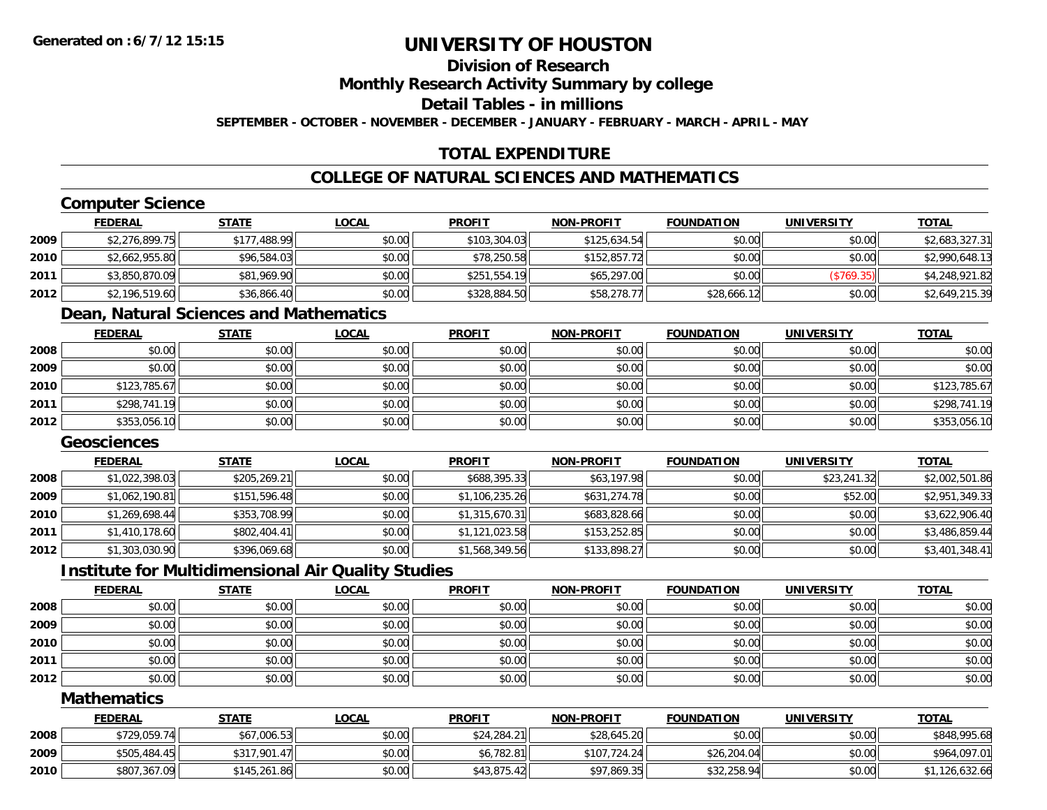**Generated on : 6/7/12 15:15**

# UNIVERSITY OF HOUSTON

## Division of Research

## Monthly Research Activity Summary by college

## Detail Tables - in millions

**SEPTEMBER - OCTOBER - NOVEMBER - DECEMBER - JANUARY - FEBRUARY - MARCH - APRIL - MAY**

## TOTAL EXPENDITURE

## COLLEGE OF NATURAL SCIENCES AND MATHEMATICS

### Computer Science

| | FEDERAL | STATE | LOCAL | PROFIT | NON-PROFIT | FOUNDATION | UNIVERSITY | TOTAL |
|---|---|---|---|---|---|---|---|---|
| 2009 | $2,276,899.75 | $177,488.99 | $0.00 | $103,304.03 | $125,634.54 | $0.00 | $0.00 | $2,683,327.31 |
| 2010 | $2,662,955.80 | $96,584.03 | $0.00 | $78,250.58 | $152,857.72 | $0.00 | $0.00 | $2,990,648.13 |
| 2011 | $3,850,870.09 | $81,969.90 | $0.00 | $251,554.19 | $65,297.00 | $0.00 | ($769.35) | $4,248,921.82 |
| 2012 | $2,196,519.60 | $36,866.40 | $0.00 | $328,884.50 | $58,278.77 | $28,666.12 | $0.00 | $2,649,215.39 |

### Dean, Natural Sciences and Mathematics

| | FEDERAL | STATE | LOCAL | PROFIT | NON-PROFIT | FOUNDATION | UNIVERSITY | TOTAL |
|---|---|---|---|---|---|---|---|---|
| 2008 | $0.00 | $0.00 | $0.00 | $0.00 | $0.00 | $0.00 | $0.00 | $0.00 |
| 2009 | $0.00 | $0.00 | $0.00 | $0.00 | $0.00 | $0.00 | $0.00 | $0.00 |
| 2010 | $123,785.67 | $0.00 | $0.00 | $0.00 | $0.00 | $0.00 | $0.00 | $123,785.67 |
| 2011 | $298,741.19 | $0.00 | $0.00 | $0.00 | $0.00 | $0.00 | $0.00 | $298,741.19 |
| 2012 | $353,056.10 | $0.00 | $0.00 | $0.00 | $0.00 | $0.00 | $0.00 | $353,056.10 |

### Geosciences

| | FEDERAL | STATE | LOCAL | PROFIT | NON-PROFIT | FOUNDATION | UNIVERSITY | TOTAL |
|---|---|---|---|---|---|---|---|---|
| 2008 | $1,022,398.03 | $205,269.21 | $0.00 | $688,395.33 | $63,197.98 | $0.00 | $23,241.32 | $2,002,501.86 |
| 2009 | $1,062,190.81 | $151,596.48 | $0.00 | $1,106,235.26 | $631,274.78 | $0.00 | $52.00 | $2,951,349.33 |
| 2010 | $1,269,698.44 | $353,708.99 | $0.00 | $1,315,670.31 | $683,828.66 | $0.00 | $0.00 | $3,622,906.40 |
| 2011 | $1,410,178.60 | $802,404.41 | $0.00 | $1,121,023.58 | $153,252.85 | $0.00 | $0.00 | $3,486,859.44 |
| 2012 | $1,303,030.90 | $396,069.68 | $0.00 | $1,568,349.56 | $133,898.27 | $0.00 | $0.00 | $3,401,348.41 |

### Institute for Multidimensional Air Quality Studies

| | FEDERAL | STATE | LOCAL | PROFIT | NON-PROFIT | FOUNDATION | UNIVERSITY | TOTAL |
|---|---|---|---|---|---|---|---|---|
| 2008 | $0.00 | $0.00 | $0.00 | $0.00 | $0.00 | $0.00 | $0.00 | $0.00 |
| 2009 | $0.00 | $0.00 | $0.00 | $0.00 | $0.00 | $0.00 | $0.00 | $0.00 |
| 2010 | $0.00 | $0.00 | $0.00 | $0.00 | $0.00 | $0.00 | $0.00 | $0.00 |
| 2011 | $0.00 | $0.00 | $0.00 | $0.00 | $0.00 | $0.00 | $0.00 | $0.00 |
| 2012 | $0.00 | $0.00 | $0.00 | $0.00 | $0.00 | $0.00 | $0.00 | $0.00 |

### Mathematics

| | FEDERAL | STATE | LOCAL | PROFIT | NON-PROFIT | FOUNDATION | UNIVERSITY | TOTAL |
|---|---|---|---|---|---|---|---|---|
| 2008 | $729,059.74 | $67,006.53 | $0.00 | $24,284.21 | $28,645.20 | $0.00 | $0.00 | $848,995.68 |
| 2009 | $505,484.45 | $317,901.47 | $0.00 | $6,782.81 | $107,724.24 | $26,204.04 | $0.00 | $964,097.01 |
| 2010 | $807,367.09 | $145,261.86 | $0.00 | $43,875.42 | $97,869.35 | $32,258.94 | $0.00 | $1,126,632.66 |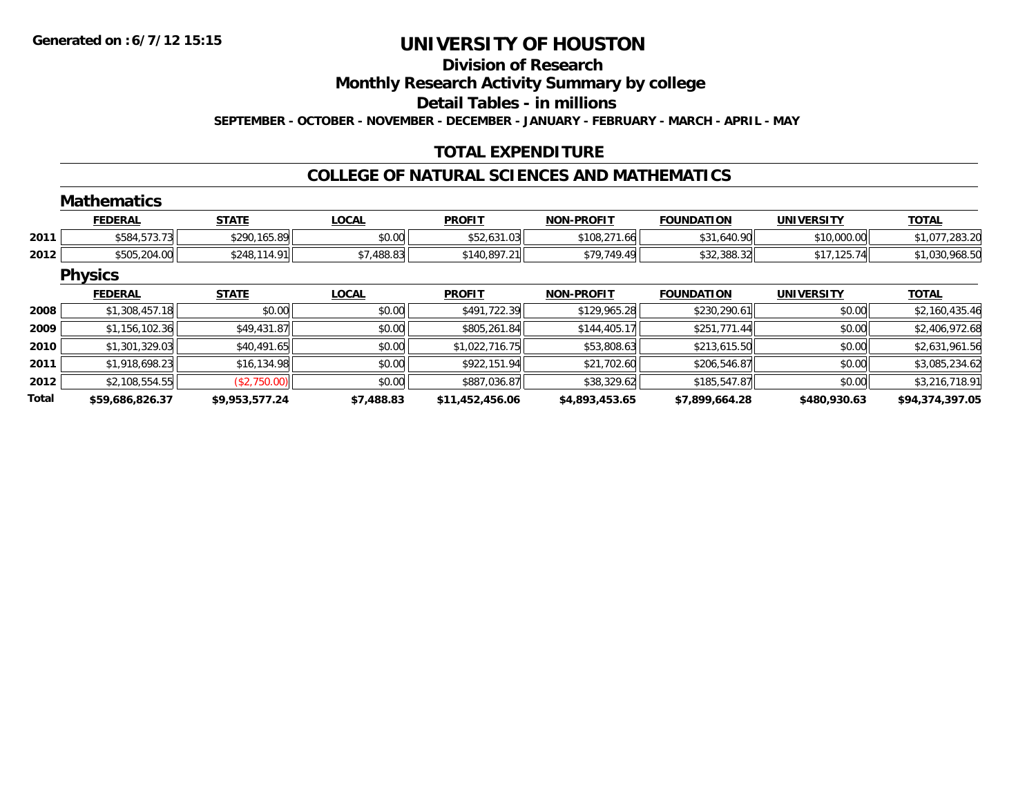**Generated on :6/7/12 15:15**

# UNIVERSITY OF HOUSTON

## Division of Research

## Monthly Research Activity Summary by college

## Detail Tables - in millions

**SEPTEMBER - OCTOBER - NOVEMBER - DECEMBER - JANUARY - FEBRUARY - MARCH - APRIL - MAY**

## TOTAL EXPENDITURE

## COLLEGE OF NATURAL SCIENCES AND MATHEMATICS

### Mathematics

| | FEDERAL | STATE | LOCAL | PROFIT | NON-PROFIT | FOUNDATION | UNIVERSITY | TOTAL |
|---|---|---|---|---|---|---|---|---|
| 2011 | $584,573.73 | $290,165.89 | $0.00 | $52,631.03 | $108,271.66 | $31,640.90 | $10,000.00 | $1,077,283.20 |
| 2012 | $505,204.00 | $248,114.91 | $7,488.83 | $140,897.21 | $79,749.49 | $32,388.32 | $17,125.74 | $1,030,968.50 |

### Physics

| | FEDERAL | STATE | LOCAL | PROFIT | NON-PROFIT | FOUNDATION | UNIVERSITY | TOTAL |
|---|---|---|---|---|---|---|---|---|
| 2008 | $1,308,457.18 | $0.00 | $0.00 | $491,722.39 | $129,965.28 | $230,290.61 | $0.00 | $2,160,435.46 |
| 2009 | $1,156,102.36 | $49,431.87 | $0.00 | $805,261.84 | $144,405.17 | $251,771.44 | $0.00 | $2,406,972.68 |
| 2010 | $1,301,329.03 | $40,491.65 | $0.00 | $1,022,716.75 | $53,808.63 | $213,615.50 | $0.00 | $2,631,961.56 |
| 2011 | $1,918,698.23 | $16,134.98 | $0.00 | $922,151.94 | $21,702.60 | $206,546.87 | $0.00 | $3,085,234.62 |
| 2012 | $2,108,554.55 | ($2,750.00) | $0.00 | $887,036.87 | $38,329.62 | $185,547.87 | $0.00 | $3,216,718.91 |
| **Total** | **$59,686,826.37** | **$9,953,577.24** | **$7,488.83** | **$11,452,456.06** | **$4,893,453.65** | **$7,899,664.28** | **$480,930.63** | **$94,374,397.05** |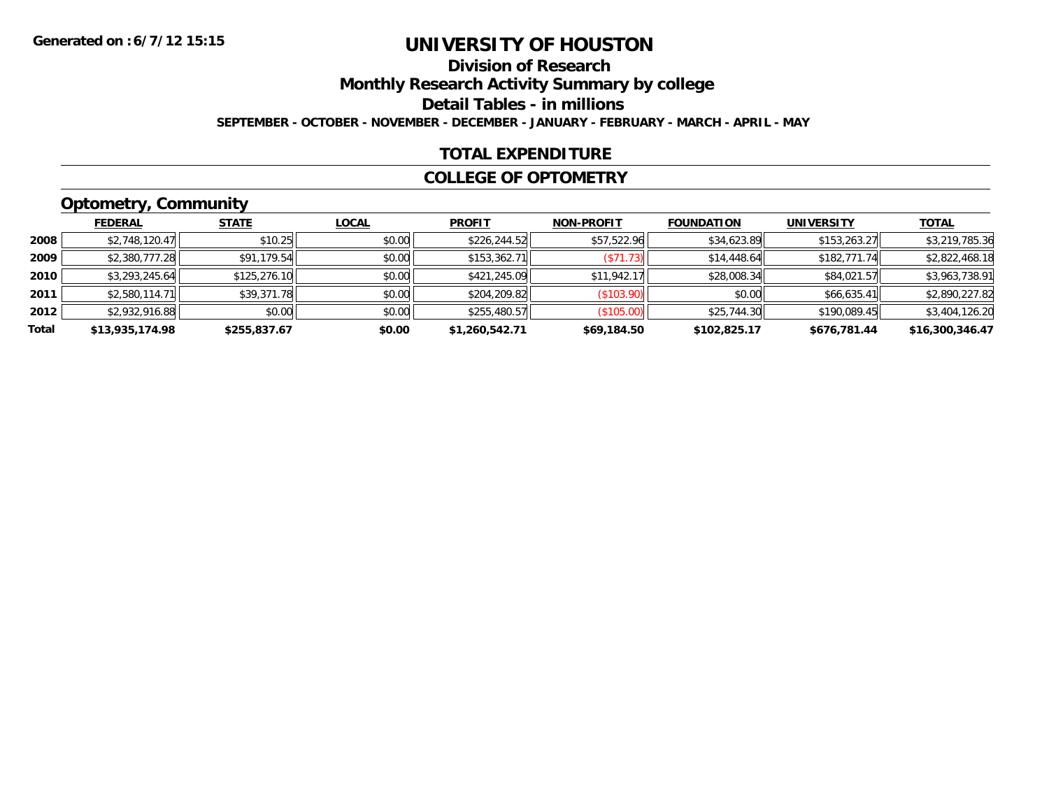Generated on :6/7/12 15:15

# UNIVERSITY OF HOUSTON

## Division of Research

## Monthly Research Activity Summary by college

## Detail Tables - in millions

**SEPTEMBER - OCTOBER - NOVEMBER - DECEMBER - JANUARY - FEBRUARY - MARCH - APRIL - MAY**

## TOTAL EXPENDITURE

## COLLEGE OF OPTOMETRY

### Optometry, Community

| | FEDERAL | STATE | LOCAL | PROFIT | NON-PROFIT | FOUNDATION | UNIVERSITY | TOTAL |
|---|---|---|---|---|---|---|---|---|
| 2008 | $2,748,120.47 | $10.25 | $0.00 | $226,244.52 | $57,522.96 | $34,623.89 | $153,263.27 | $3,219,785.36 |
| 2009 | $2,380,777.28 | $91,179.54 | $0.00 | $153,362.71 | ($71.73) | $14,448.64 | $182,771.74 | $2,822,468.18 |
| 2010 | $3,293,245.64 | $125,276.10 | $0.00 | $421,245.09 | $11,942.17 | $28,008.34 | $84,021.57 | $3,963,738.91 |
| 2011 | $2,580,114.71 | $39,371.78 | $0.00 | $204,209.82 | ($103.90) | $0.00 | $66,635.41 | $2,890,227.82 |
| 2012 | $2,932,916.88 | $0.00 | $0.00 | $255,480.57 | ($105.00) | $25,744.30 | $190,089.45 | $3,404,126.20 |
| **Total** | **$13,935,174.98** | **$255,837.67** | **$0.00** | **$1,260,542.71** | **$69,184.50** | **$102,825.17** | **$676,781.44** | **$16,300,346.47** |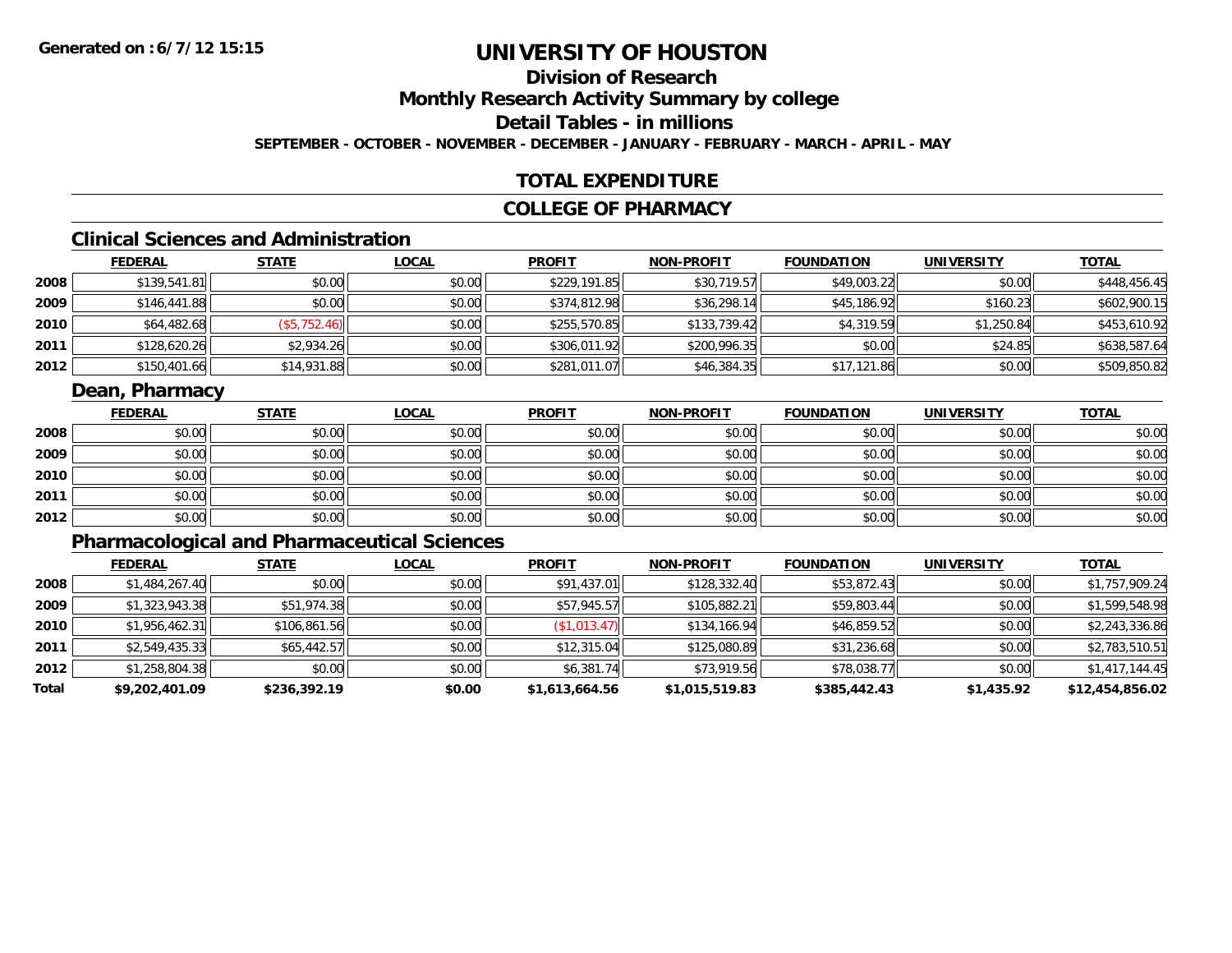# UNIVERSITY OF HOUSTON

## Division of Research

## Monthly Research Activity Summary by college

## Detail Tables - in millions

**SEPTEMBER - OCTOBER - NOVEMBER - DECEMBER - JANUARY - FEBRUARY - MARCH - APRIL - MAY**

**Generated on : 6/7/12 15:15**

## TOTAL EXPENDITURE

## COLLEGE OF PHARMACY

### Clinical Sciences and Administration

| | FEDERAL | STATE | LOCAL | PROFIT | NON-PROFIT | FOUNDATION | UNIVERSITY | TOTAL |
|---|---|---|---|---|---|---|---|---|
| 2008 | $139,541.81 | $0.00 | $0.00 | $229,191.85 | $30,719.57 | $49,003.22 | $0.00 | $448,456.45 |
| 2009 | $146,441.88 | $0.00 | $0.00 | $374,812.98 | $36,298.14 | $45,186.92 | $160.23 | $602,900.15 |
| 2010 | $64,482.68 | ($5,752.46) | $0.00 | $255,570.85 | $133,739.42 | $4,319.59 | $1,250.84 | $453,610.92 |
| 2011 | $128,620.26 | $2,934.26 | $0.00 | $306,011.92 | $200,996.35 | $0.00 | $24.85 | $638,587.64 |
| 2012 | $150,401.66 | $14,931.88 | $0.00 | $281,011.07 | $46,384.35 | $17,121.86 | $0.00 | $509,850.82 |

### Dean, Pharmacy

| | FEDERAL | STATE | LOCAL | PROFIT | NON-PROFIT | FOUNDATION | UNIVERSITY | TOTAL |
|---|---|---|---|---|---|---|---|---|
| 2008 | $0.00 | $0.00 | $0.00 | $0.00 | $0.00 | $0.00 | $0.00 | $0.00 |
| 2009 | $0.00 | $0.00 | $0.00 | $0.00 | $0.00 | $0.00 | $0.00 | $0.00 |
| 2010 | $0.00 | $0.00 | $0.00 | $0.00 | $0.00 | $0.00 | $0.00 | $0.00 |
| 2011 | $0.00 | $0.00 | $0.00 | $0.00 | $0.00 | $0.00 | $0.00 | $0.00 |
| 2012 | $0.00 | $0.00 | $0.00 | $0.00 | $0.00 | $0.00 | $0.00 | $0.00 |

### Pharmacological and Pharmaceutical Sciences

| | FEDERAL | STATE | LOCAL | PROFIT | NON-PROFIT | FOUNDATION | UNIVERSITY | TOTAL |
|---|---|---|---|---|---|---|---|---|
| 2008 | $1,484,267.40 | $0.00 | $0.00 | $91,437.01 | $128,332.40 | $53,872.43 | $0.00 | $1,757,909.24 |
| 2009 | $1,323,943.38 | $51,974.38 | $0.00 | $57,945.57 | $105,882.21 | $59,803.44 | $0.00 | $1,599,548.98 |
| 2010 | $1,956,462.31 | $106,861.56 | $0.00 | ($1,013.47) | $134,166.94 | $46,859.52 | $0.00 | $2,243,336.86 |
| 2011 | $2,549,435.33 | $65,442.57 | $0.00 | $12,315.04 | $125,080.89 | $31,236.68 | $0.00 | $2,783,510.51 |
| 2012 | $1,258,804.38 | $0.00 | $0.00 | $6,381.74 | $73,919.56 | $78,038.77 | $0.00 | $1,417,144.45 |
| **Total** | **$9,202,401.09** | **$236,392.19** | **$0.00** | **$1,613,664.56** | **$1,015,519.83** | **$385,442.43** | **$1,435.92** | **$12,454,856.02** |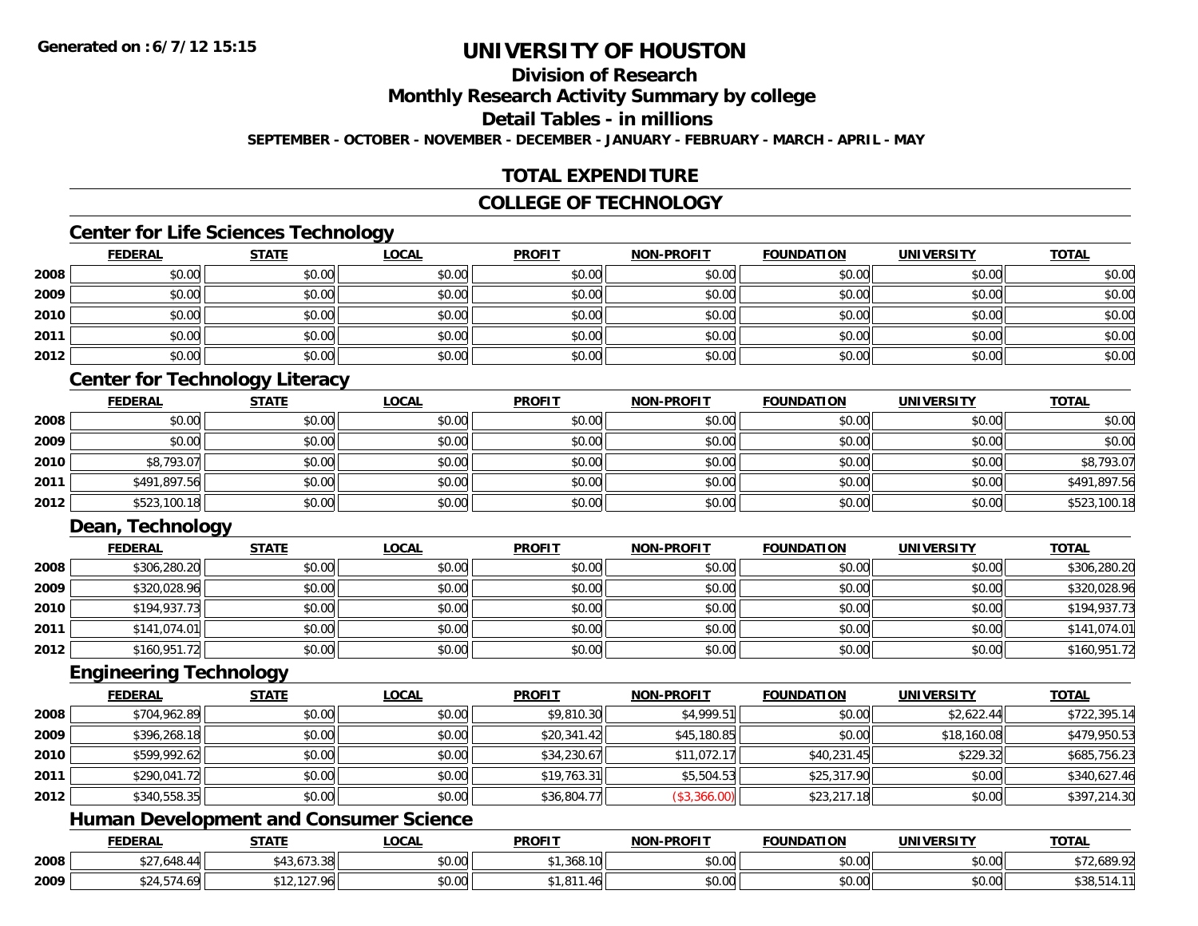**Generated on :6/7/12 15:15**

# UNIVERSITY OF HOUSTON

## Division of Research

## Monthly Research Activity Summary by college

## Detail Tables - in millions

**SEPTEMBER - OCTOBER - NOVEMBER - DECEMBER - JANUARY - FEBRUARY - MARCH - APRIL - MAY**

## TOTAL EXPENDITURE

## COLLEGE OF TECHNOLOGY

### Center for Life Sciences Technology

| | FEDERAL | STATE | LOCAL | PROFIT | NON-PROFIT | FOUNDATION | UNIVERSITY | TOTAL |
|---|---|---|---|---|---|---|---|---|
| 2008 | $0.00 | $0.00 | $0.00 | $0.00 | $0.00 | $0.00 | $0.00 | $0.00 |
| 2009 | $0.00 | $0.00 | $0.00 | $0.00 | $0.00 | $0.00 | $0.00 | $0.00 |
| 2010 | $0.00 | $0.00 | $0.00 | $0.00 | $0.00 | $0.00 | $0.00 | $0.00 |
| 2011 | $0.00 | $0.00 | $0.00 | $0.00 | $0.00 | $0.00 | $0.00 | $0.00 |
| 2012 | $0.00 | $0.00 | $0.00 | $0.00 | $0.00 | $0.00 | $0.00 | $0.00 |

### Center for Technology Literacy

| | FEDERAL | STATE | LOCAL | PROFIT | NON-PROFIT | FOUNDATION | UNIVERSITY | TOTAL |
|---|---|---|---|---|---|---|---|---|
| 2008 | $0.00 | $0.00 | $0.00 | $0.00 | $0.00 | $0.00 | $0.00 | $0.00 |
| 2009 | $0.00 | $0.00 | $0.00 | $0.00 | $0.00 | $0.00 | $0.00 | $0.00 |
| 2010 | $8,793.07 | $0.00 | $0.00 | $0.00 | $0.00 | $0.00 | $0.00 | $8,793.07 |
| 2011 | $491,897.56 | $0.00 | $0.00 | $0.00 | $0.00 | $0.00 | $0.00 | $491,897.56 |
| 2012 | $523,100.18 | $0.00 | $0.00 | $0.00 | $0.00 | $0.00 | $0.00 | $523,100.18 |

### Dean, Technology

| | FEDERAL | STATE | LOCAL | PROFIT | NON-PROFIT | FOUNDATION | UNIVERSITY | TOTAL |
|---|---|---|---|---|---|---|---|---|
| 2008 | $306,280.20 | $0.00 | $0.00 | $0.00 | $0.00 | $0.00 | $0.00 | $306,280.20 |
| 2009 | $320,028.96 | $0.00 | $0.00 | $0.00 | $0.00 | $0.00 | $0.00 | $320,028.96 |
| 2010 | $194,937.73 | $0.00 | $0.00 | $0.00 | $0.00 | $0.00 | $0.00 | $194,937.73 |
| 2011 | $141,074.01 | $0.00 | $0.00 | $0.00 | $0.00 | $0.00 | $0.00 | $141,074.01 |
| 2012 | $160,951.72 | $0.00 | $0.00 | $0.00 | $0.00 | $0.00 | $0.00 | $160,951.72 |

### Engineering Technology

| | FEDERAL | STATE | LOCAL | PROFIT | NON-PROFIT | FOUNDATION | UNIVERSITY | TOTAL |
|---|---|---|---|---|---|---|---|---|
| 2008 | $704,962.89 | $0.00 | $0.00 | $9,810.30 | $4,999.51 | $0.00 | $2,622.44 | $722,395.14 |
| 2009 | $396,268.18 | $0.00 | $0.00 | $20,341.42 | $45,180.85 | $0.00 | $18,160.08 | $479,950.53 |
| 2010 | $599,992.62 | $0.00 | $0.00 | $34,230.67 | $11,072.17 | $40,231.45 | $229.32 | $685,756.23 |
| 2011 | $290,041.72 | $0.00 | $0.00 | $19,763.31 | $5,504.53 | $25,317.90 | $0.00 | $340,627.46 |
| 2012 | $340,558.35 | $0.00 | $0.00 | $36,804.77 | ($3,366.00) | $23,217.18 | $0.00 | $397,214.30 |

### Human Development and Consumer Science

| | FEDERAL | STATE | LOCAL | PROFIT | NON-PROFIT | FOUNDATION | UNIVERSITY | TOTAL |
|---|---|---|---|---|---|---|---|---|
| 2008 | $27,648.44 | $43,673.38 | $0.00 | $1,368.10 | $0.00 | $0.00 | $0.00 | $72,689.92 |
| 2009 | $24,574.69 | $12,127.96 | $0.00 | $1,811.46 | $0.00 | $0.00 | $0.00 | $38,514.11 |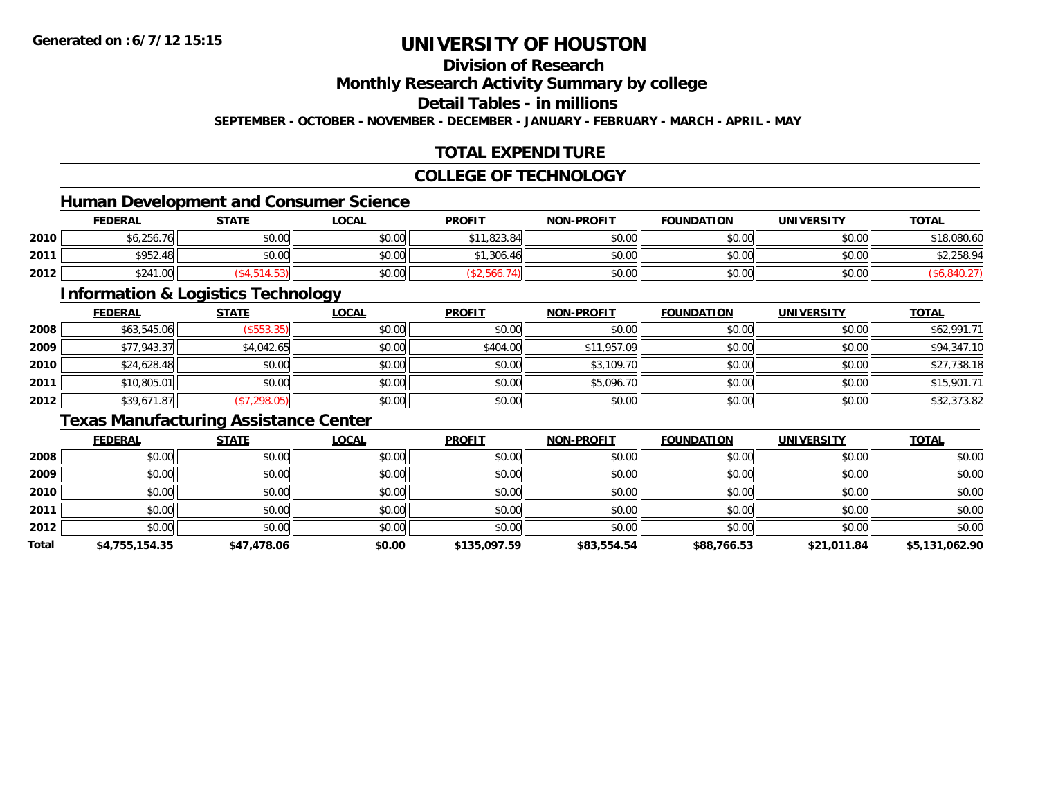Generated on :6/7/12 15:15

# UNIVERSITY OF HOUSTON

## Division of Research

## Monthly Research Activity Summary by college

## Detail Tables - in millions

**SEPTEMBER - OCTOBER - NOVEMBER - DECEMBER - JANUARY - FEBRUARY - MARCH - APRIL - MAY**

## TOTAL EXPENDITURE

## COLLEGE OF TECHNOLOGY

### Human Development and Consumer Science

| | FEDERAL | STATE | LOCAL | PROFIT | NON-PROFIT | FOUNDATION | UNIVERSITY | TOTAL |
|---|---|---|---|---|---|---|---|---|
| 2010 | $6,256.76 | $0.00 | $0.00 | $11,823.84 | $0.00 | $0.00 | $0.00 | $18,080.60 |
| 2011 | $952.48 | $0.00 | $0.00 | $1,306.46 | $0.00 | $0.00 | $0.00 | $2,258.94 |
| 2012 | $241.00 | ($4,514.53) | $0.00 | ($2,566.74) | $0.00 | $0.00 | $0.00 | ($6,840.27) |

### Information & Logistics Technology

| | FEDERAL | STATE | LOCAL | PROFIT | NON-PROFIT | FOUNDATION | UNIVERSITY | TOTAL |
|---|---|---|---|---|---|---|---|---|
| 2008 | $63,545.06 | ($553.35) | $0.00 | $0.00 | $0.00 | $0.00 | $0.00 | $62,991.71 |
| 2009 | $77,943.37 | $4,042.65 | $0.00 | $404.00 | $11,957.09 | $0.00 | $0.00 | $94,347.10 |
| 2010 | $24,628.48 | $0.00 | $0.00 | $0.00 | $3,109.70 | $0.00 | $0.00 | $27,738.18 |
| 2011 | $10,805.01 | $0.00 | $0.00 | $0.00 | $5,096.70 | $0.00 | $0.00 | $15,901.71 |
| 2012 | $39,671.87 | ($7,298.05) | $0.00 | $0.00 | $0.00 | $0.00 | $0.00 | $32,373.82 |

### Texas Manufacturing Assistance Center

| | FEDERAL | STATE | LOCAL | PROFIT | NON-PROFIT | FOUNDATION | UNIVERSITY | TOTAL |
|---|---|---|---|---|---|---|---|---|
| 2008 | $0.00 | $0.00 | $0.00 | $0.00 | $0.00 | $0.00 | $0.00 | $0.00 |
| 2009 | $0.00 | $0.00 | $0.00 | $0.00 | $0.00 | $0.00 | $0.00 | $0.00 |
| 2010 | $0.00 | $0.00 | $0.00 | $0.00 | $0.00 | $0.00 | $0.00 | $0.00 |
| 2011 | $0.00 | $0.00 | $0.00 | $0.00 | $0.00 | $0.00 | $0.00 | $0.00 |
| 2012 | $0.00 | $0.00 | $0.00 | $0.00 | $0.00 | $0.00 | $0.00 | $0.00 |
| **Total** | **$4,755,154.35** | **$47,478.06** | **$0.00** | **$135,097.59** | **$83,554.54** | **$88,766.53** | **$21,011.84** | **$5,131,062.90** |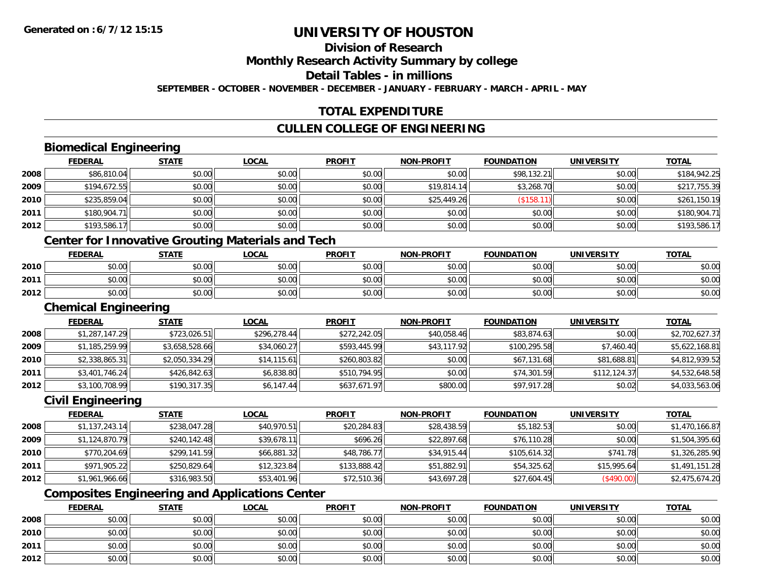# UNIVERSITY OF HOUSTON

## Division of Research

## Monthly Research Activity Summary by college

## Detail Tables - in millions

**SEPTEMBER - OCTOBER - NOVEMBER - DECEMBER - JANUARY - FEBRUARY - MARCH - APRIL - MAY**

## TOTAL EXPENDITURE

## CULLEN COLLEGE OF ENGINEERING

### Biomedical Engineering

| | FEDERAL | STATE | LOCAL | PROFIT | NON-PROFIT | FOUNDATION | UNIVERSITY | TOTAL |
|---|---|---|---|---|---|---|---|---|
| 2008 | $86,810.04 | $0.00 | $0.00 | $0.00 | $0.00 | $98,132.21 | $0.00 | $184,942.25 |
| 2009 | $194,672.55 | $0.00 | $0.00 | $0.00 | $19,814.14 | $3,268.70 | $0.00 | $217,755.39 |
| 2010 | $235,859.04 | $0.00 | $0.00 | $0.00 | $25,449.26 | ($158.11) | $0.00 | $261,150.19 |
| 2011 | $180,904.71 | $0.00 | $0.00 | $0.00 | $0.00 | $0.00 | $0.00 | $180,904.71 |
| 2012 | $193,586.17 | $0.00 | $0.00 | $0.00 | $0.00 | $0.00 | $0.00 | $193,586.17 |

### Center for Innovative Grouting Materials and Tech

| | FEDERAL | STATE | LOCAL | PROFIT | NON-PROFIT | FOUNDATION | UNIVERSITY | TOTAL |
|---|---|---|---|---|---|---|---|---|
| 2010 | $0.00 | $0.00 | $0.00 | $0.00 | $0.00 | $0.00 | $0.00 | $0.00 |
| 2011 | $0.00 | $0.00 | $0.00 | $0.00 | $0.00 | $0.00 | $0.00 | $0.00 |
| 2012 | $0.00 | $0.00 | $0.00 | $0.00 | $0.00 | $0.00 | $0.00 | $0.00 |

### Chemical Engineering

| | FEDERAL | STATE | LOCAL | PROFIT | NON-PROFIT | FOUNDATION | UNIVERSITY | TOTAL |
|---|---|---|---|---|---|---|---|---|
| 2008 | $1,287,147.29 | $723,026.51 | $296,278.44 | $272,242.05 | $40,058.46 | $83,874.63 | $0.00 | $2,702,627.37 |
| 2009 | $1,185,259.99 | $3,658,528.66 | $34,060.27 | $593,445.99 | $43,117.92 | $100,295.58 | $7,460.40 | $5,622,168.81 |
| 2010 | $2,338,865.31 | $2,050,334.29 | $14,115.61 | $260,803.82 | $0.00 | $67,131.68 | $81,688.81 | $4,812,939.52 |
| 2011 | $3,401,746.24 | $426,842.63 | $6,838.80 | $510,794.95 | $0.00 | $74,301.59 | $112,124.37 | $4,532,648.58 |
| 2012 | $3,100,708.99 | $190,317.35 | $6,147.44 | $637,671.97 | $800.00 | $97,917.28 | $0.02 | $4,033,563.06 |

### Civil Engineering

| | FEDERAL | STATE | LOCAL | PROFIT | NON-PROFIT | FOUNDATION | UNIVERSITY | TOTAL |
|---|---|---|---|---|---|---|---|---|
| 2008 | $1,137,243.14 | $238,047.28 | $40,970.51 | $20,284.83 | $28,438.59 | $5,182.53 | $0.00 | $1,470,166.87 |
| 2009 | $1,124,870.79 | $240,142.48 | $39,678.11 | $696.26 | $22,897.68 | $76,110.28 | $0.00 | $1,504,395.60 |
| 2010 | $770,204.69 | $299,141.59 | $66,881.32 | $48,786.77 | $34,915.44 | $105,614.32 | $741.78 | $1,326,285.90 |
| 2011 | $971,905.22 | $250,829.64 | $12,323.84 | $133,888.42 | $51,882.91 | $54,325.62 | $15,995.64 | $1,491,151.28 |
| 2012 | $1,961,966.66 | $316,983.50 | $53,401.96 | $72,510.36 | $43,697.28 | $27,604.45 | ($490.00) | $2,475,674.20 |

### Composites Engineering and Applications Center

| | FEDERAL | STATE | LOCAL | PROFIT | NON-PROFIT | FOUNDATION | UNIVERSITY | TOTAL |
|---|---|---|---|---|---|---|---|---|
| 2008 | $0.00 | $0.00 | $0.00 | $0.00 | $0.00 | $0.00 | $0.00 | $0.00 |
| 2010 | $0.00 | $0.00 | $0.00 | $0.00 | $0.00 | $0.00 | $0.00 | $0.00 |
| 2011 | $0.00 | $0.00 | $0.00 | $0.00 | $0.00 | $0.00 | $0.00 | $0.00 |
| 2012 | $0.00 | $0.00 | $0.00 | $0.00 | $0.00 | $0.00 | $0.00 | $0.00 |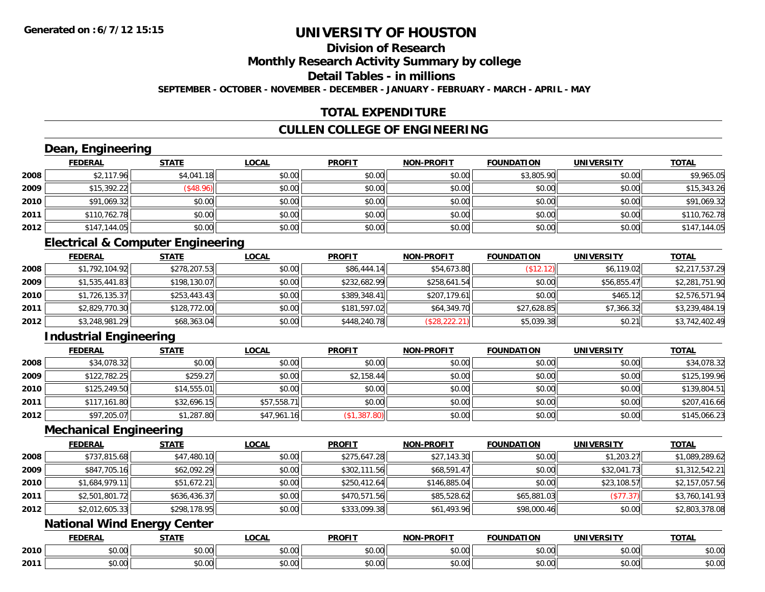# UNIVERSITY OF HOUSTON

## Division of Research

## Monthly Research Activity Summary by college

## Detail Tables - in millions

**SEPTEMBER - OCTOBER - NOVEMBER - DECEMBER - JANUARY - FEBRUARY - MARCH - APRIL - MAY**

## TOTAL EXPENDITURE

## CULLEN COLLEGE OF ENGINEERING

### Dean, Engineering

| | FEDERAL | STATE | LOCAL | PROFIT | NON-PROFIT | FOUNDATION | UNIVERSITY | TOTAL |
|---|---|---|---|---|---|---|---|---|
| 2008 | $2,117.96 | $4,041.18 | $0.00 | $0.00 | $0.00 | $3,805.90 | $0.00 | $9,965.05 |
| 2009 | $15,392.22 | ($48.96) | $0.00 | $0.00 | $0.00 | $0.00 | $0.00 | $15,343.26 |
| 2010 | $91,069.32 | $0.00 | $0.00 | $0.00 | $0.00 | $0.00 | $0.00 | $91,069.32 |
| 2011 | $110,762.78 | $0.00 | $0.00 | $0.00 | $0.00 | $0.00 | $0.00 | $110,762.78 |
| 2012 | $147,144.05 | $0.00 | $0.00 | $0.00 | $0.00 | $0.00 | $0.00 | $147,144.05 |

### Electrical & Computer Engineering

| | FEDERAL | STATE | LOCAL | PROFIT | NON-PROFIT | FOUNDATION | UNIVERSITY | TOTAL |
|---|---|---|---|---|---|---|---|---|
| 2008 | $1,792,104.92 | $278,207.53 | $0.00 | $86,444.14 | $54,673.80 | ($12.12) | $6,119.02 | $2,217,537.29 |
| 2009 | $1,535,441.83 | $198,130.07 | $0.00 | $232,682.99 | $258,641.54 | $0.00 | $56,855.47 | $2,281,751.90 |
| 2010 | $1,726,135.37 | $253,443.43 | $0.00 | $389,348.41 | $207,179.61 | $0.00 | $465.12 | $2,576,571.94 |
| 2011 | $2,829,770.30 | $128,772.00 | $0.00 | $181,597.02 | $64,349.70 | $27,628.85 | $7,366.32 | $3,239,484.19 |
| 2012 | $3,248,981.29 | $68,363.04 | $0.00 | $448,240.78 | ($28,222.21) | $5,039.38 | $0.21 | $3,742,402.49 |

### Industrial Engineering

| | FEDERAL | STATE | LOCAL | PROFIT | NON-PROFIT | FOUNDATION | UNIVERSITY | TOTAL |
|---|---|---|---|---|---|---|---|---|
| 2008 | $34,078.32 | $0.00 | $0.00 | $0.00 | $0.00 | $0.00 | $0.00 | $34,078.32 |
| 2009 | $122,782.25 | $259.27 | $0.00 | $2,158.44 | $0.00 | $0.00 | $0.00 | $125,199.96 |
| 2010 | $125,249.50 | $14,555.01 | $0.00 | $0.00 | $0.00 | $0.00 | $0.00 | $139,804.51 |
| 2011 | $117,161.80 | $32,696.15 | $57,558.71 | $0.00 | $0.00 | $0.00 | $0.00 | $207,416.66 |
| 2012 | $97,205.07 | $1,287.80 | $47,961.16 | ($1,387.80) | $0.00 | $0.00 | $0.00 | $145,066.23 |

### Mechanical Engineering

| | FEDERAL | STATE | LOCAL | PROFIT | NON-PROFIT | FOUNDATION | UNIVERSITY | TOTAL |
|---|---|---|---|---|---|---|---|---|
| 2008 | $737,815.68 | $47,480.10 | $0.00 | $275,647.28 | $27,143.30 | $0.00 | $1,203.27 | $1,089,289.62 |
| 2009 | $847,705.16 | $62,092.29 | $0.00 | $302,111.56 | $68,591.47 | $0.00 | $32,041.73 | $1,312,542.21 |
| 2010 | $1,684,979.11 | $51,672.21 | $0.00 | $250,412.64 | $146,885.04 | $0.00 | $23,108.57 | $2,157,057.56 |
| 2011 | $2,501,801.72 | $636,436.37 | $0.00 | $470,571.56 | $85,528.62 | $65,881.03 | ($77.37) | $3,760,141.93 |
| 2012 | $2,012,605.33 | $298,178.95 | $0.00 | $333,099.38 | $61,493.96 | $98,000.46 | $0.00 | $2,803,378.08 |

### National Wind Energy Center

| | FEDERAL | STATE | LOCAL | PROFIT | NON-PROFIT | FOUNDATION | UNIVERSITY | TOTAL |
|---|---|---|---|---|---|---|---|---|
| 2010 | $0.00 | $0.00 | $0.00 | $0.00 | $0.00 | $0.00 | $0.00 | $0.00 |
| 2011 | $0.00 | $0.00 | $0.00 | $0.00 | $0.00 | $0.00 | $0.00 | $0.00 |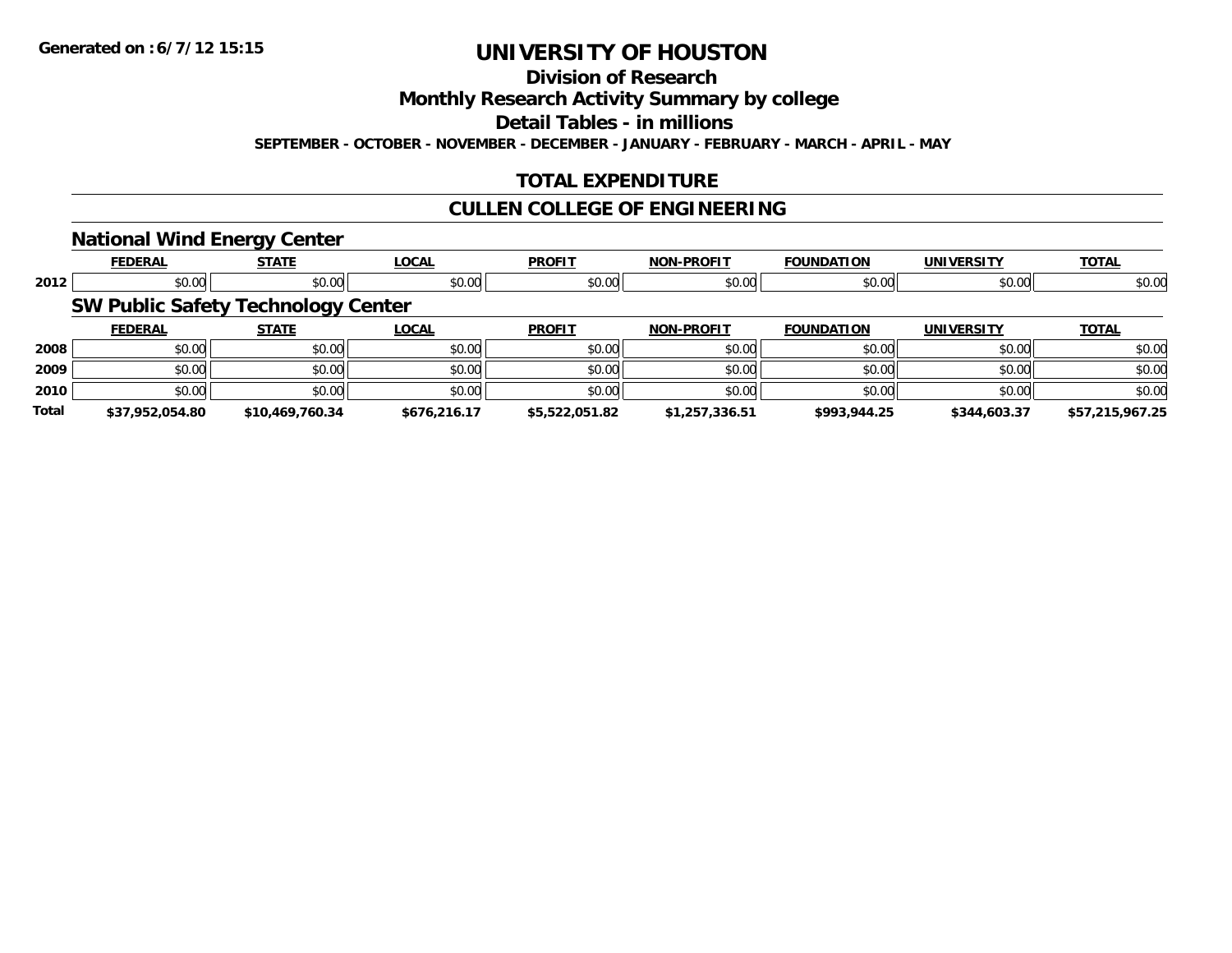# UNIVERSITY OF HOUSTON

## Division of Research

## Monthly Research Activity Summary by college

## Detail Tables - in millions

**SEPTEMBER - OCTOBER - NOVEMBER - DECEMBER - JANUARY - FEBRUARY - MARCH - APRIL - MAY**

## TOTAL EXPENDITURE

## CULLEN COLLEGE OF ENGINEERING

### National Wind Energy Center

| | FEDERAL | STATE | LOCAL | PROFIT | NON-PROFIT | FOUNDATION | UNIVERSITY | TOTAL |
|---|---|---|---|---|---|---|---|---|
| 2012 | $0.00 | $0.00 | $0.00 | $0.00 | $0.00 | $0.00 | $0.00 | $0.00 |

### SW Public Safety Technology Center

| | FEDERAL | STATE | LOCAL | PROFIT | NON-PROFIT | FOUNDATION | UNIVERSITY | TOTAL |
|---|---|---|---|---|---|---|---|---|
| 2008 | $0.00 | $0.00 | $0.00 | $0.00 | $0.00 | $0.00 | $0.00 | $0.00 |
| 2009 | $0.00 | $0.00 | $0.00 | $0.00 | $0.00 | $0.00 | $0.00 | $0.00 |
| 2010 | $0.00 | $0.00 | $0.00 | $0.00 | $0.00 | $0.00 | $0.00 | $0.00 |
| **Total** | **$37,952,054.80** | **$10,469,760.34** | **$676,216.17** | **$5,522,051.82** | **$1,257,336.51** | **$993,944.25** | **$344,603.37** | **$57,215,967.25** |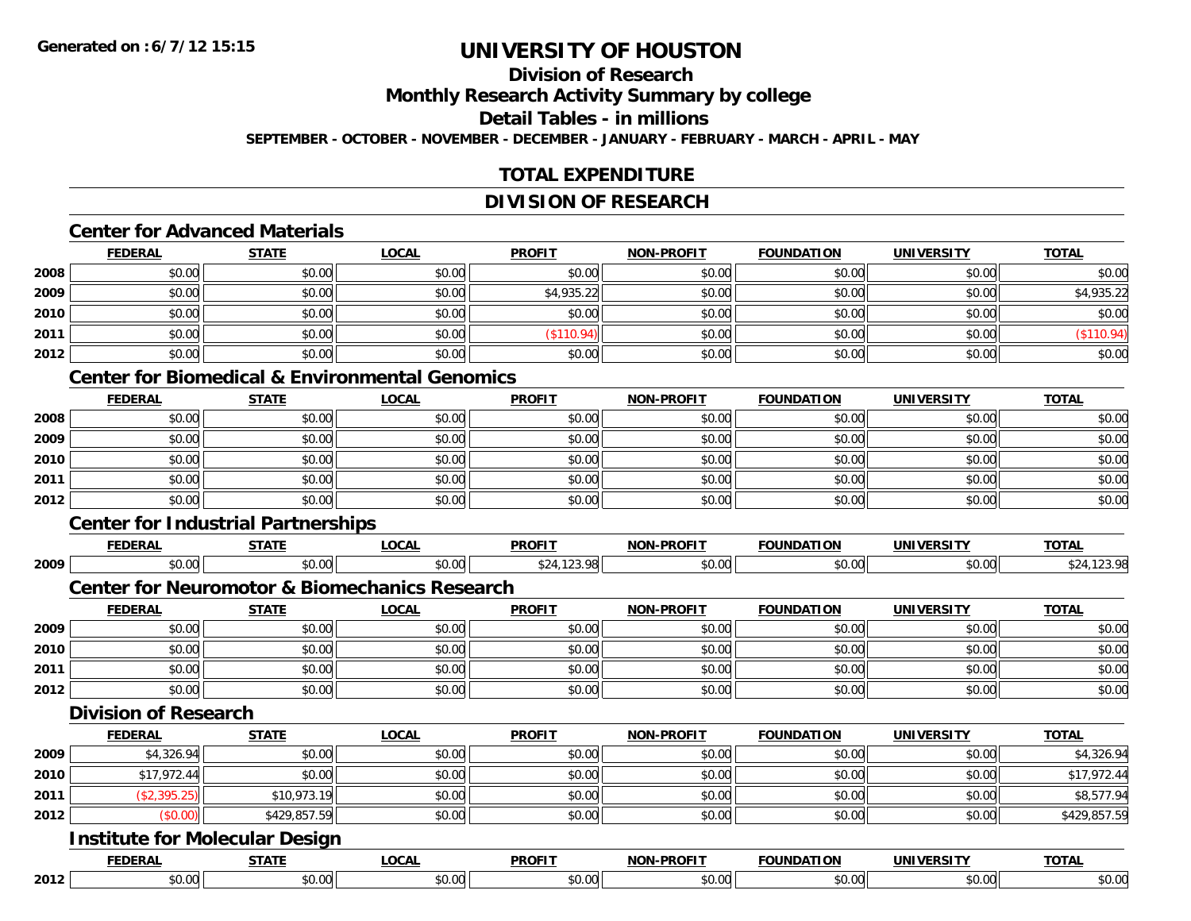**Generated on :6/7/12 15:15**

# UNIVERSITY OF HOUSTON

## Division of Research

## Monthly Research Activity Summary by college

## Detail Tables - in millions

**SEPTEMBER - OCTOBER - NOVEMBER - DECEMBER - JANUARY - FEBRUARY - MARCH - APRIL - MAY**

## TOTAL EXPENDITURE

## DIVISION OF RESEARCH

### Center for Advanced Materials

| | FEDERAL | STATE | LOCAL | PROFIT | NON-PROFIT | FOUNDATION | UNIVERSITY | TOTAL |
|---|---|---|---|---|---|---|---|---|
| 2008 | $0.00 | $0.00 | $0.00 | $0.00 | $0.00 | $0.00 | $0.00 | $0.00 |
| 2009 | $0.00 | $0.00 | $0.00 | $4,935.22 | $0.00 | $0.00 | $0.00 | $4,935.22 |
| 2010 | $0.00 | $0.00 | $0.00 | $0.00 | $0.00 | $0.00 | $0.00 | $0.00 |
| 2011 | $0.00 | $0.00 | $0.00 | ($110.94) | $0.00 | $0.00 | $0.00 | ($110.94) |
| 2012 | $0.00 | $0.00 | $0.00 | $0.00 | $0.00 | $0.00 | $0.00 | $0.00 |

### Center for Biomedical & Environmental Genomics

| | FEDERAL | STATE | LOCAL | PROFIT | NON-PROFIT | FOUNDATION | UNIVERSITY | TOTAL |
|---|---|---|---|---|---|---|---|---|
| 2008 | $0.00 | $0.00 | $0.00 | $0.00 | $0.00 | $0.00 | $0.00 | $0.00 |
| 2009 | $0.00 | $0.00 | $0.00 | $0.00 | $0.00 | $0.00 | $0.00 | $0.00 |
| 2010 | $0.00 | $0.00 | $0.00 | $0.00 | $0.00 | $0.00 | $0.00 | $0.00 |
| 2011 | $0.00 | $0.00 | $0.00 | $0.00 | $0.00 | $0.00 | $0.00 | $0.00 |
| 2012 | $0.00 | $0.00 | $0.00 | $0.00 | $0.00 | $0.00 | $0.00 | $0.00 |

### Center for Industrial Partnerships

| | FEDERAL | STATE | LOCAL | PROFIT | NON-PROFIT | FOUNDATION | UNIVERSITY | TOTAL |
|---|---|---|---|---|---|---|---|---|
| 2009 | $0.00 | $0.00 | $0.00 | $24,123.98 | $0.00 | $0.00 | $0.00 | $24,123.98 |

### Center for Neuromotor & Biomechanics Research

| | FEDERAL | STATE | LOCAL | PROFIT | NON-PROFIT | FOUNDATION | UNIVERSITY | TOTAL |
|---|---|---|---|---|---|---|---|---|
| 2009 | $0.00 | $0.00 | $0.00 | $0.00 | $0.00 | $0.00 | $0.00 | $0.00 |
| 2010 | $0.00 | $0.00 | $0.00 | $0.00 | $0.00 | $0.00 | $0.00 | $0.00 |
| 2011 | $0.00 | $0.00 | $0.00 | $0.00 | $0.00 | $0.00 | $0.00 | $0.00 |
| 2012 | $0.00 | $0.00 | $0.00 | $0.00 | $0.00 | $0.00 | $0.00 | $0.00 |

### Division of Research

| | FEDERAL | STATE | LOCAL | PROFIT | NON-PROFIT | FOUNDATION | UNIVERSITY | TOTAL |
|---|---|---|---|---|---|---|---|---|
| 2009 | $4,326.94 | $0.00 | $0.00 | $0.00 | $0.00 | $0.00 | $0.00 | $4,326.94 |
| 2010 | $17,972.44 | $0.00 | $0.00 | $0.00 | $0.00 | $0.00 | $0.00 | $17,972.44 |
| 2011 | ($2,395.25) | $10,973.19 | $0.00 | $0.00 | $0.00 | $0.00 | $0.00 | $8,577.94 |
| 2012 | ($0.00) | $429,857.59 | $0.00 | $0.00 | $0.00 | $0.00 | $0.00 | $429,857.59 |

### Institute for Molecular Design

| | FEDERAL | STATE | LOCAL | PROFIT | NON-PROFIT | FOUNDATION | UNIVERSITY | TOTAL |
|---|---|---|---|---|---|---|---|---|
| 2012 | $0.00 | $0.00 | $0.00 | $0.00 | $0.00 | $0.00 | $0.00 | $0.00 |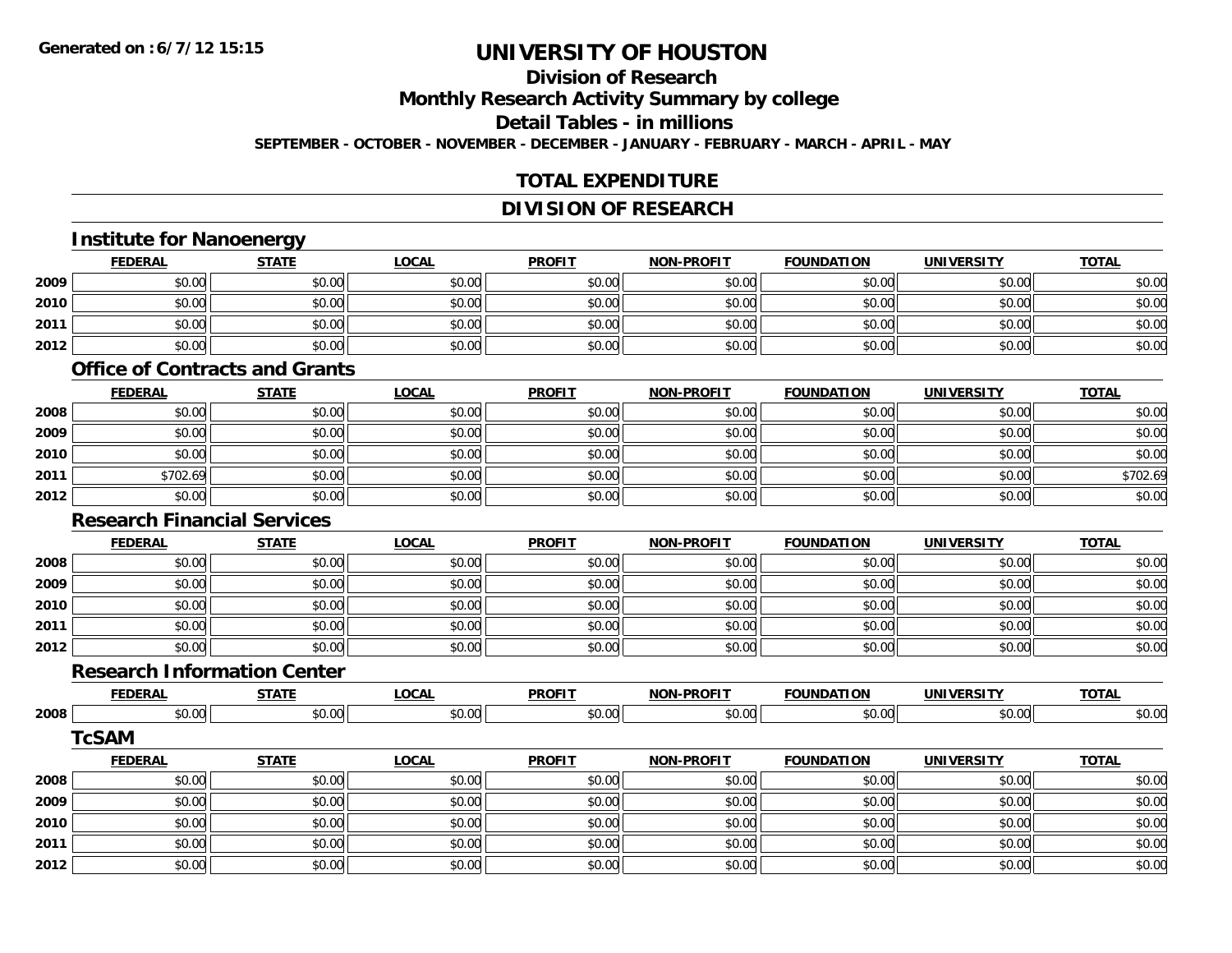**Generated on :6/7/12 15:15**

# UNIVERSITY OF HOUSTON

## Division of Research

## Monthly Research Activity Summary by college

## Detail Tables - in millions

**SEPTEMBER - OCTOBER - NOVEMBER - DECEMBER - JANUARY - FEBRUARY - MARCH - APRIL - MAY**

## TOTAL EXPENDITURE

## DIVISION OF RESEARCH

### Institute for Nanoenergy

| | FEDERAL | STATE | LOCAL | PROFIT | NON-PROFIT | FOUNDATION | UNIVERSITY | TOTAL |
|---|---|---|---|---|---|---|---|---|
| 2009 | $0.00 | $0.00 | $0.00 | $0.00 | $0.00 | $0.00 | $0.00 | $0.00 |
| 2010 | $0.00 | $0.00 | $0.00 | $0.00 | $0.00 | $0.00 | $0.00 | $0.00 |
| 2011 | $0.00 | $0.00 | $0.00 | $0.00 | $0.00 | $0.00 | $0.00 | $0.00 |
| 2012 | $0.00 | $0.00 | $0.00 | $0.00 | $0.00 | $0.00 | $0.00 | $0.00 |

### Office of Contracts and Grants

| | FEDERAL | STATE | LOCAL | PROFIT | NON-PROFIT | FOUNDATION | UNIVERSITY | TOTAL |
|---|---|---|---|---|---|---|---|---|
| 2008 | $0.00 | $0.00 | $0.00 | $0.00 | $0.00 | $0.00 | $0.00 | $0.00 |
| 2009 | $0.00 | $0.00 | $0.00 | $0.00 | $0.00 | $0.00 | $0.00 | $0.00 |
| 2010 | $0.00 | $0.00 | $0.00 | $0.00 | $0.00 | $0.00 | $0.00 | $0.00 |
| 2011 | $702.69 | $0.00 | $0.00 | $0.00 | $0.00 | $0.00 | $0.00 | $702.69 |
| 2012 | $0.00 | $0.00 | $0.00 | $0.00 | $0.00 | $0.00 | $0.00 | $0.00 |

### Research Financial Services

| | FEDERAL | STATE | LOCAL | PROFIT | NON-PROFIT | FOUNDATION | UNIVERSITY | TOTAL |
|---|---|---|---|---|---|---|---|---|
| 2008 | $0.00 | $0.00 | $0.00 | $0.00 | $0.00 | $0.00 | $0.00 | $0.00 |
| 2009 | $0.00 | $0.00 | $0.00 | $0.00 | $0.00 | $0.00 | $0.00 | $0.00 |
| 2010 | $0.00 | $0.00 | $0.00 | $0.00 | $0.00 | $0.00 | $0.00 | $0.00 |
| 2011 | $0.00 | $0.00 | $0.00 | $0.00 | $0.00 | $0.00 | $0.00 | $0.00 |
| 2012 | $0.00 | $0.00 | $0.00 | $0.00 | $0.00 | $0.00 | $0.00 | $0.00 |

### Research Information Center

| | FEDERAL | STATE | LOCAL | PROFIT | NON-PROFIT | FOUNDATION | UNIVERSITY | TOTAL |
|---|---|---|---|---|---|---|---|---|
| 2008 | $0.00 | $0.00 | $0.00 | $0.00 | $0.00 | $0.00 | $0.00 | $0.00 |

### TcSAM

| | FEDERAL | STATE | LOCAL | PROFIT | NON-PROFIT | FOUNDATION | UNIVERSITY | TOTAL |
|---|---|---|---|---|---|---|---|---|
| 2008 | $0.00 | $0.00 | $0.00 | $0.00 | $0.00 | $0.00 | $0.00 | $0.00 |
| 2009 | $0.00 | $0.00 | $0.00 | $0.00 | $0.00 | $0.00 | $0.00 | $0.00 |
| 2010 | $0.00 | $0.00 | $0.00 | $0.00 | $0.00 | $0.00 | $0.00 | $0.00 |
| 2011 | $0.00 | $0.00 | $0.00 | $0.00 | $0.00 | $0.00 | $0.00 | $0.00 |
| 2012 | $0.00 | $0.00 | $0.00 | $0.00 | $0.00 | $0.00 | $0.00 | $0.00 |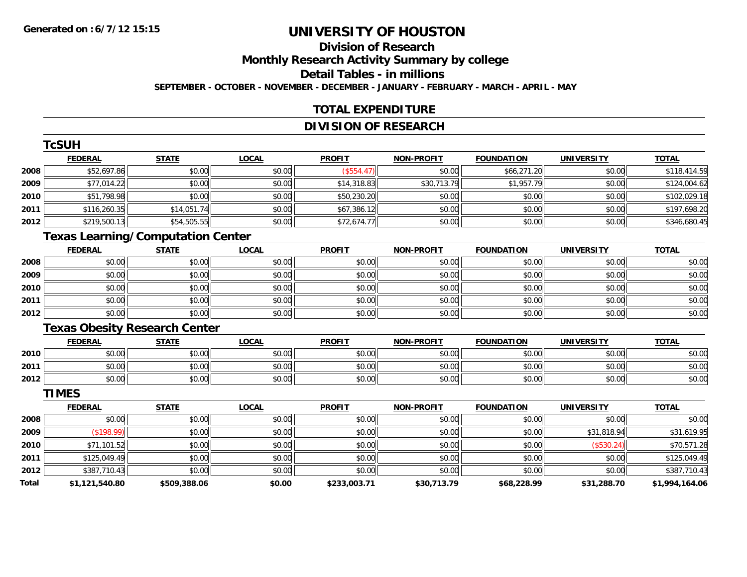# UNIVERSITY OF HOUSTON

## Division of Research

## Monthly Research Activity Summary by college

## Detail Tables - in millions

**SEPTEMBER - OCTOBER - NOVEMBER - DECEMBER - JANUARY - FEBRUARY - MARCH - APRIL - MAY**

## TOTAL EXPENDITURE

## DIVISION OF RESEARCH

### TcSUH

| | FEDERAL | STATE | LOCAL | PROFIT | NON-PROFIT | FOUNDATION | UNIVERSITY | TOTAL |
|---|---|---|---|---|---|---|---|---|
| 2008 | $52,697.86 | $0.00 | $0.00 | ($554.47) | $0.00 | $66,271.20 | $0.00 | $118,414.59 |
| 2009 | $77,014.22 | $0.00 | $0.00 | $14,318.83 | $30,713.79 | $1,957.79 | $0.00 | $124,004.62 |
| 2010 | $51,798.98 | $0.00 | $0.00 | $50,230.20 | $0.00 | $0.00 | $0.00 | $102,029.18 |
| 2011 | $116,260.35 | $14,051.74 | $0.00 | $67,386.12 | $0.00 | $0.00 | $0.00 | $197,698.20 |
| 2012 | $219,500.13 | $54,505.55 | $0.00 | $72,674.77 | $0.00 | $0.00 | $0.00 | $346,680.45 |

### Texas Learning/Computation Center

| | FEDERAL | STATE | LOCAL | PROFIT | NON-PROFIT | FOUNDATION | UNIVERSITY | TOTAL |
|---|---|---|---|---|---|---|---|---|
| 2008 | $0.00 | $0.00 | $0.00 | $0.00 | $0.00 | $0.00 | $0.00 | $0.00 |
| 2009 | $0.00 | $0.00 | $0.00 | $0.00 | $0.00 | $0.00 | $0.00 | $0.00 |
| 2010 | $0.00 | $0.00 | $0.00 | $0.00 | $0.00 | $0.00 | $0.00 | $0.00 |
| 2011 | $0.00 | $0.00 | $0.00 | $0.00 | $0.00 | $0.00 | $0.00 | $0.00 |
| 2012 | $0.00 | $0.00 | $0.00 | $0.00 | $0.00 | $0.00 | $0.00 | $0.00 |

### Texas Obesity Research Center

| | FEDERAL | STATE | LOCAL | PROFIT | NON-PROFIT | FOUNDATION | UNIVERSITY | TOTAL |
|---|---|---|---|---|---|---|---|---|
| 2010 | $0.00 | $0.00 | $0.00 | $0.00 | $0.00 | $0.00 | $0.00 | $0.00 |
| 2011 | $0.00 | $0.00 | $0.00 | $0.00 | $0.00 | $0.00 | $0.00 | $0.00 |
| 2012 | $0.00 | $0.00 | $0.00 | $0.00 | $0.00 | $0.00 | $0.00 | $0.00 |

### TIMES

| | FEDERAL | STATE | LOCAL | PROFIT | NON-PROFIT | FOUNDATION | UNIVERSITY | TOTAL |
|---|---|---|---|---|---|---|---|---|
| 2008 | $0.00 | $0.00 | $0.00 | $0.00 | $0.00 | $0.00 | $0.00 | $0.00 |
| 2009 | ($198.99) | $0.00 | $0.00 | $0.00 | $0.00 | $0.00 | $31,818.94 | $31,619.95 |
| 2010 | $71,101.52 | $0.00 | $0.00 | $0.00 | $0.00 | $0.00 | ($530.24) | $70,571.28 |
| 2011 | $125,049.49 | $0.00 | $0.00 | $0.00 | $0.00 | $0.00 | $0.00 | $125,049.49 |
| 2012 | $387,710.43 | $0.00 | $0.00 | $0.00 | $0.00 | $0.00 | $0.00 | $387,710.43 |
| **Total** | **$1,121,540.80** | **$509,388.06** | **$0.00** | **$233,003.71** | **$30,713.79** | **$68,228.99** | **$31,288.70** | **$1,994,164.06** |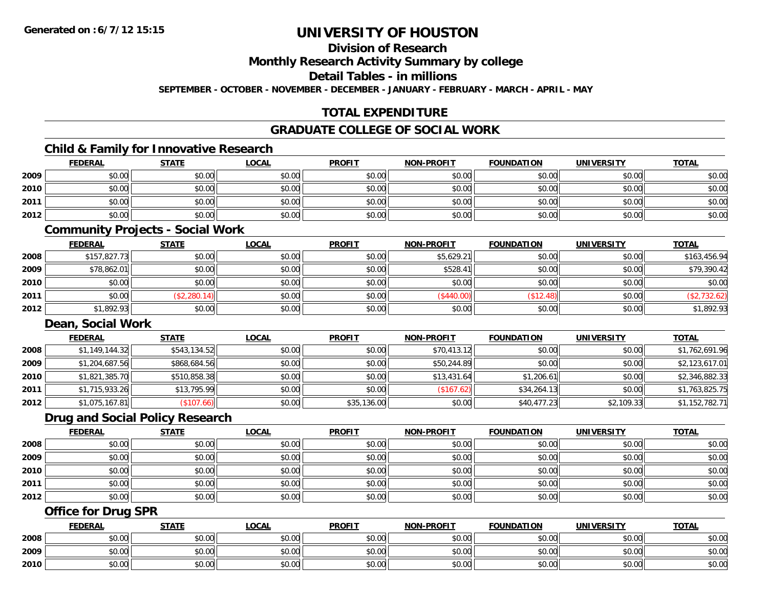# UNIVERSITY OF HOUSTON

## Division of Research

## Monthly Research Activity Summary by college

## Detail Tables - in millions

**SEPTEMBER - OCTOBER - NOVEMBER - DECEMBER - JANUARY - FEBRUARY - MARCH - APRIL - MAY**

## TOTAL EXPENDITURE

## GRADUATE COLLEGE OF SOCIAL WORK

### Child & Family for Innovative Research

| | FEDERAL | STATE | LOCAL | PROFIT | NON-PROFIT | FOUNDATION | UNIVERSITY | TOTAL |
|---|---|---|---|---|---|---|---|---|
| 2009 | $0.00 | $0.00 | $0.00 | $0.00 | $0.00 | $0.00 | $0.00 | $0.00 |
| 2010 | $0.00 | $0.00 | $0.00 | $0.00 | $0.00 | $0.00 | $0.00 | $0.00 |
| 2011 | $0.00 | $0.00 | $0.00 | $0.00 | $0.00 | $0.00 | $0.00 | $0.00 |
| 2012 | $0.00 | $0.00 | $0.00 | $0.00 | $0.00 | $0.00 | $0.00 | $0.00 |

### Community Projects - Social Work

| | FEDERAL | STATE | LOCAL | PROFIT | NON-PROFIT | FOUNDATION | UNIVERSITY | TOTAL |
|---|---|---|---|---|---|---|---|---|
| 2008 | $157,827.73 | $0.00 | $0.00 | $0.00 | $5,629.21 | $0.00 | $0.00 | $163,456.94 |
| 2009 | $78,862.01 | $0.00 | $0.00 | $0.00 | $528.41 | $0.00 | $0.00 | $79,390.42 |
| 2010 | $0.00 | $0.00 | $0.00 | $0.00 | $0.00 | $0.00 | $0.00 | $0.00 |
| 2011 | $0.00 | ($2,280.14) | $0.00 | $0.00 | ($440.00) | ($12.48) | $0.00 | ($2,732.62) |
| 2012 | $1,892.93 | $0.00 | $0.00 | $0.00 | $0.00 | $0.00 | $0.00 | $1,892.93 |

### Dean, Social Work

| | FEDERAL | STATE | LOCAL | PROFIT | NON-PROFIT | FOUNDATION | UNIVERSITY | TOTAL |
|---|---|---|---|---|---|---|---|---|
| 2008 | $1,149,144.32 | $543,134.52 | $0.00 | $0.00 | $70,413.12 | $0.00 | $0.00 | $1,762,691.96 |
| 2009 | $1,204,687.56 | $868,684.56 | $0.00 | $0.00 | $50,244.89 | $0.00 | $0.00 | $2,123,617.01 |
| 2010 | $1,821,385.70 | $510,858.38 | $0.00 | $0.00 | $13,431.64 | $1,206.61 | $0.00 | $2,346,882.33 |
| 2011 | $1,715,933.26 | $13,795.99 | $0.00 | $0.00 | ($167.62) | $34,264.13 | $0.00 | $1,763,825.75 |
| 2012 | $1,075,167.81 | ($107.66) | $0.00 | $35,136.00 | $0.00 | $40,477.23 | $2,109.33 | $1,152,782.71 |

### Drug and Social Policy Research

| | FEDERAL | STATE | LOCAL | PROFIT | NON-PROFIT | FOUNDATION | UNIVERSITY | TOTAL |
|---|---|---|---|---|---|---|---|---|
| 2008 | $0.00 | $0.00 | $0.00 | $0.00 | $0.00 | $0.00 | $0.00 | $0.00 |
| 2009 | $0.00 | $0.00 | $0.00 | $0.00 | $0.00 | $0.00 | $0.00 | $0.00 |
| 2010 | $0.00 | $0.00 | $0.00 | $0.00 | $0.00 | $0.00 | $0.00 | $0.00 |
| 2011 | $0.00 | $0.00 | $0.00 | $0.00 | $0.00 | $0.00 | $0.00 | $0.00 |
| 2012 | $0.00 | $0.00 | $0.00 | $0.00 | $0.00 | $0.00 | $0.00 | $0.00 |

### Office for Drug SPR

| | FEDERAL | STATE | LOCAL | PROFIT | NON-PROFIT | FOUNDATION | UNIVERSITY | TOTAL |
|---|---|---|---|---|---|---|---|---|
| 2008 | $0.00 | $0.00 | $0.00 | $0.00 | $0.00 | $0.00 | $0.00 | $0.00 |
| 2009 | $0.00 | $0.00 | $0.00 | $0.00 | $0.00 | $0.00 | $0.00 | $0.00 |
| 2010 | $0.00 | $0.00 | $0.00 | $0.00 | $0.00 | $0.00 | $0.00 | $0.00 |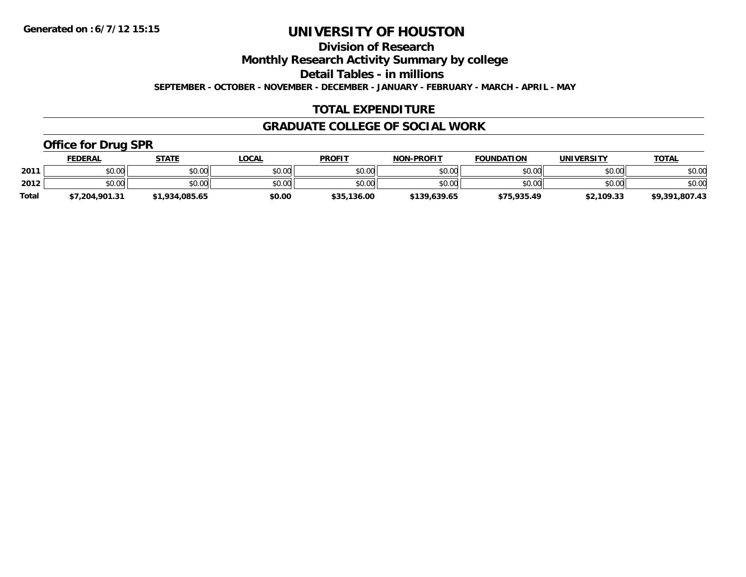**Generated on :6/7/12 15:15**

# UNIVERSITY OF HOUSTON

## Division of Research

## Monthly Research Activity Summary by college

## Detail Tables - in millions

**SEPTEMBER - OCTOBER - NOVEMBER - DECEMBER - JANUARY - FEBRUARY - MARCH - APRIL - MAY**

## TOTAL EXPENDITURE

## GRADUATE COLLEGE OF SOCIAL WORK

### Office for Drug SPR

| | FEDERAL | STATE | LOCAL | PROFIT | NON-PROFIT | FOUNDATION | UNIVERSITY | TOTAL |
|---|---|---|---|---|---|---|---|---|
| 2011 | $0.00 | $0.00 | $0.00 | $0.00 | $0.00 | $0.00 | $0.00 | $0.00 |
| 2012 | $0.00 | $0.00 | $0.00 | $0.00 | $0.00 | $0.00 | $0.00 | $0.00 |
| Total | $7,204,901.31 | $1,934,085.65 | $0.00 | $35,136.00 | $139,639.65 | $75,935.49 | $2,109.33 | $9,391,807.43 |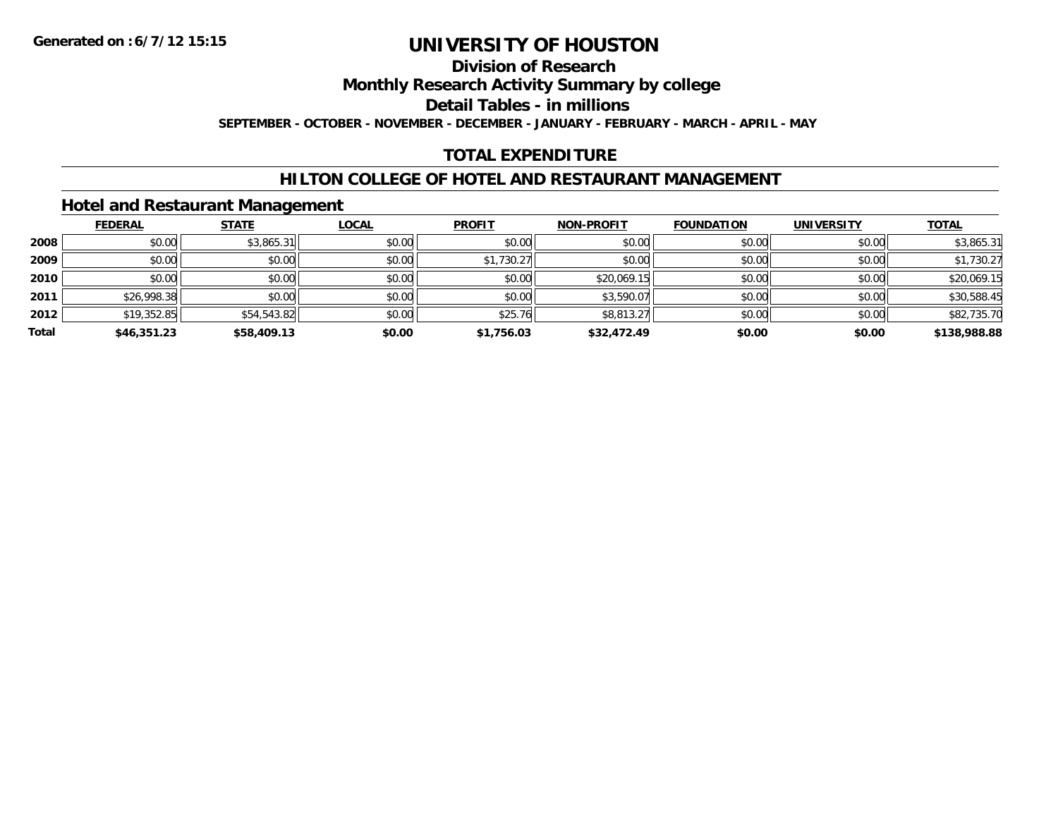Generated on :6/7/12 15:15

# UNIVERSITY OF HOUSTON

## Division of Research

## Monthly Research Activity Summary by college

## Detail Tables - in millions

**SEPTEMBER - OCTOBER - NOVEMBER - DECEMBER - JANUARY - FEBRUARY - MARCH - APRIL - MAY**

## TOTAL EXPENDITURE

## HILTON COLLEGE OF HOTEL AND RESTAURANT MANAGEMENT

### Hotel and Restaurant Management

| | FEDERAL | STATE | LOCAL | PROFIT | NON-PROFIT | FOUNDATION | UNIVERSITY | TOTAL |
|---|---|---|---|---|---|---|---|---|
| **2008** | $0.00 | $3,865.31 | $0.00 | $0.00 | $0.00 | $0.00 | $0.00 | $3,865.31 |
| **2009** | $0.00 | $0.00 | $0.00 | $1,730.27 | $0.00 | $0.00 | $0.00 | $1,730.27 |
| **2010** | $0.00 | $0.00 | $0.00 | $0.00 | $20,069.15 | $0.00 | $0.00 | $20,069.15 |
| **2011** | $26,998.38 | $0.00 | $0.00 | $0.00 | $3,590.07 | $0.00 | $0.00 | $30,588.45 |
| **2012** | $19,352.85 | $54,543.82 | $0.00 | $25.76 | $8,813.27 | $0.00 | $0.00 | $82,735.70 |
| **Total** | **$46,351.23** | **$58,409.13** | **$0.00** | **$1,756.03** | **$32,472.49** | **$0.00** | **$0.00** | **$138,988.88** |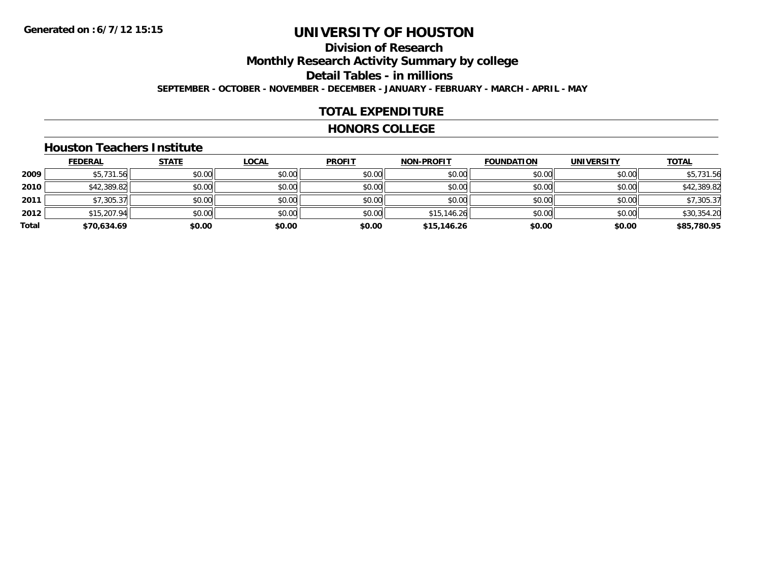Generated on :6/7/12 15:15

# UNIVERSITY OF HOUSTON

## Division of Research

## Monthly Research Activity Summary by college

## Detail Tables - in millions

**SEPTEMBER - OCTOBER - NOVEMBER - DECEMBER - JANUARY - FEBRUARY - MARCH - APRIL - MAY**

## TOTAL EXPENDITURE

## HONORS COLLEGE

### Houston Teachers Institute

| | FEDERAL | STATE | LOCAL | PROFIT | NON-PROFIT | FOUNDATION | UNIVERSITY | TOTAL |
|---|---|---|---|---|---|---|---|---|
| **2009** | $5,731.56 | $0.00 | $0.00 | $0.00 | $0.00 | $0.00 | $0.00 | $5,731.56 |
| **2010** | $42,389.82 | $0.00 | $0.00 | $0.00 | $0.00 | $0.00 | $0.00 | $42,389.82 |
| **2011** | $7,305.37 | $0.00 | $0.00 | $0.00 | $0.00 | $0.00 | $0.00 | $7,305.37 |
| **2012** | $15,207.94 | $0.00 | $0.00 | $0.00 | $15,146.26 | $0.00 | $0.00 | $30,354.20 |
| **Total** | **$70,634.69** | **$0.00** | **$0.00** | **$0.00** | **$15,146.26** | **$0.00** | **$0.00** | **$85,780.95** |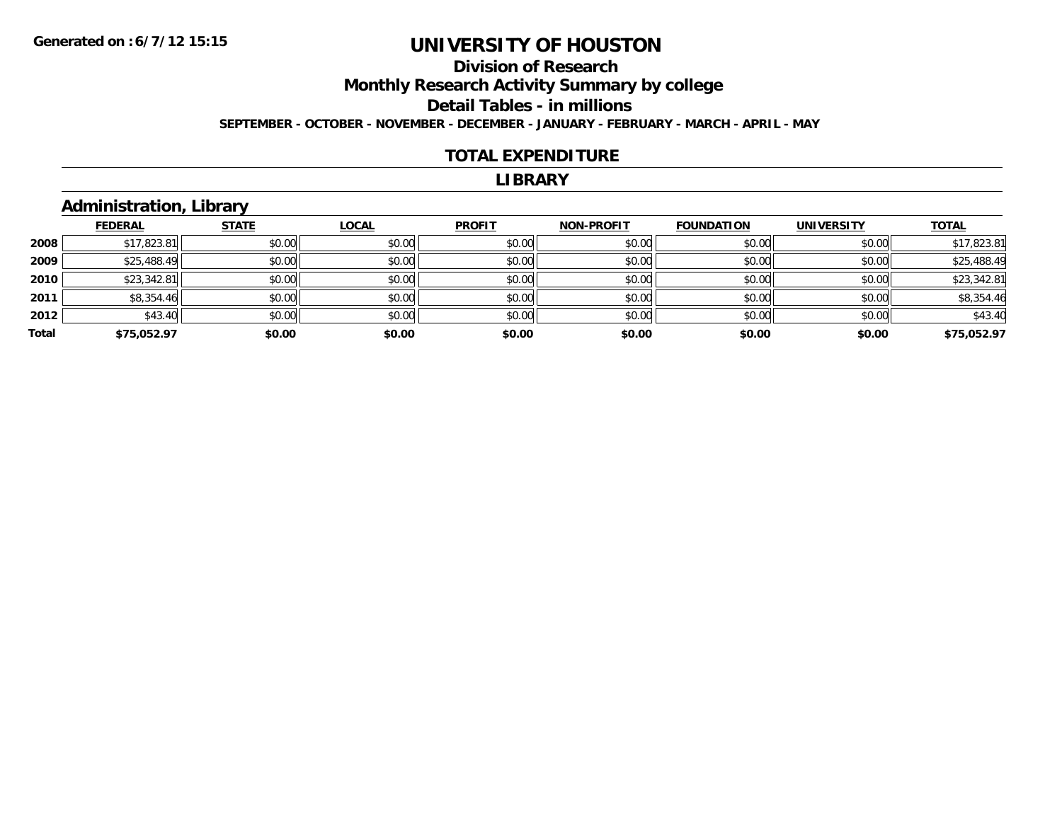**Generated on :6/7/12 15:15**

# UNIVERSITY OF HOUSTON

## Division of Research

## Monthly Research Activity Summary by college

## Detail Tables - in millions

**SEPTEMBER - OCTOBER - NOVEMBER - DECEMBER - JANUARY - FEBRUARY - MARCH - APRIL - MAY**

## TOTAL EXPENDITURE

## LIBRARY

### Administration, Library

| | FEDERAL | STATE | LOCAL | PROFIT | NON-PROFIT | FOUNDATION | UNIVERSITY | TOTAL |
|---|---|---|---|---|---|---|---|---|
| 2008 | $17,823.81 | $0.00 | $0.00 | $0.00 | $0.00 | $0.00 | $0.00 | $17,823.81 |
| 2009 | $25,488.49 | $0.00 | $0.00 | $0.00 | $0.00 | $0.00 | $0.00 | $25,488.49 |
| 2010 | $23,342.81 | $0.00 | $0.00 | $0.00 | $0.00 | $0.00 | $0.00 | $23,342.81 |
| 2011 | $8,354.46 | $0.00 | $0.00 | $0.00 | $0.00 | $0.00 | $0.00 | $8,354.46 |
| 2012 | $43.40 | $0.00 | $0.00 | $0.00 | $0.00 | $0.00 | $0.00 | $43.40 |
| **Total** | **$75,052.97** | **$0.00** | **$0.00** | **$0.00** | **$0.00** | **$0.00** | **$0.00** | **$75,052.97** |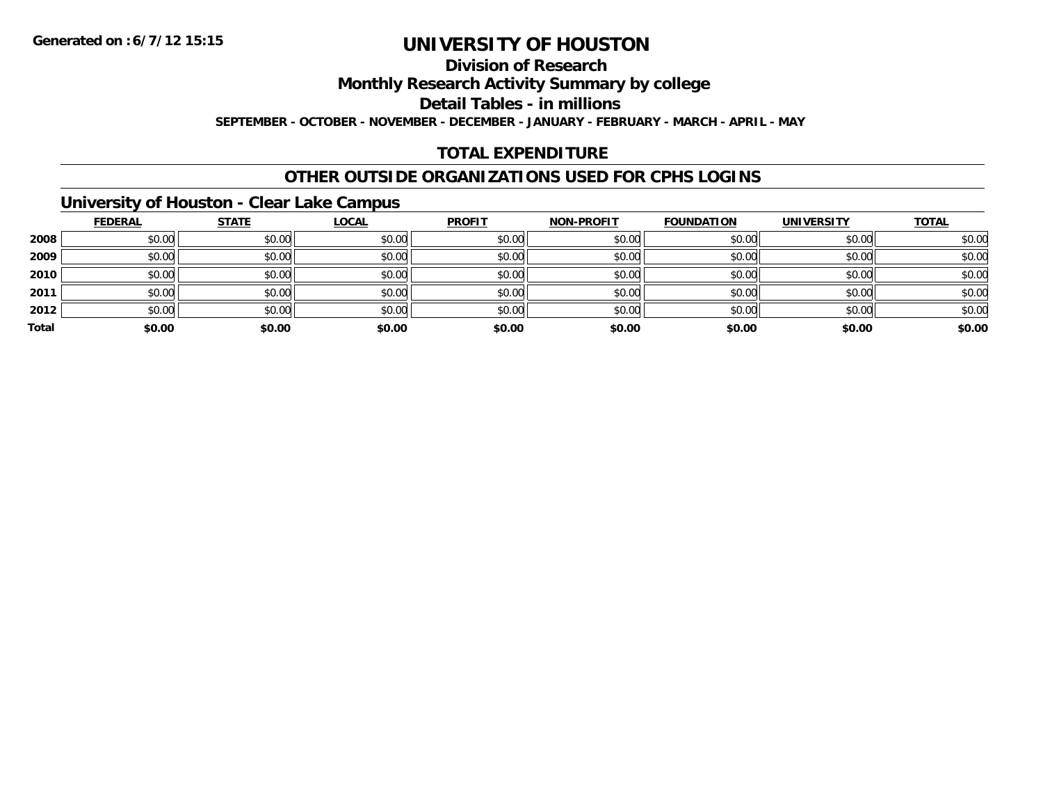Generated on :6/7/12 15:15

# UNIVERSITY OF HOUSTON

## Division of Research

## Monthly Research Activity Summary by college

## Detail Tables - in millions

**SEPTEMBER - OCTOBER - NOVEMBER - DECEMBER - JANUARY - FEBRUARY - MARCH - APRIL - MAY**

## TOTAL EXPENDITURE

## OTHER OUTSIDE ORGANIZATIONS USED FOR CPHS LOGINS

### University of Houston - Clear Lake Campus

| | FEDERAL | STATE | LOCAL | PROFIT | NON-PROFIT | FOUNDATION | UNIVERSITY | TOTAL |
|---|---|---|---|---|---|---|---|---|
| 2008 | $0.00 | $0.00 | $0.00 | $0.00 | $0.00 | $0.00 | $0.00 | $0.00 |
| 2009 | $0.00 | $0.00 | $0.00 | $0.00 | $0.00 | $0.00 | $0.00 | $0.00 |
| 2010 | $0.00 | $0.00 | $0.00 | $0.00 | $0.00 | $0.00 | $0.00 | $0.00 |
| 2011 | $0.00 | $0.00 | $0.00 | $0.00 | $0.00 | $0.00 | $0.00 | $0.00 |
| 2012 | $0.00 | $0.00 | $0.00 | $0.00 | $0.00 | $0.00 | $0.00 | $0.00 |
| **Total** | **$0.00** | **$0.00** | **$0.00** | **$0.00** | **$0.00** | **$0.00** | **$0.00** | **$0.00** |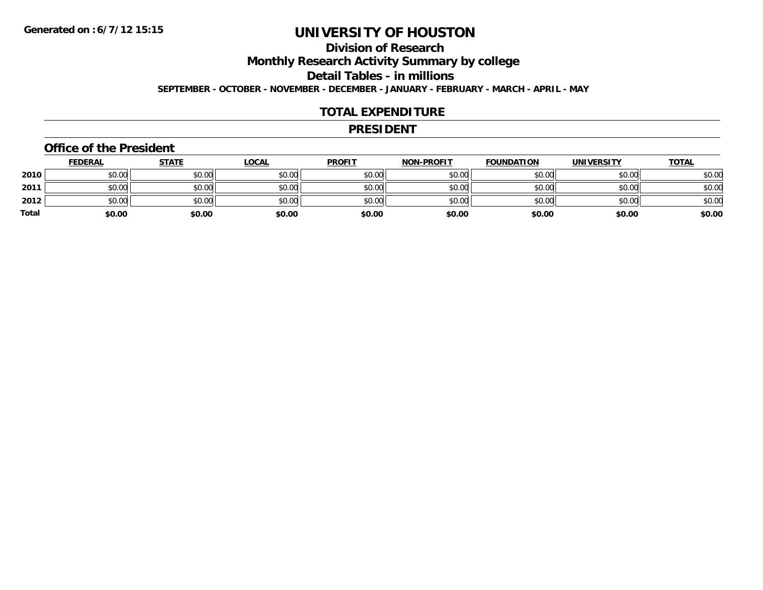**Generated on :6/7/12 15:15**

# UNIVERSITY OF HOUSTON

## Division of Research

## Monthly Research Activity Summary by college

## Detail Tables - in millions

**SEPTEMBER - OCTOBER - NOVEMBER - DECEMBER - JANUARY - FEBRUARY - MARCH - APRIL - MAY**

## TOTAL EXPENDITURE

## PRESIDENT

### Office of the President

| | FEDERAL | STATE | LOCAL | PROFIT | NON-PROFIT | FOUNDATION | UNIVERSITY | TOTAL |
|---|---|---|---|---|---|---|---|---|
| **2010** | $0.00 | $0.00 | $0.00 | $0.00 | $0.00 | $0.00 | $0.00 | $0.00 |
| **2011** | $0.00 | $0.00 | $0.00 | $0.00 | $0.00 | $0.00 | $0.00 | $0.00 |
| **2012** | $0.00 | $0.00 | $0.00 | $0.00 | $0.00 | $0.00 | $0.00 | $0.00 |
| **Total** | **$0.00** | **$0.00** | **$0.00** | **$0.00** | **$0.00** | **$0.00** | **$0.00** | **$0.00** |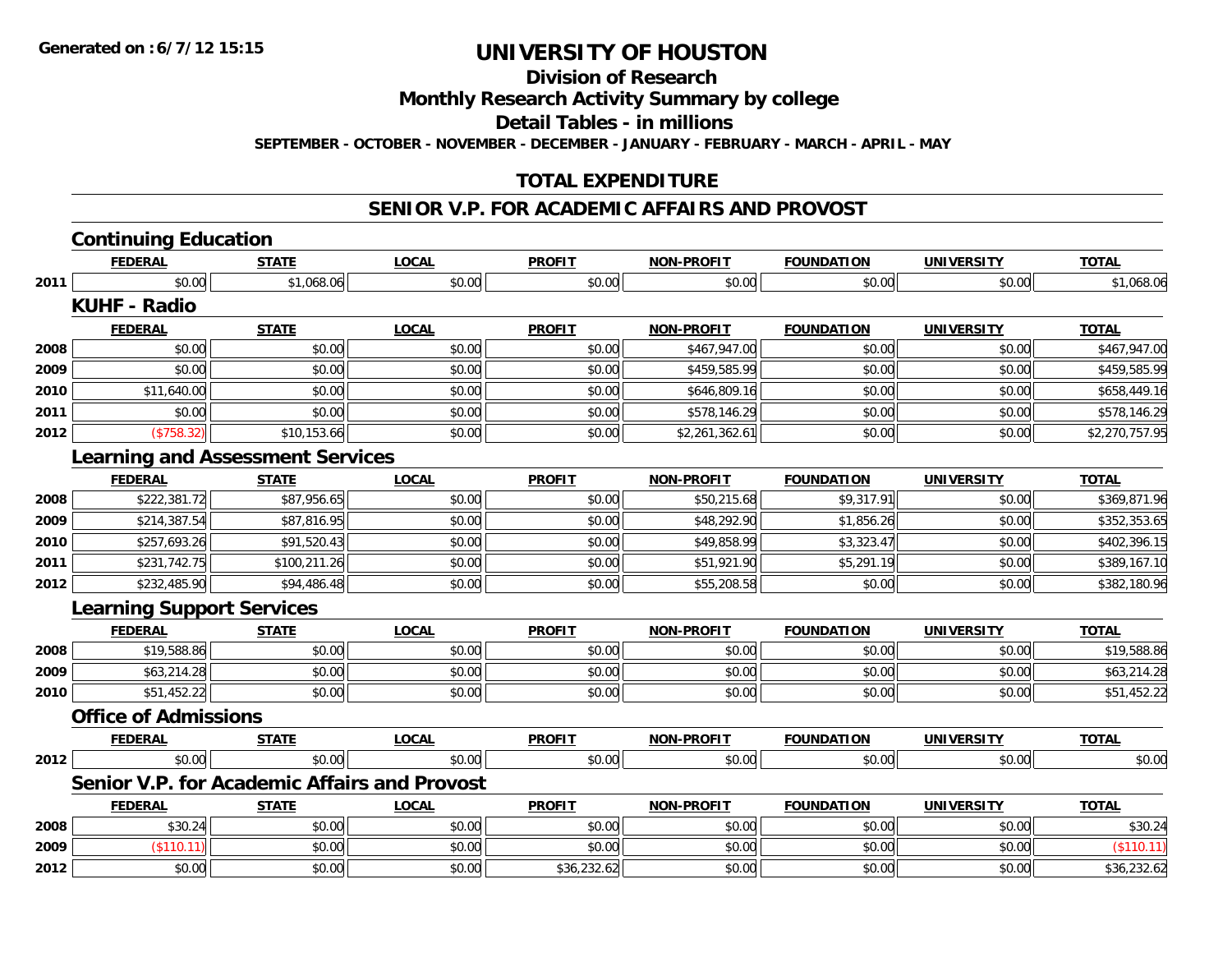# UNIVERSITY OF HOUSTON

## Division of Research

## Monthly Research Activity Summary by college

## Detail Tables - in millions

**SEPTEMBER - OCTOBER - NOVEMBER - DECEMBER - JANUARY - FEBRUARY - MARCH - APRIL - MAY**

## TOTAL EXPENDITURE

## SENIOR V.P. FOR ACADEMIC AFFAIRS AND PROVOST

### Continuing Education

| | FEDERAL | STATE | LOCAL | PROFIT | NON-PROFIT | FOUNDATION | UNIVERSITY | TOTAL |
|---|---|---|---|---|---|---|---|---|
| 2011 | $0.00 | $1,068.06 | $0.00 | $0.00 | $0.00 | $0.00 | $0.00 | $1,068.06 |

### KUHF - Radio

| | FEDERAL | STATE | LOCAL | PROFIT | NON-PROFIT | FOUNDATION | UNIVERSITY | TOTAL |
|---|---|---|---|---|---|---|---|---|
| 2008 | $0.00 | $0.00 | $0.00 | $0.00 | $467,947.00 | $0.00 | $0.00 | $467,947.00 |
| 2009 | $0.00 | $0.00 | $0.00 | $0.00 | $459,585.99 | $0.00 | $0.00 | $459,585.99 |
| 2010 | $11,640.00 | $0.00 | $0.00 | $0.00 | $646,809.16 | $0.00 | $0.00 | $658,449.16 |
| 2011 | $0.00 | $0.00 | $0.00 | $0.00 | $578,146.29 | $0.00 | $0.00 | $578,146.29 |
| 2012 | ($758.32) | $10,153.66 | $0.00 | $0.00 | $2,261,362.61 | $0.00 | $0.00 | $2,270,757.95 |

### Learning and Assessment Services

| | FEDERAL | STATE | LOCAL | PROFIT | NON-PROFIT | FOUNDATION | UNIVERSITY | TOTAL |
|---|---|---|---|---|---|---|---|---|
| 2008 | $222,381.72 | $87,956.65 | $0.00 | $0.00 | $50,215.68 | $9,317.91 | $0.00 | $369,871.96 |
| 2009 | $214,387.54 | $87,816.95 | $0.00 | $0.00 | $48,292.90 | $1,856.26 | $0.00 | $352,353.65 |
| 2010 | $257,693.26 | $91,520.43 | $0.00 | $0.00 | $49,858.99 | $3,323.47 | $0.00 | $402,396.15 |
| 2011 | $231,742.75 | $100,211.26 | $0.00 | $0.00 | $51,921.90 | $5,291.19 | $0.00 | $389,167.10 |
| 2012 | $232,485.90 | $94,486.48 | $0.00 | $0.00 | $55,208.58 | $0.00 | $0.00 | $382,180.96 |

### Learning Support Services

| | FEDERAL | STATE | LOCAL | PROFIT | NON-PROFIT | FOUNDATION | UNIVERSITY | TOTAL |
|---|---|---|---|---|---|---|---|---|
| 2008 | $19,588.86 | $0.00 | $0.00 | $0.00 | $0.00 | $0.00 | $0.00 | $19,588.86 |
| 2009 | $63,214.28 | $0.00 | $0.00 | $0.00 | $0.00 | $0.00 | $0.00 | $63,214.28 |
| 2010 | $51,452.22 | $0.00 | $0.00 | $0.00 | $0.00 | $0.00 | $0.00 | $51,452.22 |

### Office of Admissions

| | FEDERAL | STATE | LOCAL | PROFIT | NON-PROFIT | FOUNDATION | UNIVERSITY | TOTAL |
|---|---|---|---|---|---|---|---|---|
| 2012 | $0.00 | $0.00 | $0.00 | $0.00 | $0.00 | $0.00 | $0.00 | $0.00 |

### Senior V.P. for Academic Affairs and Provost

| | FEDERAL | STATE | LOCAL | PROFIT | NON-PROFIT | FOUNDATION | UNIVERSITY | TOTAL |
|---|---|---|---|---|---|---|---|---|
| 2008 | $30.24 | $0.00 | $0.00 | $0.00 | $0.00 | $0.00 | $0.00 | $30.24 |
| 2009 | ($110.11) | $0.00 | $0.00 | $0.00 | $0.00 | $0.00 | $0.00 | ($110.11) |
| 2012 | $0.00 | $0.00 | $0.00 | $36,232.62 | $0.00 | $0.00 | $0.00 | $36,232.62 |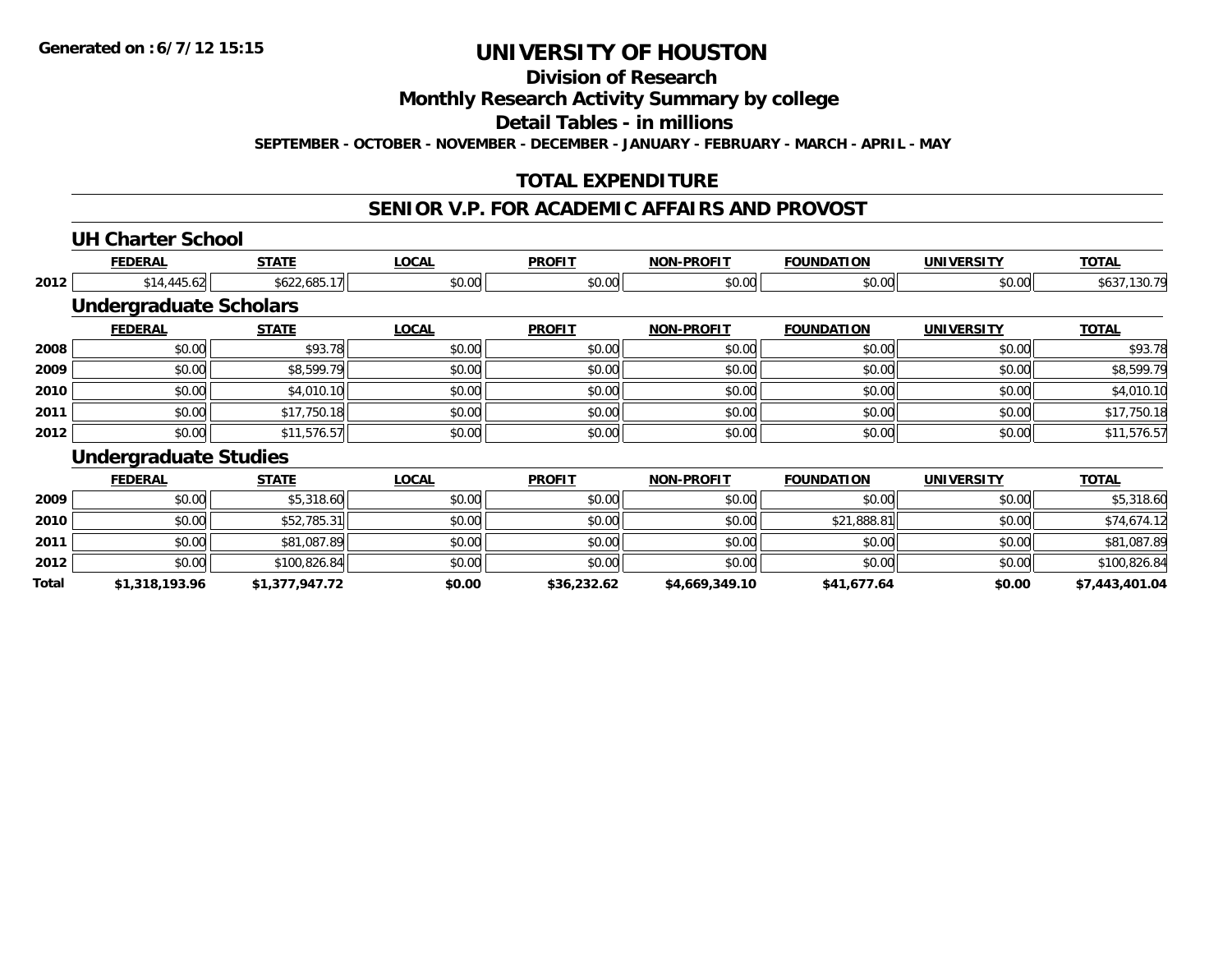Generated on :6/7/12 15:15

# UNIVERSITY OF HOUSTON

## Division of Research

## Monthly Research Activity Summary by college

## Detail Tables - in millions

SEPTEMBER - OCTOBER - NOVEMBER - DECEMBER - JANUARY - FEBRUARY - MARCH - APRIL - MAY

## TOTAL EXPENDITURE

## SENIOR V.P. FOR ACADEMIC AFFAIRS AND PROVOST

### UH Charter School

| | FEDERAL | STATE | LOCAL | PROFIT | NON-PROFIT | FOUNDATION | UNIVERSITY | TOTAL |
|---|---|---|---|---|---|---|---|---|
| 2012 | $14,445.62 | $622,685.17 | $0.00 | $0.00 | $0.00 | $0.00 | $0.00 | $637,130.79 |

### Undergraduate Scholars

| | FEDERAL | STATE | LOCAL | PROFIT | NON-PROFIT | FOUNDATION | UNIVERSITY | TOTAL |
|---|---|---|---|---|---|---|---|---|
| 2008 | $0.00 | $93.78 | $0.00 | $0.00 | $0.00 | $0.00 | $0.00 | $93.78 |
| 2009 | $0.00 | $8,599.79 | $0.00 | $0.00 | $0.00 | $0.00 | $0.00 | $8,599.79 |
| 2010 | $0.00 | $4,010.10 | $0.00 | $0.00 | $0.00 | $0.00 | $0.00 | $4,010.10 |
| 2011 | $0.00 | $17,750.18 | $0.00 | $0.00 | $0.00 | $0.00 | $0.00 | $17,750.18 |
| 2012 | $0.00 | $11,576.57 | $0.00 | $0.00 | $0.00 | $0.00 | $0.00 | $11,576.57 |

### Undergraduate Studies

| | FEDERAL | STATE | LOCAL | PROFIT | NON-PROFIT | FOUNDATION | UNIVERSITY | TOTAL |
|---|---|---|---|---|---|---|---|---|
| 2009 | $0.00 | $5,318.60 | $0.00 | $0.00 | $0.00 | $0.00 | $0.00 | $5,318.60 |
| 2010 | $0.00 | $52,785.31 | $0.00 | $0.00 | $0.00 | $21,888.81 | $0.00 | $74,674.12 |
| 2011 | $0.00 | $81,087.89 | $0.00 | $0.00 | $0.00 | $0.00 | $0.00 | $81,087.89 |
| 2012 | $0.00 | $100,826.84 | $0.00 | $0.00 | $0.00 | $0.00 | $0.00 | $100,826.84 |
| **Total** | **$1,318,193.96** | **$1,377,947.72** | **$0.00** | **$36,232.62** | **$4,669,349.10** | **$41,677.64** | **$0.00** | **$7,443,401.04** |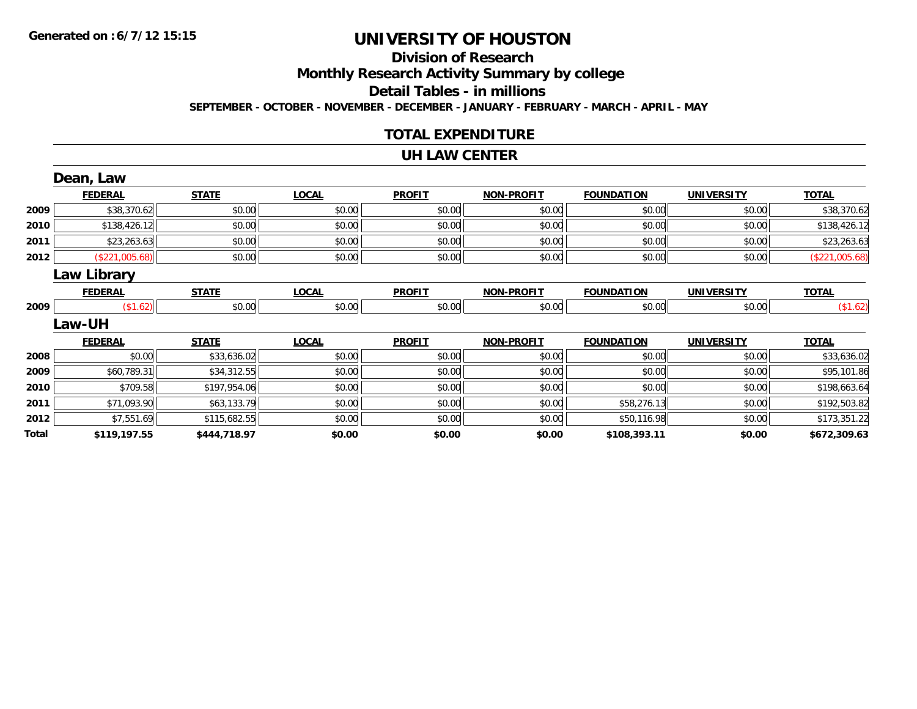**Generated on :6/7/12 15:15**

# UNIVERSITY OF HOUSTON

## Division of Research

## Monthly Research Activity Summary by college

## Detail Tables - in millions

**SEPTEMBER - OCTOBER - NOVEMBER - DECEMBER - JANUARY - FEBRUARY - MARCH - APRIL - MAY**

## TOTAL EXPENDITURE

## UH LAW CENTER

### Dean, Law

| | FEDERAL | STATE | LOCAL | PROFIT | NON-PROFIT | FOUNDATION | UNIVERSITY | TOTAL |
|---|---|---|---|---|---|---|---|---|
| 2009 | $38,370.62 | $0.00 | $0.00 | $0.00 | $0.00 | $0.00 | $0.00 | $38,370.62 |
| 2010 | $138,426.12 | $0.00 | $0.00 | $0.00 | $0.00 | $0.00 | $0.00 | $138,426.12 |
| 2011 | $23,263.63 | $0.00 | $0.00 | $0.00 | $0.00 | $0.00 | $0.00 | $23,263.63 |
| 2012 | ($221,005.68) | $0.00 | $0.00 | $0.00 | $0.00 | $0.00 | $0.00 | ($221,005.68) |

### Law Library

| | FEDERAL | STATE | LOCAL | PROFIT | NON-PROFIT | FOUNDATION | UNIVERSITY | TOTAL |
|---|---|---|---|---|---|---|---|---|
| 2009 | ($1.62) | $0.00 | $0.00 | $0.00 | $0.00 | $0.00 | $0.00 | ($1.62) |

### Law-UH

| | FEDERAL | STATE | LOCAL | PROFIT | NON-PROFIT | FOUNDATION | UNIVERSITY | TOTAL |
|---|---|---|---|---|---|---|---|---|
| 2008 | $0.00 | $33,636.02 | $0.00 | $0.00 | $0.00 | $0.00 | $0.00 | $33,636.02 |
| 2009 | $60,789.31 | $34,312.55 | $0.00 | $0.00 | $0.00 | $0.00 | $0.00 | $95,101.86 |
| 2010 | $709.58 | $197,954.06 | $0.00 | $0.00 | $0.00 | $0.00 | $0.00 | $198,663.64 |
| 2011 | $71,093.90 | $63,133.79 | $0.00 | $0.00 | $0.00 | $58,276.13 | $0.00 | $192,503.82 |
| 2012 | $7,551.69 | $115,682.55 | $0.00 | $0.00 | $0.00 | $50,116.98 | $0.00 | $173,351.22 |
| **Total** | **$119,197.55** | **$444,718.97** | **$0.00** | **$0.00** | **$0.00** | **$108,393.11** | **$0.00** | **$672,309.63** |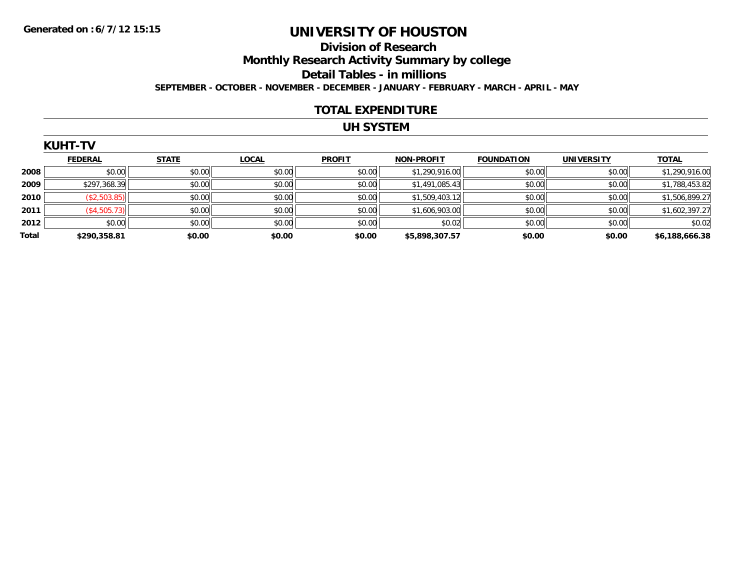Generated on :6/7/12 15:15

# UNIVERSITY OF HOUSTON

## Division of Research

## Monthly Research Activity Summary by college

## Detail Tables - in millions

SEPTEMBER - OCTOBER - NOVEMBER - DECEMBER - JANUARY - FEBRUARY - MARCH - APRIL - MAY

## TOTAL EXPENDITURE

## UH SYSTEM

### KUHT-TV

| | FEDERAL | STATE | LOCAL | PROFIT | NON-PROFIT | FOUNDATION | UNIVERSITY | TOTAL |
|---|---|---|---|---|---|---|---|---|
| 2008 | $0.00 | $0.00 | $0.00 | $0.00 | $1,290,916.00 | $0.00 | $0.00 | $1,290,916.00 |
| 2009 | $297,368.39 | $0.00 | $0.00 | $0.00 | $1,491,085.43 | $0.00 | $0.00 | $1,788,453.82 |
| 2010 | ($2,503.85) | $0.00 | $0.00 | $0.00 | $1,509,403.12 | $0.00 | $0.00 | $1,506,899.27 |
| 2011 | ($4,505.73) | $0.00 | $0.00 | $0.00 | $1,606,903.00 | $0.00 | $0.00 | $1,602,397.27 |
| 2012 | $0.00 | $0.00 | $0.00 | $0.00 | $0.02 | $0.00 | $0.00 | $0.02 |
| **Total** | **$290,358.81** | **$0.00** | **$0.00** | **$0.00** | **$5,898,307.57** | **$0.00** | **$0.00** | **$6,188,666.38** |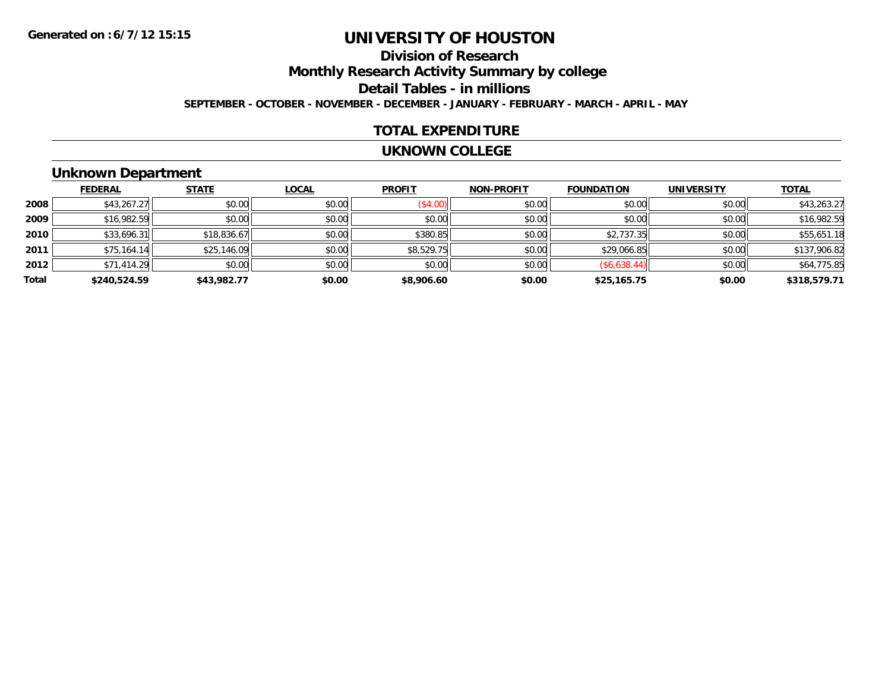Generated on :6/7/12 15:15

# UNIVERSITY OF HOUSTON

## Division of Research

## Monthly Research Activity Summary by college

## Detail Tables - in millions

**SEPTEMBER - OCTOBER - NOVEMBER - DECEMBER - JANUARY - FEBRUARY - MARCH - APRIL - MAY**

## TOTAL EXPENDITURE

## UKNOWN COLLEGE

### Unknown Department

| | FEDERAL | STATE | LOCAL | PROFIT | NON-PROFIT | FOUNDATION | UNIVERSITY | TOTAL |
|---|---|---|---|---|---|---|---|---|
| 2008 | $43,267.27 | $0.00 | $0.00 | ($4.00) | $0.00 | $0.00 | $0.00 | $43,263.27 |
| 2009 | $16,982.59 | $0.00 | $0.00 | $0.00 | $0.00 | $0.00 | $0.00 | $16,982.59 |
| 2010 | $33,696.31 | $18,836.67 | $0.00 | $380.85 | $0.00 | $2,737.35 | $0.00 | $55,651.18 |
| 2011 | $75,164.14 | $25,146.09 | $0.00 | $8,529.75 | $0.00 | $29,066.85 | $0.00 | $137,906.82 |
| 2012 | $71,414.29 | $0.00 | $0.00 | $0.00 | $0.00 | ($6,638.44) | $0.00 | $64,775.85 |
| **Total** | **$240,524.59** | **$43,982.77** | **$0.00** | **$8,906.60** | **$0.00** | **$25,165.75** | **$0.00** | **$318,579.71** |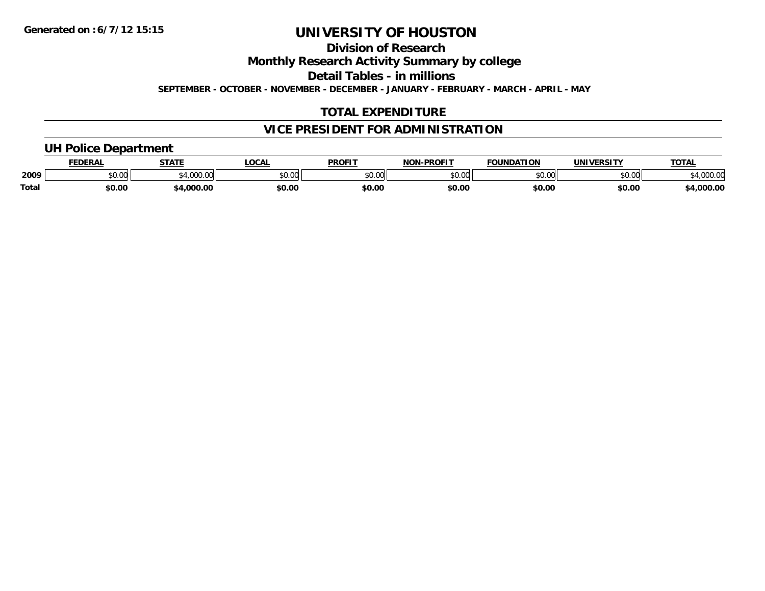**Generated on :6/7/12 15:15**

# UNIVERSITY OF HOUSTON

## Division of Research

## Monthly Research Activity Summary by college

## Detail Tables - in millions

**SEPTEMBER - OCTOBER - NOVEMBER - DECEMBER - JANUARY - FEBRUARY - MARCH - APRIL - MAY**

## TOTAL EXPENDITURE

## VICE PRESIDENT FOR ADMINISTRATION

### UH Police Department

| | FEDERAL | STATE | LOCAL | PROFIT | NON-PROFIT | FOUNDATION | UNIVERSITY | TOTAL |
|---|---|---|---|---|---|---|---|---|
| 2009 | $0.00 | $4,000.00 | $0.00 | $0.00 | $0.00 | $0.00 | $0.00 | $4,000.00 |
| **Total** | **$0.00** | **$4,000.00** | **$0.00** | **$0.00** | **$0.00** | **$0.00** | **$0.00** | **$4,000.00** |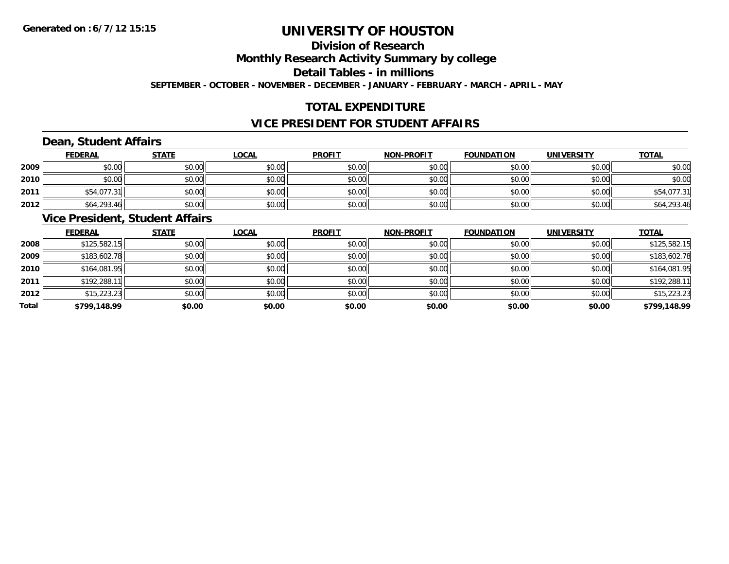**Generated on :6/7/12 15:15**

# UNIVERSITY OF HOUSTON

## Division of Research

## Monthly Research Activity Summary by college

## Detail Tables - in millions

**SEPTEMBER - OCTOBER - NOVEMBER - DECEMBER - JANUARY - FEBRUARY - MARCH - APRIL - MAY**

## TOTAL EXPENDITURE

## VICE PRESIDENT FOR STUDENT AFFAIRS

### Dean, Student Affairs

| | FEDERAL | STATE | LOCAL | PROFIT | NON-PROFIT | FOUNDATION | UNIVERSITY | TOTAL |
|---|---|---|---|---|---|---|---|---|
| 2009 | $0.00 | $0.00 | $0.00 | $0.00 | $0.00 | $0.00 | $0.00 | $0.00 |
| 2010 | $0.00 | $0.00 | $0.00 | $0.00 | $0.00 | $0.00 | $0.00 | $0.00 |
| 2011 | $54,077.31 | $0.00 | $0.00 | $0.00 | $0.00 | $0.00 | $0.00 | $54,077.31 |
| 2012 | $64,293.46 | $0.00 | $0.00 | $0.00 | $0.00 | $0.00 | $0.00 | $64,293.46 |

### Vice President, Student Affairs

| | FEDERAL | STATE | LOCAL | PROFIT | NON-PROFIT | FOUNDATION | UNIVERSITY | TOTAL |
|---|---|---|---|---|---|---|---|---|
| 2008 | $125,582.15 | $0.00 | $0.00 | $0.00 | $0.00 | $0.00 | $0.00 | $125,582.15 |
| 2009 | $183,602.78 | $0.00 | $0.00 | $0.00 | $0.00 | $0.00 | $0.00 | $183,602.78 |
| 2010 | $164,081.95 | $0.00 | $0.00 | $0.00 | $0.00 | $0.00 | $0.00 | $164,081.95 |
| 2011 | $192,288.11 | $0.00 | $0.00 | $0.00 | $0.00 | $0.00 | $0.00 | $192,288.11 |
| 2012 | $15,223.23 | $0.00 | $0.00 | $0.00 | $0.00 | $0.00 | $0.00 | $15,223.23 |
| **Total** | **$799,148.99** | **$0.00** | **$0.00** | **$0.00** | **$0.00** | **$0.00** | **$0.00** | **$799,148.99** |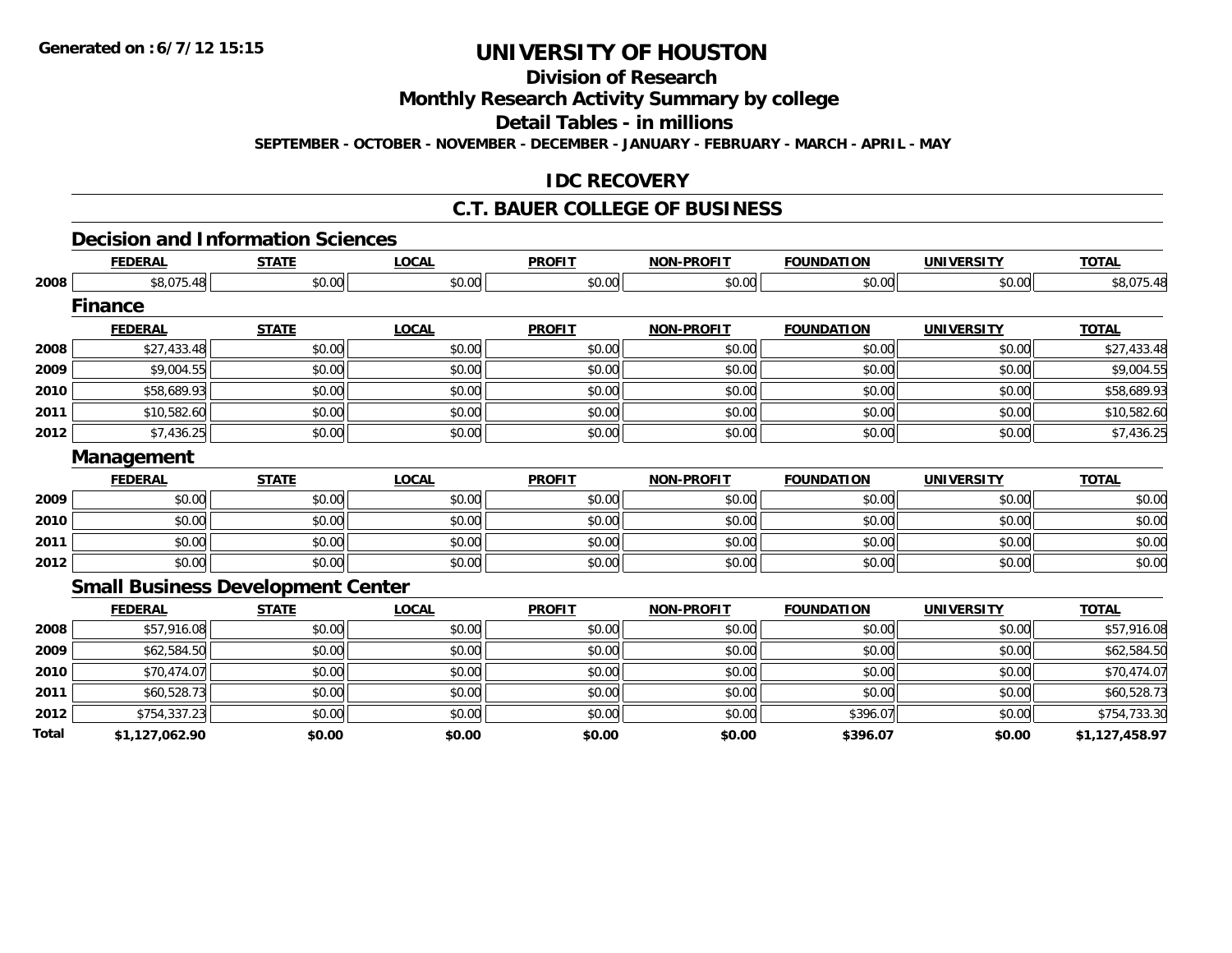**Generated on :6/7/12 15:15**

# UNIVERSITY OF HOUSTON

## Division of Research

## Monthly Research Activity Summary by college

## Detail Tables - in millions

**SEPTEMBER - OCTOBER - NOVEMBER - DECEMBER - JANUARY - FEBRUARY - MARCH - APRIL - MAY**

## IDC RECOVERY

## C.T. BAUER COLLEGE OF BUSINESS

### Decision and Information Sciences

| | FEDERAL | STATE | LOCAL | PROFIT | NON-PROFIT | FOUNDATION | UNIVERSITY | TOTAL |
|---|---|---|---|---|---|---|---|---|
| 2008 | $8,075.48 | $0.00 | $0.00 | $0.00 | $0.00 | $0.00 | $0.00 | $8,075.48 |

### Finance

| | FEDERAL | STATE | LOCAL | PROFIT | NON-PROFIT | FOUNDATION | UNIVERSITY | TOTAL |
|---|---|---|---|---|---|---|---|---|
| 2008 | $27,433.48 | $0.00 | $0.00 | $0.00 | $0.00 | $0.00 | $0.00 | $27,433.48 |
| 2009 | $9,004.55 | $0.00 | $0.00 | $0.00 | $0.00 | $0.00 | $0.00 | $9,004.55 |
| 2010 | $58,689.93 | $0.00 | $0.00 | $0.00 | $0.00 | $0.00 | $0.00 | $58,689.93 |
| 2011 | $10,582.60 | $0.00 | $0.00 | $0.00 | $0.00 | $0.00 | $0.00 | $10,582.60 |
| 2012 | $7,436.25 | $0.00 | $0.00 | $0.00 | $0.00 | $0.00 | $0.00 | $7,436.25 |

### Management

| | FEDERAL | STATE | LOCAL | PROFIT | NON-PROFIT | FOUNDATION | UNIVERSITY | TOTAL |
|---|---|---|---|---|---|---|---|---|
| 2009 | $0.00 | $0.00 | $0.00 | $0.00 | $0.00 | $0.00 | $0.00 | $0.00 |
| 2010 | $0.00 | $0.00 | $0.00 | $0.00 | $0.00 | $0.00 | $0.00 | $0.00 |
| 2011 | $0.00 | $0.00 | $0.00 | $0.00 | $0.00 | $0.00 | $0.00 | $0.00 |
| 2012 | $0.00 | $0.00 | $0.00 | $0.00 | $0.00 | $0.00 | $0.00 | $0.00 |

### Small Business Development Center

| | FEDERAL | STATE | LOCAL | PROFIT | NON-PROFIT | FOUNDATION | UNIVERSITY | TOTAL |
|---|---|---|---|---|---|---|---|---|
| 2008 | $57,916.08 | $0.00 | $0.00 | $0.00 | $0.00 | $0.00 | $0.00 | $57,916.08 |
| 2009 | $62,584.50 | $0.00 | $0.00 | $0.00 | $0.00 | $0.00 | $0.00 | $62,584.50 |
| 2010 | $70,474.07 | $0.00 | $0.00 | $0.00 | $0.00 | $0.00 | $0.00 | $70,474.07 |
| 2011 | $60,528.73 | $0.00 | $0.00 | $0.00 | $0.00 | $0.00 | $0.00 | $60,528.73 |
| 2012 | $754,337.23 | $0.00 | $0.00 | $0.00 | $0.00 | $396.07 | $0.00 | $754,733.30 |
| **Total** | **$1,127,062.90** | **$0.00** | **$0.00** | **$0.00** | **$0.00** | **$396.07** | **$0.00** | **$1,127,458.97** |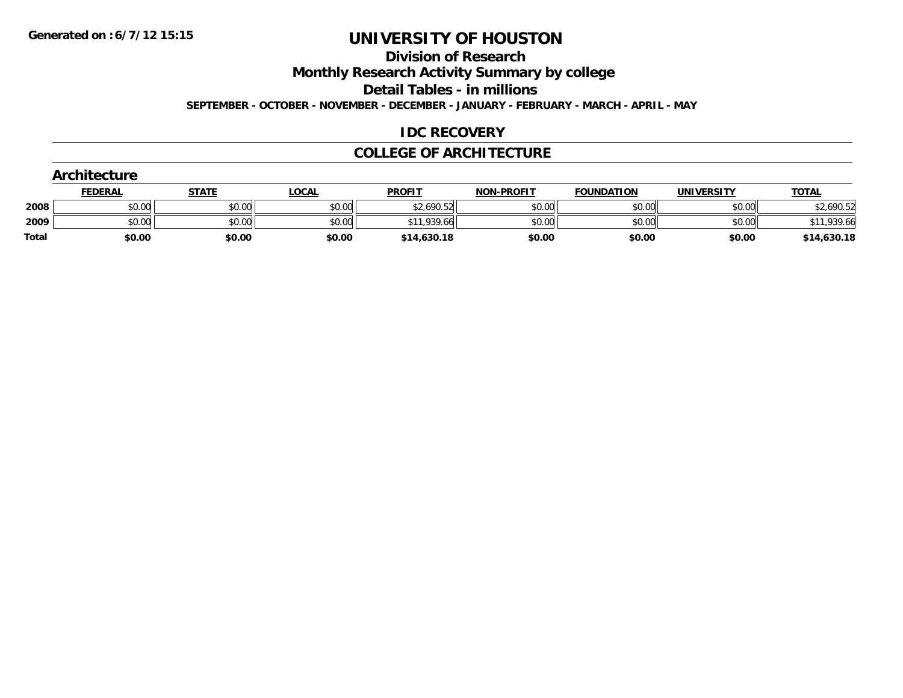Generated on :6/7/12 15:15

# UNIVERSITY OF HOUSTON

## Division of Research

## Monthly Research Activity Summary by college

## Detail Tables - in millions

**SEPTEMBER - OCTOBER - NOVEMBER - DECEMBER - JANUARY - FEBRUARY - MARCH - APRIL - MAY**

## IDC RECOVERY

## COLLEGE OF ARCHITECTURE

### Architecture

| | FEDERAL | STATE | LOCAL | PROFIT | NON-PROFIT | FOUNDATION | UNIVERSITY | TOTAL |
|---|---|---|---|---|---|---|---|---|
| 2008 | $0.00 | $0.00 | $0.00 | $2,690.52 | $0.00 | $0.00 | $0.00 | $2,690.52 |
| 2009 | $0.00 | $0.00 | $0.00 | $11,939.66 | $0.00 | $0.00 | $0.00 | $11,939.66 |
| **Total** | **$0.00** | **$0.00** | **$0.00** | **$14,630.18** | **$0.00** | **$0.00** | **$0.00** | **$14,630.18** |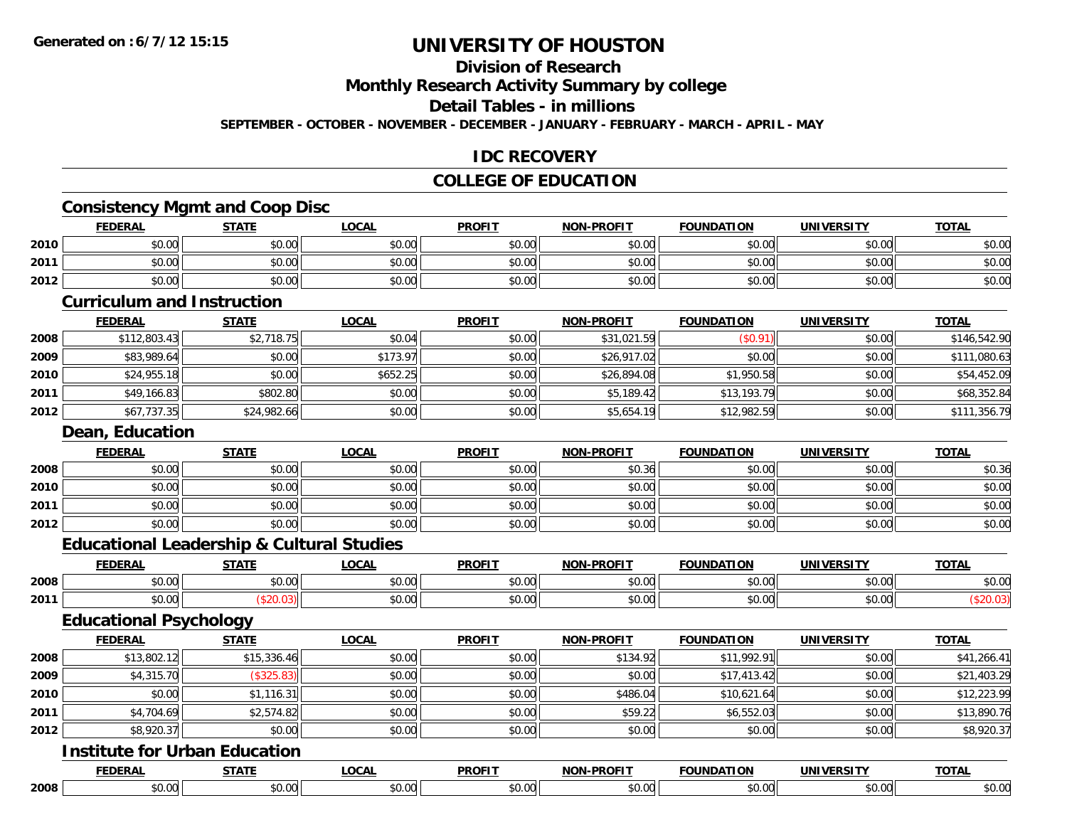# UNIVERSITY OF HOUSTON

## Division of Research

## Monthly Research Activity Summary by college

## Detail Tables - in millions

**SEPTEMBER - OCTOBER - NOVEMBER - DECEMBER - JANUARY - FEBRUARY - MARCH - APRIL - MAY**

## IDC RECOVERY

## COLLEGE OF EDUCATION

### Consistency Mgmt and Coop Disc

| | FEDERAL | STATE | LOCAL | PROFIT | NON-PROFIT | FOUNDATION | UNIVERSITY | TOTAL |
|---|---|---|---|---|---|---|---|---|
| 2010 | $0.00 | $0.00 | $0.00 | $0.00 | $0.00 | $0.00 | $0.00 | $0.00 |
| 2011 | $0.00 | $0.00 | $0.00 | $0.00 | $0.00 | $0.00 | $0.00 | $0.00 |
| 2012 | $0.00 | $0.00 | $0.00 | $0.00 | $0.00 | $0.00 | $0.00 | $0.00 |

### Curriculum and Instruction

| | FEDERAL | STATE | LOCAL | PROFIT | NON-PROFIT | FOUNDATION | UNIVERSITY | TOTAL |
|---|---|---|---|---|---|---|---|---|
| 2008 | $112,803.43 | $2,718.75 | $0.04 | $0.00 | $31,021.59 | ($0.91) | $0.00 | $146,542.90 |
| 2009 | $83,989.64 | $0.00 | $173.97 | $0.00 | $26,917.02 | $0.00 | $0.00 | $111,080.63 |
| 2010 | $24,955.18 | $0.00 | $652.25 | $0.00 | $26,894.08 | $1,950.58 | $0.00 | $54,452.09 |
| 2011 | $49,166.83 | $802.80 | $0.00 | $0.00 | $5,189.42 | $13,193.79 | $0.00 | $68,352.84 |
| 2012 | $67,737.35 | $24,982.66 | $0.00 | $0.00 | $5,654.19 | $12,982.59 | $0.00 | $111,356.79 |

### Dean, Education

| | FEDERAL | STATE | LOCAL | PROFIT | NON-PROFIT | FOUNDATION | UNIVERSITY | TOTAL |
|---|---|---|---|---|---|---|---|---|
| 2008 | $0.00 | $0.00 | $0.00 | $0.00 | $0.36 | $0.00 | $0.00 | $0.36 |
| 2010 | $0.00 | $0.00 | $0.00 | $0.00 | $0.00 | $0.00 | $0.00 | $0.00 |
| 2011 | $0.00 | $0.00 | $0.00 | $0.00 | $0.00 | $0.00 | $0.00 | $0.00 |
| 2012 | $0.00 | $0.00 | $0.00 | $0.00 | $0.00 | $0.00 | $0.00 | $0.00 |

### Educational Leadership & Cultural Studies

| | FEDERAL | STATE | LOCAL | PROFIT | NON-PROFIT | FOUNDATION | UNIVERSITY | TOTAL |
|---|---|---|---|---|---|---|---|---|
| 2008 | $0.00 | $0.00 | $0.00 | $0.00 | $0.00 | $0.00 | $0.00 | $0.00 |
| 2011 | $0.00 | ($20.03) | $0.00 | $0.00 | $0.00 | $0.00 | $0.00 | ($20.03) |

### Educational Psychology

| | FEDERAL | STATE | LOCAL | PROFIT | NON-PROFIT | FOUNDATION | UNIVERSITY | TOTAL |
|---|---|---|---|---|---|---|---|---|
| 2008 | $13,802.12 | $15,336.46 | $0.00 | $0.00 | $134.92 | $11,992.91 | $0.00 | $41,266.41 |
| 2009 | $4,315.70 | ($325.83) | $0.00 | $0.00 | $0.00 | $17,413.42 | $0.00 | $21,403.29 |
| 2010 | $0.00 | $1,116.31 | $0.00 | $0.00 | $486.04 | $10,621.64 | $0.00 | $12,223.99 |
| 2011 | $4,704.69 | $2,574.82 | $0.00 | $0.00 | $59.22 | $6,552.03 | $0.00 | $13,890.76 |
| 2012 | $8,920.37 | $0.00 | $0.00 | $0.00 | $0.00 | $0.00 | $0.00 | $8,920.37 |

### Institute for Urban Education

| | FEDERAL | STATE | LOCAL | PROFIT | NON-PROFIT | FOUNDATION | UNIVERSITY | TOTAL |
|---|---|---|---|---|---|---|---|---|
| 2008 | $0.00 | $0.00 | $0.00 | $0.00 | $0.00 | $0.00 | $0.00 | $0.00 |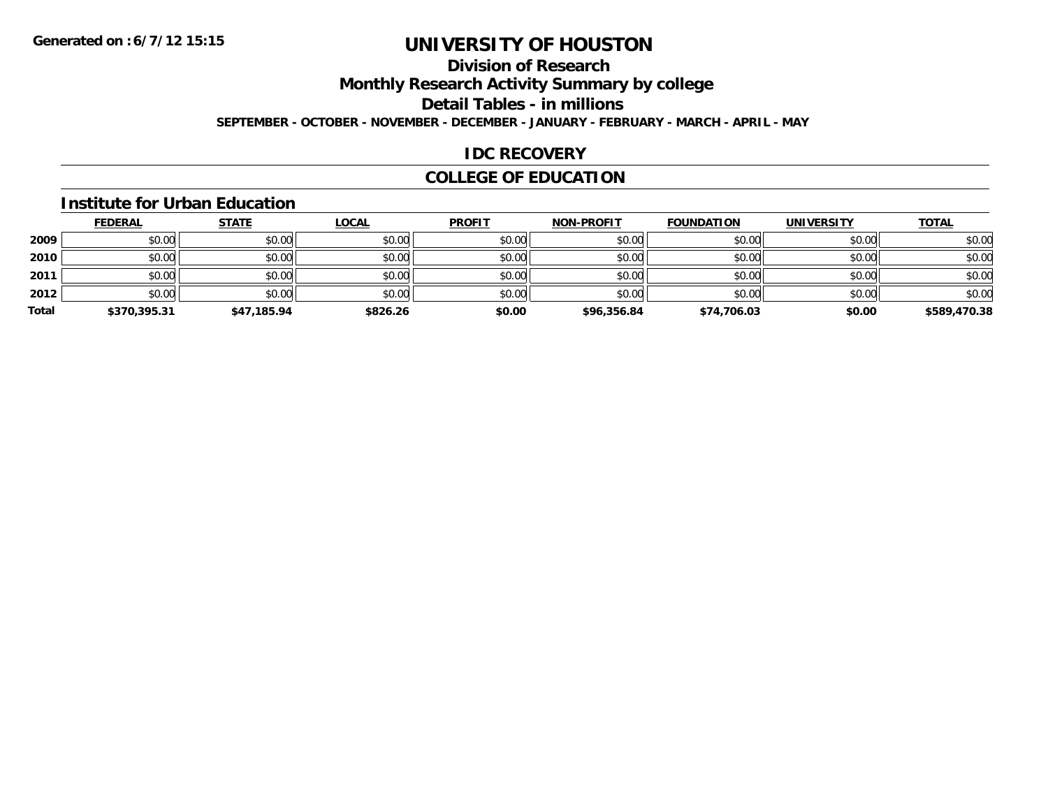**Generated on :6/7/12 15:15**

# UNIVERSITY OF HOUSTON

## Division of Research

## Monthly Research Activity Summary by college

## Detail Tables - in millions

**SEPTEMBER - OCTOBER - NOVEMBER - DECEMBER - JANUARY - FEBRUARY - MARCH - APRIL - MAY**

## IDC RECOVERY

## COLLEGE OF EDUCATION

### Institute for Urban Education

| | FEDERAL | STATE | LOCAL | PROFIT | NON-PROFIT | FOUNDATION | UNIVERSITY | TOTAL |
|---|---|---|---|---|---|---|---|---|
| **2009** | $0.00 | $0.00 | $0.00 | $0.00 | $0.00 | $0.00 | $0.00 | $0.00 |
| **2010** | $0.00 | $0.00 | $0.00 | $0.00 | $0.00 | $0.00 | $0.00 | $0.00 |
| **2011** | $0.00 | $0.00 | $0.00 | $0.00 | $0.00 | $0.00 | $0.00 | $0.00 |
| **2012** | $0.00 | $0.00 | $0.00 | $0.00 | $0.00 | $0.00 | $0.00 | $0.00 |
| **Total** | **$370,395.31** | **$47,185.94** | **$826.26** | **$0.00** | **$96,356.84** | **$74,706.03** | **$0.00** | **$589,470.38** |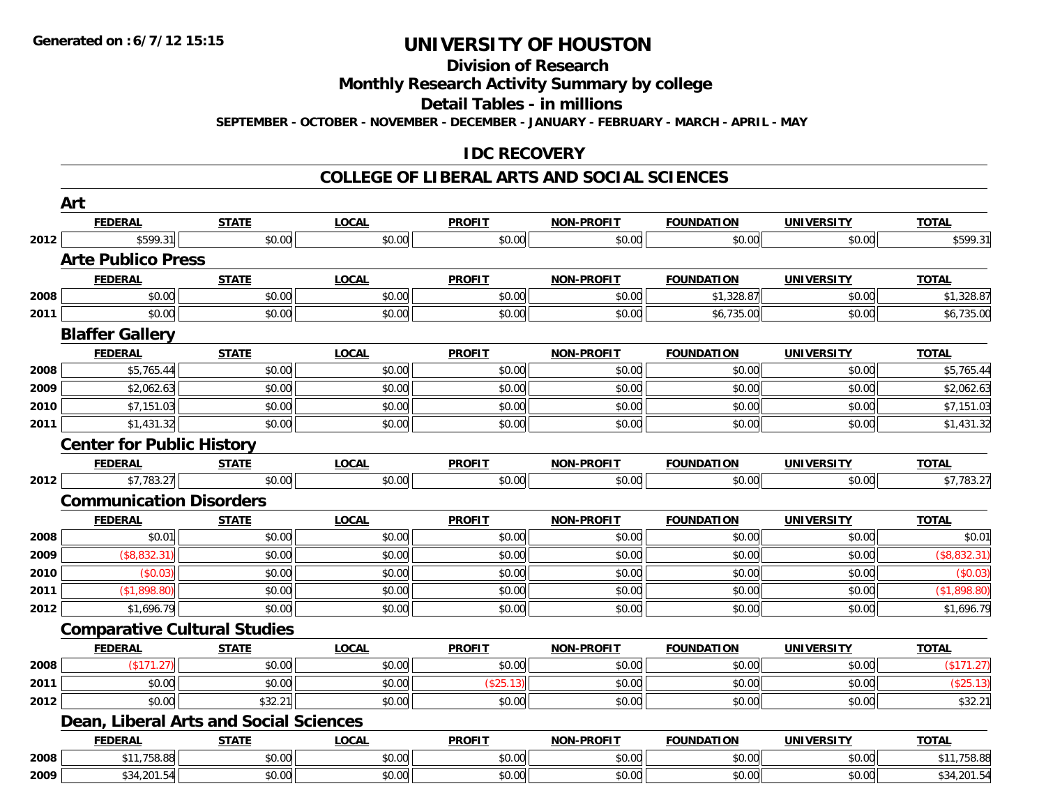# UNIVERSITY OF HOUSTON

## Division of Research

## Monthly Research Activity Summary by college

## Detail Tables - in millions

**SEPTEMBER - OCTOBER - NOVEMBER - DECEMBER - JANUARY - FEBRUARY - MARCH - APRIL - MAY**

**Generated on : 6/7/12 15:15**

## IDC RECOVERY

## COLLEGE OF LIBERAL ARTS AND SOCIAL SCIENCES

### Art

| | FEDERAL | STATE | LOCAL | PROFIT | NON-PROFIT | FOUNDATION | UNIVERSITY | TOTAL |
|---|---|---|---|---|---|---|---|---|
| 2012 | $599.31 | $0.00 | $0.00 | $0.00 | $0.00 | $0.00 | $0.00 | $599.31 |

### Arte Publico Press

| | FEDERAL | STATE | LOCAL | PROFIT | NON-PROFIT | FOUNDATION | UNIVERSITY | TOTAL |
|---|---|---|---|---|---|---|---|---|
| 2008 | $0.00 | $0.00 | $0.00 | $0.00 | $0.00 | $1,328.87 | $0.00 | $1,328.87 |
| 2011 | $0.00 | $0.00 | $0.00 | $0.00 | $0.00 | $6,735.00 | $0.00 | $6,735.00 |

### Blaffer Gallery

| | FEDERAL | STATE | LOCAL | PROFIT | NON-PROFIT | FOUNDATION | UNIVERSITY | TOTAL |
|---|---|---|---|---|---|---|---|---|
| 2008 | $5,765.44 | $0.00 | $0.00 | $0.00 | $0.00 | $0.00 | $0.00 | $5,765.44 |
| 2009 | $2,062.63 | $0.00 | $0.00 | $0.00 | $0.00 | $0.00 | $0.00 | $2,062.63 |
| 2010 | $7,151.03 | $0.00 | $0.00 | $0.00 | $0.00 | $0.00 | $0.00 | $7,151.03 |
| 2011 | $1,431.32 | $0.00 | $0.00 | $0.00 | $0.00 | $0.00 | $0.00 | $1,431.32 |

### Center for Public History

| | FEDERAL | STATE | LOCAL | PROFIT | NON-PROFIT | FOUNDATION | UNIVERSITY | TOTAL |
|---|---|---|---|---|---|---|---|---|
| 2012 | $7,783.27 | $0.00 | $0.00 | $0.00 | $0.00 | $0.00 | $0.00 | $7,783.27 |

### Communication Disorders

| | FEDERAL | STATE | LOCAL | PROFIT | NON-PROFIT | FOUNDATION | UNIVERSITY | TOTAL |
|---|---|---|---|---|---|---|---|---|
| 2008 | $0.01 | $0.00 | $0.00 | $0.00 | $0.00 | $0.00 | $0.00 | $0.01 |
| 2009 | ($8,832.31) | $0.00 | $0.00 | $0.00 | $0.00 | $0.00 | $0.00 | ($8,832.31) |
| 2010 | ($0.03) | $0.00 | $0.00 | $0.00 | $0.00 | $0.00 | $0.00 | ($0.03) |
| 2011 | ($1,898.80) | $0.00 | $0.00 | $0.00 | $0.00 | $0.00 | $0.00 | ($1,898.80) |
| 2012 | $1,696.79 | $0.00 | $0.00 | $0.00 | $0.00 | $0.00 | $0.00 | $1,696.79 |

### Comparative Cultural Studies

| | FEDERAL | STATE | LOCAL | PROFIT | NON-PROFIT | FOUNDATION | UNIVERSITY | TOTAL |
|---|---|---|---|---|---|---|---|---|
| 2008 | ($171.27) | $0.00 | $0.00 | $0.00 | $0.00 | $0.00 | $0.00 | ($171.27) |
| 2011 | $0.00 | $0.00 | $0.00 | ($25.13) | $0.00 | $0.00 | $0.00 | ($25.13) |
| 2012 | $0.00 | $32.21 | $0.00 | $0.00 | $0.00 | $0.00 | $0.00 | $32.21 |

### Dean, Liberal Arts and Social Sciences

| | FEDERAL | STATE | LOCAL | PROFIT | NON-PROFIT | FOUNDATION | UNIVERSITY | TOTAL |
|---|---|---|---|---|---|---|---|---|
| 2008 | $11,758.88 | $0.00 | $0.00 | $0.00 | $0.00 | $0.00 | $0.00 | $11,758.88 |
| 2009 | $34,201.54 | $0.00 | $0.00 | $0.00 | $0.00 | $0.00 | $0.00 | $34,201.54 |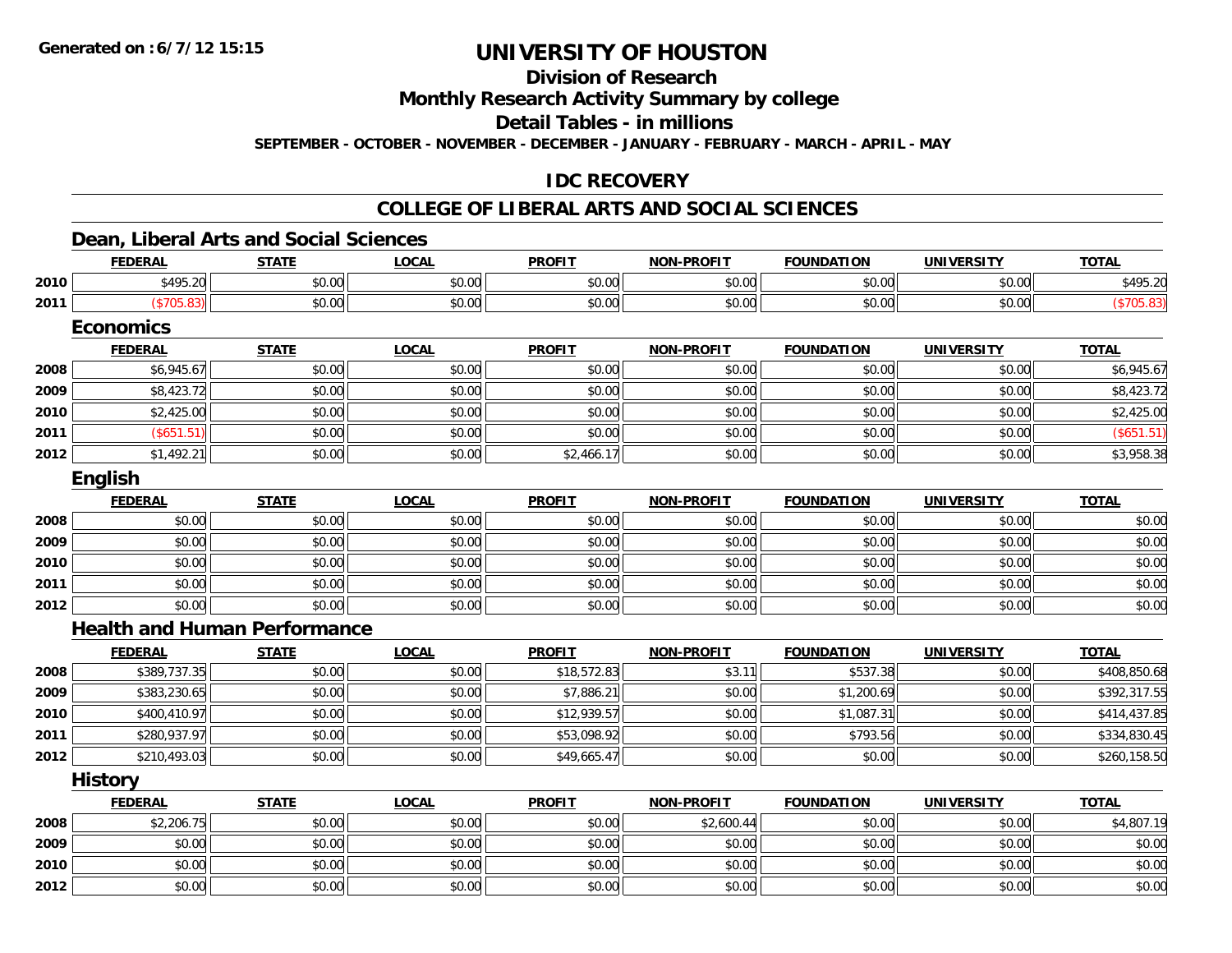# UNIVERSITY OF HOUSTON

## Division of Research

## Monthly Research Activity Summary by college

## Detail Tables - in millions

**SEPTEMBER - OCTOBER - NOVEMBER - DECEMBER - JANUARY - FEBRUARY - MARCH - APRIL - MAY**

## IDC RECOVERY

## COLLEGE OF LIBERAL ARTS AND SOCIAL SCIENCES

### Dean, Liberal Arts and Social Sciences

| | FEDERAL | STATE | LOCAL | PROFIT | NON-PROFIT | FOUNDATION | UNIVERSITY | TOTAL |
|---|---|---|---|---|---|---|---|---|
| 2010 | $495.20 | $0.00 | $0.00 | $0.00 | $0.00 | $0.00 | $0.00 | $495.20 |
| 2011 | ($705.83) | $0.00 | $0.00 | $0.00 | $0.00 | $0.00 | $0.00 | ($705.83) |

### Economics

| | FEDERAL | STATE | LOCAL | PROFIT | NON-PROFIT | FOUNDATION | UNIVERSITY | TOTAL |
|---|---|---|---|---|---|---|---|---|
| 2008 | $6,945.67 | $0.00 | $0.00 | $0.00 | $0.00 | $0.00 | $0.00 | $6,945.67 |
| 2009 | $8,423.72 | $0.00 | $0.00 | $0.00 | $0.00 | $0.00 | $0.00 | $8,423.72 |
| 2010 | $2,425.00 | $0.00 | $0.00 | $0.00 | $0.00 | $0.00 | $0.00 | $2,425.00 |
| 2011 | ($651.51) | $0.00 | $0.00 | $0.00 | $0.00 | $0.00 | $0.00 | ($651.51) |
| 2012 | $1,492.21 | $0.00 | $0.00 | $2,466.17 | $0.00 | $0.00 | $0.00 | $3,958.38 |

### English

| | FEDERAL | STATE | LOCAL | PROFIT | NON-PROFIT | FOUNDATION | UNIVERSITY | TOTAL |
|---|---|---|---|---|---|---|---|---|
| 2008 | $0.00 | $0.00 | $0.00 | $0.00 | $0.00 | $0.00 | $0.00 | $0.00 |
| 2009 | $0.00 | $0.00 | $0.00 | $0.00 | $0.00 | $0.00 | $0.00 | $0.00 |
| 2010 | $0.00 | $0.00 | $0.00 | $0.00 | $0.00 | $0.00 | $0.00 | $0.00 |
| 2011 | $0.00 | $0.00 | $0.00 | $0.00 | $0.00 | $0.00 | $0.00 | $0.00 |
| 2012 | $0.00 | $0.00 | $0.00 | $0.00 | $0.00 | $0.00 | $0.00 | $0.00 |

### Health and Human Performance

| | FEDERAL | STATE | LOCAL | PROFIT | NON-PROFIT | FOUNDATION | UNIVERSITY | TOTAL |
|---|---|---|---|---|---|---|---|---|
| 2008 | $389,737.35 | $0.00 | $0.00 | $18,572.83 | $3.11 | $537.38 | $0.00 | $408,850.68 |
| 2009 | $383,230.65 | $0.00 | $0.00 | $7,886.21 | $0.00 | $1,200.69 | $0.00 | $392,317.55 |
| 2010 | $400,410.97 | $0.00 | $0.00 | $12,939.57 | $0.00 | $1,087.31 | $0.00 | $414,437.85 |
| 2011 | $280,937.97 | $0.00 | $0.00 | $53,098.92 | $0.00 | $793.56 | $0.00 | $334,830.45 |
| 2012 | $210,493.03 | $0.00 | $0.00 | $49,665.47 | $0.00 | $0.00 | $0.00 | $260,158.50 |

### History

| | FEDERAL | STATE | LOCAL | PROFIT | NON-PROFIT | FOUNDATION | UNIVERSITY | TOTAL |
|---|---|---|---|---|---|---|---|---|
| 2008 | $2,206.75 | $0.00 | $0.00 | $0.00 | $2,600.44 | $0.00 | $0.00 | $4,807.19 |
| 2009 | $0.00 | $0.00 | $0.00 | $0.00 | $0.00 | $0.00 | $0.00 | $0.00 |
| 2010 | $0.00 | $0.00 | $0.00 | $0.00 | $0.00 | $0.00 | $0.00 | $0.00 |
| 2012 | $0.00 | $0.00 | $0.00 | $0.00 | $0.00 | $0.00 | $0.00 | $0.00 |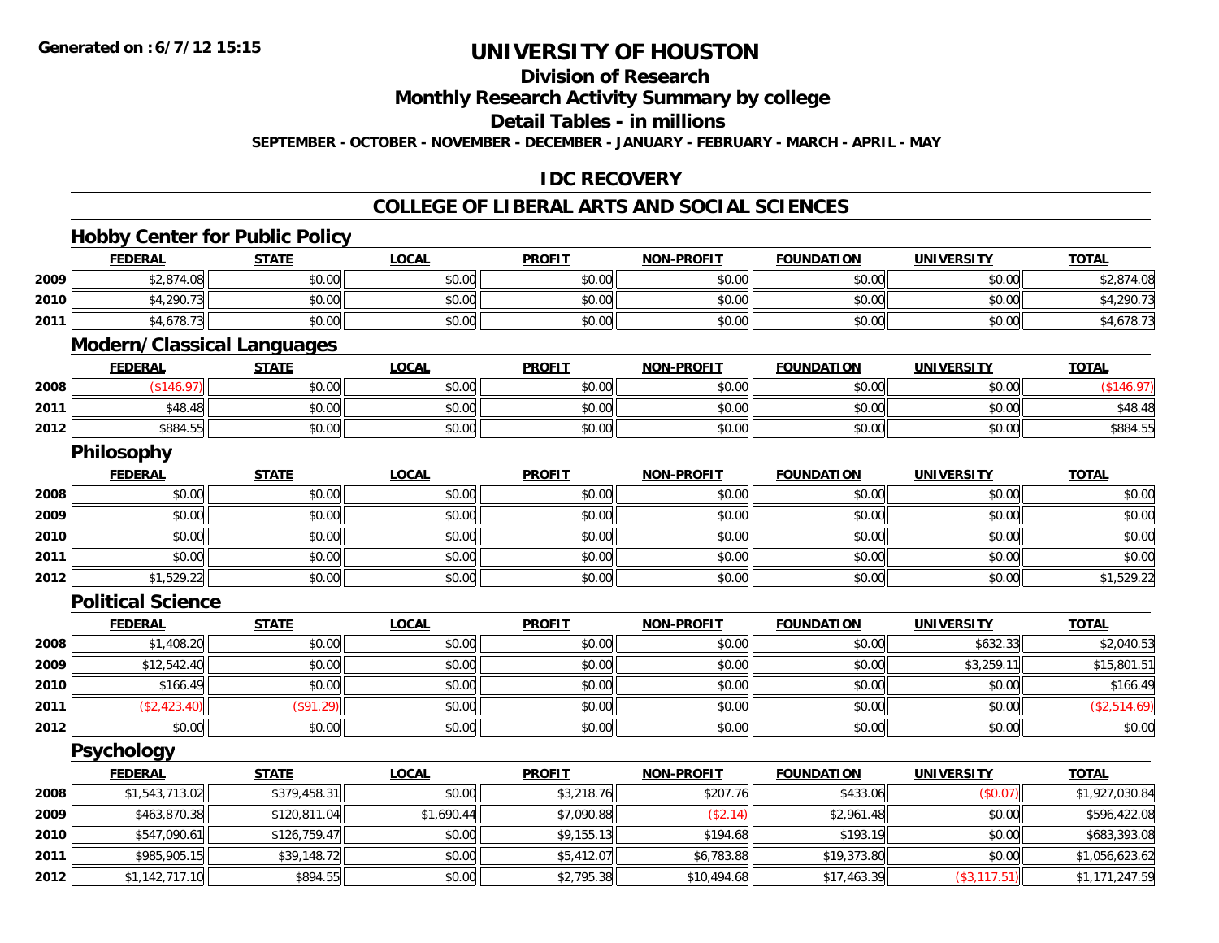**Generated on :6/7/12 15:15**

# UNIVERSITY OF HOUSTON

## Division of Research

## Monthly Research Activity Summary by college

## Detail Tables - in millions

**SEPTEMBER - OCTOBER - NOVEMBER - DECEMBER - JANUARY - FEBRUARY - MARCH - APRIL - MAY**

## IDC RECOVERY

## COLLEGE OF LIBERAL ARTS AND SOCIAL SCIENCES

### Hobby Center for Public Policy

| | FEDERAL | STATE | LOCAL | PROFIT | NON-PROFIT | FOUNDATION | UNIVERSITY | TOTAL |
|---|---|---|---|---|---|---|---|---|
| 2009 | $2,874.08 | $0.00 | $0.00 | $0.00 | $0.00 | $0.00 | $0.00 | $2,874.08 |
| 2010 | $4,290.73 | $0.00 | $0.00 | $0.00 | $0.00 | $0.00 | $0.00 | $4,290.73 |
| 2011 | $4,678.73 | $0.00 | $0.00 | $0.00 | $0.00 | $0.00 | $0.00 | $4,678.73 |

### Modern/Classical Languages

| | FEDERAL | STATE | LOCAL | PROFIT | NON-PROFIT | FOUNDATION | UNIVERSITY | TOTAL |
|---|---|---|---|---|---|---|---|---|
| 2008 | ($146.97) | $0.00 | $0.00 | $0.00 | $0.00 | $0.00 | $0.00 | ($146.97) |
| 2011 | $48.48 | $0.00 | $0.00 | $0.00 | $0.00 | $0.00 | $0.00 | $48.48 |
| 2012 | $884.55 | $0.00 | $0.00 | $0.00 | $0.00 | $0.00 | $0.00 | $884.55 |

### Philosophy

| | FEDERAL | STATE | LOCAL | PROFIT | NON-PROFIT | FOUNDATION | UNIVERSITY | TOTAL |
|---|---|---|---|---|---|---|---|---|
| 2008 | $0.00 | $0.00 | $0.00 | $0.00 | $0.00 | $0.00 | $0.00 | $0.00 |
| 2009 | $0.00 | $0.00 | $0.00 | $0.00 | $0.00 | $0.00 | $0.00 | $0.00 |
| 2010 | $0.00 | $0.00 | $0.00 | $0.00 | $0.00 | $0.00 | $0.00 | $0.00 |
| 2011 | $0.00 | $0.00 | $0.00 | $0.00 | $0.00 | $0.00 | $0.00 | $0.00 |
| 2012 | $1,529.22 | $0.00 | $0.00 | $0.00 | $0.00 | $0.00 | $0.00 | $1,529.22 |

### Political Science

| | FEDERAL | STATE | LOCAL | PROFIT | NON-PROFIT | FOUNDATION | UNIVERSITY | TOTAL |
|---|---|---|---|---|---|---|---|---|
| 2008 | $1,408.20 | $0.00 | $0.00 | $0.00 | $0.00 | $0.00 | $632.33 | $2,040.53 |
| 2009 | $12,542.40 | $0.00 | $0.00 | $0.00 | $0.00 | $0.00 | $3,259.11 | $15,801.51 |
| 2010 | $166.49 | $0.00 | $0.00 | $0.00 | $0.00 | $0.00 | $0.00 | $166.49 |
| 2011 | ($2,423.40) | ($91.29) | $0.00 | $0.00 | $0.00 | $0.00 | $0.00 | ($2,514.69) |
| 2012 | $0.00 | $0.00 | $0.00 | $0.00 | $0.00 | $0.00 | $0.00 | $0.00 |

### Psychology

| | FEDERAL | STATE | LOCAL | PROFIT | NON-PROFIT | FOUNDATION | UNIVERSITY | TOTAL |
|---|---|---|---|---|---|---|---|---|
| 2008 | $1,543,713.02 | $379,458.31 | $0.00 | $3,218.76 | $207.76 | $433.06 | ($0.07) | $1,927,030.84 |
| 2009 | $463,870.38 | $120,811.04 | $1,690.44 | $7,090.88 | ($2.14) | $2,961.48 | $0.00 | $596,422.08 |
| 2010 | $547,090.61 | $126,759.47 | $0.00 | $9,155.13 | $194.68 | $193.19 | $0.00 | $683,393.08 |
| 2011 | $985,905.15 | $39,148.72 | $0.00 | $5,412.07 | $6,783.88 | $19,373.80 | $0.00 | $1,056,623.62 |
| 2012 | $1,142,717.10 | $894.55 | $0.00 | $2,795.38 | $10,494.68 | $17,463.39 | ($3,117.51) | $1,171,247.59 |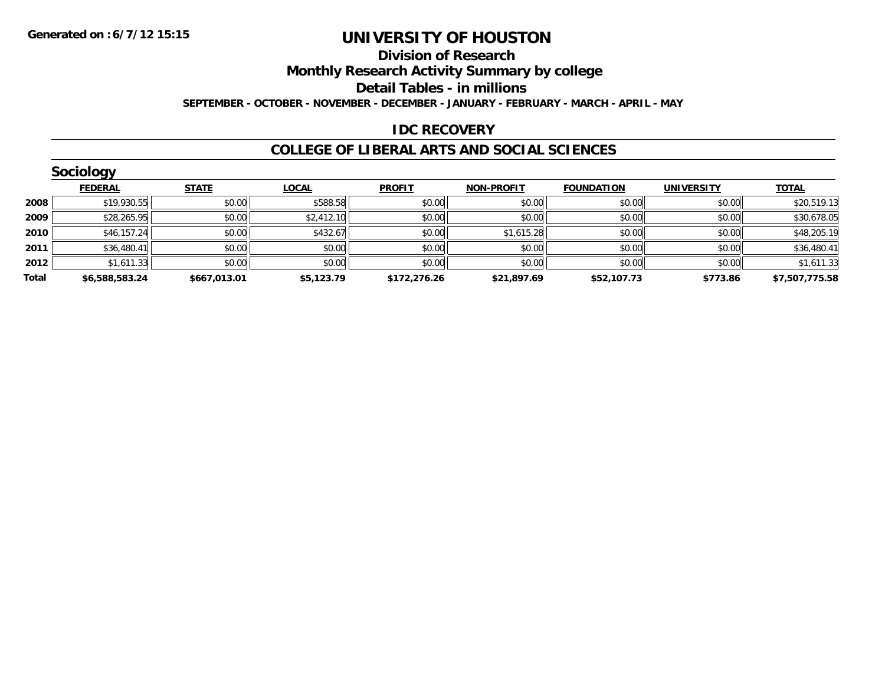Generated on :6/7/12 15:15

# UNIVERSITY OF HOUSTON

## Division of Research

## Monthly Research Activity Summary by college

## Detail Tables - in millions

**SEPTEMBER - OCTOBER - NOVEMBER - DECEMBER - JANUARY - FEBRUARY - MARCH - APRIL - MAY**

## IDC RECOVERY

## COLLEGE OF LIBERAL ARTS AND SOCIAL SCIENCES

### Sociology

| | FEDERAL | STATE | LOCAL | PROFIT | NON-PROFIT | FOUNDATION | UNIVERSITY | TOTAL |
|---|---|---|---|---|---|---|---|---|
| 2008 | $19,930.55 | $0.00 | $588.58 | $0.00 | $0.00 | $0.00 | $0.00 | $20,519.13 |
| 2009 | $28,265.95 | $0.00 | $2,412.10 | $0.00 | $0.00 | $0.00 | $0.00 | $30,678.05 |
| 2010 | $46,157.24 | $0.00 | $432.67 | $0.00 | $1,615.28 | $0.00 | $0.00 | $48,205.19 |
| 2011 | $36,480.41 | $0.00 | $0.00 | $0.00 | $0.00 | $0.00 | $0.00 | $36,480.41 |
| 2012 | $1,611.33 | $0.00 | $0.00 | $0.00 | $0.00 | $0.00 | $0.00 | $1,611.33 |
| **Total** | **$6,588,583.24** | **$667,013.01** | **$5,123.79** | **$172,276.26** | **$21,897.69** | **$52,107.73** | **$773.86** | **$7,507,775.58** |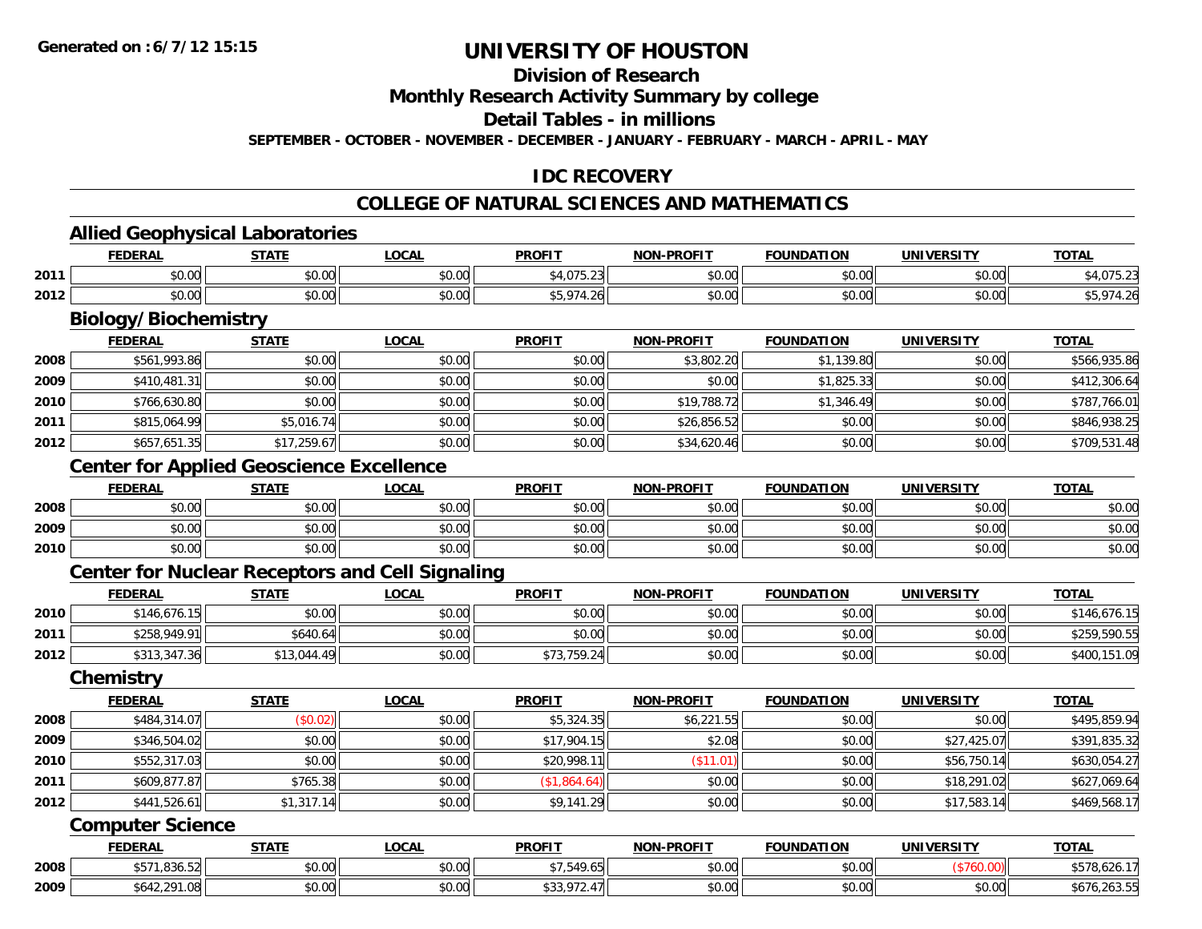Generated on :6/7/12 15:15

# UNIVERSITY OF HOUSTON

## Division of Research

## Monthly Research Activity Summary by college

## Detail Tables - in millions

SEPTEMBER - OCTOBER - NOVEMBER - DECEMBER - JANUARY - FEBRUARY - MARCH - APRIL - MAY

## IDC RECOVERY

## COLLEGE OF NATURAL SCIENCES AND MATHEMATICS

### Allied Geophysical Laboratories

| | FEDERAL | STATE | LOCAL | PROFIT | NON-PROFIT | FOUNDATION | UNIVERSITY | TOTAL |
|---|---|---|---|---|---|---|---|---|
| 2011 | $0.00 | $0.00 | $0.00 | $4,075.23 | $0.00 | $0.00 | $0.00 | $4,075.23 |
| 2012 | $0.00 | $0.00 | $0.00 | $5,974.26 | $0.00 | $0.00 | $0.00 | $5,974.26 |

### Biology/Biochemistry

| | FEDERAL | STATE | LOCAL | PROFIT | NON-PROFIT | FOUNDATION | UNIVERSITY | TOTAL |
|---|---|---|---|---|---|---|---|---|
| 2008 | $561,993.86 | $0.00 | $0.00 | $0.00 | $3,802.20 | $1,139.80 | $0.00 | $566,935.86 |
| 2009 | $410,481.31 | $0.00 | $0.00 | $0.00 | $0.00 | $1,825.33 | $0.00 | $412,306.64 |
| 2010 | $766,630.80 | $0.00 | $0.00 | $0.00 | $19,788.72 | $1,346.49 | $0.00 | $787,766.01 |
| 2011 | $815,064.99 | $5,016.74 | $0.00 | $0.00 | $26,856.52 | $0.00 | $0.00 | $846,938.25 |
| 2012 | $657,651.35 | $17,259.67 | $0.00 | $0.00 | $34,620.46 | $0.00 | $0.00 | $709,531.48 |

### Center for Applied Geoscience Excellence

| | FEDERAL | STATE | LOCAL | PROFIT | NON-PROFIT | FOUNDATION | UNIVERSITY | TOTAL |
|---|---|---|---|---|---|---|---|---|
| 2008 | $0.00 | $0.00 | $0.00 | $0.00 | $0.00 | $0.00 | $0.00 | $0.00 |
| 2009 | $0.00 | $0.00 | $0.00 | $0.00 | $0.00 | $0.00 | $0.00 | $0.00 |
| 2010 | $0.00 | $0.00 | $0.00 | $0.00 | $0.00 | $0.00 | $0.00 | $0.00 |

### Center for Nuclear Receptors and Cell Signaling

| | FEDERAL | STATE | LOCAL | PROFIT | NON-PROFIT | FOUNDATION | UNIVERSITY | TOTAL |
|---|---|---|---|---|---|---|---|---|
| 2010 | $146,676.15 | $0.00 | $0.00 | $0.00 | $0.00 | $0.00 | $0.00 | $146,676.15 |
| 2011 | $258,949.91 | $640.64 | $0.00 | $0.00 | $0.00 | $0.00 | $0.00 | $259,590.55 |
| 2012 | $313,347.36 | $13,044.49 | $0.00 | $73,759.24 | $0.00 | $0.00 | $0.00 | $400,151.09 |

### Chemistry

| | FEDERAL | STATE | LOCAL | PROFIT | NON-PROFIT | FOUNDATION | UNIVERSITY | TOTAL |
|---|---|---|---|---|---|---|---|---|
| 2008 | $484,314.07 | ($0.02) | $0.00 | $5,324.35 | $6,221.55 | $0.00 | $0.00 | $495,859.94 |
| 2009 | $346,504.02 | $0.00 | $0.00 | $17,904.15 | $2.08 | $0.00 | $27,425.07 | $391,835.32 |
| 2010 | $552,317.03 | $0.00 | $0.00 | $20,998.11 | ($11.01) | $0.00 | $56,750.14 | $630,054.27 |
| 2011 | $609,877.87 | $765.38 | $0.00 | ($1,864.64) | $0.00 | $0.00 | $18,291.02 | $627,069.64 |
| 2012 | $441,526.61 | $1,317.14 | $0.00 | $9,141.29 | $0.00 | $0.00 | $17,583.14 | $469,568.17 |

### Computer Science

| | FEDERAL | STATE | LOCAL | PROFIT | NON-PROFIT | FOUNDATION | UNIVERSITY | TOTAL |
|---|---|---|---|---|---|---|---|---|
| 2008 | $571,836.52 | $0.00 | $0.00 | $7,549.65 | $0.00 | $0.00 | ($760.00) | $578,626.17 |
| 2009 | $642,291.08 | $0.00 | $0.00 | $33,972.47 | $0.00 | $0.00 | $0.00 | $676,263.55 |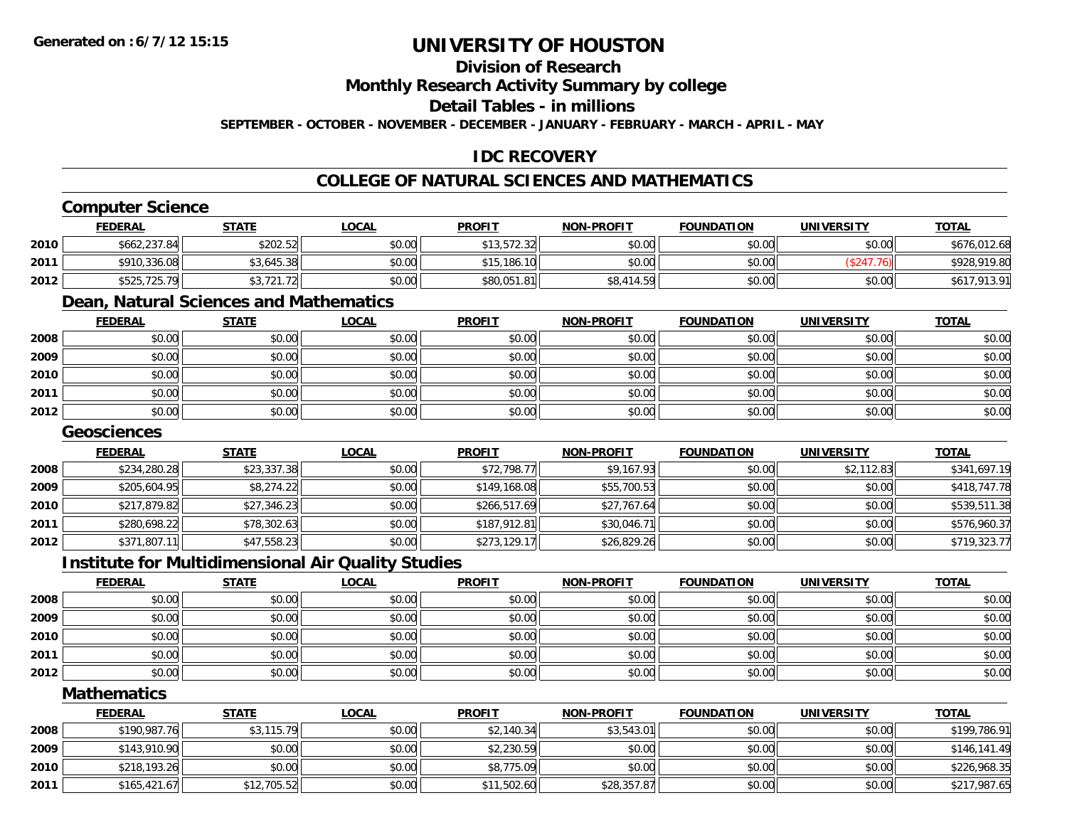**Generated on :6/7/12 15:15**

# UNIVERSITY OF HOUSTON

## Division of Research

## Monthly Research Activity Summary by college

## Detail Tables - in millions

**SEPTEMBER - OCTOBER - NOVEMBER - DECEMBER - JANUARY - FEBRUARY - MARCH - APRIL - MAY**

## IDC RECOVERY

## COLLEGE OF NATURAL SCIENCES AND MATHEMATICS

### Computer Science

| | FEDERAL | STATE | LOCAL | PROFIT | NON-PROFIT | FOUNDATION | UNIVERSITY | TOTAL |
|---|---|---|---|---|---|---|---|---|
| 2010 | $662,237.84 | $202.52 | $0.00 | $13,572.32 | $0.00 | $0.00 | $0.00 | $676,012.68 |
| 2011 | $910,336.08 | $3,645.38 | $0.00 | $15,186.10 | $0.00 | $0.00 | ($247.76) | $928,919.80 |
| 2012 | $525,725.79 | $3,721.72 | $0.00 | $80,051.81 | $8,414.59 | $0.00 | $0.00 | $617,913.91 |

### Dean, Natural Sciences and Mathematics

| | FEDERAL | STATE | LOCAL | PROFIT | NON-PROFIT | FOUNDATION | UNIVERSITY | TOTAL |
|---|---|---|---|---|---|---|---|---|
| 2008 | $0.00 | $0.00 | $0.00 | $0.00 | $0.00 | $0.00 | $0.00 | $0.00 |
| 2009 | $0.00 | $0.00 | $0.00 | $0.00 | $0.00 | $0.00 | $0.00 | $0.00 |
| 2010 | $0.00 | $0.00 | $0.00 | $0.00 | $0.00 | $0.00 | $0.00 | $0.00 |
| 2011 | $0.00 | $0.00 | $0.00 | $0.00 | $0.00 | $0.00 | $0.00 | $0.00 |
| 2012 | $0.00 | $0.00 | $0.00 | $0.00 | $0.00 | $0.00 | $0.00 | $0.00 |

### Geosciences

| | FEDERAL | STATE | LOCAL | PROFIT | NON-PROFIT | FOUNDATION | UNIVERSITY | TOTAL |
|---|---|---|---|---|---|---|---|---|
| 2008 | $234,280.28 | $23,337.38 | $0.00 | $72,798.77 | $9,167.93 | $0.00 | $2,112.83 | $341,697.19 |
| 2009 | $205,604.95 | $8,274.22 | $0.00 | $149,168.08 | $55,700.53 | $0.00 | $0.00 | $418,747.78 |
| 2010 | $217,879.82 | $27,346.23 | $0.00 | $266,517.69 | $27,767.64 | $0.00 | $0.00 | $539,511.38 |
| 2011 | $280,698.22 | $78,302.63 | $0.00 | $187,912.81 | $30,046.71 | $0.00 | $0.00 | $576,960.37 |
| 2012 | $371,807.11 | $47,558.23 | $0.00 | $273,129.17 | $26,829.26 | $0.00 | $0.00 | $719,323.77 |

### Institute for Multidimensional Air Quality Studies

| | FEDERAL | STATE | LOCAL | PROFIT | NON-PROFIT | FOUNDATION | UNIVERSITY | TOTAL |
|---|---|---|---|---|---|---|---|---|
| 2008 | $0.00 | $0.00 | $0.00 | $0.00 | $0.00 | $0.00 | $0.00 | $0.00 |
| 2009 | $0.00 | $0.00 | $0.00 | $0.00 | $0.00 | $0.00 | $0.00 | $0.00 |
| 2010 | $0.00 | $0.00 | $0.00 | $0.00 | $0.00 | $0.00 | $0.00 | $0.00 |
| 2011 | $0.00 | $0.00 | $0.00 | $0.00 | $0.00 | $0.00 | $0.00 | $0.00 |
| 2012 | $0.00 | $0.00 | $0.00 | $0.00 | $0.00 | $0.00 | $0.00 | $0.00 |

### Mathematics

| | FEDERAL | STATE | LOCAL | PROFIT | NON-PROFIT | FOUNDATION | UNIVERSITY | TOTAL |
|---|---|---|---|---|---|---|---|---|
| 2008 | $190,987.76 | $3,115.79 | $0.00 | $2,140.34 | $3,543.01 | $0.00 | $0.00 | $199,786.91 |
| 2009 | $143,910.90 | $0.00 | $0.00 | $2,230.59 | $0.00 | $0.00 | $0.00 | $146,141.49 |
| 2010 | $218,193.26 | $0.00 | $0.00 | $8,775.09 | $0.00 | $0.00 | $0.00 | $226,968.35 |
| 2011 | $165,421.67 | $12,705.52 | $0.00 | $11,502.60 | $28,357.87 | $0.00 | $0.00 | $217,987.65 |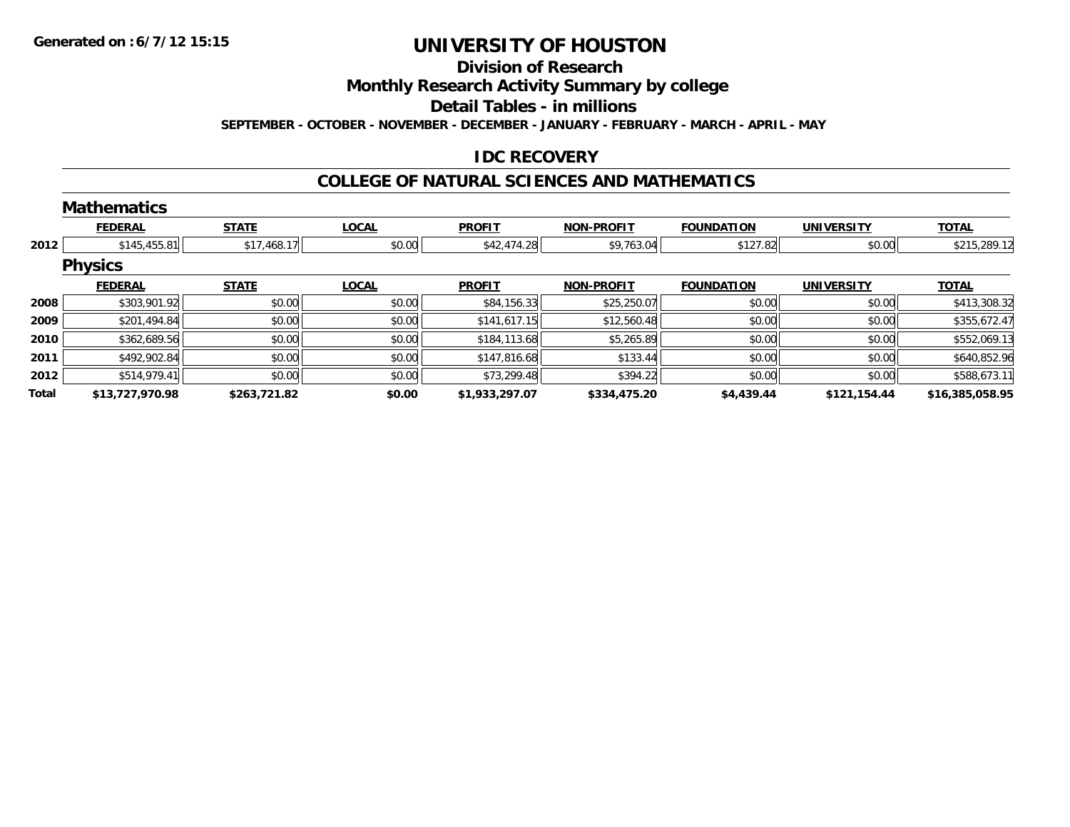# UNIVERSITY OF HOUSTON

## Division of Research

## Monthly Research Activity Summary by college

## Detail Tables - in millions

**SEPTEMBER - OCTOBER - NOVEMBER - DECEMBER - JANUARY - FEBRUARY - MARCH - APRIL - MAY**

## IDC RECOVERY

## COLLEGE OF NATURAL SCIENCES AND MATHEMATICS

### Mathematics

| | FEDERAL | STATE | LOCAL | PROFIT | NON-PROFIT | FOUNDATION | UNIVERSITY | TOTAL |
|---|---|---|---|---|---|---|---|---|
| 2012 | $145,455.81 | $17,468.17 | $0.00 | $42,474.28 | $9,763.04 | $127.82 | $0.00 | $215,289.12 |

### Physics

| | FEDERAL | STATE | LOCAL | PROFIT | NON-PROFIT | FOUNDATION | UNIVERSITY | TOTAL |
|---|---|---|---|---|---|---|---|---|
| 2008 | $303,901.92 | $0.00 | $0.00 | $84,156.33 | $25,250.07 | $0.00 | $0.00 | $413,308.32 |
| 2009 | $201,494.84 | $0.00 | $0.00 | $141,617.15 | $12,560.48 | $0.00 | $0.00 | $355,672.47 |
| 2010 | $362,689.56 | $0.00 | $0.00 | $184,113.68 | $5,265.89 | $0.00 | $0.00 | $552,069.13 |
| 2011 | $492,902.84 | $0.00 | $0.00 | $147,816.68 | $133.44 | $0.00 | $0.00 | $640,852.96 |
| 2012 | $514,979.41 | $0.00 | $0.00 | $73,299.48 | $394.22 | $0.00 | $0.00 | $588,673.11 |
| **Total** | **$13,727,970.98** | **$263,721.82** | **$0.00** | **$1,933,297.07** | **$334,475.20** | **$4,439.44** | **$121,154.44** | **$16,385,058.95** |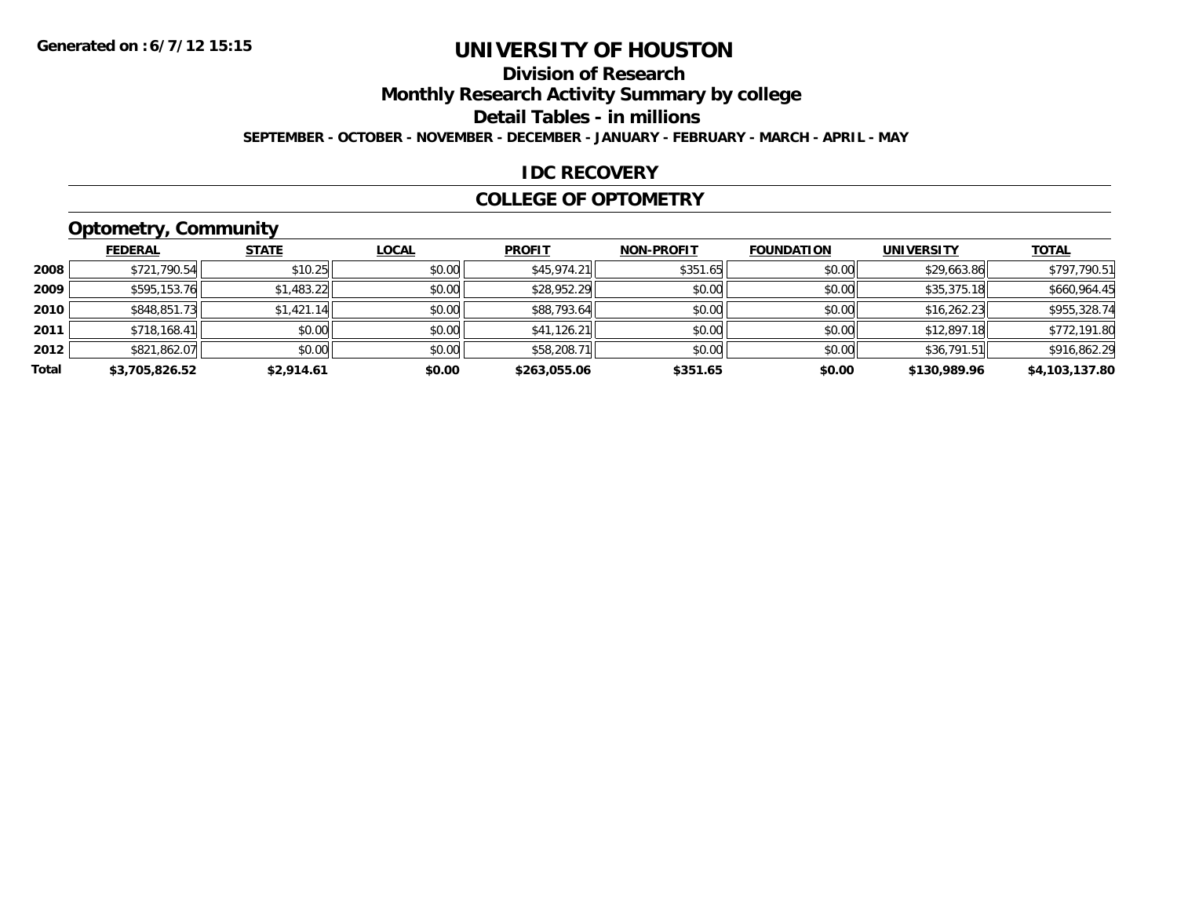**Generated on :6/7/12 15:15**

# UNIVERSITY OF HOUSTON

## Division of Research

## Monthly Research Activity Summary by college

## Detail Tables - in millions

**SEPTEMBER - OCTOBER - NOVEMBER - DECEMBER - JANUARY - FEBRUARY - MARCH - APRIL - MAY**

## IDC RECOVERY

## COLLEGE OF OPTOMETRY

### Optometry, Community

| | FEDERAL | STATE | LOCAL | PROFIT | NON-PROFIT | FOUNDATION | UNIVERSITY | TOTAL |
|---|---|---|---|---|---|---|---|---|
| 2008 | $721,790.54 | $10.25 | $0.00 | $45,974.21 | $351.65 | $0.00 | $29,663.86 | $797,790.51 |
| 2009 | $595,153.76 | $1,483.22 | $0.00 | $28,952.29 | $0.00 | $0.00 | $35,375.18 | $660,964.45 |
| 2010 | $848,851.73 | $1,421.14 | $0.00 | $88,793.64 | $0.00 | $0.00 | $16,262.23 | $955,328.74 |
| 2011 | $718,168.41 | $0.00 | $0.00 | $41,126.21 | $0.00 | $0.00 | $12,897.18 | $772,191.80 |
| 2012 | $821,862.07 | $0.00 | $0.00 | $58,208.71 | $0.00 | $0.00 | $36,791.51 | $916,862.29 |
| **Total** | **$3,705,826.52** | **$2,914.61** | **$0.00** | **$263,055.06** | **$351.65** | **$0.00** | **$130,989.96** | **$4,103,137.80** |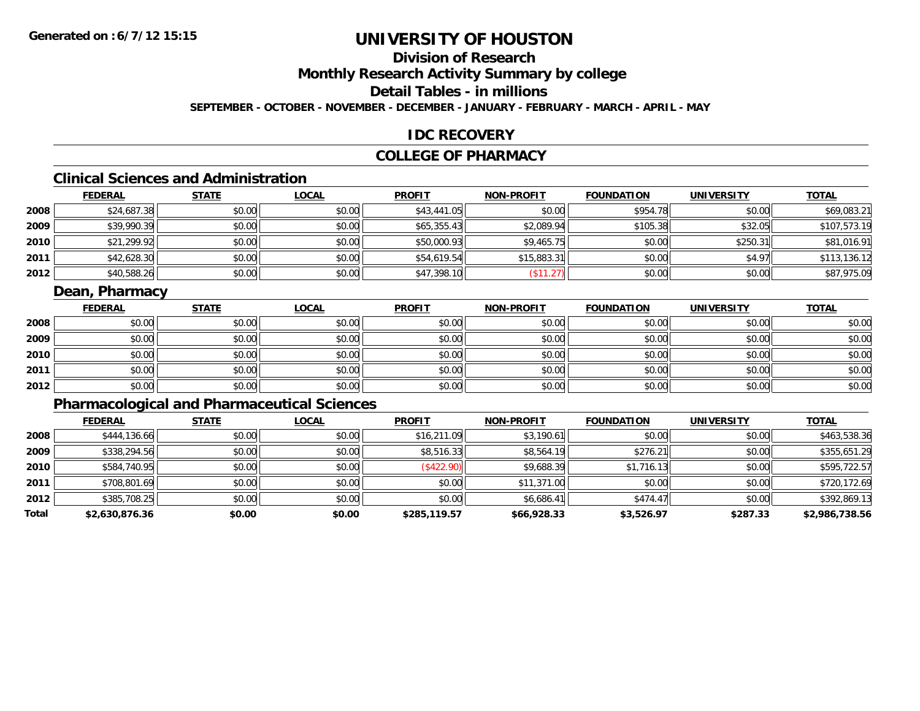**Generated on :6/7/12 15:15**

# UNIVERSITY OF HOUSTON

## Division of Research

## Monthly Research Activity Summary by college

## Detail Tables - in millions

**SEPTEMBER - OCTOBER - NOVEMBER - DECEMBER - JANUARY - FEBRUARY - MARCH - APRIL - MAY**

## IDC RECOVERY

## COLLEGE OF PHARMACY

### Clinical Sciences and Administration

| | FEDERAL | STATE | LOCAL | PROFIT | NON-PROFIT | FOUNDATION | UNIVERSITY | TOTAL |
|---|---|---|---|---|---|---|---|---|
| 2008 | $24,687.38 | $0.00 | $0.00 | $43,441.05 | $0.00 | $954.78 | $0.00 | $69,083.21 |
| 2009 | $39,990.39 | $0.00 | $0.00 | $65,355.43 | $2,089.94 | $105.38 | $32.05 | $107,573.19 |
| 2010 | $21,299.92 | $0.00 | $0.00 | $50,000.93 | $9,465.75 | $0.00 | $250.31 | $81,016.91 |
| 2011 | $42,628.30 | $0.00 | $0.00 | $54,619.54 | $15,883.31 | $0.00 | $4.97 | $113,136.12 |
| 2012 | $40,588.26 | $0.00 | $0.00 | $47,398.10 | ($11.27) | $0.00 | $0.00 | $87,975.09 |

### Dean, Pharmacy

| | FEDERAL | STATE | LOCAL | PROFIT | NON-PROFIT | FOUNDATION | UNIVERSITY | TOTAL |
|---|---|---|---|---|---|---|---|---|
| 2008 | $0.00 | $0.00 | $0.00 | $0.00 | $0.00 | $0.00 | $0.00 | $0.00 |
| 2009 | $0.00 | $0.00 | $0.00 | $0.00 | $0.00 | $0.00 | $0.00 | $0.00 |
| 2010 | $0.00 | $0.00 | $0.00 | $0.00 | $0.00 | $0.00 | $0.00 | $0.00 |
| 2011 | $0.00 | $0.00 | $0.00 | $0.00 | $0.00 | $0.00 | $0.00 | $0.00 |
| 2012 | $0.00 | $0.00 | $0.00 | $0.00 | $0.00 | $0.00 | $0.00 | $0.00 |

### Pharmacological and Pharmaceutical Sciences

| | FEDERAL | STATE | LOCAL | PROFIT | NON-PROFIT | FOUNDATION | UNIVERSITY | TOTAL |
|---|---|---|---|---|---|---|---|---|
| 2008 | $444,136.66 | $0.00 | $0.00 | $16,211.09 | $3,190.61 | $0.00 | $0.00 | $463,538.36 |
| 2009 | $338,294.56 | $0.00 | $0.00 | $8,516.33 | $8,564.19 | $276.21 | $0.00 | $355,651.29 |
| 2010 | $584,740.95 | $0.00 | $0.00 | ($422.90) | $9,688.39 | $1,716.13 | $0.00 | $595,722.57 |
| 2011 | $708,801.69 | $0.00 | $0.00 | $0.00 | $11,371.00 | $0.00 | $0.00 | $720,172.69 |
| 2012 | $385,708.25 | $0.00 | $0.00 | $0.00 | $6,686.41 | $474.47 | $0.00 | $392,869.13 |
| **Total** | **$2,630,876.36** | **$0.00** | **$0.00** | **$285,119.57** | **$66,928.33** | **$3,526.97** | **$287.33** | **$2,986,738.56** |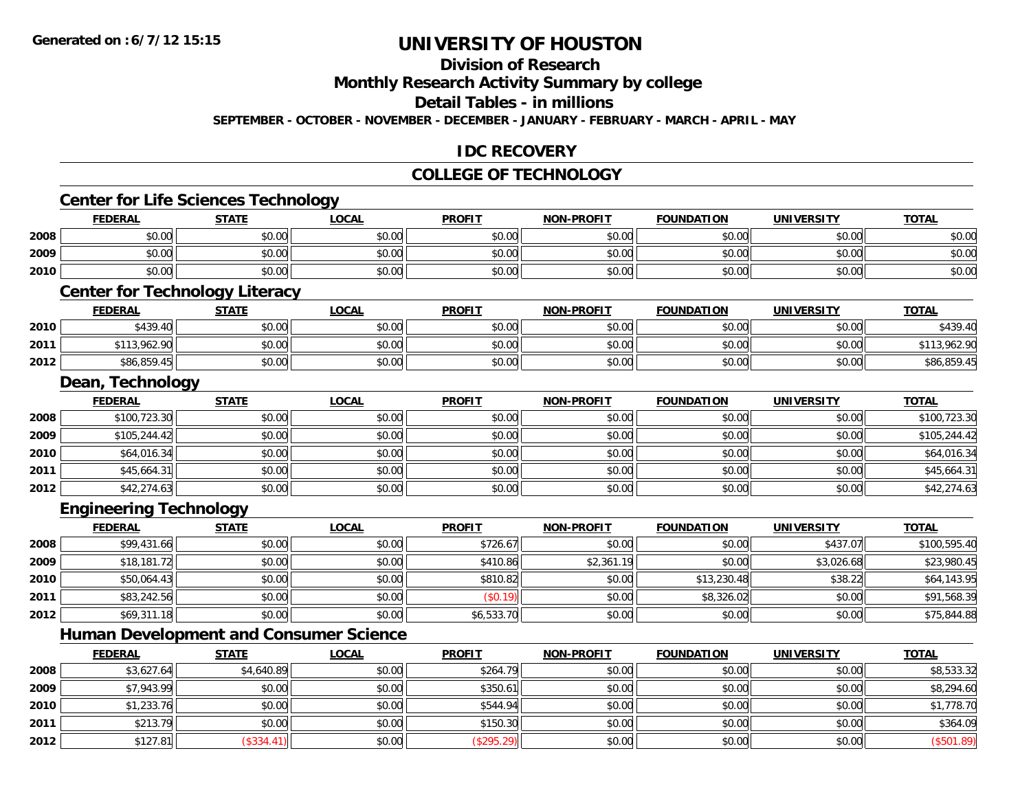**Generated on : 6/7/12 15:15**

# UNIVERSITY OF HOUSTON

## Division of Research

## Monthly Research Activity Summary by college

## Detail Tables - in millions

SEPTEMBER - OCTOBER - NOVEMBER - DECEMBER - JANUARY - FEBRUARY - MARCH - APRIL - MAY

## IDC RECOVERY

## COLLEGE OF TECHNOLOGY

### Center for Life Sciences Technology

| | FEDERAL | STATE | LOCAL | PROFIT | NON-PROFIT | FOUNDATION | UNIVERSITY | TOTAL |
|---|---|---|---|---|---|---|---|---|
| 2008 | $0.00 | $0.00 | $0.00 | $0.00 | $0.00 | $0.00 | $0.00 | $0.00 |
| 2009 | $0.00 | $0.00 | $0.00 | $0.00 | $0.00 | $0.00 | $0.00 | $0.00 |
| 2010 | $0.00 | $0.00 | $0.00 | $0.00 | $0.00 | $0.00 | $0.00 | $0.00 |

### Center for Technology Literacy

| | FEDERAL | STATE | LOCAL | PROFIT | NON-PROFIT | FOUNDATION | UNIVERSITY | TOTAL |
|---|---|---|---|---|---|---|---|---|
| 2010 | $439.40 | $0.00 | $0.00 | $0.00 | $0.00 | $0.00 | $0.00 | $439.40 |
| 2011 | $113,962.90 | $0.00 | $0.00 | $0.00 | $0.00 | $0.00 | $0.00 | $113,962.90 |
| 2012 | $86,859.45 | $0.00 | $0.00 | $0.00 | $0.00 | $0.00 | $0.00 | $86,859.45 |

### Dean, Technology

| | FEDERAL | STATE | LOCAL | PROFIT | NON-PROFIT | FOUNDATION | UNIVERSITY | TOTAL |
|---|---|---|---|---|---|---|---|---|
| 2008 | $100,723.30 | $0.00 | $0.00 | $0.00 | $0.00 | $0.00 | $0.00 | $100,723.30 |
| 2009 | $105,244.42 | $0.00 | $0.00 | $0.00 | $0.00 | $0.00 | $0.00 | $105,244.42 |
| 2010 | $64,016.34 | $0.00 | $0.00 | $0.00 | $0.00 | $0.00 | $0.00 | $64,016.34 |
| 2011 | $45,664.31 | $0.00 | $0.00 | $0.00 | $0.00 | $0.00 | $0.00 | $45,664.31 |
| 2012 | $42,274.63 | $0.00 | $0.00 | $0.00 | $0.00 | $0.00 | $0.00 | $42,274.63 |

### Engineering Technology

| | FEDERAL | STATE | LOCAL | PROFIT | NON-PROFIT | FOUNDATION | UNIVERSITY | TOTAL |
|---|---|---|---|---|---|---|---|---|
| 2008 | $99,431.66 | $0.00 | $0.00 | $726.67 | $0.00 | $0.00 | $437.07 | $100,595.40 |
| 2009 | $18,181.72 | $0.00 | $0.00 | $410.86 | $2,361.19 | $0.00 | $3,026.68 | $23,980.45 |
| 2010 | $50,064.43 | $0.00 | $0.00 | $810.82 | $0.00 | $13,230.48 | $38.22 | $64,143.95 |
| 2011 | $83,242.56 | $0.00 | $0.00 | ($0.19) | $0.00 | $8,326.02 | $0.00 | $91,568.39 |
| 2012 | $69,311.18 | $0.00 | $0.00 | $6,533.70 | $0.00 | $0.00 | $0.00 | $75,844.88 |

### Human Development and Consumer Science

| | FEDERAL | STATE | LOCAL | PROFIT | NON-PROFIT | FOUNDATION | UNIVERSITY | TOTAL |
|---|---|---|---|---|---|---|---|---|
| 2008 | $3,627.64 | $4,640.89 | $0.00 | $264.79 | $0.00 | $0.00 | $0.00 | $8,533.32 |
| 2009 | $7,943.99 | $0.00 | $0.00 | $350.61 | $0.00 | $0.00 | $0.00 | $8,294.60 |
| 2010 | $1,233.76 | $0.00 | $0.00 | $544.94 | $0.00 | $0.00 | $0.00 | $1,778.70 |
| 2011 | $213.79 | $0.00 | $0.00 | $150.30 | $0.00 | $0.00 | $0.00 | $364.09 |
| 2012 | $127.81 | ($334.41) | $0.00 | ($295.29) | $0.00 | $0.00 | $0.00 | ($501.89) |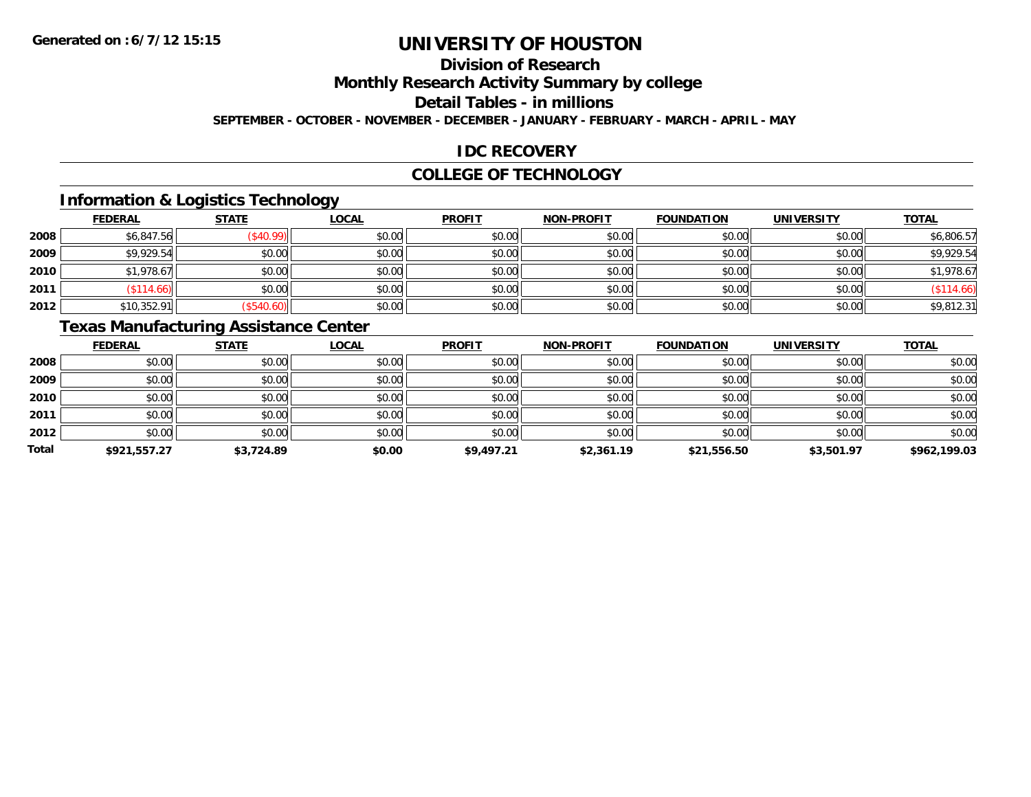**Generated on :6/7/12 15:15**

# UNIVERSITY OF HOUSTON

## Division of Research

## Monthly Research Activity Summary by college

## Detail Tables - in millions

**SEPTEMBER - OCTOBER - NOVEMBER - DECEMBER - JANUARY - FEBRUARY - MARCH - APRIL - MAY**

## IDC RECOVERY

## COLLEGE OF TECHNOLOGY

### Information & Logistics Technology

| | FEDERAL | STATE | LOCAL | PROFIT | NON-PROFIT | FOUNDATION | UNIVERSITY | TOTAL |
|---|---|---|---|---|---|---|---|---|
| 2008 | $6,847.56 | ($40.99) | $0.00 | $0.00 | $0.00 | $0.00 | $0.00 | $6,806.57 |
| 2009 | $9,929.54 | $0.00 | $0.00 | $0.00 | $0.00 | $0.00 | $0.00 | $9,929.54 |
| 2010 | $1,978.67 | $0.00 | $0.00 | $0.00 | $0.00 | $0.00 | $0.00 | $1,978.67 |
| 2011 | ($114.66) | $0.00 | $0.00 | $0.00 | $0.00 | $0.00 | $0.00 | ($114.66) |
| 2012 | $10,352.91 | ($540.60) | $0.00 | $0.00 | $0.00 | $0.00 | $0.00 | $9,812.31 |

### Texas Manufacturing Assistance Center

| | FEDERAL | STATE | LOCAL | PROFIT | NON-PROFIT | FOUNDATION | UNIVERSITY | TOTAL |
|---|---|---|---|---|---|---|---|---|
| 2008 | $0.00 | $0.00 | $0.00 | $0.00 | $0.00 | $0.00 | $0.00 | $0.00 |
| 2009 | $0.00 | $0.00 | $0.00 | $0.00 | $0.00 | $0.00 | $0.00 | $0.00 |
| 2010 | $0.00 | $0.00 | $0.00 | $0.00 | $0.00 | $0.00 | $0.00 | $0.00 |
| 2011 | $0.00 | $0.00 | $0.00 | $0.00 | $0.00 | $0.00 | $0.00 | $0.00 |
| 2012 | $0.00 | $0.00 | $0.00 | $0.00 | $0.00 | $0.00 | $0.00 | $0.00 |
| **Total** | **$921,557.27** | **$3,724.89** | **$0.00** | **$9,497.21** | **$2,361.19** | **$21,556.50** | **$3,501.97** | **$962,199.03** |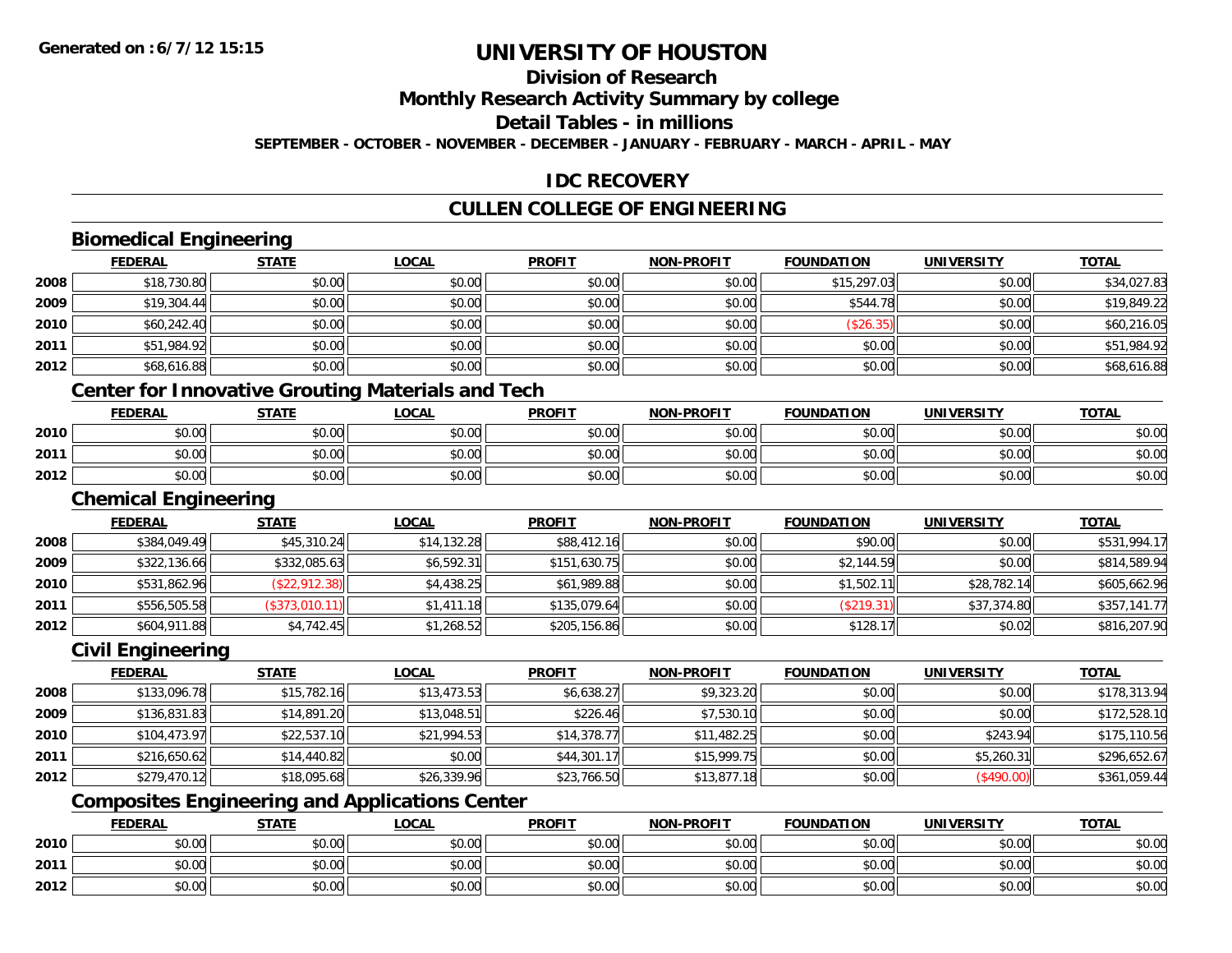Generated on :6/7/12 15:15

# UNIVERSITY OF HOUSTON

## Division of Research

## Monthly Research Activity Summary by college

## Detail Tables - in millions

**SEPTEMBER - OCTOBER - NOVEMBER - DECEMBER - JANUARY - FEBRUARY - MARCH - APRIL - MAY**

## IDC RECOVERY

## CULLEN COLLEGE OF ENGINEERING

### Biomedical Engineering

| | FEDERAL | STATE | LOCAL | PROFIT | NON-PROFIT | FOUNDATION | UNIVERSITY | TOTAL |
|---|---|---|---|---|---|---|---|---|
| 2008 | $18,730.80 | $0.00 | $0.00 | $0.00 | $0.00 | $15,297.03 | $0.00 | $34,027.83 |
| 2009 | $19,304.44 | $0.00 | $0.00 | $0.00 | $0.00 | $544.78 | $0.00 | $19,849.22 |
| 2010 | $60,242.40 | $0.00 | $0.00 | $0.00 | $0.00 | ($26.35) | $0.00 | $60,216.05 |
| 2011 | $51,984.92 | $0.00 | $0.00 | $0.00 | $0.00 | $0.00 | $0.00 | $51,984.92 |
| 2012 | $68,616.88 | $0.00 | $0.00 | $0.00 | $0.00 | $0.00 | $0.00 | $68,616.88 |

### Center for Innovative Grouting Materials and Tech

| | FEDERAL | STATE | LOCAL | PROFIT | NON-PROFIT | FOUNDATION | UNIVERSITY | TOTAL |
|---|---|---|---|---|---|---|---|---|
| 2010 | $0.00 | $0.00 | $0.00 | $0.00 | $0.00 | $0.00 | $0.00 | $0.00 |
| 2011 | $0.00 | $0.00 | $0.00 | $0.00 | $0.00 | $0.00 | $0.00 | $0.00 |
| 2012 | $0.00 | $0.00 | $0.00 | $0.00 | $0.00 | $0.00 | $0.00 | $0.00 |

### Chemical Engineering

| | FEDERAL | STATE | LOCAL | PROFIT | NON-PROFIT | FOUNDATION | UNIVERSITY | TOTAL |
|---|---|---|---|---|---|---|---|---|
| 2008 | $384,049.49 | $45,310.24 | $14,132.28 | $88,412.16 | $0.00 | $90.00 | $0.00 | $531,994.17 |
| 2009 | $322,136.66 | $332,085.63 | $6,592.31 | $151,630.75 | $0.00 | $2,144.59 | $0.00 | $814,589.94 |
| 2010 | $531,862.96 | ($22,912.38) | $4,438.25 | $61,989.88 | $0.00 | $1,502.11 | $28,782.14 | $605,662.96 |
| 2011 | $556,505.58 | ($373,010.11) | $1,411.18 | $135,079.64 | $0.00 | ($219.31) | $37,374.80 | $357,141.77 |
| 2012 | $604,911.88 | $4,742.45 | $1,268.52 | $205,156.86 | $0.00 | $128.17 | $0.02 | $816,207.90 |

### Civil Engineering

| | FEDERAL | STATE | LOCAL | PROFIT | NON-PROFIT | FOUNDATION | UNIVERSITY | TOTAL |
|---|---|---|---|---|---|---|---|---|
| 2008 | $133,096.78 | $15,782.16 | $13,473.53 | $6,638.27 | $9,323.20 | $0.00 | $0.00 | $178,313.94 |
| 2009 | $136,831.83 | $14,891.20 | $13,048.51 | $226.46 | $7,530.10 | $0.00 | $0.00 | $172,528.10 |
| 2010 | $104,473.97 | $22,537.10 | $21,994.53 | $14,378.77 | $11,482.25 | $0.00 | $243.94 | $175,110.56 |
| 2011 | $216,650.62 | $14,440.82 | $0.00 | $44,301.17 | $15,999.75 | $0.00 | $5,260.31 | $296,652.67 |
| 2012 | $279,470.12 | $18,095.68 | $26,339.96 | $23,766.50 | $13,877.18 | $0.00 | ($490.00) | $361,059.44 |

### Composites Engineering and Applications Center

| | FEDERAL | STATE | LOCAL | PROFIT | NON-PROFIT | FOUNDATION | UNIVERSITY | TOTAL |
|---|---|---|---|---|---|---|---|---|
| 2010 | $0.00 | $0.00 | $0.00 | $0.00 | $0.00 | $0.00 | $0.00 | $0.00 |
| 2011 | $0.00 | $0.00 | $0.00 | $0.00 | $0.00 | $0.00 | $0.00 | $0.00 |
| 2012 | $0.00 | $0.00 | $0.00 | $0.00 | $0.00 | $0.00 | $0.00 | $0.00 |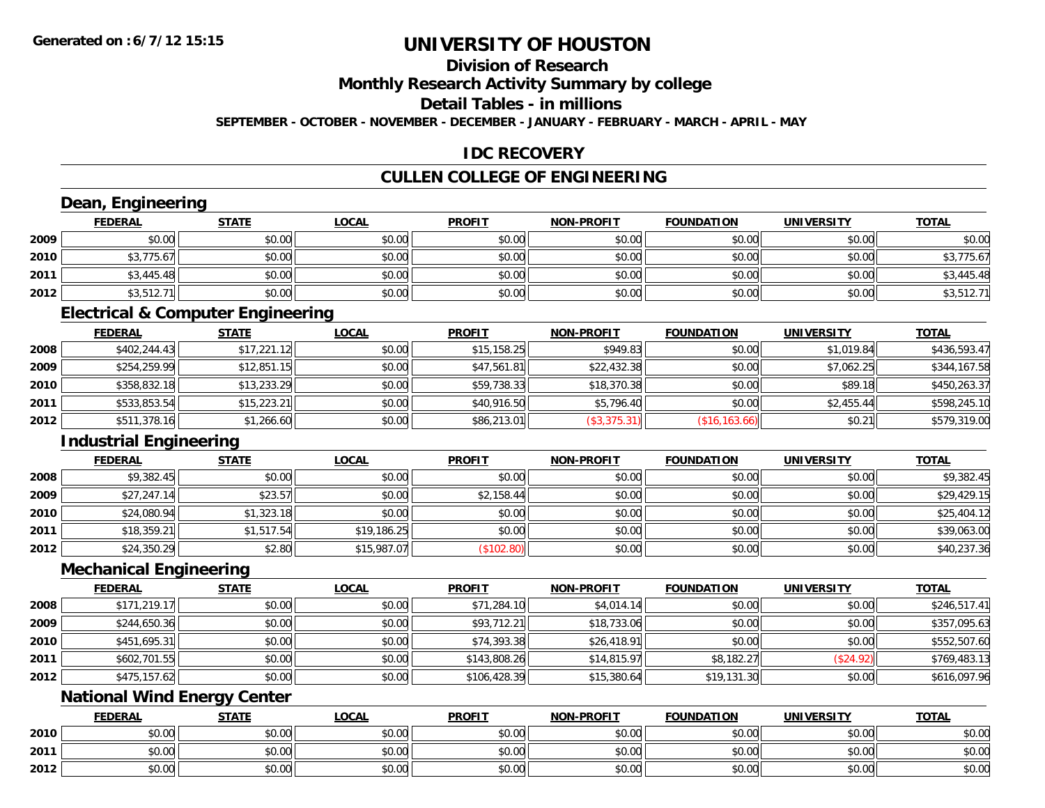# UNIVERSITY OF HOUSTON

## Division of Research

## Monthly Research Activity Summary by college

## Detail Tables - in millions

**SEPTEMBER - OCTOBER - NOVEMBER - DECEMBER - JANUARY - FEBRUARY - MARCH - APRIL - MAY**

## IDC RECOVERY

## CULLEN COLLEGE OF ENGINEERING

### Dean, Engineering

| | FEDERAL | STATE | LOCAL | PROFIT | NON-PROFIT | FOUNDATION | UNIVERSITY | TOTAL |
|---|---|---|---|---|---|---|---|---|
| 2009 | $0.00 | $0.00 | $0.00 | $0.00 | $0.00 | $0.00 | $0.00 | $0.00 |
| 2010 | $3,775.67 | $0.00 | $0.00 | $0.00 | $0.00 | $0.00 | $0.00 | $3,775.67 |
| 2011 | $3,445.48 | $0.00 | $0.00 | $0.00 | $0.00 | $0.00 | $0.00 | $3,445.48 |
| 2012 | $3,512.71 | $0.00 | $0.00 | $0.00 | $0.00 | $0.00 | $0.00 | $3,512.71 |

### Electrical & Computer Engineering

| | FEDERAL | STATE | LOCAL | PROFIT | NON-PROFIT | FOUNDATION | UNIVERSITY | TOTAL |
|---|---|---|---|---|---|---|---|---|
| 2008 | $402,244.43 | $17,221.12 | $0.00 | $15,158.25 | $949.83 | $0.00 | $1,019.84 | $436,593.47 |
| 2009 | $254,259.99 | $12,851.15 | $0.00 | $47,561.81 | $22,432.38 | $0.00 | $7,062.25 | $344,167.58 |
| 2010 | $358,832.18 | $13,233.29 | $0.00 | $59,738.33 | $18,370.38 | $0.00 | $89.18 | $450,263.37 |
| 2011 | $533,853.54 | $15,223.21 | $0.00 | $40,916.50 | $5,796.40 | $0.00 | $2,455.44 | $598,245.10 |
| 2012 | $511,378.16 | $1,266.60 | $0.00 | $86,213.01 | ($3,375.31) | ($16,163.66) | $0.21 | $579,319.00 |

### Industrial Engineering

| | FEDERAL | STATE | LOCAL | PROFIT | NON-PROFIT | FOUNDATION | UNIVERSITY | TOTAL |
|---|---|---|---|---|---|---|---|---|
| 2008 | $9,382.45 | $0.00 | $0.00 | $0.00 | $0.00 | $0.00 | $0.00 | $9,382.45 |
| 2009 | $27,247.14 | $23.57 | $0.00 | $2,158.44 | $0.00 | $0.00 | $0.00 | $29,429.15 |
| 2010 | $24,080.94 | $1,323.18 | $0.00 | $0.00 | $0.00 | $0.00 | $0.00 | $25,404.12 |
| 2011 | $18,359.21 | $1,517.54 | $19,186.25 | $0.00 | $0.00 | $0.00 | $0.00 | $39,063.00 |
| 2012 | $24,350.29 | $2.80 | $15,987.07 | ($102.80) | $0.00 | $0.00 | $0.00 | $40,237.36 |

### Mechanical Engineering

| | FEDERAL | STATE | LOCAL | PROFIT | NON-PROFIT | FOUNDATION | UNIVERSITY | TOTAL |
|---|---|---|---|---|---|---|---|---|
| 2008 | $171,219.17 | $0.00 | $0.00 | $71,284.10 | $4,014.14 | $0.00 | $0.00 | $246,517.41 |
| 2009 | $244,650.36 | $0.00 | $0.00 | $93,712.21 | $18,733.06 | $0.00 | $0.00 | $357,095.63 |
| 2010 | $451,695.31 | $0.00 | $0.00 | $74,393.38 | $26,418.91 | $0.00 | $0.00 | $552,507.60 |
| 2011 | $602,701.55 | $0.00 | $0.00 | $143,808.26 | $14,815.97 | $8,182.27 | ($24.92) | $769,483.13 |
| 2012 | $475,157.62 | $0.00 | $0.00 | $106,428.39 | $15,380.64 | $19,131.30 | $0.00 | $616,097.96 |

### National Wind Energy Center

| | FEDERAL | STATE | LOCAL | PROFIT | NON-PROFIT | FOUNDATION | UNIVERSITY | TOTAL |
|---|---|---|---|---|---|---|---|---|
| 2010 | $0.00 | $0.00 | $0.00 | $0.00 | $0.00 | $0.00 | $0.00 | $0.00 |
| 2011 | $0.00 | $0.00 | $0.00 | $0.00 | $0.00 | $0.00 | $0.00 | $0.00 |
| 2012 | $0.00 | $0.00 | $0.00 | $0.00 | $0.00 | $0.00 | $0.00 | $0.00 |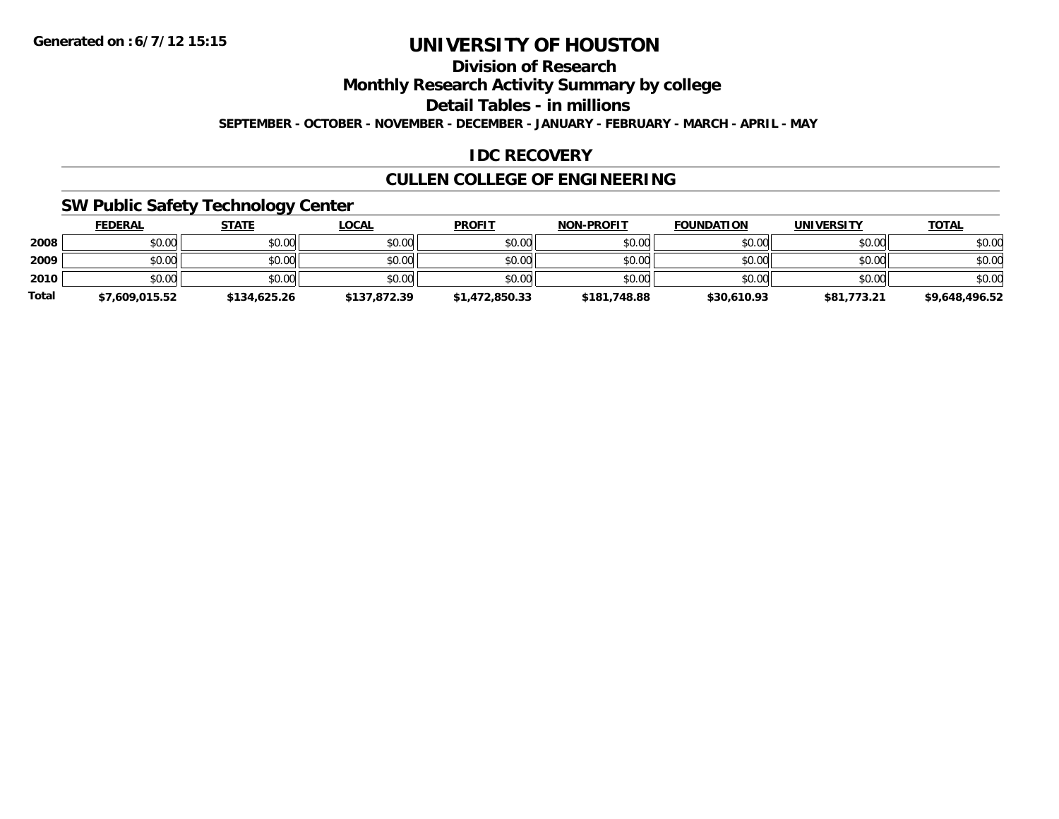**Generated on :6/7/12 15:15**

# UNIVERSITY OF HOUSTON

## Division of Research

## Monthly Research Activity Summary by college

## Detail Tables - in millions

**SEPTEMBER - OCTOBER - NOVEMBER - DECEMBER - JANUARY - FEBRUARY - MARCH - APRIL - MAY**

## IDC RECOVERY

## CULLEN COLLEGE OF ENGINEERING

### SW Public Safety Technology Center

| | FEDERAL | STATE | LOCAL | PROFIT | NON-PROFIT | FOUNDATION | UNIVERSITY | TOTAL |
|---|---|---|---|---|---|---|---|---|
| 2008 | $0.00 | $0.00 | $0.00 | $0.00 | $0.00 | $0.00 | $0.00 | $0.00 |
| 2009 | $0.00 | $0.00 | $0.00 | $0.00 | $0.00 | $0.00 | $0.00 | $0.00 |
| 2010 | $0.00 | $0.00 | $0.00 | $0.00 | $0.00 | $0.00 | $0.00 | $0.00 |
| **Total** | **$7,609,015.52** | **$134,625.26** | **$137,872.39** | **$1,472,850.33** | **$181,748.88** | **$30,610.93** | **$81,773.21** | **$9,648,496.52** |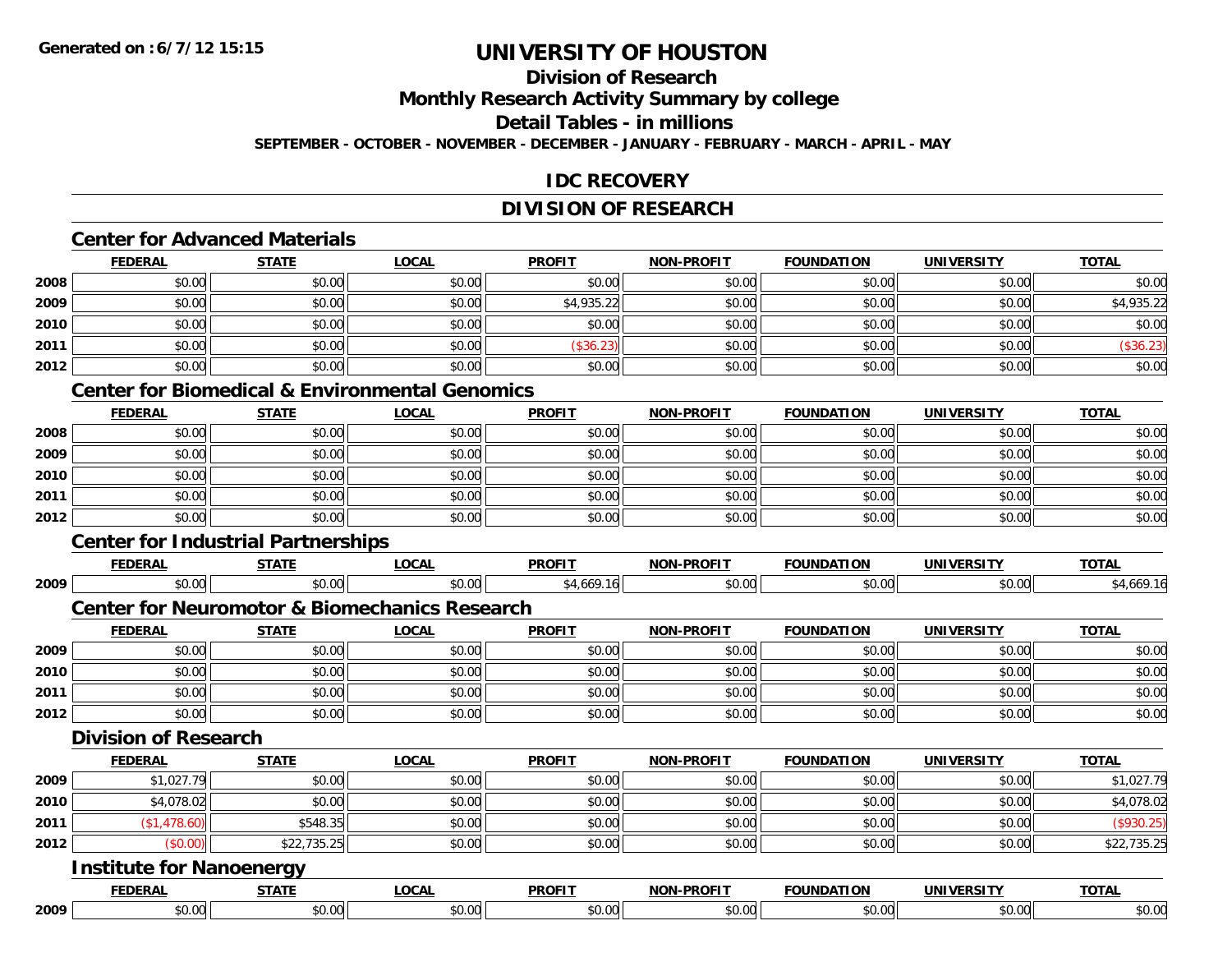# UNIVERSITY OF HOUSTON

## Division of Research

## Monthly Research Activity Summary by college

## Detail Tables - in millions

**SEPTEMBER - OCTOBER - NOVEMBER - DECEMBER - JANUARY - FEBRUARY - MARCH - APRIL - MAY**

## IDC RECOVERY

## DIVISION OF RESEARCH

### Center for Advanced Materials

| | FEDERAL | STATE | LOCAL | PROFIT | NON-PROFIT | FOUNDATION | UNIVERSITY | TOTAL |
|---|---|---|---|---|---|---|---|---|
| 2008 | $0.00 | $0.00 | $0.00 | $0.00 | $0.00 | $0.00 | $0.00 | $0.00 |
| 2009 | $0.00 | $0.00 | $0.00 | $4,935.22 | $0.00 | $0.00 | $0.00 | $4,935.22 |
| 2010 | $0.00 | $0.00 | $0.00 | $0.00 | $0.00 | $0.00 | $0.00 | $0.00 |
| 2011 | $0.00 | $0.00 | $0.00 | ($36.23) | $0.00 | $0.00 | $0.00 | ($36.23) |
| 2012 | $0.00 | $0.00 | $0.00 | $0.00 | $0.00 | $0.00 | $0.00 | $0.00 |

### Center for Biomedical & Environmental Genomics

| | FEDERAL | STATE | LOCAL | PROFIT | NON-PROFIT | FOUNDATION | UNIVERSITY | TOTAL |
|---|---|---|---|---|---|---|---|---|
| 2008 | $0.00 | $0.00 | $0.00 | $0.00 | $0.00 | $0.00 | $0.00 | $0.00 |
| 2009 | $0.00 | $0.00 | $0.00 | $0.00 | $0.00 | $0.00 | $0.00 | $0.00 |
| 2010 | $0.00 | $0.00 | $0.00 | $0.00 | $0.00 | $0.00 | $0.00 | $0.00 |
| 2011 | $0.00 | $0.00 | $0.00 | $0.00 | $0.00 | $0.00 | $0.00 | $0.00 |
| 2012 | $0.00 | $0.00 | $0.00 | $0.00 | $0.00 | $0.00 | $0.00 | $0.00 |

### Center for Industrial Partnerships

| | FEDERAL | STATE | LOCAL | PROFIT | NON-PROFIT | FOUNDATION | UNIVERSITY | TOTAL |
|---|---|---|---|---|---|---|---|---|
| 2009 | $0.00 | $0.00 | $0.00 | $4,669.16 | $0.00 | $0.00 | $0.00 | $4,669.16 |

### Center for Neuromotor & Biomechanics Research

| | FEDERAL | STATE | LOCAL | PROFIT | NON-PROFIT | FOUNDATION | UNIVERSITY | TOTAL |
|---|---|---|---|---|---|---|---|---|
| 2009 | $0.00 | $0.00 | $0.00 | $0.00 | $0.00 | $0.00 | $0.00 | $0.00 |
| 2010 | $0.00 | $0.00 | $0.00 | $0.00 | $0.00 | $0.00 | $0.00 | $0.00 |
| 2011 | $0.00 | $0.00 | $0.00 | $0.00 | $0.00 | $0.00 | $0.00 | $0.00 |
| 2012 | $0.00 | $0.00 | $0.00 | $0.00 | $0.00 | $0.00 | $0.00 | $0.00 |

### Division of Research

| | FEDERAL | STATE | LOCAL | PROFIT | NON-PROFIT | FOUNDATION | UNIVERSITY | TOTAL |
|---|---|---|---|---|---|---|---|---|
| 2009 | $1,027.79 | $0.00 | $0.00 | $0.00 | $0.00 | $0.00 | $0.00 | $1,027.79 |
| 2010 | $4,078.02 | $0.00 | $0.00 | $0.00 | $0.00 | $0.00 | $0.00 | $4,078.02 |
| 2011 | ($1,478.60) | $548.35 | $0.00 | $0.00 | $0.00 | $0.00 | $0.00 | ($930.25) |
| 2012 | ($0.00) | $22,735.25 | $0.00 | $0.00 | $0.00 | $0.00 | $0.00 | $22,735.25 |

### Institute for Nanoenergy

| | FEDERAL | STATE | LOCAL | PROFIT | NON-PROFIT | FOUNDATION | UNIVERSITY | TOTAL |
|---|---|---|---|---|---|---|---|---|
| 2009 | $0.00 | $0.00 | $0.00 | $0.00 | $0.00 | $0.00 | $0.00 | $0.00 |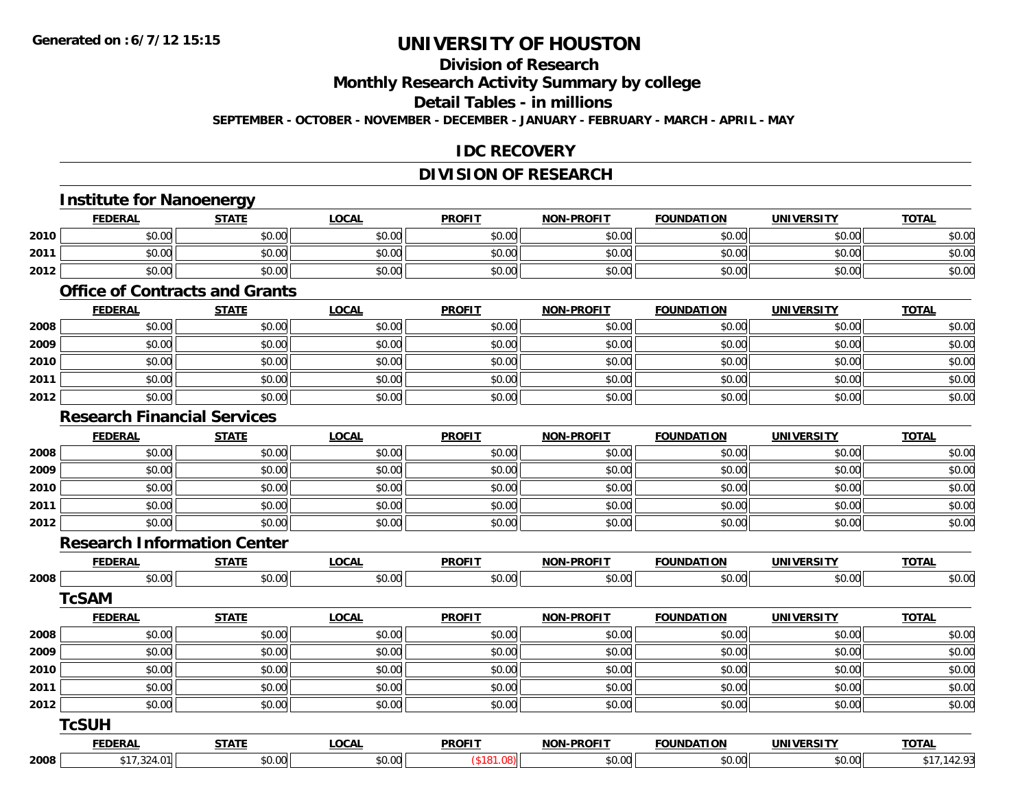**Generated on :6/7/12 15:15**

# UNIVERSITY OF HOUSTON

## Division of Research

## Monthly Research Activity Summary by college

## Detail Tables - in millions

**SEPTEMBER - OCTOBER - NOVEMBER - DECEMBER - JANUARY - FEBRUARY - MARCH - APRIL - MAY**

## IDC RECOVERY

## DIVISION OF RESEARCH

### Institute for Nanoenergy

| | FEDERAL | STATE | LOCAL | PROFIT | NON-PROFIT | FOUNDATION | UNIVERSITY | TOTAL |
|---|---|---|---|---|---|---|---|---|
| 2010 | $0.00 | $0.00 | $0.00 | $0.00 | $0.00 | $0.00 | $0.00 | $0.00 |
| 2011 | $0.00 | $0.00 | $0.00 | $0.00 | $0.00 | $0.00 | $0.00 | $0.00 |
| 2012 | $0.00 | $0.00 | $0.00 | $0.00 | $0.00 | $0.00 | $0.00 | $0.00 |

### Office of Contracts and Grants

| | FEDERAL | STATE | LOCAL | PROFIT | NON-PROFIT | FOUNDATION | UNIVERSITY | TOTAL |
|---|---|---|---|---|---|---|---|---|
| 2008 | $0.00 | $0.00 | $0.00 | $0.00 | $0.00 | $0.00 | $0.00 | $0.00 |
| 2009 | $0.00 | $0.00 | $0.00 | $0.00 | $0.00 | $0.00 | $0.00 | $0.00 |
| 2010 | $0.00 | $0.00 | $0.00 | $0.00 | $0.00 | $0.00 | $0.00 | $0.00 |
| 2011 | $0.00 | $0.00 | $0.00 | $0.00 | $0.00 | $0.00 | $0.00 | $0.00 |
| 2012 | $0.00 | $0.00 | $0.00 | $0.00 | $0.00 | $0.00 | $0.00 | $0.00 |

### Research Financial Services

| | FEDERAL | STATE | LOCAL | PROFIT | NON-PROFIT | FOUNDATION | UNIVERSITY | TOTAL |
|---|---|---|---|---|---|---|---|---|
| 2008 | $0.00 | $0.00 | $0.00 | $0.00 | $0.00 | $0.00 | $0.00 | $0.00 |
| 2009 | $0.00 | $0.00 | $0.00 | $0.00 | $0.00 | $0.00 | $0.00 | $0.00 |
| 2010 | $0.00 | $0.00 | $0.00 | $0.00 | $0.00 | $0.00 | $0.00 | $0.00 |
| 2011 | $0.00 | $0.00 | $0.00 | $0.00 | $0.00 | $0.00 | $0.00 | $0.00 |
| 2012 | $0.00 | $0.00 | $0.00 | $0.00 | $0.00 | $0.00 | $0.00 | $0.00 |

### Research Information Center

| | FEDERAL | STATE | LOCAL | PROFIT | NON-PROFIT | FOUNDATION | UNIVERSITY | TOTAL |
|---|---|---|---|---|---|---|---|---|
| 2008 | $0.00 | $0.00 | $0.00 | $0.00 | $0.00 | $0.00 | $0.00 | $0.00 |

### TcSAM

| | FEDERAL | STATE | LOCAL | PROFIT | NON-PROFIT | FOUNDATION | UNIVERSITY | TOTAL |
|---|---|---|---|---|---|---|---|---|
| 2008 | $0.00 | $0.00 | $0.00 | $0.00 | $0.00 | $0.00 | $0.00 | $0.00 |
| 2009 | $0.00 | $0.00 | $0.00 | $0.00 | $0.00 | $0.00 | $0.00 | $0.00 |
| 2010 | $0.00 | $0.00 | $0.00 | $0.00 | $0.00 | $0.00 | $0.00 | $0.00 |
| 2011 | $0.00 | $0.00 | $0.00 | $0.00 | $0.00 | $0.00 | $0.00 | $0.00 |
| 2012 | $0.00 | $0.00 | $0.00 | $0.00 | $0.00 | $0.00 | $0.00 | $0.00 |

### TcSUH

| | FEDERAL | STATE | LOCAL | PROFIT | NON-PROFIT | FOUNDATION | UNIVERSITY | TOTAL |
|---|---|---|---|---|---|---|---|---|
| 2008 | $17,324.01 | $0.00 | $0.00 | ($181.08) | $0.00 | $0.00 | $0.00 | $17,142.93 |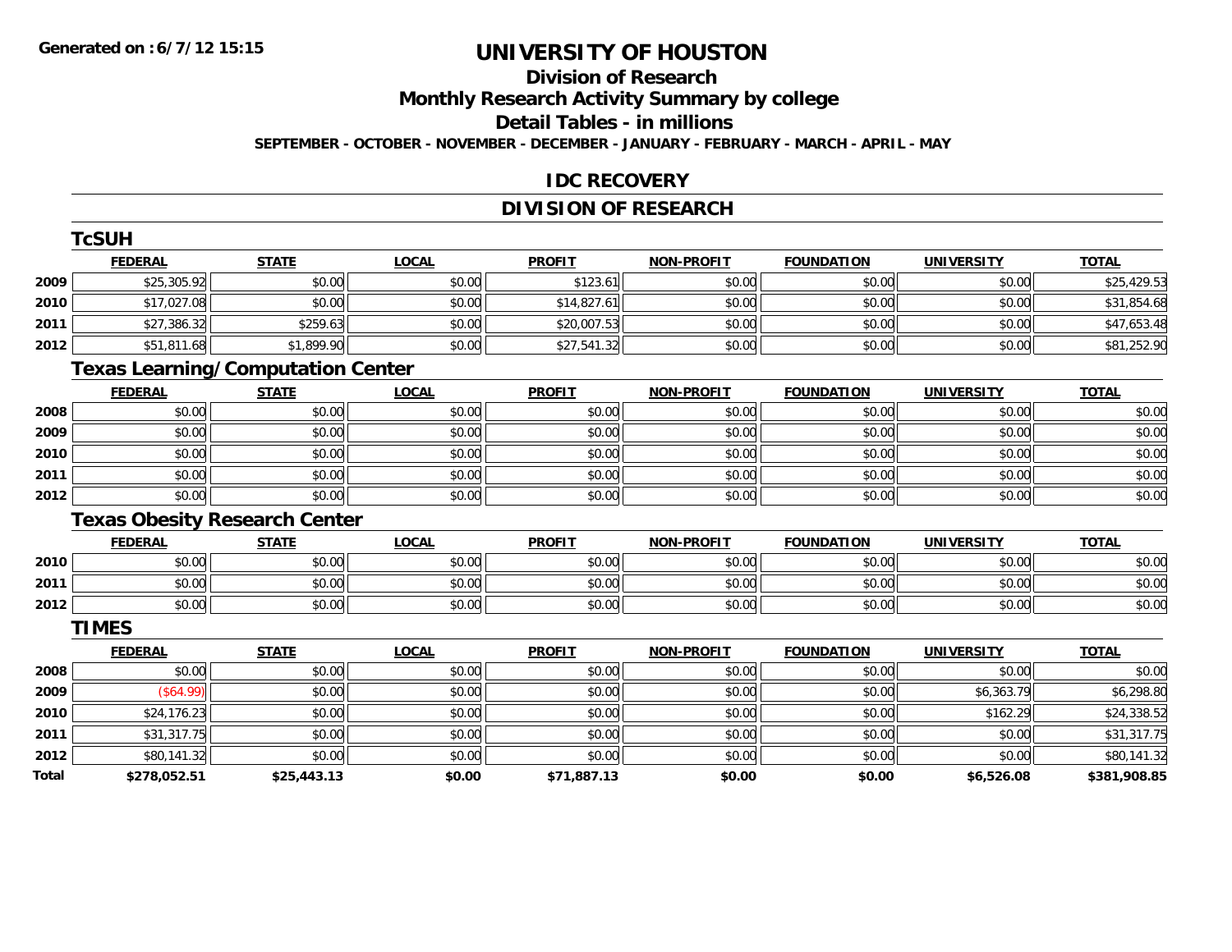Generated on :6/7/12 15:15

# UNIVERSITY OF HOUSTON

## Division of Research

## Monthly Research Activity Summary by college

## Detail Tables - in millions

SEPTEMBER - OCTOBER - NOVEMBER - DECEMBER - JANUARY - FEBRUARY - MARCH - APRIL - MAY

## IDC RECOVERY

## DIVISION OF RESEARCH

### TcSUH

| | FEDERAL | STATE | LOCAL | PROFIT | NON-PROFIT | FOUNDATION | UNIVERSITY | TOTAL |
|---|---|---|---|---|---|---|---|---|
| 2009 | $25,305.92 | $0.00 | $0.00 | $123.61 | $0.00 | $0.00 | $0.00 | $25,429.53 |
| 2010 | $17,027.08 | $0.00 | $0.00 | $14,827.61 | $0.00 | $0.00 | $0.00 | $31,854.68 |
| 2011 | $27,386.32 | $259.63 | $0.00 | $20,007.53 | $0.00 | $0.00 | $0.00 | $47,653.48 |
| 2012 | $51,811.68 | $1,899.90 | $0.00 | $27,541.32 | $0.00 | $0.00 | $0.00 | $81,252.90 |

### Texas Learning/Computation Center

| | FEDERAL | STATE | LOCAL | PROFIT | NON-PROFIT | FOUNDATION | UNIVERSITY | TOTAL |
|---|---|---|---|---|---|---|---|---|
| 2008 | $0.00 | $0.00 | $0.00 | $0.00 | $0.00 | $0.00 | $0.00 | $0.00 |
| 2009 | $0.00 | $0.00 | $0.00 | $0.00 | $0.00 | $0.00 | $0.00 | $0.00 |
| 2010 | $0.00 | $0.00 | $0.00 | $0.00 | $0.00 | $0.00 | $0.00 | $0.00 |
| 2011 | $0.00 | $0.00 | $0.00 | $0.00 | $0.00 | $0.00 | $0.00 | $0.00 |
| 2012 | $0.00 | $0.00 | $0.00 | $0.00 | $0.00 | $0.00 | $0.00 | $0.00 |

### Texas Obesity Research Center

| | FEDERAL | STATE | LOCAL | PROFIT | NON-PROFIT | FOUNDATION | UNIVERSITY | TOTAL |
|---|---|---|---|---|---|---|---|---|
| 2010 | $0.00 | $0.00 | $0.00 | $0.00 | $0.00 | $0.00 | $0.00 | $0.00 |
| 2011 | $0.00 | $0.00 | $0.00 | $0.00 | $0.00 | $0.00 | $0.00 | $0.00 |
| 2012 | $0.00 | $0.00 | $0.00 | $0.00 | $0.00 | $0.00 | $0.00 | $0.00 |

### TIMES

| | FEDERAL | STATE | LOCAL | PROFIT | NON-PROFIT | FOUNDATION | UNIVERSITY | TOTAL |
|---|---|---|---|---|---|---|---|---|
| 2008 | $0.00 | $0.00 | $0.00 | $0.00 | $0.00 | $0.00 | $0.00 | $0.00 |
| 2009 | ($64.99) | $0.00 | $0.00 | $0.00 | $0.00 | $0.00 | $6,363.79 | $6,298.80 |
| 2010 | $24,176.23 | $0.00 | $0.00 | $0.00 | $0.00 | $0.00 | $162.29 | $24,338.52 |
| 2011 | $31,317.75 | $0.00 | $0.00 | $0.00 | $0.00 | $0.00 | $0.00 | $31,317.75 |
| 2012 | $80,141.32 | $0.00 | $0.00 | $0.00 | $0.00 | $0.00 | $0.00 | $80,141.32 |
| **Total** | **$278,052.51** | **$25,443.13** | **$0.00** | **$71,887.13** | **$0.00** | **$0.00** | **$6,526.08** | **$381,908.85** |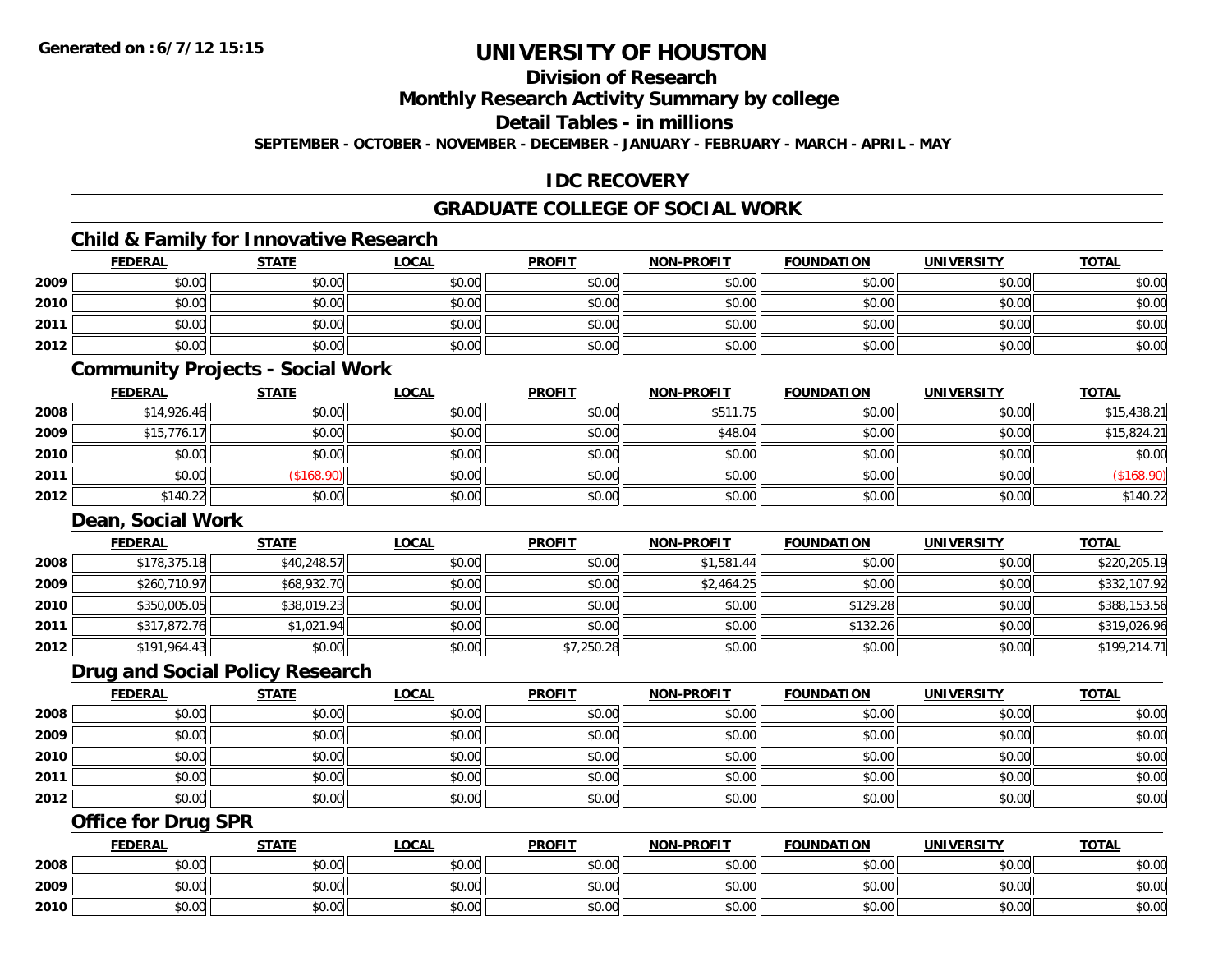# UNIVERSITY OF HOUSTON

## Division of Research

## Monthly Research Activity Summary by college

## Detail Tables - in millions

**SEPTEMBER - OCTOBER - NOVEMBER - DECEMBER - JANUARY - FEBRUARY - MARCH - APRIL - MAY**

## IDC RECOVERY

## GRADUATE COLLEGE OF SOCIAL WORK

### Child & Family for Innovative Research

| | FEDERAL | STATE | LOCAL | PROFIT | NON-PROFIT | FOUNDATION | UNIVERSITY | TOTAL |
|---|---|---|---|---|---|---|---|---|
| 2009 | $0.00 | $0.00 | $0.00 | $0.00 | $0.00 | $0.00 | $0.00 | $0.00 |
| 2010 | $0.00 | $0.00 | $0.00 | $0.00 | $0.00 | $0.00 | $0.00 | $0.00 |
| 2011 | $0.00 | $0.00 | $0.00 | $0.00 | $0.00 | $0.00 | $0.00 | $0.00 |
| 2012 | $0.00 | $0.00 | $0.00 | $0.00 | $0.00 | $0.00 | $0.00 | $0.00 |

### Community Projects - Social Work

| | FEDERAL | STATE | LOCAL | PROFIT | NON-PROFIT | FOUNDATION | UNIVERSITY | TOTAL |
|---|---|---|---|---|---|---|---|---|
| 2008 | $14,926.46 | $0.00 | $0.00 | $0.00 | $511.75 | $0.00 | $0.00 | $15,438.21 |
| 2009 | $15,776.17 | $0.00 | $0.00 | $0.00 | $48.04 | $0.00 | $0.00 | $15,824.21 |
| 2010 | $0.00 | $0.00 | $0.00 | $0.00 | $0.00 | $0.00 | $0.00 | $0.00 |
| 2011 | $0.00 | ($168.90) | $0.00 | $0.00 | $0.00 | $0.00 | $0.00 | ($168.90) |
| 2012 | $140.22 | $0.00 | $0.00 | $0.00 | $0.00 | $0.00 | $0.00 | $140.22 |

### Dean, Social Work

| | FEDERAL | STATE | LOCAL | PROFIT | NON-PROFIT | FOUNDATION | UNIVERSITY | TOTAL |
|---|---|---|---|---|---|---|---|---|
| 2008 | $178,375.18 | $40,248.57 | $0.00 | $0.00 | $1,581.44 | $0.00 | $0.00 | $220,205.19 |
| 2009 | $260,710.97 | $68,932.70 | $0.00 | $0.00 | $2,464.25 | $0.00 | $0.00 | $332,107.92 |
| 2010 | $350,005.05 | $38,019.23 | $0.00 | $0.00 | $0.00 | $129.28 | $0.00 | $388,153.56 |
| 2011 | $317,872.76 | $1,021.94 | $0.00 | $0.00 | $0.00 | $132.26 | $0.00 | $319,026.96 |
| 2012 | $191,964.43 | $0.00 | $0.00 | $7,250.28 | $0.00 | $0.00 | $0.00 | $199,214.71 |

### Drug and Social Policy Research

| | FEDERAL | STATE | LOCAL | PROFIT | NON-PROFIT | FOUNDATION | UNIVERSITY | TOTAL |
|---|---|---|---|---|---|---|---|---|
| 2008 | $0.00 | $0.00 | $0.00 | $0.00 | $0.00 | $0.00 | $0.00 | $0.00 |
| 2009 | $0.00 | $0.00 | $0.00 | $0.00 | $0.00 | $0.00 | $0.00 | $0.00 |
| 2010 | $0.00 | $0.00 | $0.00 | $0.00 | $0.00 | $0.00 | $0.00 | $0.00 |
| 2011 | $0.00 | $0.00 | $0.00 | $0.00 | $0.00 | $0.00 | $0.00 | $0.00 |
| 2012 | $0.00 | $0.00 | $0.00 | $0.00 | $0.00 | $0.00 | $0.00 | $0.00 |

### Office for Drug SPR

| | FEDERAL | STATE | LOCAL | PROFIT | NON-PROFIT | FOUNDATION | UNIVERSITY | TOTAL |
|---|---|---|---|---|---|---|---|---|
| 2008 | $0.00 | $0.00 | $0.00 | $0.00 | $0.00 | $0.00 | $0.00 | $0.00 |
| 2009 | $0.00 | $0.00 | $0.00 | $0.00 | $0.00 | $0.00 | $0.00 | $0.00 |
| 2010 | $0.00 | $0.00 | $0.00 | $0.00 | $0.00 | $0.00 | $0.00 | $0.00 |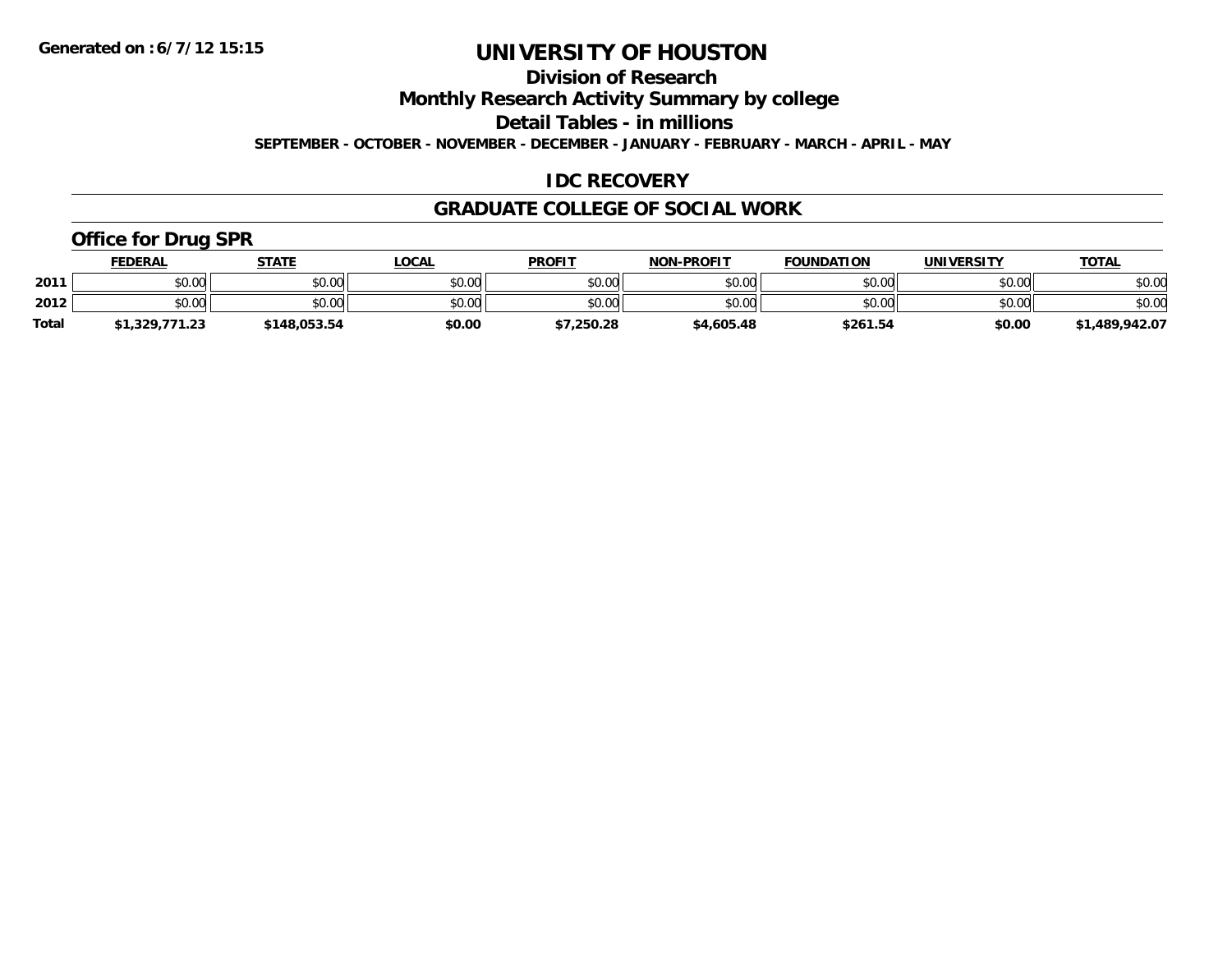**Generated on :6/7/12 15:15**

# UNIVERSITY OF HOUSTON

## Division of Research

## Monthly Research Activity Summary by college

## Detail Tables - in millions

**SEPTEMBER - OCTOBER - NOVEMBER - DECEMBER - JANUARY - FEBRUARY - MARCH - APRIL - MAY**

## IDC RECOVERY

## GRADUATE COLLEGE OF SOCIAL WORK

### Office for Drug SPR

| | FEDERAL | STATE | LOCAL | PROFIT | NON-PROFIT | FOUNDATION | UNIVERSITY | TOTAL |
|---|---|---|---|---|---|---|---|---|
| 2011 | $0.00 | $0.00 | $0.00 | $0.00 | $0.00 | $0.00 | $0.00 | $0.00 |
| 2012 | $0.00 | $0.00 | $0.00 | $0.00 | $0.00 | $0.00 | $0.00 | $0.00 |
| **Total** | **$1,329,771.23** | **$148,053.54** | **$0.00** | **$7,250.28** | **$4,605.48** | **$261.54** | **$0.00** | **$1,489,942.07** |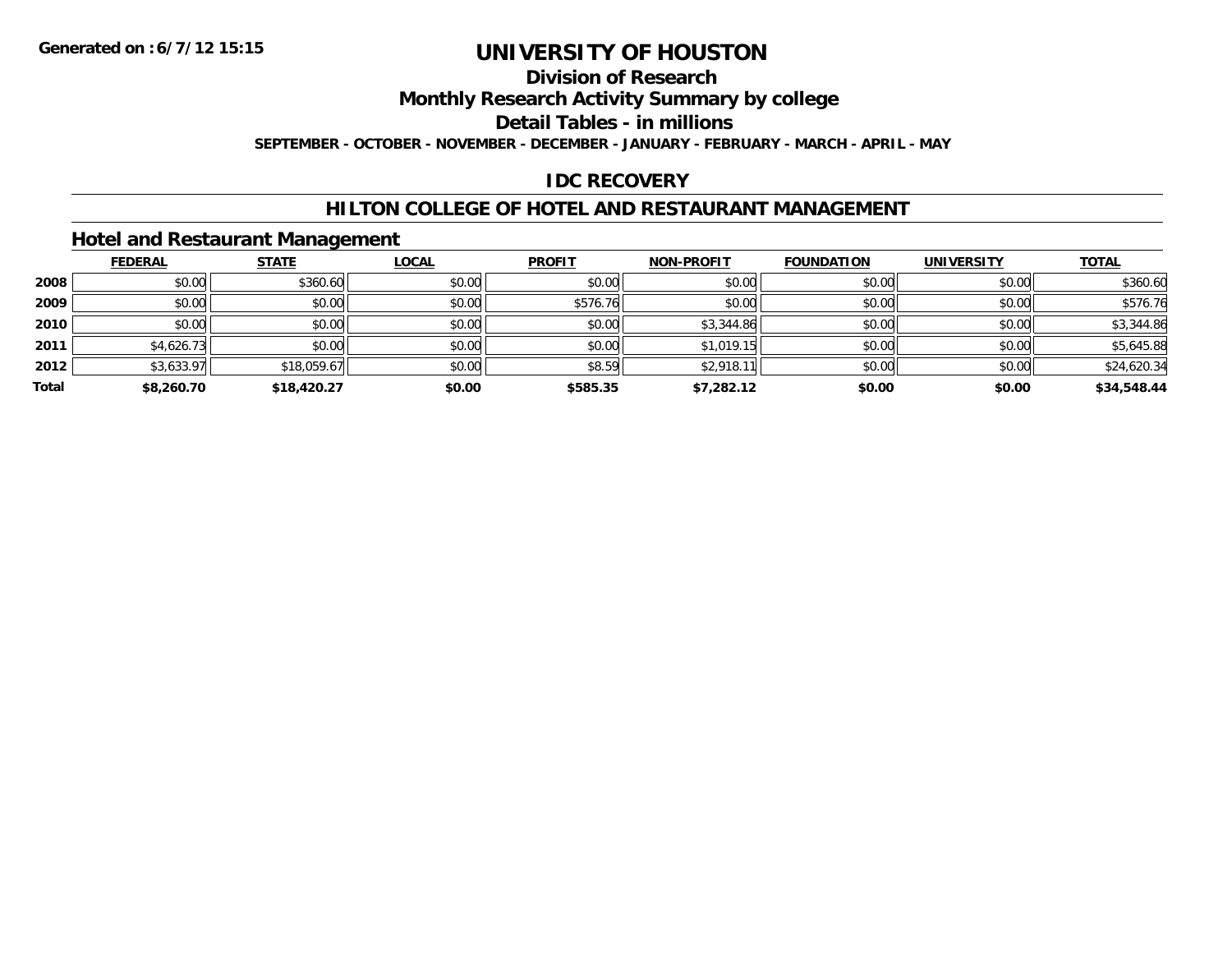# UNIVERSITY OF HOUSTON

## Division of Research

## Monthly Research Activity Summary by college

## Detail Tables - in millions

**SEPTEMBER - OCTOBER - NOVEMBER - DECEMBER - JANUARY - FEBRUARY - MARCH - APRIL - MAY**

## IDC RECOVERY

## HILTON COLLEGE OF HOTEL AND RESTAURANT MANAGEMENT

### Hotel and Restaurant Management

| | FEDERAL | STATE | LOCAL | PROFIT | NON-PROFIT | FOUNDATION | UNIVERSITY | TOTAL |
|---|---|---|---|---|---|---|---|---|
| 2008 | $0.00 | $360.60 | $0.00 | $0.00 | $0.00 | $0.00 | $0.00 | $360.60 |
| 2009 | $0.00 | $0.00 | $0.00 | $576.76 | $0.00 | $0.00 | $0.00 | $576.76 |
| 2010 | $0.00 | $0.00 | $0.00 | $0.00 | $3,344.86 | $0.00 | $0.00 | $3,344.86 |
| 2011 | $4,626.73 | $0.00 | $0.00 | $0.00 | $1,019.15 | $0.00 | $0.00 | $5,645.88 |
| 2012 | $3,633.97 | $18,059.67 | $0.00 | $8.59 | $2,918.11 | $0.00 | $0.00 | $24,620.34 |
| **Total** | **$8,260.70** | **$18,420.27** | **$0.00** | **$585.35** | **$7,282.12** | **$0.00** | **$0.00** | **$34,548.44** |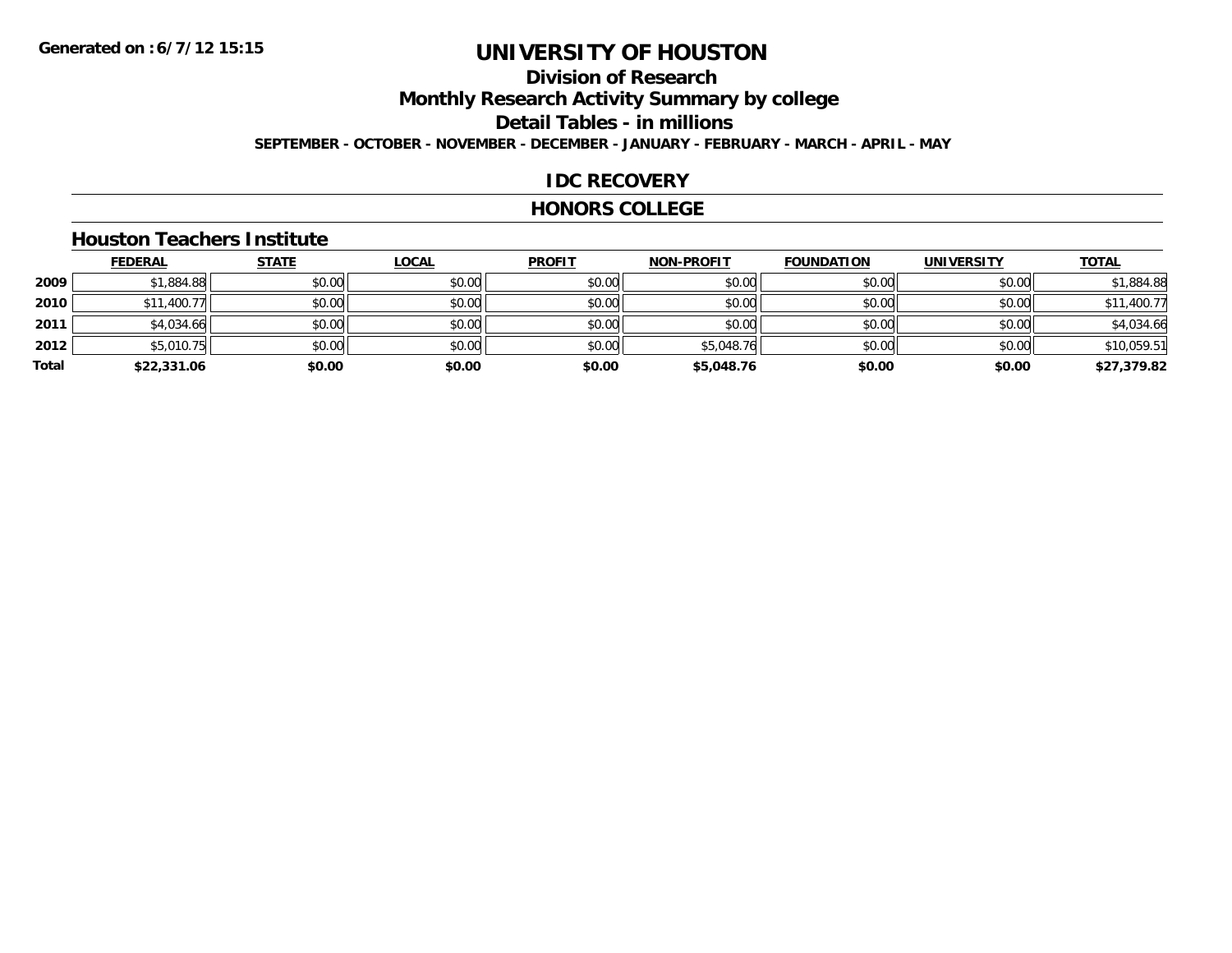Generated on :6/7/12 15:15

# UNIVERSITY OF HOUSTON

## Division of Research

## Monthly Research Activity Summary by college

## Detail Tables - in millions

SEPTEMBER - OCTOBER - NOVEMBER - DECEMBER - JANUARY - FEBRUARY - MARCH - APRIL - MAY

## IDC RECOVERY

## HONORS COLLEGE

### Houston Teachers Institute

| | FEDERAL | STATE | LOCAL | PROFIT | NON-PROFIT | FOUNDATION | UNIVERSITY | TOTAL |
|---|---|---|---|---|---|---|---|---|
| 2009 | $1,884.88 | $0.00 | $0.00 | $0.00 | $0.00 | $0.00 | $0.00 | $1,884.88 |
| 2010 | $11,400.77 | $0.00 | $0.00 | $0.00 | $0.00 | $0.00 | $0.00 | $11,400.77 |
| 2011 | $4,034.66 | $0.00 | $0.00 | $0.00 | $0.00 | $0.00 | $0.00 | $4,034.66 |
| 2012 | $5,010.75 | $0.00 | $0.00 | $0.00 | $5,048.76 | $0.00 | $0.00 | $10,059.51 |
| **Total** | **$22,331.06** | **$0.00** | **$0.00** | **$0.00** | **$5,048.76** | **$0.00** | **$0.00** | **$27,379.82** |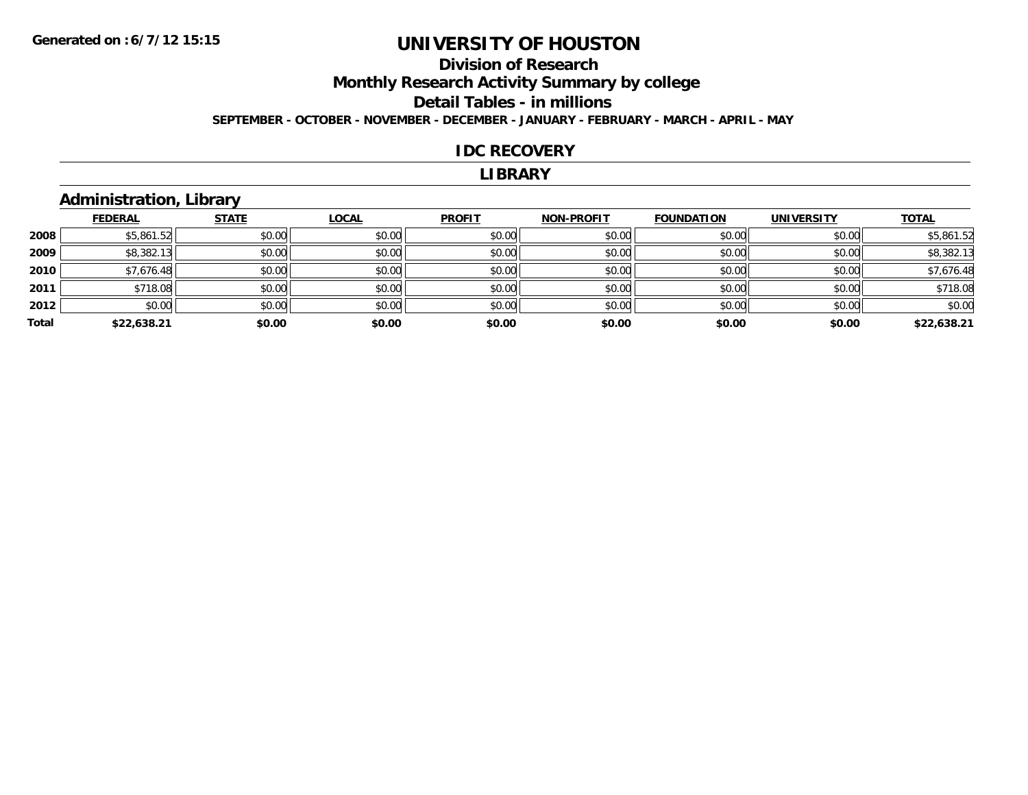Generated on :6/7/12 15:15

# UNIVERSITY OF HOUSTON

## Division of Research

## Monthly Research Activity Summary by college

## Detail Tables - in millions

**SEPTEMBER - OCTOBER - NOVEMBER - DECEMBER - JANUARY - FEBRUARY - MARCH - APRIL - MAY**

## IDC RECOVERY

## LIBRARY

### Administration, Library

| | FEDERAL | STATE | LOCAL | PROFIT | NON-PROFIT | FOUNDATION | UNIVERSITY | TOTAL |
|---|---|---|---|---|---|---|---|---|
| 2008 | $5,861.52 | $0.00 | $0.00 | $0.00 | $0.00 | $0.00 | $0.00 | $5,861.52 |
| 2009 | $8,382.13 | $0.00 | $0.00 | $0.00 | $0.00 | $0.00 | $0.00 | $8,382.13 |
| 2010 | $7,676.48 | $0.00 | $0.00 | $0.00 | $0.00 | $0.00 | $0.00 | $7,676.48 |
| 2011 | $718.08 | $0.00 | $0.00 | $0.00 | $0.00 | $0.00 | $0.00 | $718.08 |
| 2012 | $0.00 | $0.00 | $0.00 | $0.00 | $0.00 | $0.00 | $0.00 | $0.00 |
| **Total** | **$22,638.21** | **$0.00** | **$0.00** | **$0.00** | **$0.00** | **$0.00** | **$0.00** | **$22,638.21** |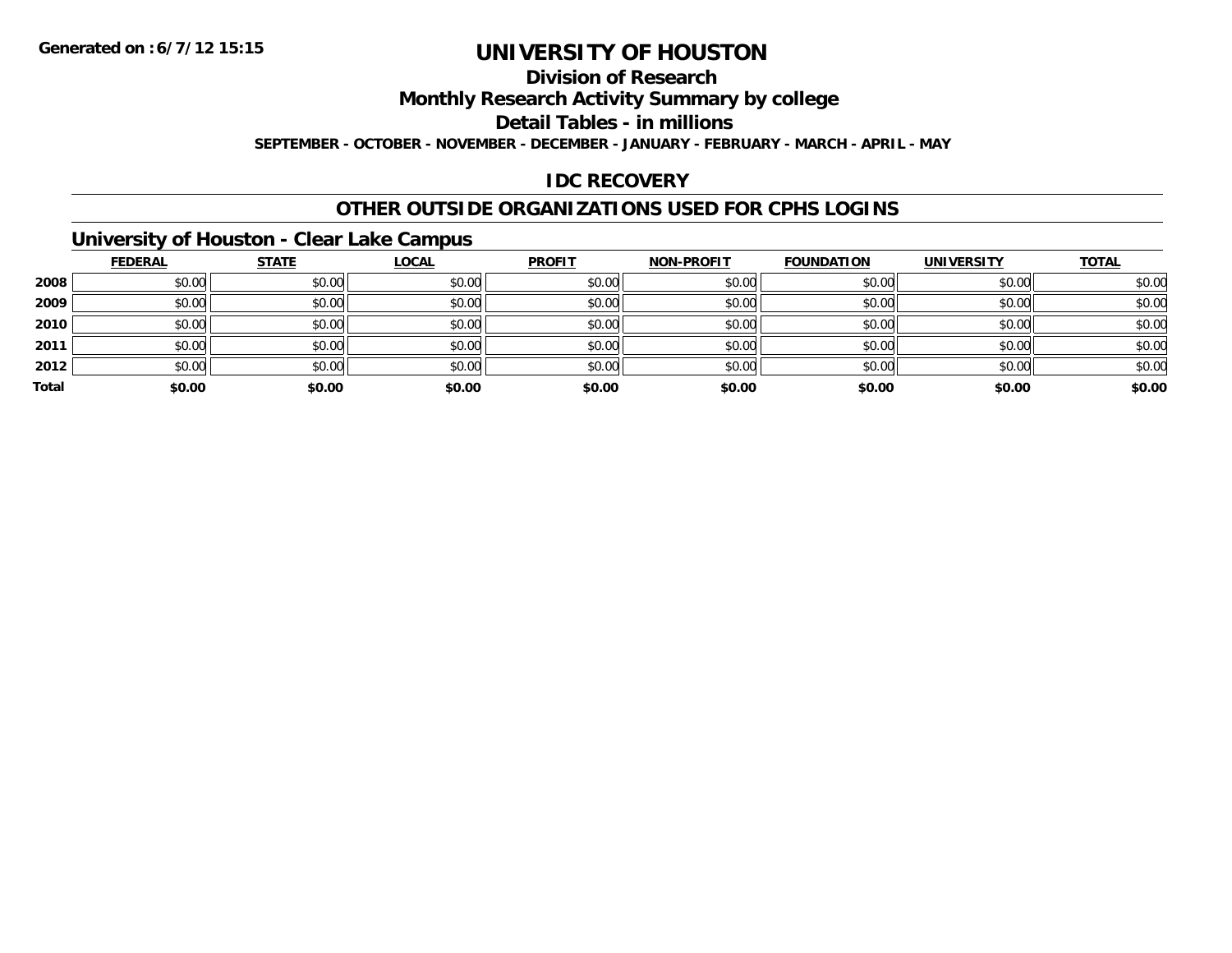Generated on :6/7/12 15:15

# UNIVERSITY OF HOUSTON

## Division of Research

## Monthly Research Activity Summary by college

## Detail Tables - in millions

**SEPTEMBER - OCTOBER - NOVEMBER - DECEMBER - JANUARY - FEBRUARY - MARCH - APRIL - MAY**

## IDC RECOVERY

## OTHER OUTSIDE ORGANIZATIONS USED FOR CPHS LOGINS

### University of Houston - Clear Lake Campus

| | FEDERAL | STATE | LOCAL | PROFIT | NON-PROFIT | FOUNDATION | UNIVERSITY | TOTAL |
|---|---|---|---|---|---|---|---|---|
| **2008** | $0.00 | $0.00 | $0.00 | $0.00 | $0.00 | $0.00 | $0.00 | $0.00 |
| **2009** | $0.00 | $0.00 | $0.00 | $0.00 | $0.00 | $0.00 | $0.00 | $0.00 |
| **2010** | $0.00 | $0.00 | $0.00 | $0.00 | $0.00 | $0.00 | $0.00 | $0.00 |
| **2011** | $0.00 | $0.00 | $0.00 | $0.00 | $0.00 | $0.00 | $0.00 | $0.00 |
| **2012** | $0.00 | $0.00 | $0.00 | $0.00 | $0.00 | $0.00 | $0.00 | $0.00 |
| **Total** | **$0.00** | **$0.00** | **$0.00** | **$0.00** | **$0.00** | **$0.00** | **$0.00** | **$0.00** |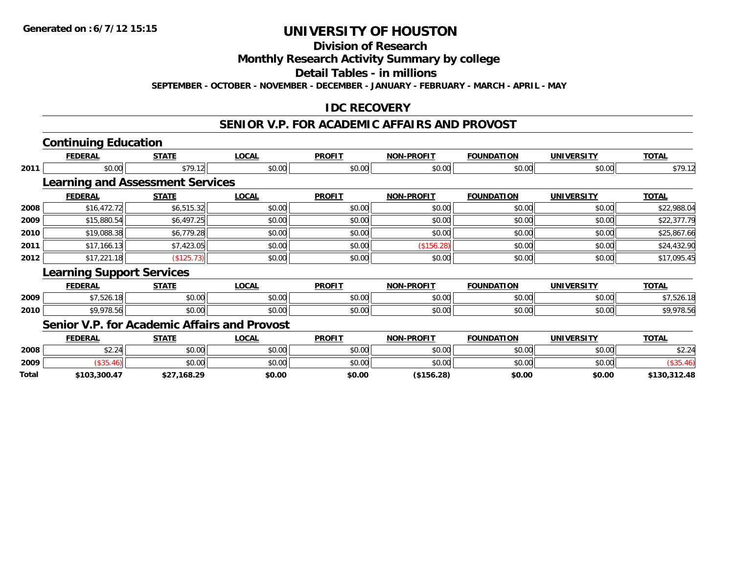**Generated on :6/7/12 15:15**

# UNIVERSITY OF HOUSTON

## Division of Research

## Monthly Research Activity Summary by college

## Detail Tables - in millions

**SEPTEMBER - OCTOBER - NOVEMBER - DECEMBER - JANUARY - FEBRUARY - MARCH - APRIL - MAY**

## IDC RECOVERY

## SENIOR V.P. FOR ACADEMIC AFFAIRS AND PROVOST

### Continuing Education

| | FEDERAL | STATE | LOCAL | PROFIT | NON-PROFIT | FOUNDATION | UNIVERSITY | TOTAL |
|---|---|---|---|---|---|---|---|---|
| 2011 | $0.00 | $79.12 | $0.00 | $0.00 | $0.00 | $0.00 | $0.00 | $79.12 |

### Learning and Assessment Services

| | FEDERAL | STATE | LOCAL | PROFIT | NON-PROFIT | FOUNDATION | UNIVERSITY | TOTAL |
|---|---|---|---|---|---|---|---|---|
| 2008 | $16,472.72 | $6,515.32 | $0.00 | $0.00 | $0.00 | $0.00 | $0.00 | $22,988.04 |
| 2009 | $15,880.54 | $6,497.25 | $0.00 | $0.00 | $0.00 | $0.00 | $0.00 | $22,377.79 |
| 2010 | $19,088.38 | $6,779.28 | $0.00 | $0.00 | $0.00 | $0.00 | $0.00 | $25,867.66 |
| 2011 | $17,166.13 | $7,423.05 | $0.00 | $0.00 | ($156.28) | $0.00 | $0.00 | $24,432.90 |
| 2012 | $17,221.18 | ($125.73) | $0.00 | $0.00 | $0.00 | $0.00 | $0.00 | $17,095.45 |

### Learning Support Services

| | FEDERAL | STATE | LOCAL | PROFIT | NON-PROFIT | FOUNDATION | UNIVERSITY | TOTAL |
|---|---|---|---|---|---|---|---|---|
| 2009 | $7,526.18 | $0.00 | $0.00 | $0.00 | $0.00 | $0.00 | $0.00 | $7,526.18 |
| 2010 | $9,978.56 | $0.00 | $0.00 | $0.00 | $0.00 | $0.00 | $0.00 | $9,978.56 |

### Senior V.P. for Academic Affairs and Provost

| | FEDERAL | STATE | LOCAL | PROFIT | NON-PROFIT | FOUNDATION | UNIVERSITY | TOTAL |
|---|---|---|---|---|---|---|---|---|
| 2008 | $2.24 | $0.00 | $0.00 | $0.00 | $0.00 | $0.00 | $0.00 | $2.24 |
| 2009 | ($35.46) | $0.00 | $0.00 | $0.00 | $0.00 | $0.00 | $0.00 | ($35.46) |
| **Total** | **$103,300.47** | **$27,168.29** | **$0.00** | **$0.00** | **($156.28)** | **$0.00** | **$0.00** | **$130,312.48** |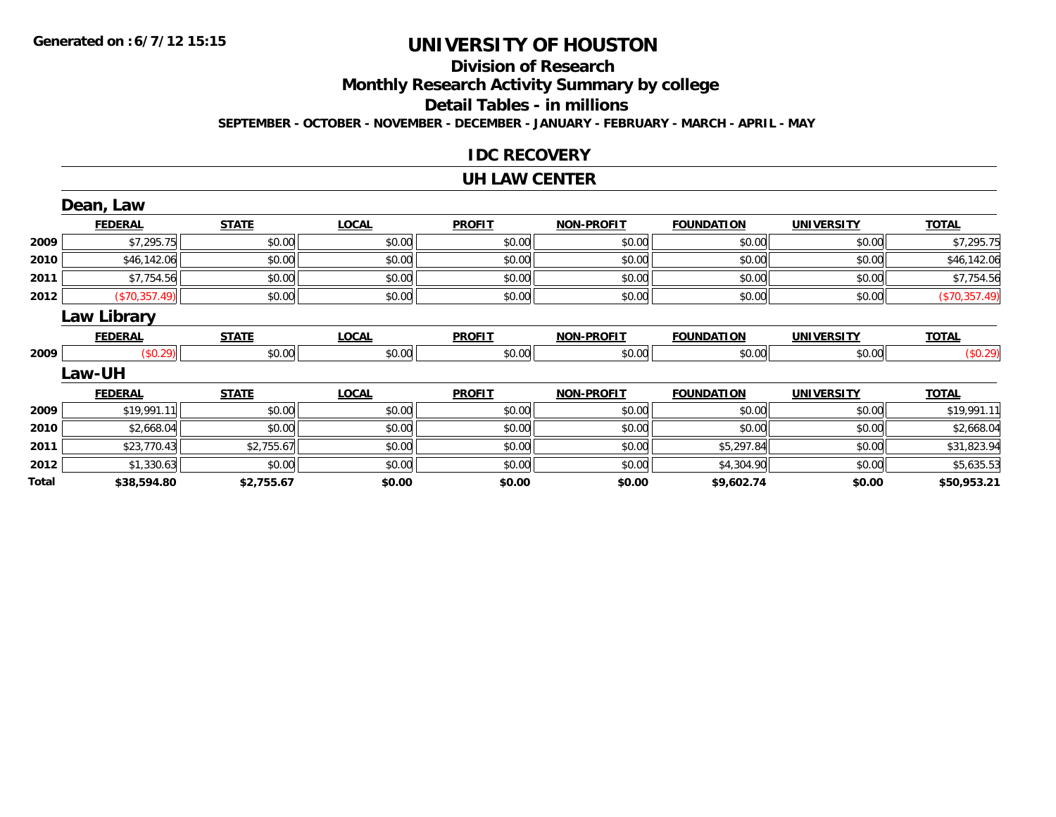Generated on :6/7/12 15:15

# UNIVERSITY OF HOUSTON

## Division of Research

## Monthly Research Activity Summary by college

## Detail Tables - in millions

SEPTEMBER - OCTOBER - NOVEMBER - DECEMBER - JANUARY - FEBRUARY - MARCH - APRIL - MAY

## IDC RECOVERY

## UH LAW CENTER

### Dean, Law

| | FEDERAL | STATE | LOCAL | PROFIT | NON-PROFIT | FOUNDATION | UNIVERSITY | TOTAL |
|---|---|---|---|---|---|---|---|---|
| 2009 | $7,295.75 | $0.00 | $0.00 | $0.00 | $0.00 | $0.00 | $0.00 | $7,295.75 |
| 2010 | $46,142.06 | $0.00 | $0.00 | $0.00 | $0.00 | $0.00 | $0.00 | $46,142.06 |
| 2011 | $7,754.56 | $0.00 | $0.00 | $0.00 | $0.00 | $0.00 | $0.00 | $7,754.56 |
| 2012 | ($70,357.49) | $0.00 | $0.00 | $0.00 | $0.00 | $0.00 | $0.00 | ($70,357.49) |

### Law Library

| | FEDERAL | STATE | LOCAL | PROFIT | NON-PROFIT | FOUNDATION | UNIVERSITY | TOTAL |
|---|---|---|---|---|---|---|---|---|
| 2009 | ($0.29) | $0.00 | $0.00 | $0.00 | $0.00 | $0.00 | $0.00 | ($0.29) |

### Law-UH

| | FEDERAL | STATE | LOCAL | PROFIT | NON-PROFIT | FOUNDATION | UNIVERSITY | TOTAL |
|---|---|---|---|---|---|---|---|---|
| 2009 | $19,991.11 | $0.00 | $0.00 | $0.00 | $0.00 | $0.00 | $0.00 | $19,991.11 |
| 2010 | $2,668.04 | $0.00 | $0.00 | $0.00 | $0.00 | $0.00 | $0.00 | $2,668.04 |
| 2011 | $23,770.43 | $2,755.67 | $0.00 | $0.00 | $0.00 | $5,297.84 | $0.00 | $31,823.94 |
| 2012 | $1,330.63 | $0.00 | $0.00 | $0.00 | $0.00 | $4,304.90 | $0.00 | $5,635.53 |
| **Total** | **$38,594.80** | **$2,755.67** | **$0.00** | **$0.00** | **$0.00** | **$9,602.74** | **$0.00** | **$50,953.21** |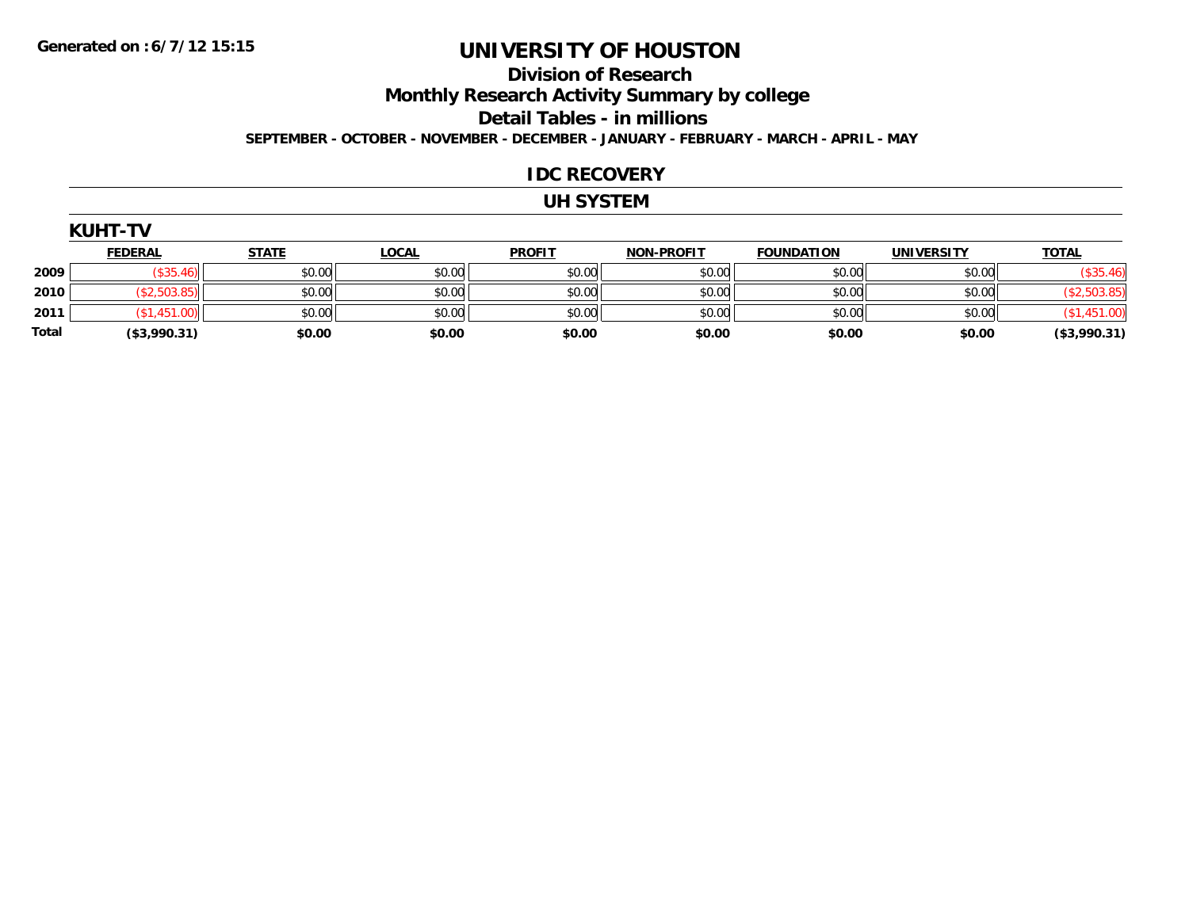**Generated on :6/7/12 15:15**

# UNIVERSITY OF HOUSTON

## Division of Research

## Monthly Research Activity Summary by college

## Detail Tables - in millions

**SEPTEMBER - OCTOBER - NOVEMBER - DECEMBER - JANUARY - FEBRUARY - MARCH - APRIL - MAY**

## IDC RECOVERY

## UH SYSTEM

### KUHT-TV

| | FEDERAL | STATE | LOCAL | PROFIT | NON-PROFIT | FOUNDATION | UNIVERSITY | TOTAL |
|---|---|---|---|---|---|---|---|---|
| **2009** | ($35.46) | $0.00 | $0.00 | $0.00 | $0.00 | $0.00 | $0.00 | ($35.46) |
| **2010** | ($2,503.85) | $0.00 | $0.00 | $0.00 | $0.00 | $0.00 | $0.00 | ($2,503.85) |
| **2011** | ($1,451.00) | $0.00 | $0.00 | $0.00 | $0.00 | $0.00 | $0.00 | ($1,451.00) |
| **Total** | **($3,990.31)** | **$0.00** | **$0.00** | **$0.00** | **$0.00** | **$0.00** | **$0.00** | **($3,990.31)** |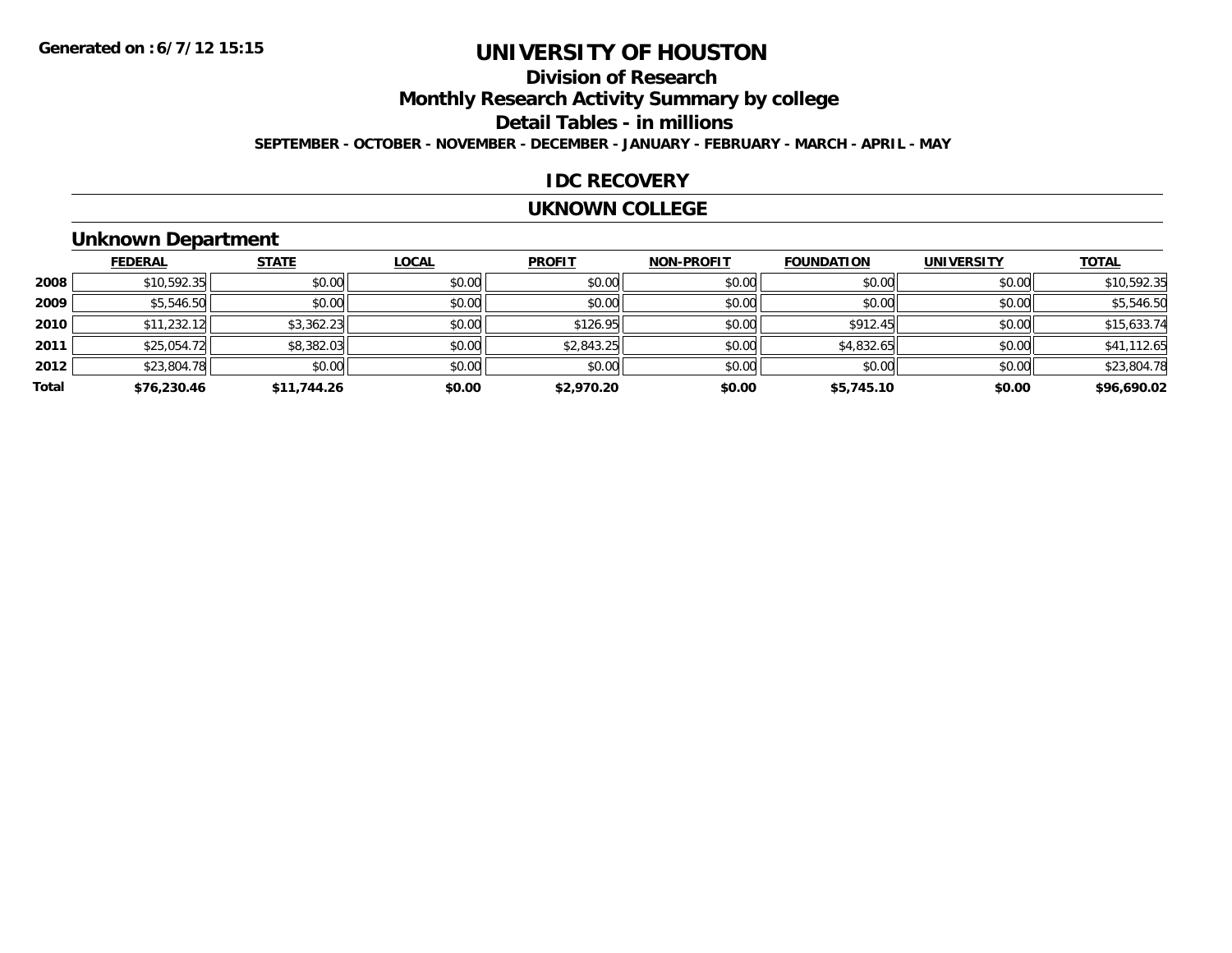**Generated on : 6/7/12 15:15**

# UNIVERSITY OF HOUSTON

## Division of Research

## Monthly Research Activity Summary by college

## Detail Tables - in millions

**SEPTEMBER - OCTOBER - NOVEMBER - DECEMBER - JANUARY - FEBRUARY - MARCH - APRIL - MAY**

## IDC RECOVERY

## UKNOWN COLLEGE

### Unknown Department

| | FEDERAL | STATE | LOCAL | PROFIT | NON-PROFIT | FOUNDATION | UNIVERSITY | TOTAL |
|---|---|---|---|---|---|---|---|---|
| 2008 | $10,592.35 | $0.00 | $0.00 | $0.00 | $0.00 | $0.00 | $0.00 | $10,592.35 |
| 2009 | $5,546.50 | $0.00 | $0.00 | $0.00 | $0.00 | $0.00 | $0.00 | $5,546.50 |
| 2010 | $11,232.12 | $3,362.23 | $0.00 | $126.95 | $0.00 | $912.45 | $0.00 | $15,633.74 |
| 2011 | $25,054.72 | $8,382.03 | $0.00 | $2,843.25 | $0.00 | $4,832.65 | $0.00 | $41,112.65 |
| 2012 | $23,804.78 | $0.00 | $0.00 | $0.00 | $0.00 | $0.00 | $0.00 | $23,804.78 |
| **Total** | **$76,230.46** | **$11,744.26** | **$0.00** | **$2,970.20** | **$0.00** | **$5,745.10** | **$0.00** | **$96,690.02** |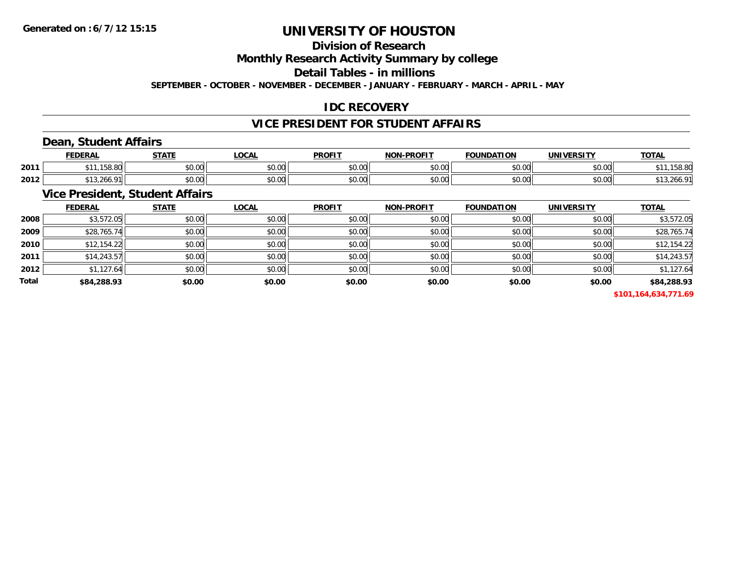**Generated on :6/7/12 15:15**

# UNIVERSITY OF HOUSTON

## Division of Research

## Monthly Research Activity Summary by college

## Detail Tables - in millions

**SEPTEMBER - OCTOBER - NOVEMBER - DECEMBER - JANUARY - FEBRUARY - MARCH - APRIL - MAY**

## IDC RECOVERY

## VICE PRESIDENT FOR STUDENT AFFAIRS

### Dean, Student Affairs

| | FEDERAL | STATE | LOCAL | PROFIT | NON-PROFIT | FOUNDATION | UNIVERSITY | TOTAL |
|---|---|---|---|---|---|---|---|---|
| 2011 | $11,158.80 | $0.00 | $0.00 | $0.00 | $0.00 | $0.00 | $0.00 | $11,158.80 |
| 2012 | $13,266.91 | $0.00 | $0.00 | $0.00 | $0.00 | $0.00 | $0.00 | $13,266.91 |

### Vice President, Student Affairs

| | FEDERAL | STATE | LOCAL | PROFIT | NON-PROFIT | FOUNDATION | UNIVERSITY | TOTAL |
|---|---|---|---|---|---|---|---|---|
| 2008 | $3,572.05 | $0.00 | $0.00 | $0.00 | $0.00 | $0.00 | $0.00 | $3,572.05 |
| 2009 | $28,765.74 | $0.00 | $0.00 | $0.00 | $0.00 | $0.00 | $0.00 | $28,765.74 |
| 2010 | $12,154.22 | $0.00 | $0.00 | $0.00 | $0.00 | $0.00 | $0.00 | $12,154.22 |
| 2011 | $14,243.57 | $0.00 | $0.00 | $0.00 | $0.00 | $0.00 | $0.00 | $14,243.57 |
| 2012 | $1,127.64 | $0.00 | $0.00 | $0.00 | $0.00 | $0.00 | $0.00 | $1,127.64 |
| **Total** | **$84,288.93** | **$0.00** | **$0.00** | **$0.00** | **$0.00** | **$0.00** | **$0.00** | **$84,288.93** |

**$101,164,634,771.69**